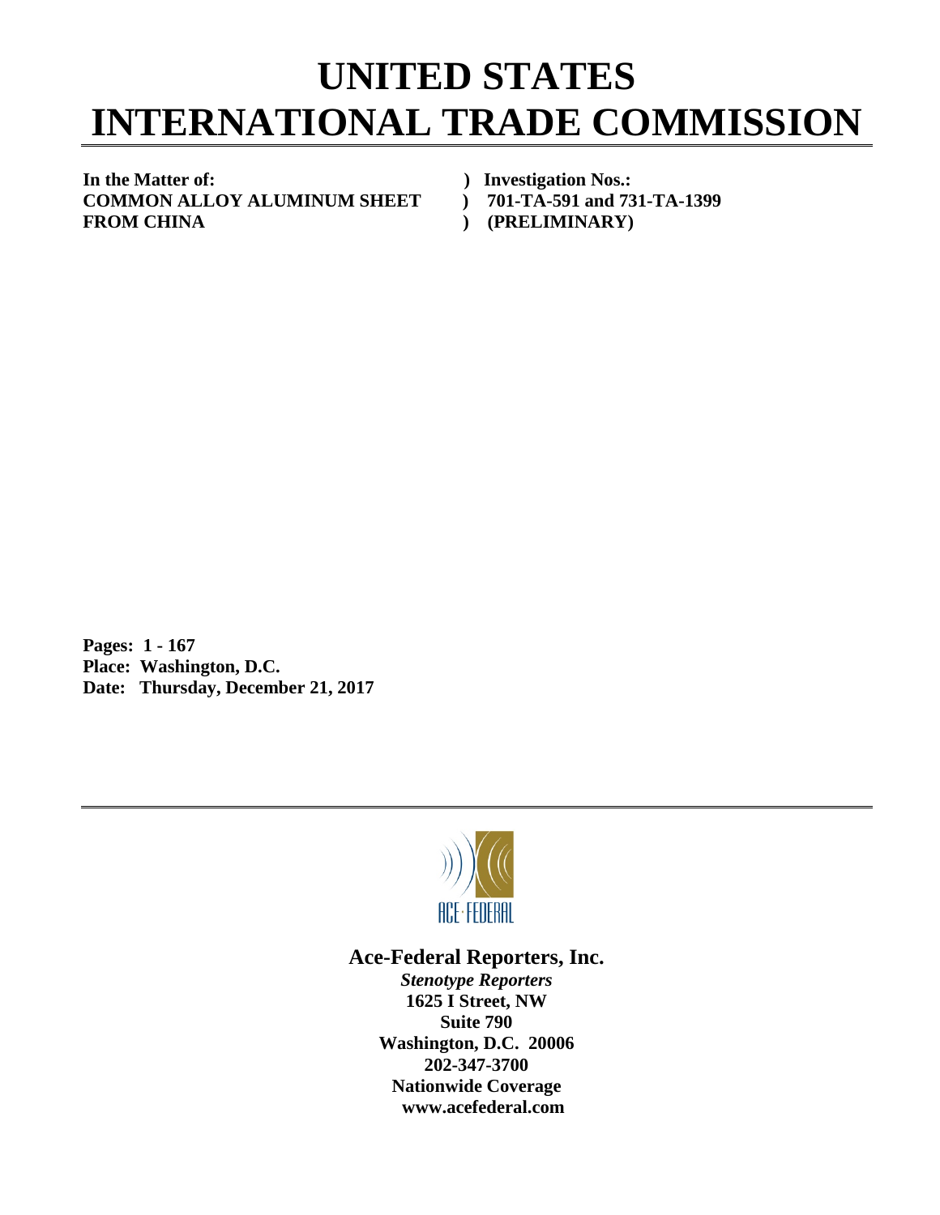# UNITED STATES
# INTERNATIONAL TRADE COMMISSION

| | |
|---|---|
| **In the Matter of:** | **) Investigation Nos.:** |
| **COMMON ALLOY ALUMINUM SHEET** | **) 701-TA-591 and 731-TA-1399** |
| **FROM CHINA** | **) (PRELIMINARY)** |

**Pages: 1 - 167**
**Place: Washington, D.C.**
**Date: Thursday, December 21, 2017**

ACE·FEDERAL

**Ace-Federal Reporters, Inc.**
***Stenotype Reporters***
**1625 I Street, NW**
**Suite 790**
**Washington, D.C. 20006**
**202-347-3700**
**Nationwide Coverage**
**www.acefederal.com**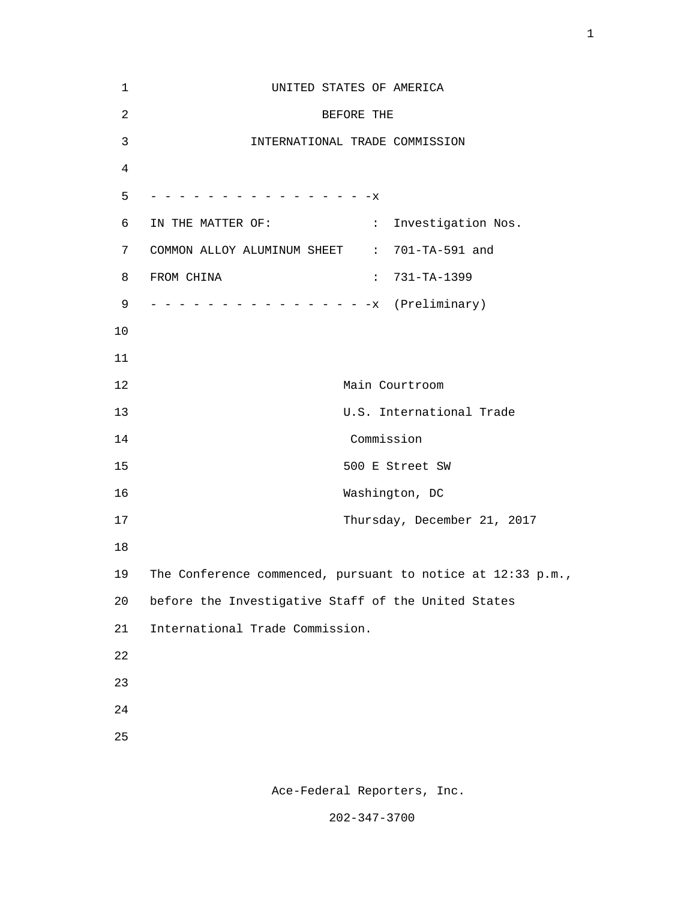UNITED STATES OF AMERICA

BEFORE THE

INTERNATIONAL TRADE COMMISSION

```
- - - - - - - - - - - - - - - - -x
IN THE MATTER OF:              :  Investigation Nos.
COMMON ALLOY ALUMINUM SHEET    :  701-TA-591 and
FROM CHINA                     :  731-TA-1399
- - - - - - - - - - - - - - - - -x  (Preliminary)
```

Main Courtroom
U.S. International Trade
Commission
500 E Street SW
Washington, DC
Thursday, December 21, 2017

The Conference commenced, pursuant to notice at 12:33 p.m., before the Investigative Staff of the United States International Trade Commission.

Ace-Federal Reporters, Inc.

202-347-3700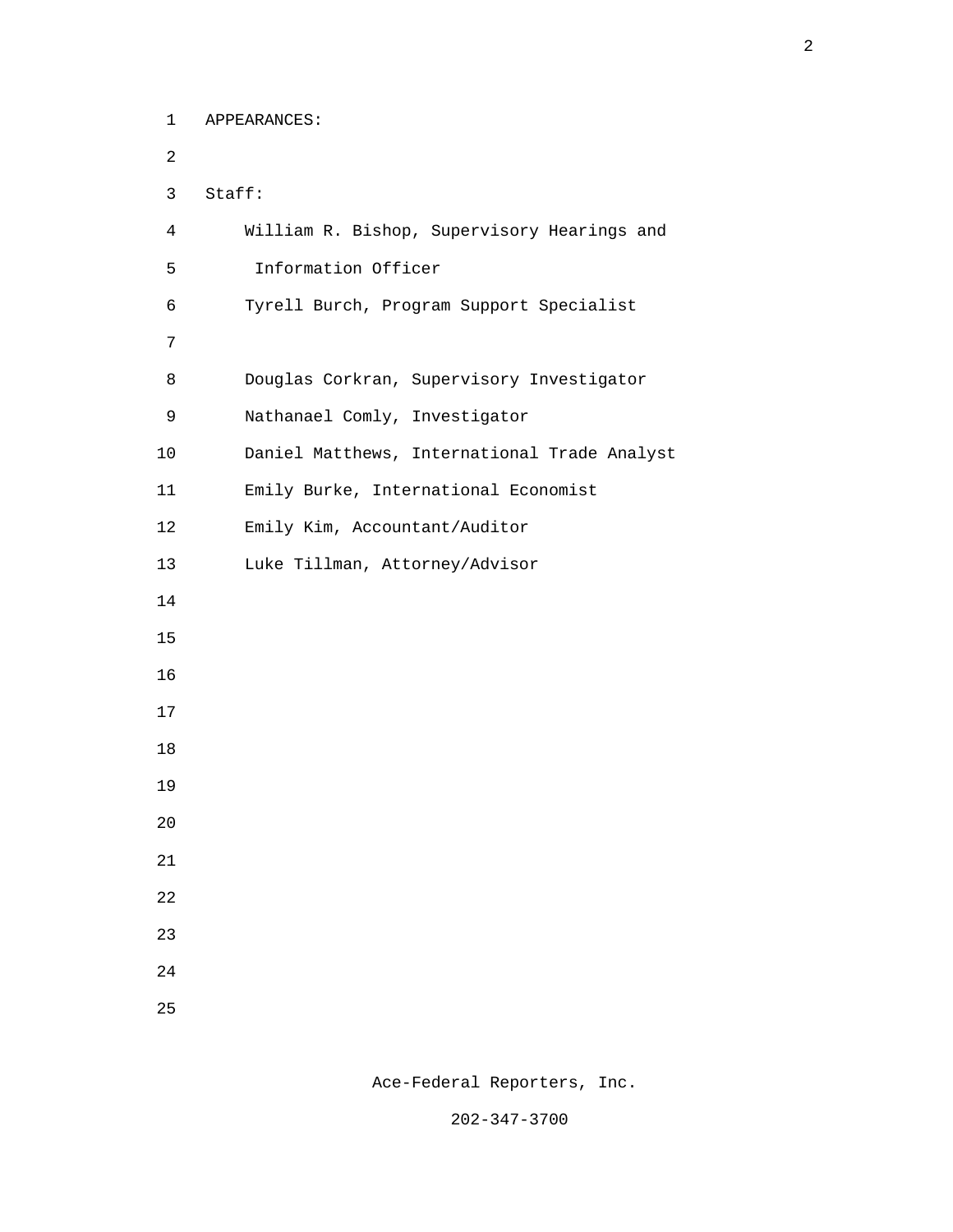APPEARANCES:

Staff:

William R. Bishop, Supervisory Hearings and Information Officer

Tyrell Burch, Program Support Specialist

Douglas Corkran, Supervisory Investigator

Nathanael Comly, Investigator

Daniel Matthews, International Trade Analyst

Emily Burke, International Economist

Emily Kim, Accountant/Auditor

Luke Tillman, Attorney/Advisor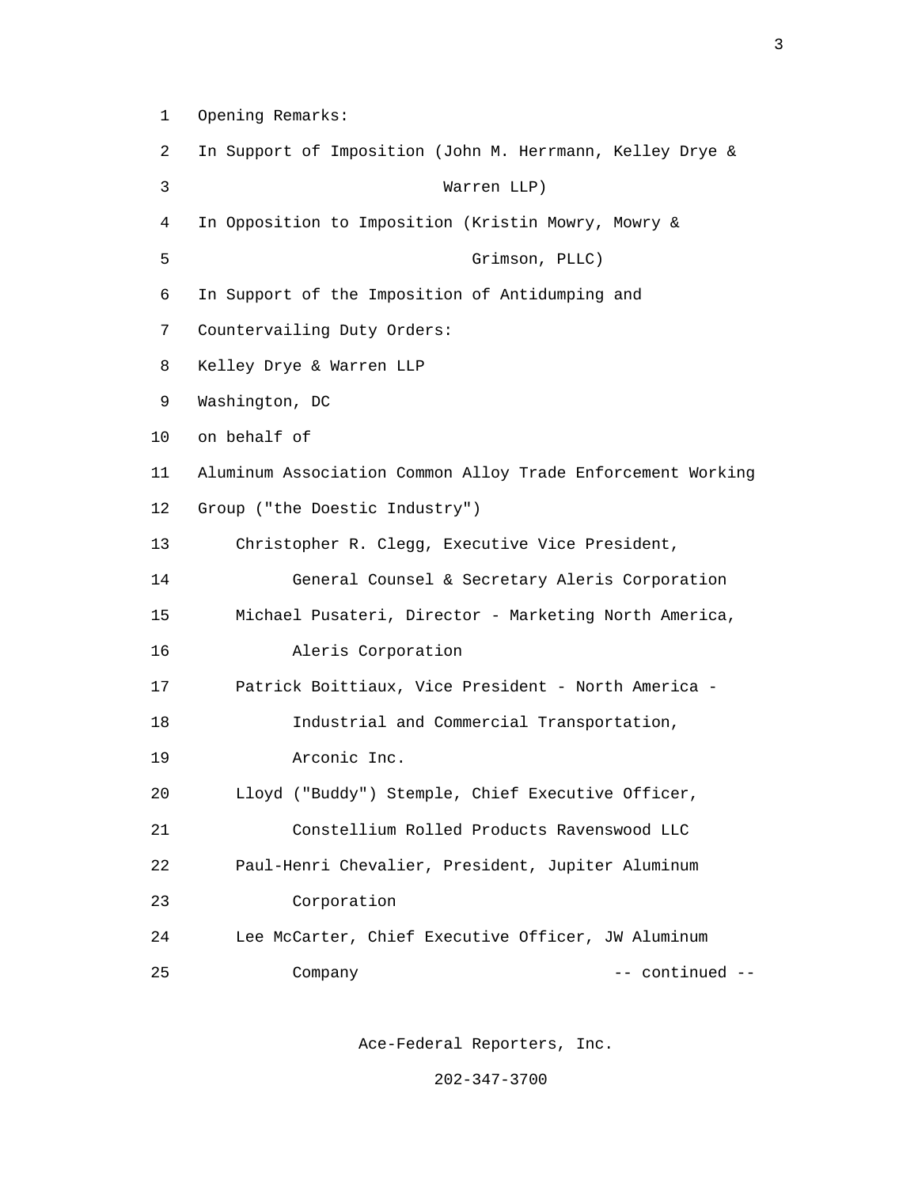Opening Remarks:

In Support of Imposition (John M. Herrmann, Kelley Drye & Warren LLP)

In Opposition to Imposition (Kristin Mowry, Mowry & Grimson, PLLC)

In Support of the Imposition of Antidumping and Countervailing Duty Orders:

Kelley Drye & Warren LLP
Washington, DC
on behalf of

Aluminum Association Common Alloy Trade Enforcement Working Group ("the Doestic Industry")

- Christopher R. Clegg, Executive Vice President, General Counsel & Secretary Aleris Corporation
- Michael Pusateri, Director - Marketing North America, Aleris Corporation
- Patrick Boittiaux, Vice President - North America - Industrial and Commercial Transportation, Arconic Inc.
- Lloyd ("Buddy") Stemple, Chief Executive Officer, Constellium Rolled Products Ravenswood LLC
- Paul-Henri Chevalier, President, Jupiter Aluminum Corporation
- Lee McCarter, Chief Executive Officer, JW Aluminum Company

-- continued --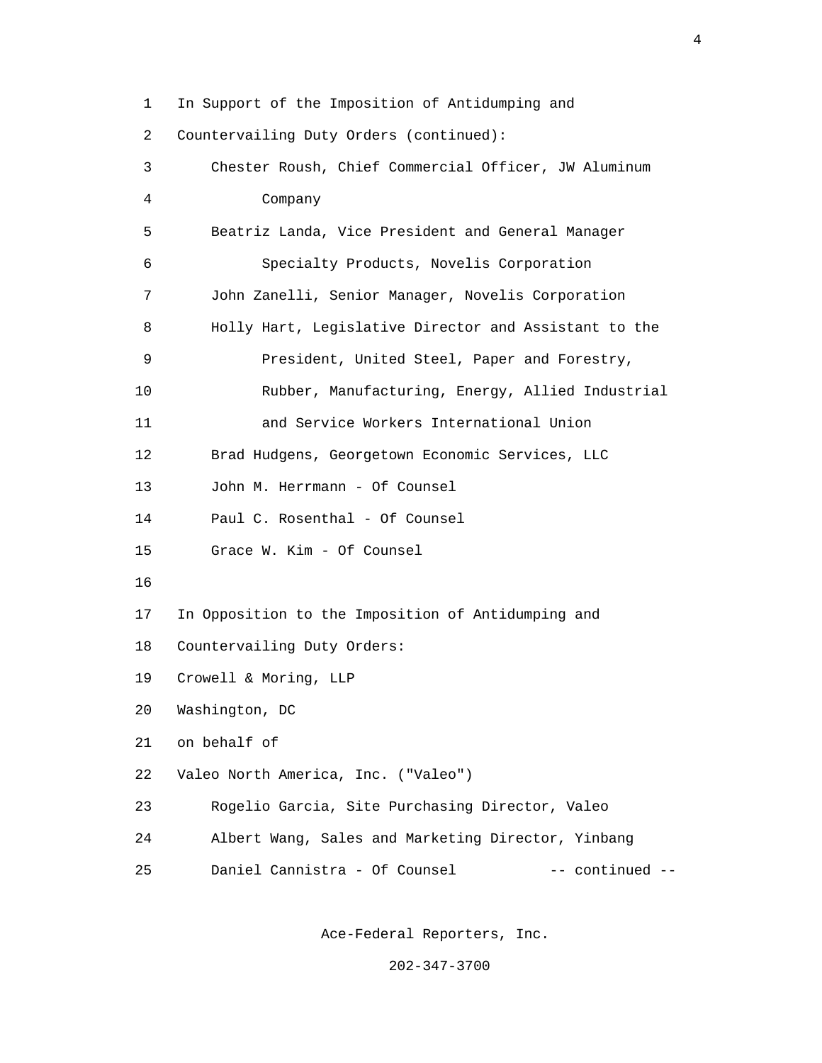In Support of the Imposition of Antidumping and Countervailing Duty Orders (continued):

Chester Roush, Chief Commercial Officer, JW Aluminum Company

Beatriz Landa, Vice President and General Manager Specialty Products, Novelis Corporation

John Zanelli, Senior Manager, Novelis Corporation

Holly Hart, Legislative Director and Assistant to the President, United Steel, Paper and Forestry, Rubber, Manufacturing, Energy, Allied Industrial and Service Workers International Union

Brad Hudgens, Georgetown Economic Services, LLC

John M. Herrmann - Of Counsel

Paul C. Rosenthal - Of Counsel

Grace W. Kim - Of Counsel

In Opposition to the Imposition of Antidumping and Countervailing Duty Orders:

Crowell & Moring, LLP
Washington, DC
on behalf of
Valeo North America, Inc. ("Valeo")

Rogelio Garcia, Site Purchasing Director, Valeo

Albert Wang, Sales and Marketing Director, Yinbang

Daniel Cannistra - Of Counsel

-- continued --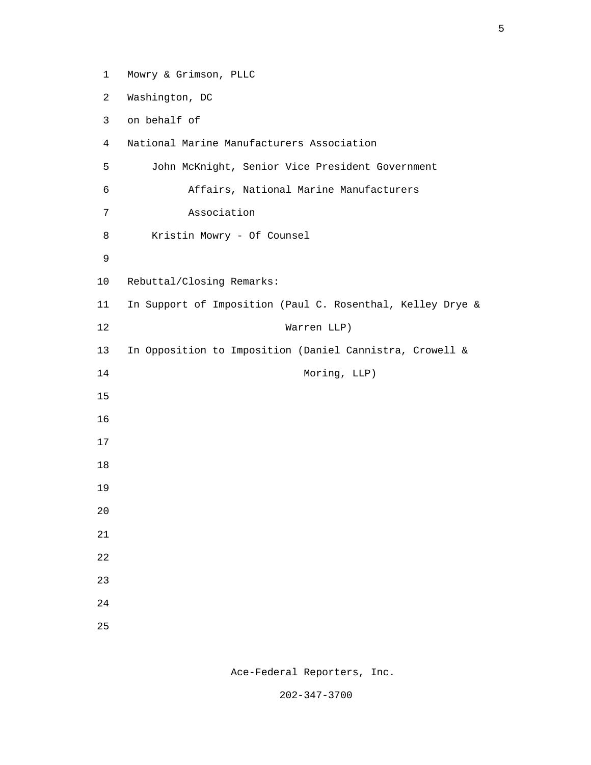Mowry & Grimson, PLLC
Washington, DC
on behalf of
National Marine Manufacturers Association

John McKnight, Senior Vice President Government Affairs, National Marine Manufacturers Association

Kristin Mowry - Of Counsel

Rebuttal/Closing Remarks:

In Support of Imposition (Paul C. Rosenthal, Kelley Drye & Warren LLP)

In Opposition to Imposition (Daniel Cannistra, Crowell & Moring, LLP)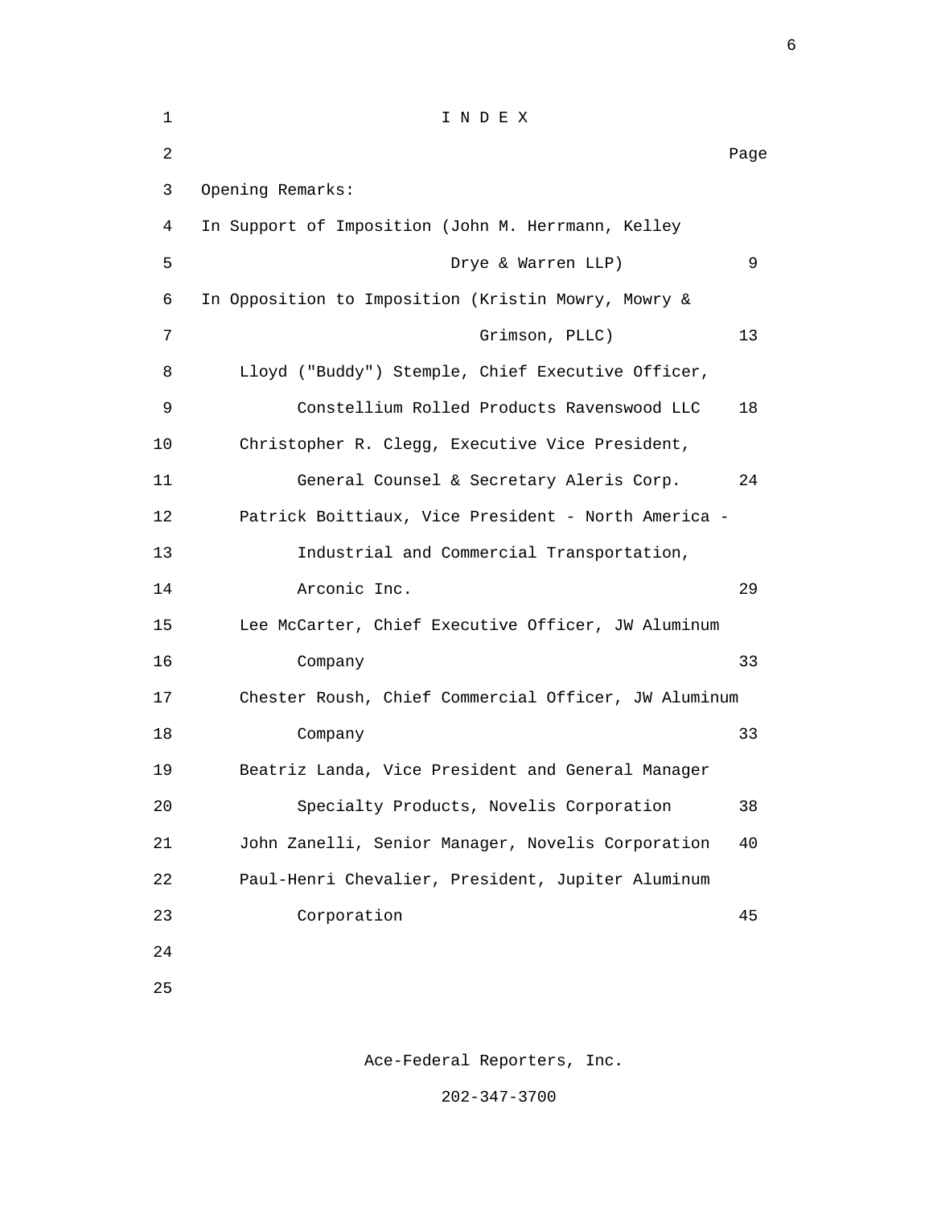# I N D E X

| | Page |
|---|---|
| Opening Remarks: | |
| In Support of Imposition (John M. Herrmann, Kelley Drye & Warren LLP) | 9 |
| In Opposition to Imposition (Kristin Mowry, Mowry & Grimson, PLLC) | 13 |
| Lloyd ("Buddy") Stemple, Chief Executive Officer, Constellium Rolled Products Ravenswood LLC | 18 |
| Christopher R. Clegg, Executive Vice President, General Counsel & Secretary Aleris Corp. | 24 |
| Patrick Boittiaux, Vice President - North America - Industrial and Commercial Transportation, Arconic Inc. | 29 |
| Lee McCarter, Chief Executive Officer, JW Aluminum Company | 33 |
| Chester Roush, Chief Commercial Officer, JW Aluminum Company | 33 |
| Beatriz Landa, Vice President and General Manager Specialty Products, Novelis Corporation | 38 |
| John Zanelli, Senior Manager, Novelis Corporation | 40 |
| Paul-Henri Chevalier, President, Jupiter Aluminum Corporation | 45 |

Ace-Federal Reporters, Inc.

202-347-3700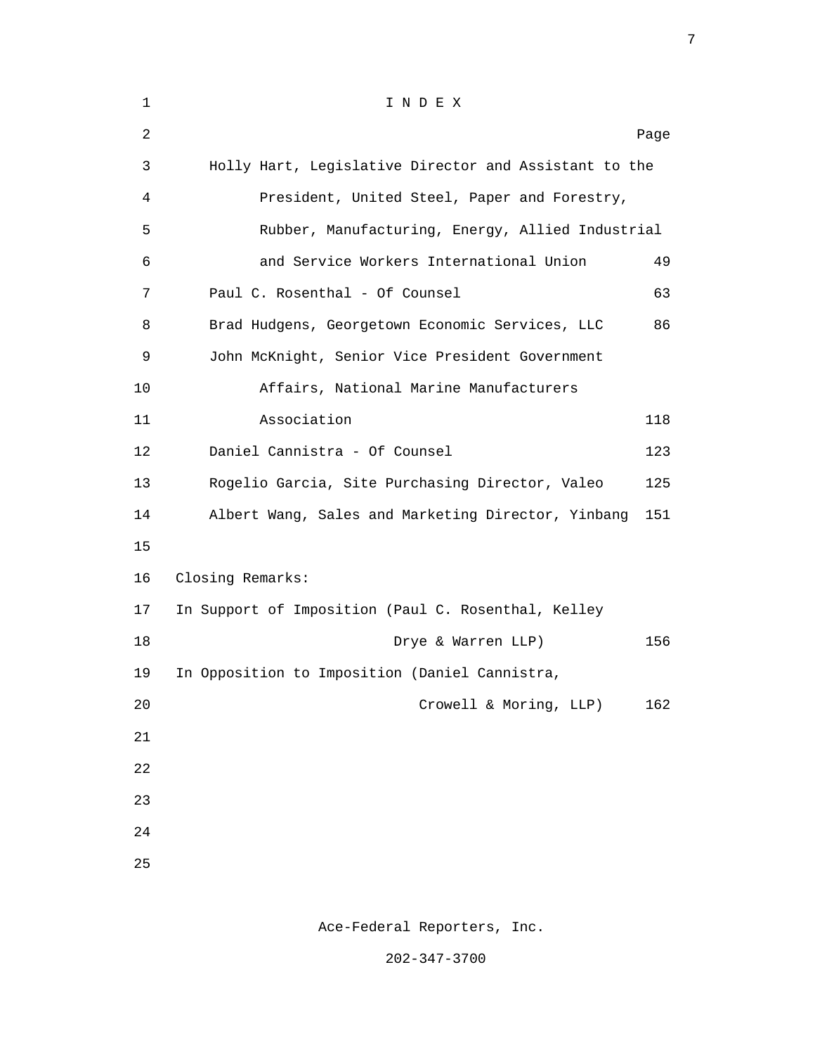# I N D E X

| | Page |
|---|---|
| Holly Hart, Legislative Director and Assistant to the President, United Steel, Paper and Forestry, Rubber, Manufacturing, Energy, Allied Industrial and Service Workers International Union | 49 |
| Paul C. Rosenthal - Of Counsel | 63 |
| Brad Hudgens, Georgetown Economic Services, LLC | 86 |
| John McKnight, Senior Vice President Government Affairs, National Marine Manufacturers Association | 118 |
| Daniel Cannistra - Of Counsel | 123 |
| Rogelio Garcia, Site Purchasing Director, Valeo | 125 |
| Albert Wang, Sales and Marketing Director, Yinbang | 151 |

Closing Remarks:

| | |
|---|---|
| In Support of Imposition (Paul C. Rosenthal, Kelley Drye & Warren LLP) | 156 |
| In Opposition to Imposition (Daniel Cannistra, Crowell & Moring, LLP) | 162 |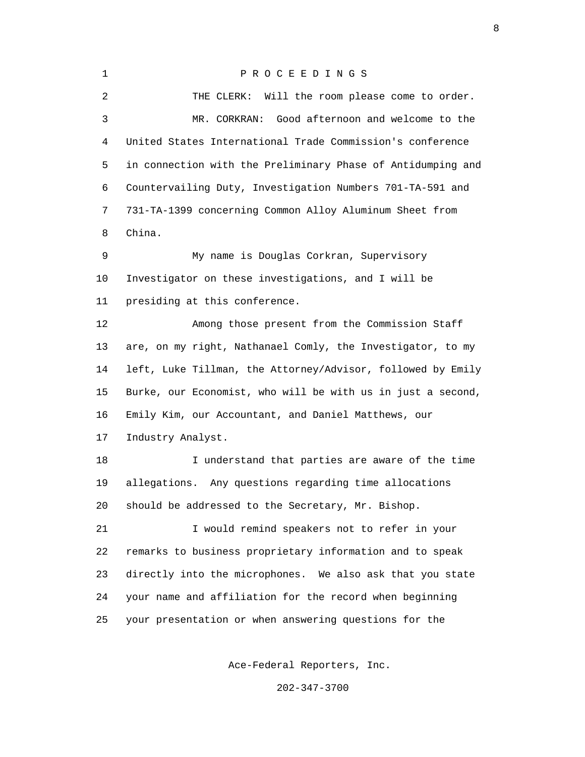P R O C E E D I N G S

THE CLERK: Will the room please come to order.

MR. CORKRAN: Good afternoon and welcome to the United States International Trade Commission's conference in connection with the Preliminary Phase of Antidumping and Countervailing Duty, Investigation Numbers 701-TA-591 and 731-TA-1399 concerning Common Alloy Aluminum Sheet from China.

My name is Douglas Corkran, Supervisory Investigator on these investigations, and I will be presiding at this conference.

Among those present from the Commission Staff are, on my right, Nathanael Comly, the Investigator, to my left, Luke Tillman, the Attorney/Advisor, followed by Emily Burke, our Economist, who will be with us in just a second, Emily Kim, our Accountant, and Daniel Matthews, our Industry Analyst.

I understand that parties are aware of the time allegations. Any questions regarding time allocations should be addressed to the Secretary, Mr. Bishop.

I would remind speakers not to refer in your remarks to business proprietary information and to speak directly into the microphones. We also ask that you state your name and affiliation for the record when beginning your presentation or when answering questions for the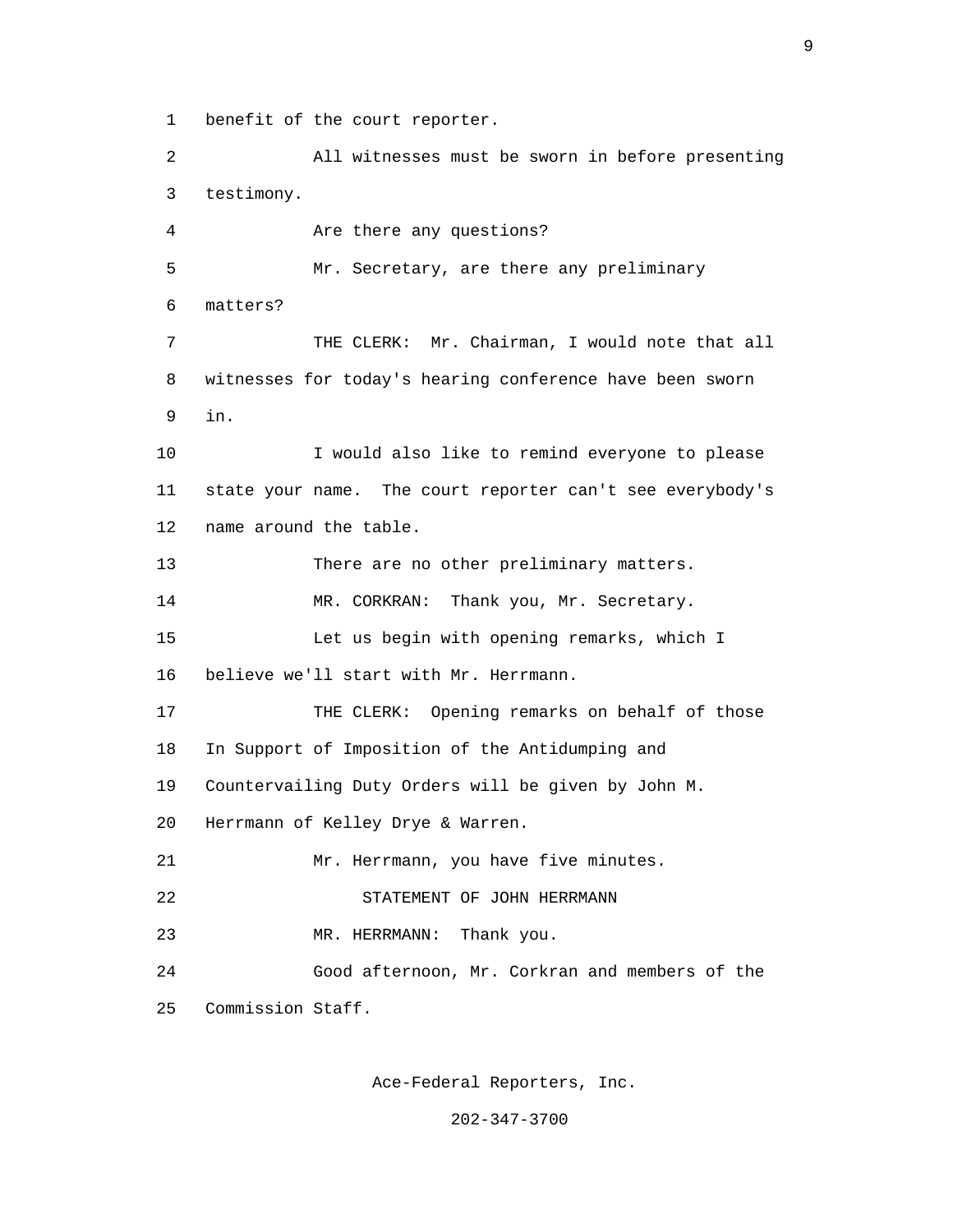benefit of the court reporter.

All witnesses must be sworn in before presenting testimony.

Are there any questions?

Mr. Secretary, are there any preliminary matters?

THE CLERK: Mr. Chairman, I would note that all witnesses for today's hearing conference have been sworn in.

I would also like to remind everyone to please state your name. The court reporter can't see everybody's name around the table.

There are no other preliminary matters.

MR. CORKRAN: Thank you, Mr. Secretary.

Let us begin with opening remarks, which I believe we'll start with Mr. Herrmann.

THE CLERK: Opening remarks on behalf of those In Support of Imposition of the Antidumping and Countervailing Duty Orders will be given by John M. Herrmann of Kelley Drye & Warren.

Mr. Herrmann, you have five minutes.

STATEMENT OF JOHN HERRMANN

MR. HERRMANN: Thank you.

Good afternoon, Mr. Corkran and members of the Commission Staff.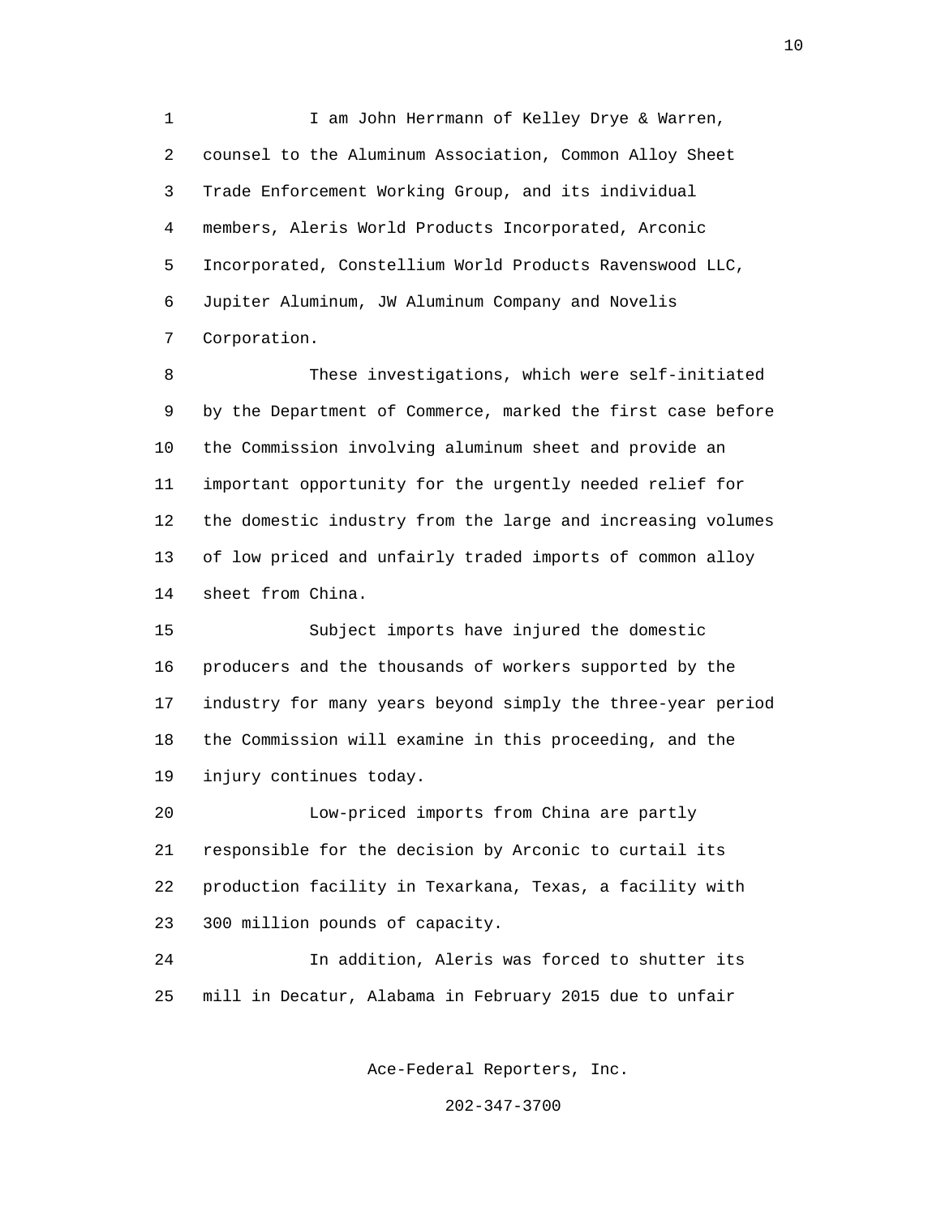I am John Herrmann of Kelley Drye & Warren, counsel to the Aluminum Association, Common Alloy Sheet Trade Enforcement Working Group, and its individual members, Aleris World Products Incorporated, Arconic Incorporated, Constellium World Products Ravenswood LLC, Jupiter Aluminum, JW Aluminum Company and Novelis Corporation.

These investigations, which were self-initiated by the Department of Commerce, marked the first case before the Commission involving aluminum sheet and provide an important opportunity for the urgently needed relief for the domestic industry from the large and increasing volumes of low priced and unfairly traded imports of common alloy sheet from China.

Subject imports have injured the domestic producers and the thousands of workers supported by the industry for many years beyond simply the three-year period the Commission will examine in this proceeding, and the injury continues today.

Low-priced imports from China are partly responsible for the decision by Arconic to curtail its production facility in Texarkana, Texas, a facility with 300 million pounds of capacity.

In addition, Aleris was forced to shutter its mill in Decatur, Alabama in February 2015 due to unfair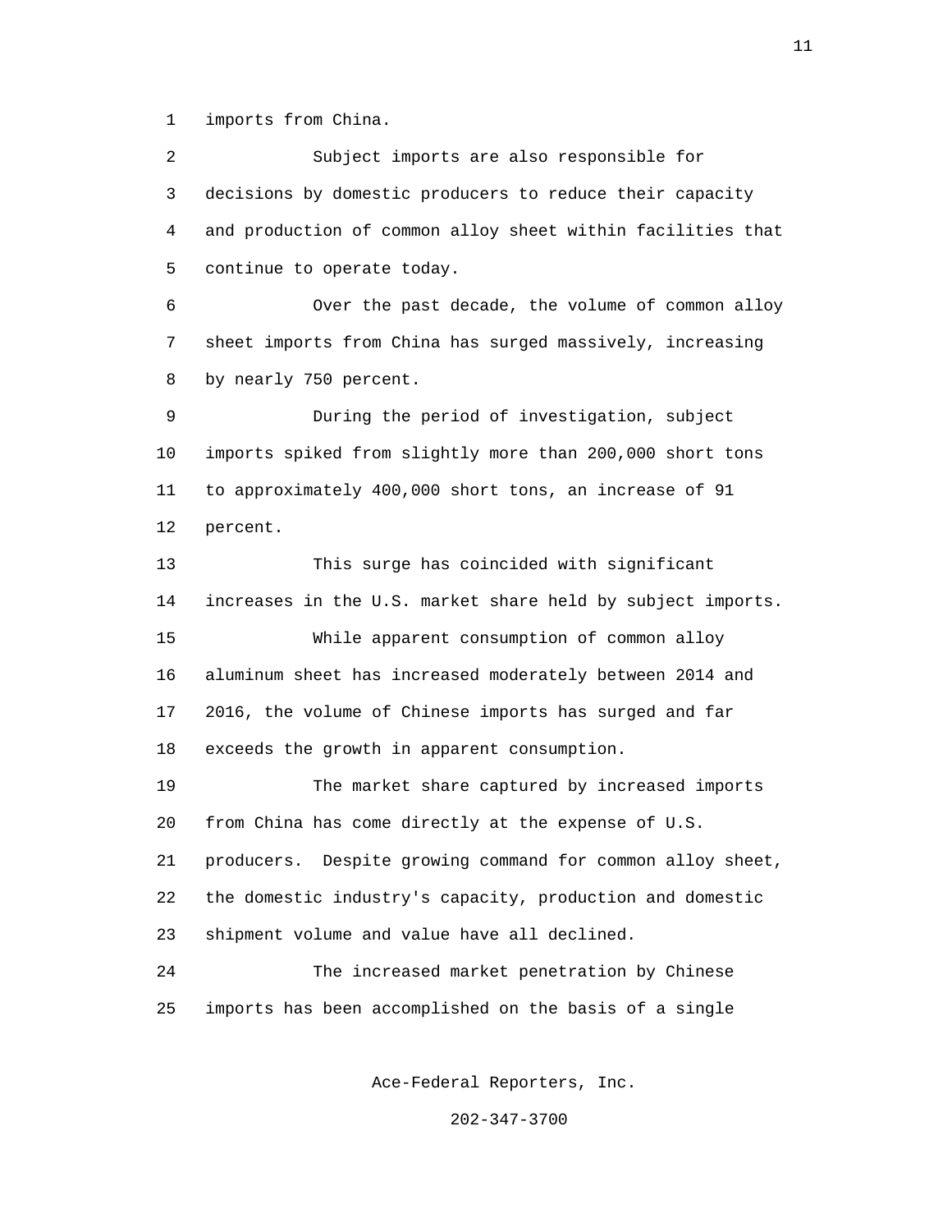imports from China.

Subject imports are also responsible for decisions by domestic producers to reduce their capacity and production of common alloy sheet within facilities that continue to operate today.

Over the past decade, the volume of common alloy sheet imports from China has surged massively, increasing by nearly 750 percent.

During the period of investigation, subject imports spiked from slightly more than 200,000 short tons to approximately 400,000 short tons, an increase of 91 percent.

This surge has coincided with significant increases in the U.S. market share held by subject imports.

While apparent consumption of common alloy aluminum sheet has increased moderately between 2014 and 2016, the volume of Chinese imports has surged and far exceeds the growth in apparent consumption.

The market share captured by increased imports from China has come directly at the expense of U.S. producers. Despite growing command for common alloy sheet, the domestic industry's capacity, production and domestic shipment volume and value have all declined.

The increased market penetration by Chinese imports has been accomplished on the basis of a single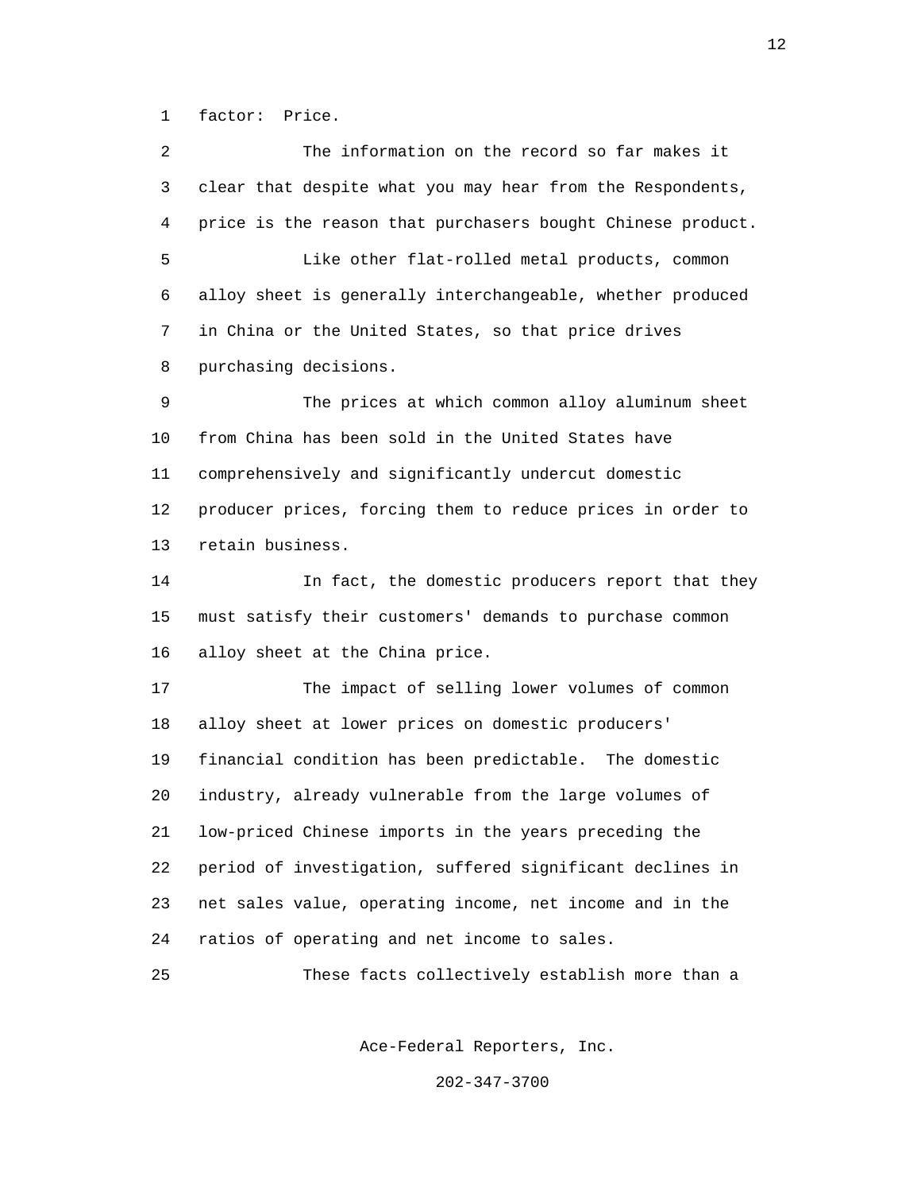factor: Price.

The information on the record so far makes it clear that despite what you may hear from the Respondents, price is the reason that purchasers bought Chinese product.

Like other flat-rolled metal products, common alloy sheet is generally interchangeable, whether produced in China or the United States, so that price drives purchasing decisions.

The prices at which common alloy aluminum sheet from China has been sold in the United States have comprehensively and significantly undercut domestic producer prices, forcing them to reduce prices in order to retain business.

In fact, the domestic producers report that they must satisfy their customers' demands to purchase common alloy sheet at the China price.

The impact of selling lower volumes of common alloy sheet at lower prices on domestic producers' financial condition has been predictable. The domestic industry, already vulnerable from the large volumes of low-priced Chinese imports in the years preceding the period of investigation, suffered significant declines in net sales value, operating income, net income and in the ratios of operating and net income to sales.

These facts collectively establish more than a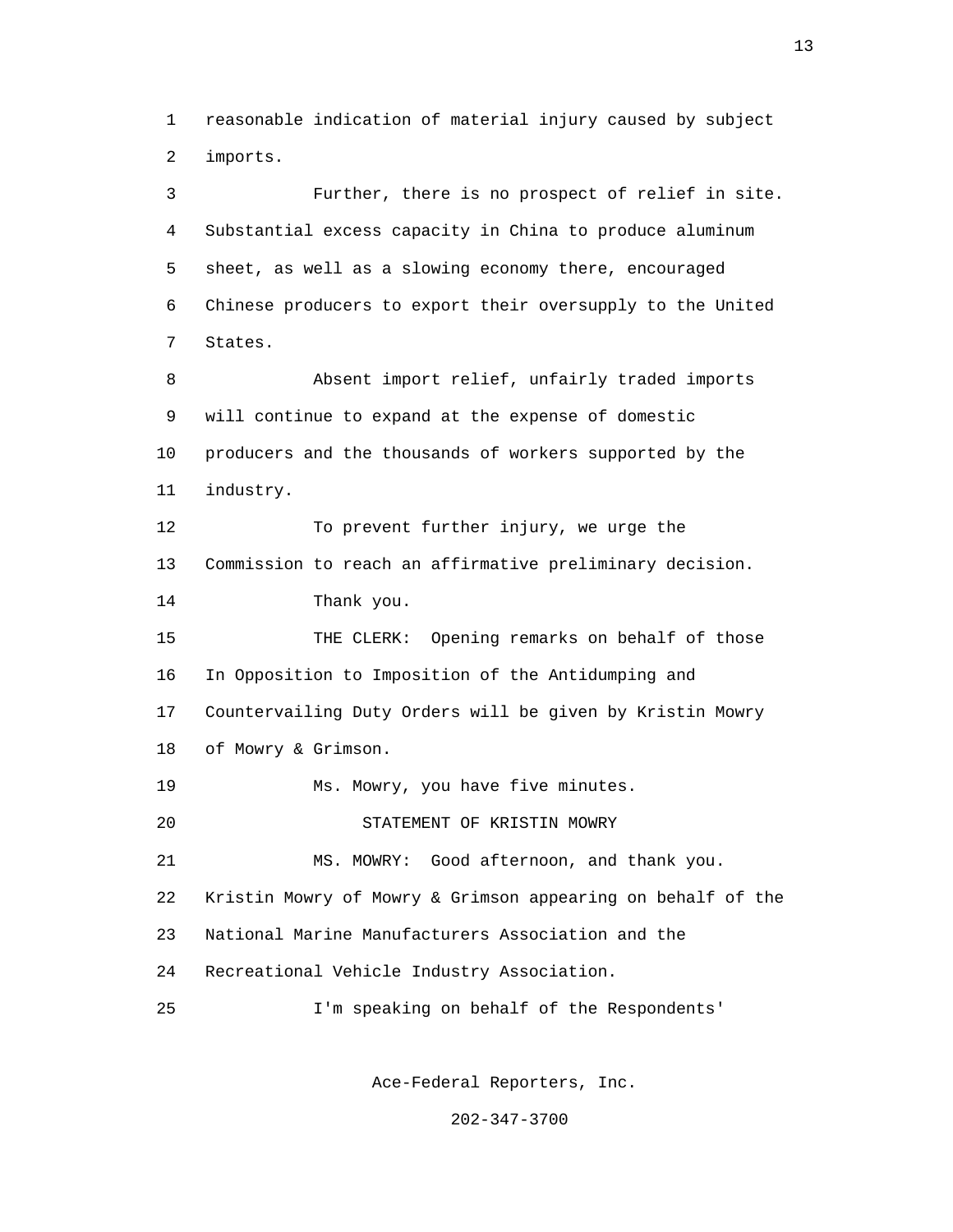reasonable indication of material injury caused by subject imports.

Further, there is no prospect of relief in site. Substantial excess capacity in China to produce aluminum sheet, as well as a slowing economy there, encouraged Chinese producers to export their oversupply to the United States.

Absent import relief, unfairly traded imports will continue to expand at the expense of domestic producers and the thousands of workers supported by the industry.

To prevent further injury, we urge the Commission to reach an affirmative preliminary decision.

Thank you.

THE CLERK: Opening remarks on behalf of those In Opposition to Imposition of the Antidumping and Countervailing Duty Orders will be given by Kristin Mowry of Mowry & Grimson.

Ms. Mowry, you have five minutes.

STATEMENT OF KRISTIN MOWRY

MS. MOWRY: Good afternoon, and thank you. Kristin Mowry of Mowry & Grimson appearing on behalf of the National Marine Manufacturers Association and the Recreational Vehicle Industry Association.

I'm speaking on behalf of the Respondents'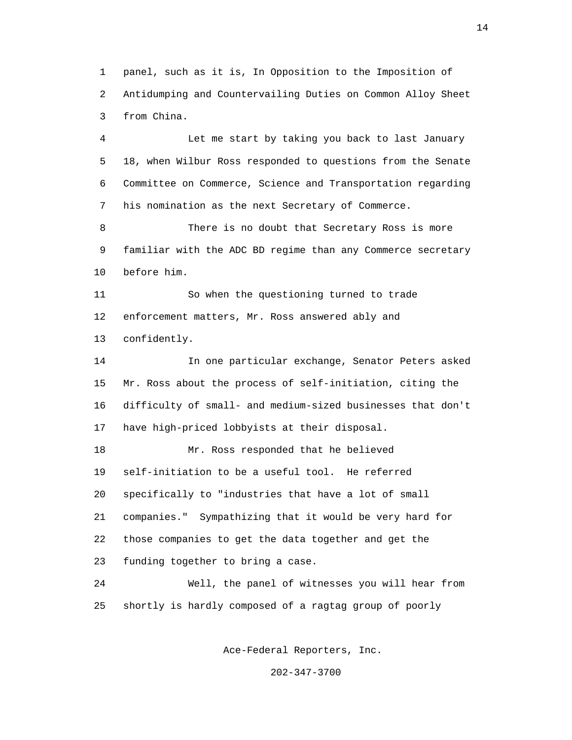panel, such as it is, In Opposition to the Imposition of Antidumping and Countervailing Duties on Common Alloy Sheet from China.

Let me start by taking you back to last January 18, when Wilbur Ross responded to questions from the Senate Committee on Commerce, Science and Transportation regarding his nomination as the next Secretary of Commerce.

There is no doubt that Secretary Ross is more familiar with the ADC BD regime than any Commerce secretary before him.

So when the questioning turned to trade enforcement matters, Mr. Ross answered ably and confidently.

In one particular exchange, Senator Peters asked Mr. Ross about the process of self-initiation, citing the difficulty of small- and medium-sized businesses that don't have high-priced lobbyists at their disposal.

Mr. Ross responded that he believed self-initiation to be a useful tool. He referred specifically to "industries that have a lot of small companies." Sympathizing that it would be very hard for those companies to get the data together and get the funding together to bring a case.

Well, the panel of witnesses you will hear from shortly is hardly composed of a ragtag group of poorly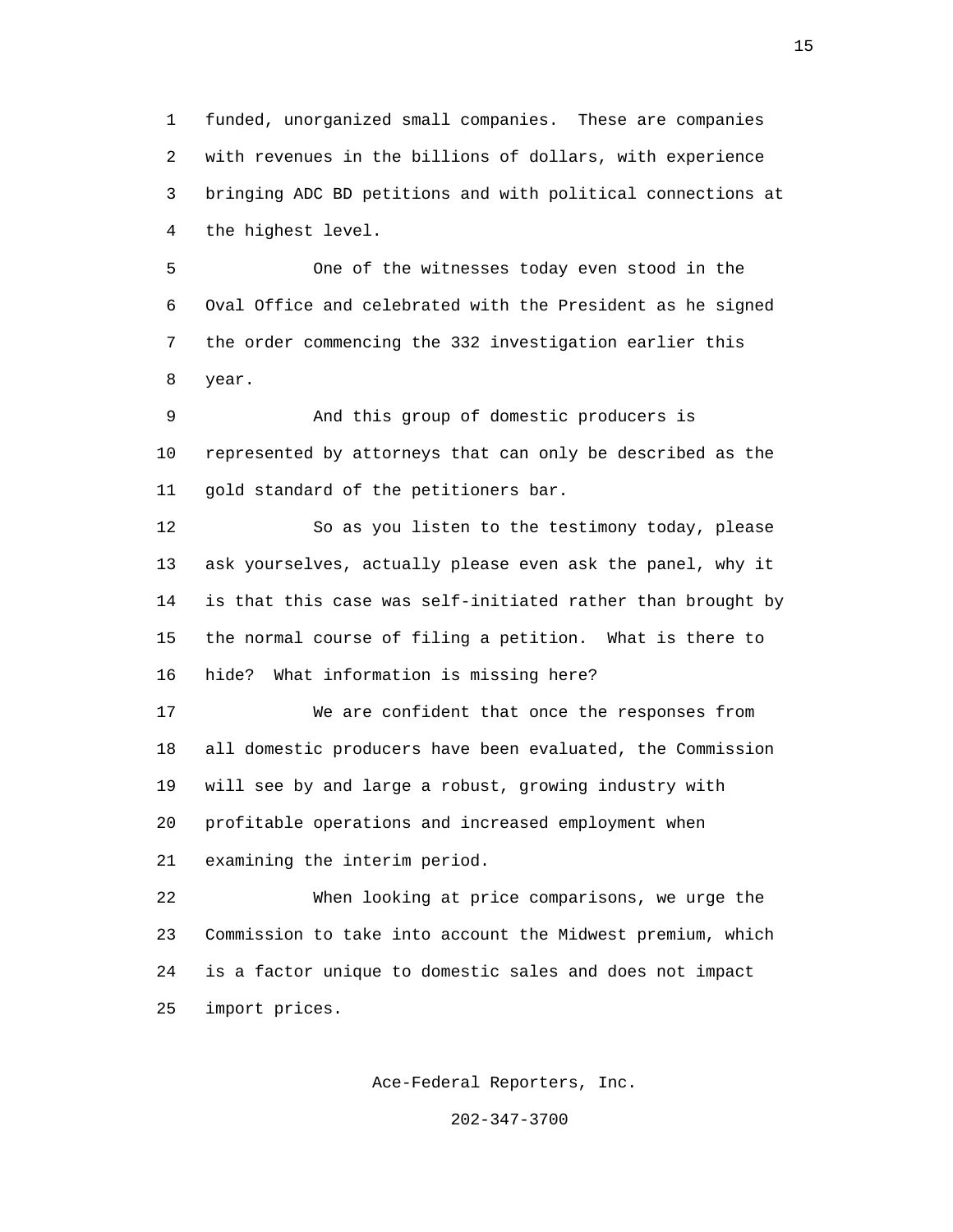funded, unorganized small companies. These are companies with revenues in the billions of dollars, with experience bringing ADC BD petitions and with political connections at the highest level.

One of the witnesses today even stood in the Oval Office and celebrated with the President as he signed the order commencing the 332 investigation earlier this year.

And this group of domestic producers is represented by attorneys that can only be described as the gold standard of the petitioners bar.

So as you listen to the testimony today, please ask yourselves, actually please even ask the panel, why it is that this case was self-initiated rather than brought by the normal course of filing a petition. What is there to hide? What information is missing here?

We are confident that once the responses from all domestic producers have been evaluated, the Commission will see by and large a robust, growing industry with profitable operations and increased employment when examining the interim period.

When looking at price comparisons, we urge the Commission to take into account the Midwest premium, which is a factor unique to domestic sales and does not impact import prices.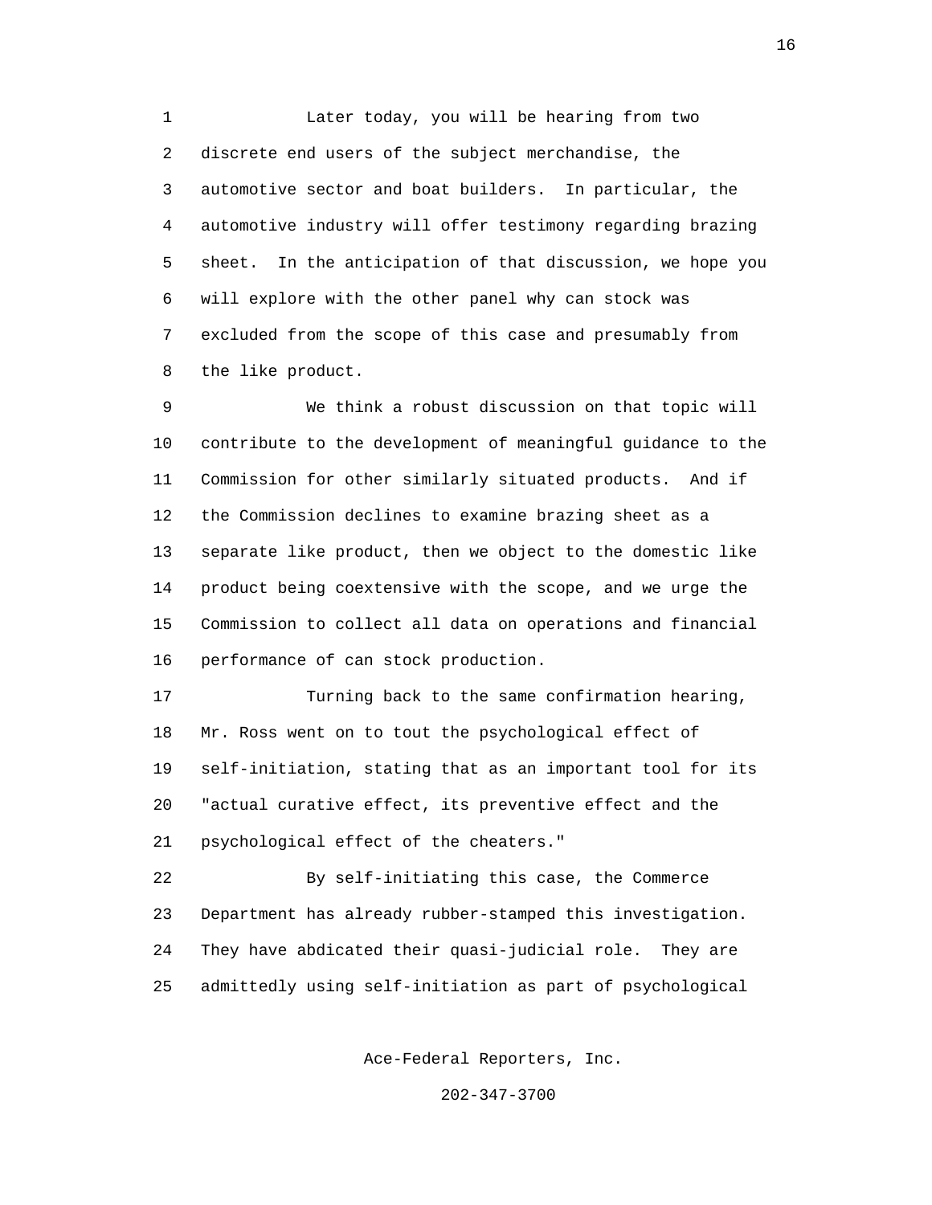Later today, you will be hearing from two discrete end users of the subject merchandise, the automotive sector and boat builders. In particular, the automotive industry will offer testimony regarding brazing sheet. In the anticipation of that discussion, we hope you will explore with the other panel why can stock was excluded from the scope of this case and presumably from the like product.

We think a robust discussion on that topic will contribute to the development of meaningful guidance to the Commission for other similarly situated products. And if the Commission declines to examine brazing sheet as a separate like product, then we object to the domestic like product being coextensive with the scope, and we urge the Commission to collect all data on operations and financial performance of can stock production.

Turning back to the same confirmation hearing, Mr. Ross went on to tout the psychological effect of self-initiation, stating that as an important tool for its "actual curative effect, its preventive effect and the psychological effect of the cheaters."

By self-initiating this case, the Commerce Department has already rubber-stamped this investigation. They have abdicated their quasi-judicial role. They are admittedly using self-initiation as part of psychological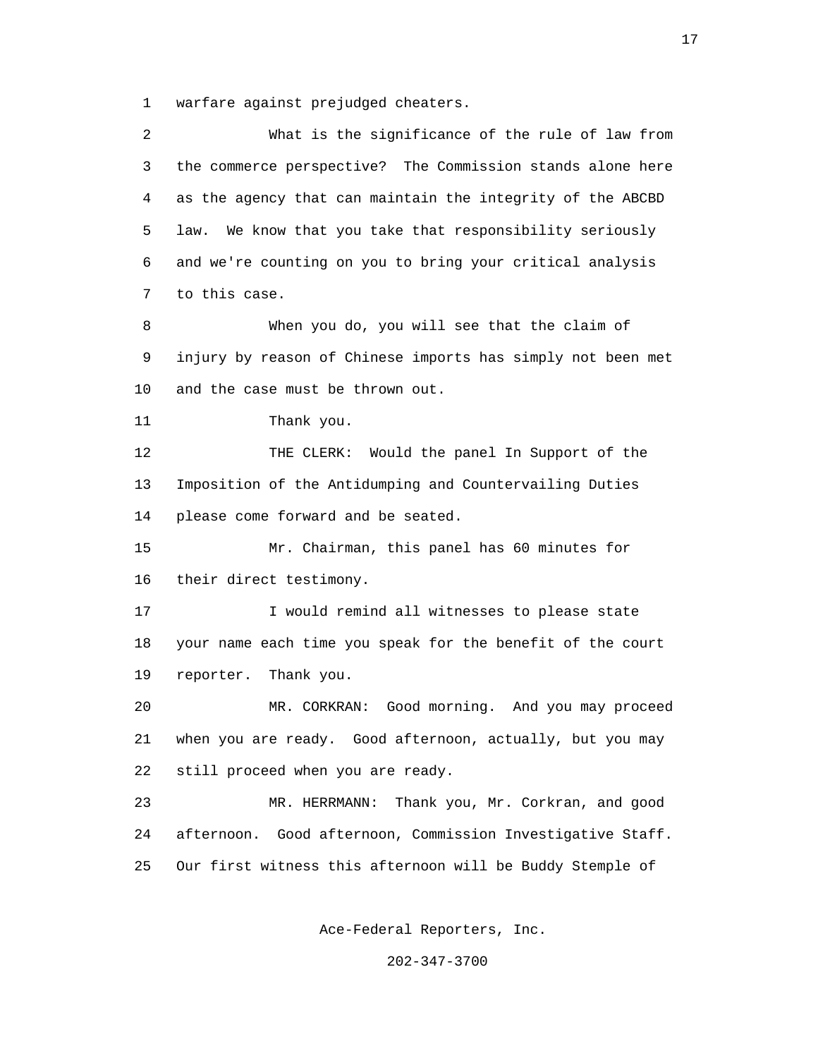warfare against prejudged cheaters.

What is the significance of the rule of law from the commerce perspective? The Commission stands alone here as the agency that can maintain the integrity of the ABCBD law. We know that you take that responsibility seriously and we're counting on you to bring your critical analysis to this case.

When you do, you will see that the claim of injury by reason of Chinese imports has simply not been met and the case must be thrown out.

Thank you.

THE CLERK: Would the panel In Support of the Imposition of the Antidumping and Countervailing Duties please come forward and be seated.

Mr. Chairman, this panel has 60 minutes for their direct testimony.

I would remind all witnesses to please state your name each time you speak for the benefit of the court reporter. Thank you.

MR. CORKRAN: Good morning. And you may proceed when you are ready. Good afternoon, actually, but you may still proceed when you are ready.

MR. HERRMANN: Thank you, Mr. Corkran, and good afternoon. Good afternoon, Commission Investigative Staff. Our first witness this afternoon will be Buddy Stemple of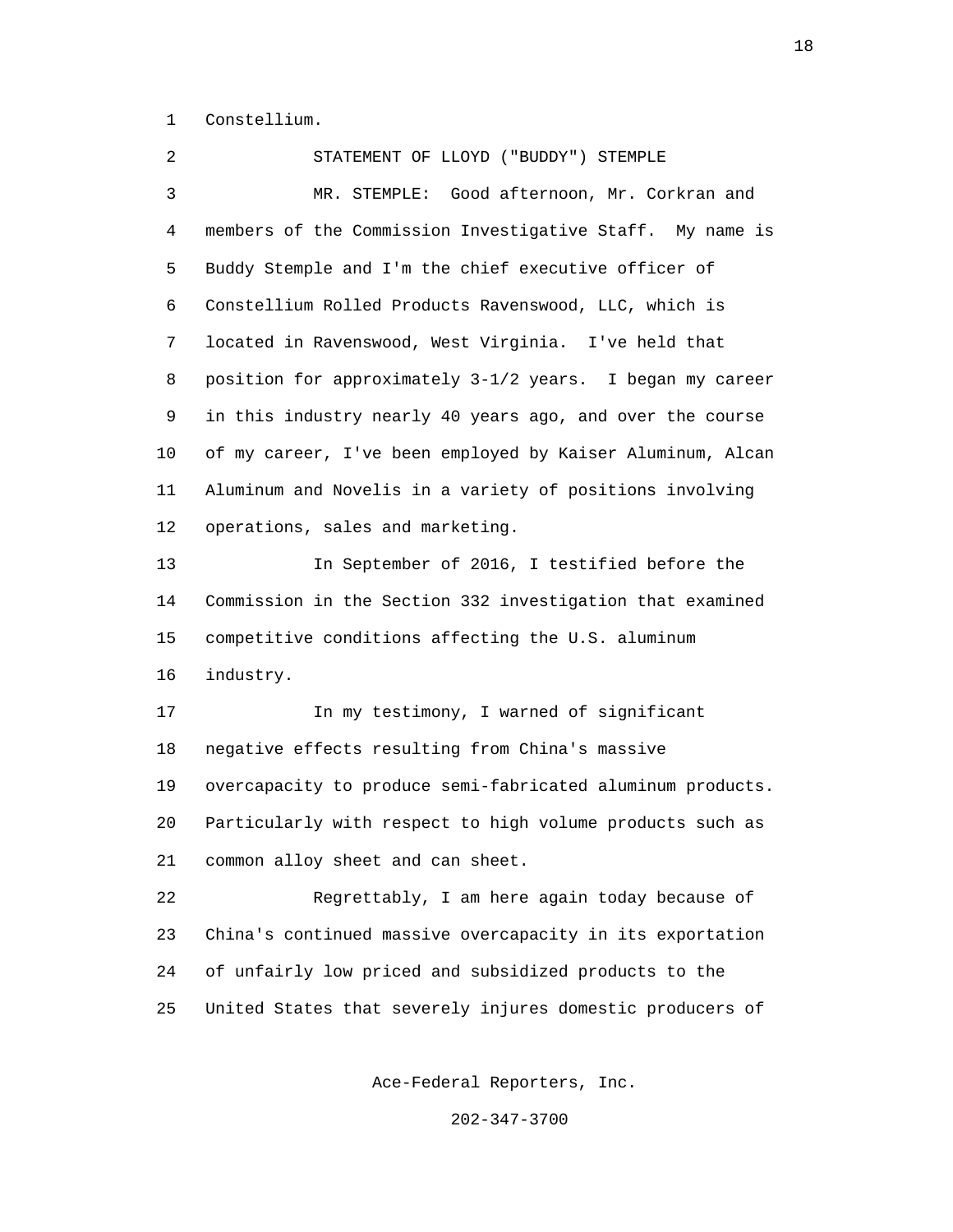Constellium.

STATEMENT OF LLOYD ("BUDDY") STEMPLE

MR. STEMPLE: Good afternoon, Mr. Corkran and members of the Commission Investigative Staff. My name is Buddy Stemple and I'm the chief executive officer of Constellium Rolled Products Ravenswood, LLC, which is located in Ravenswood, West Virginia. I've held that position for approximately 3-1/2 years. I began my career in this industry nearly 40 years ago, and over the course of my career, I've been employed by Kaiser Aluminum, Alcan Aluminum and Novelis in a variety of positions involving operations, sales and marketing.

In September of 2016, I testified before the Commission in the Section 332 investigation that examined competitive conditions affecting the U.S. aluminum industry.

In my testimony, I warned of significant negative effects resulting from China's massive overcapacity to produce semi-fabricated aluminum products. Particularly with respect to high volume products such as common alloy sheet and can sheet.

Regrettably, I am here again today because of China's continued massive overcapacity in its exportation of unfairly low priced and subsidized products to the United States that severely injures domestic producers of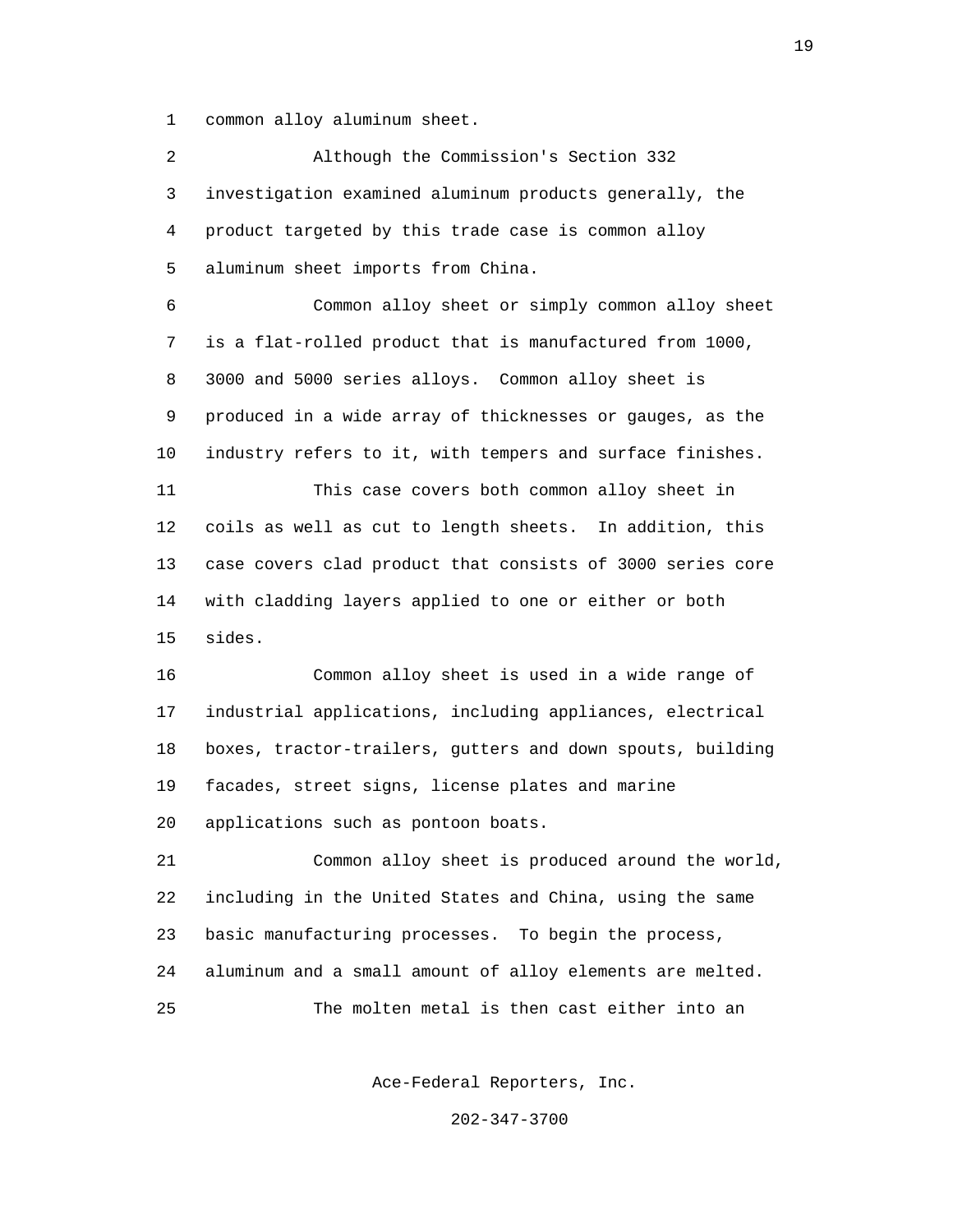common alloy aluminum sheet.

Although the Commission's Section 332 investigation examined aluminum products generally, the product targeted by this trade case is common alloy aluminum sheet imports from China.

Common alloy sheet or simply common alloy sheet is a flat-rolled product that is manufactured from 1000, 3000 and 5000 series alloys. Common alloy sheet is produced in a wide array of thicknesses or gauges, as the industry refers to it, with tempers and surface finishes.

This case covers both common alloy sheet in coils as well as cut to length sheets. In addition, this case covers clad product that consists of 3000 series core with cladding layers applied to one or either or both sides.

Common alloy sheet is used in a wide range of industrial applications, including appliances, electrical boxes, tractor-trailers, gutters and down spouts, building facades, street signs, license plates and marine applications such as pontoon boats.

Common alloy sheet is produced around the world, including in the United States and China, using the same basic manufacturing processes. To begin the process, aluminum and a small amount of alloy elements are melted.

The molten metal is then cast either into an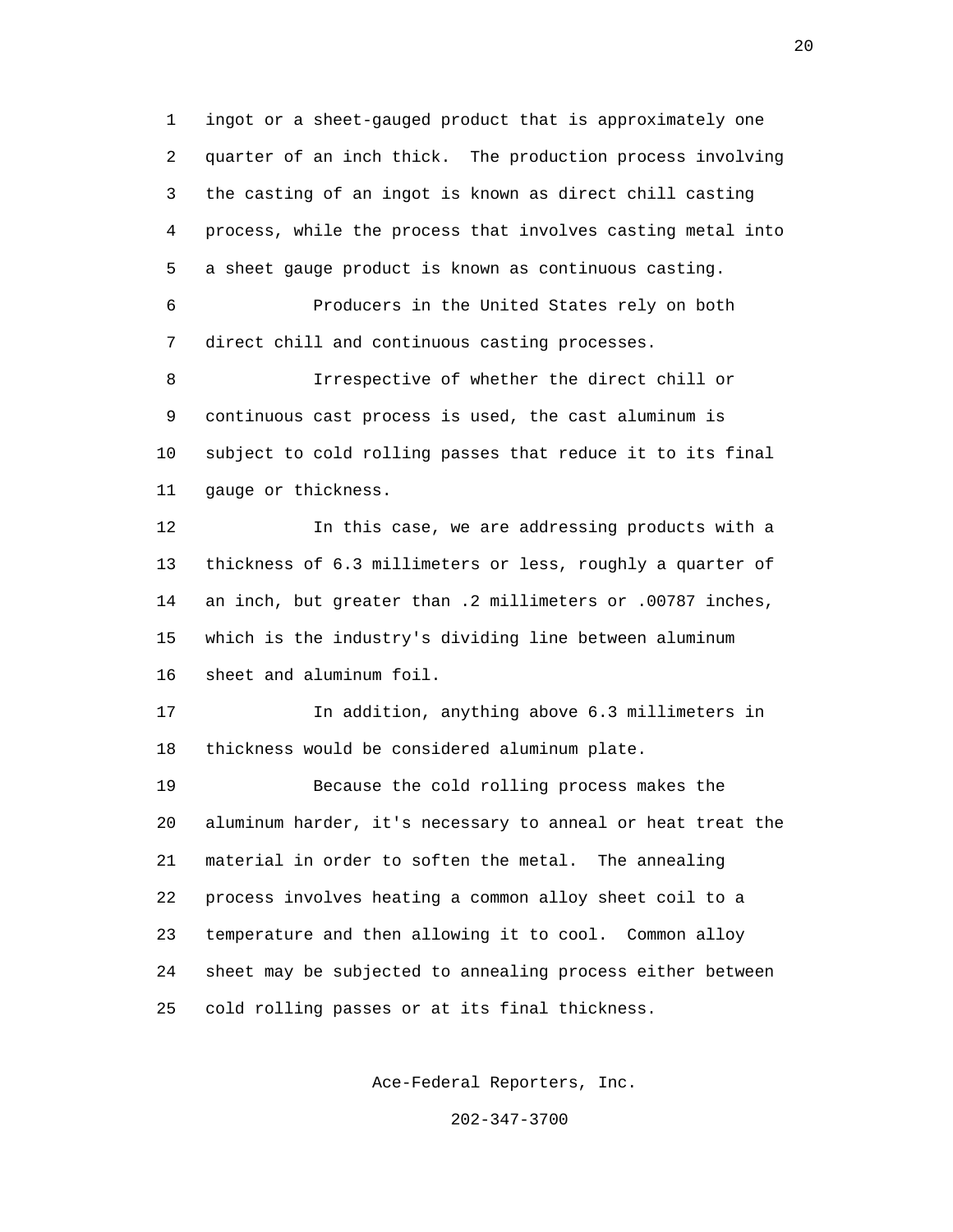ingot or a sheet-gauged product that is approximately one quarter of an inch thick. The production process involving the casting of an ingot is known as direct chill casting process, while the process that involves casting metal into a sheet gauge product is known as continuous casting.

Producers in the United States rely on both direct chill and continuous casting processes.

Irrespective of whether the direct chill or continuous cast process is used, the cast aluminum is subject to cold rolling passes that reduce it to its final gauge or thickness.

In this case, we are addressing products with a thickness of 6.3 millimeters or less, roughly a quarter of an inch, but greater than .2 millimeters or .00787 inches, which is the industry's dividing line between aluminum sheet and aluminum foil.

In addition, anything above 6.3 millimeters in thickness would be considered aluminum plate.

Because the cold rolling process makes the aluminum harder, it's necessary to anneal or heat treat the material in order to soften the metal. The annealing process involves heating a common alloy sheet coil to a temperature and then allowing it to cool. Common alloy sheet may be subjected to annealing process either between cold rolling passes or at its final thickness.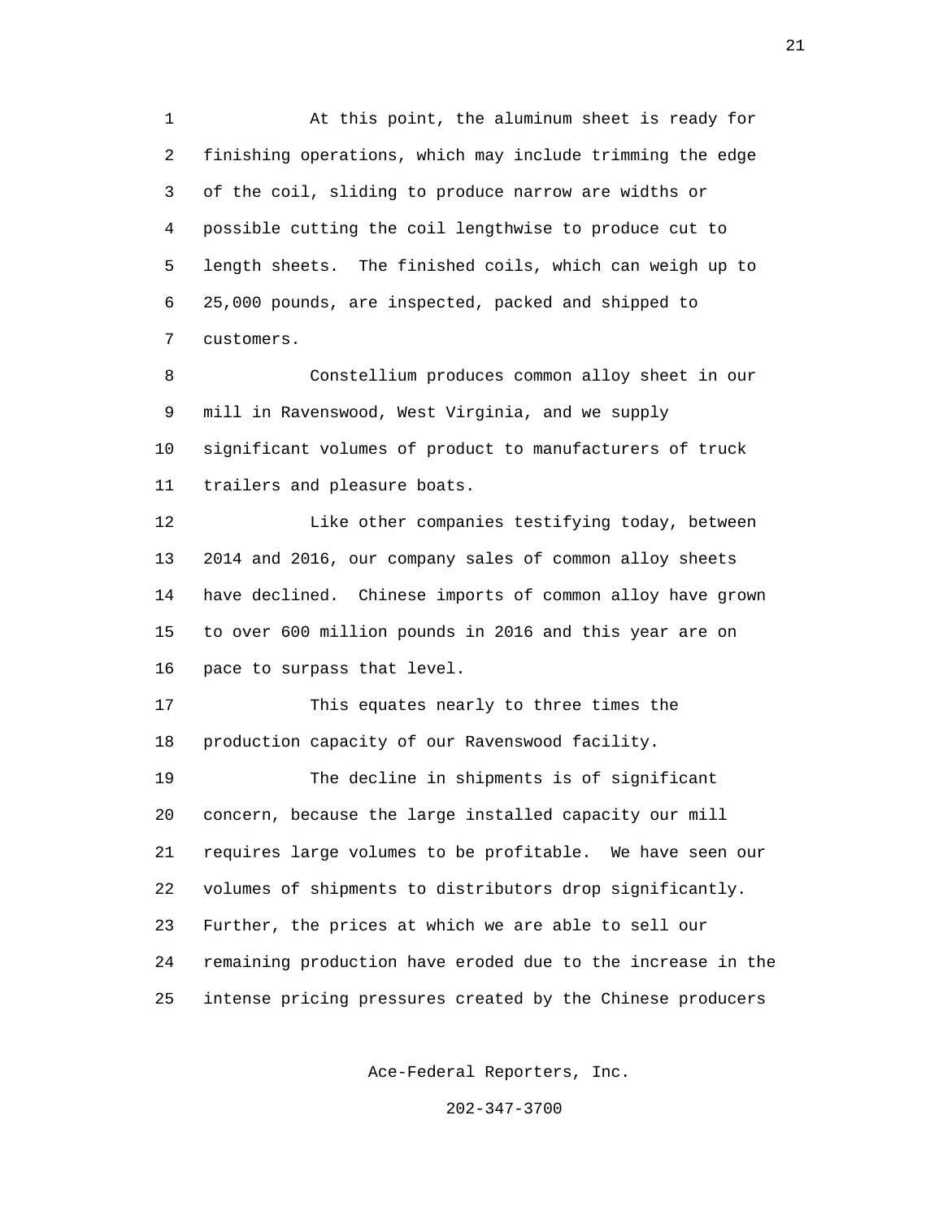At this point, the aluminum sheet is ready for finishing operations, which may include trimming the edge of the coil, sliding to produce narrow are widths or possible cutting the coil lengthwise to produce cut to length sheets. The finished coils, which can weigh up to 25,000 pounds, are inspected, packed and shipped to customers.

Constellium produces common alloy sheet in our mill in Ravenswood, West Virginia, and we supply significant volumes of product to manufacturers of truck trailers and pleasure boats.

Like other companies testifying today, between 2014 and 2016, our company sales of common alloy sheets have declined. Chinese imports of common alloy have grown to over 600 million pounds in 2016 and this year are on pace to surpass that level.

This equates nearly to three times the production capacity of our Ravenswood facility.

The decline in shipments is of significant concern, because the large installed capacity our mill requires large volumes to be profitable. We have seen our volumes of shipments to distributors drop significantly. Further, the prices at which we are able to sell our remaining production have eroded due to the increase in the intense pricing pressures created by the Chinese producers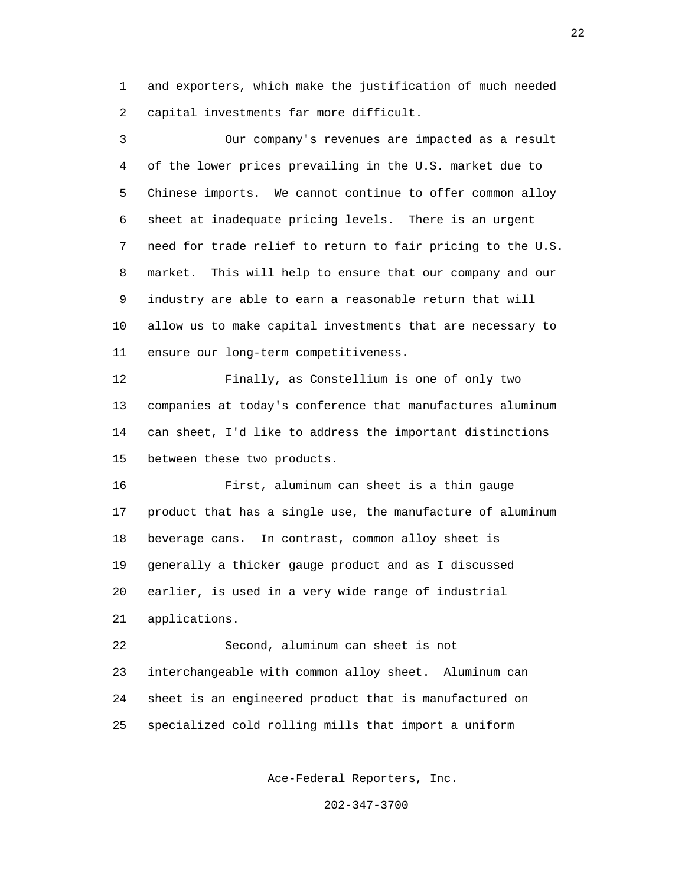and exporters, which make the justification of much needed capital investments far more difficult.

Our company's revenues are impacted as a result of the lower prices prevailing in the U.S. market due to Chinese imports. We cannot continue to offer common alloy sheet at inadequate pricing levels. There is an urgent need for trade relief to return to fair pricing to the U.S. market. This will help to ensure that our company and our industry are able to earn a reasonable return that will allow us to make capital investments that are necessary to ensure our long-term competitiveness.

Finally, as Constellium is one of only two companies at today's conference that manufactures aluminum can sheet, I'd like to address the important distinctions between these two products.

First, aluminum can sheet is a thin gauge product that has a single use, the manufacture of aluminum beverage cans. In contrast, common alloy sheet is generally a thicker gauge product and as I discussed earlier, is used in a very wide range of industrial applications.

Second, aluminum can sheet is not interchangeable with common alloy sheet. Aluminum can sheet is an engineered product that is manufactured on specialized cold rolling mills that import a uniform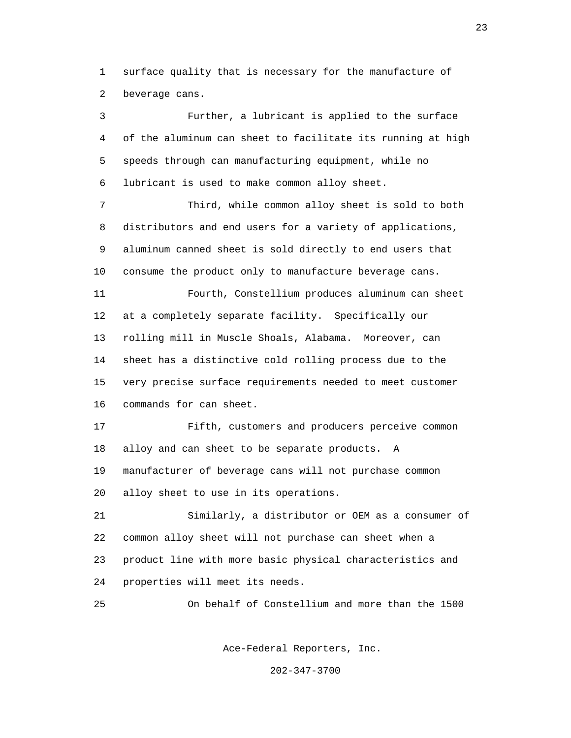surface quality that is necessary for the manufacture of beverage cans.

Further, a lubricant is applied to the surface of the aluminum can sheet to facilitate its running at high speeds through can manufacturing equipment, while no lubricant is used to make common alloy sheet.

Third, while common alloy sheet is sold to both distributors and end users for a variety of applications, aluminum canned sheet is sold directly to end users that consume the product only to manufacture beverage cans.

Fourth, Constellium produces aluminum can sheet at a completely separate facility. Specifically our rolling mill in Muscle Shoals, Alabama. Moreover, can sheet has a distinctive cold rolling process due to the very precise surface requirements needed to meet customer commands for can sheet.

Fifth, customers and producers perceive common alloy and can sheet to be separate products. A manufacturer of beverage cans will not purchase common alloy sheet to use in its operations.

Similarly, a distributor or OEM as a consumer of common alloy sheet will not purchase can sheet when a product line with more basic physical characteristics and properties will meet its needs.

On behalf of Constellium and more than the 1500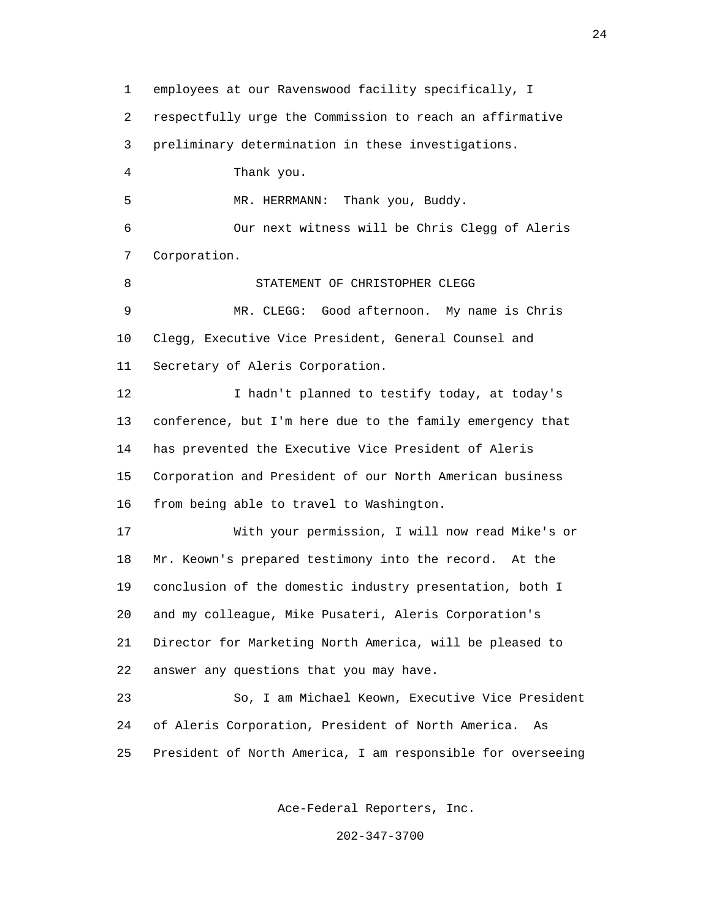employees at our Ravenswood facility specifically, I respectfully urge the Commission to reach an affirmative preliminary determination in these investigations.

Thank you.

MR. HERRMANN: Thank you, Buddy.

Our next witness will be Chris Clegg of Aleris Corporation.

STATEMENT OF CHRISTOPHER CLEGG

MR. CLEGG: Good afternoon. My name is Chris Clegg, Executive Vice President, General Counsel and Secretary of Aleris Corporation.

I hadn't planned to testify today, at today's conference, but I'm here due to the family emergency that has prevented the Executive Vice President of Aleris Corporation and President of our North American business from being able to travel to Washington.

With your permission, I will now read Mike's or Mr. Keown's prepared testimony into the record. At the conclusion of the domestic industry presentation, both I and my colleague, Mike Pusateri, Aleris Corporation's Director for Marketing North America, will be pleased to answer any questions that you may have.

So, I am Michael Keown, Executive Vice President of Aleris Corporation, President of North America. As President of North America, I am responsible for overseeing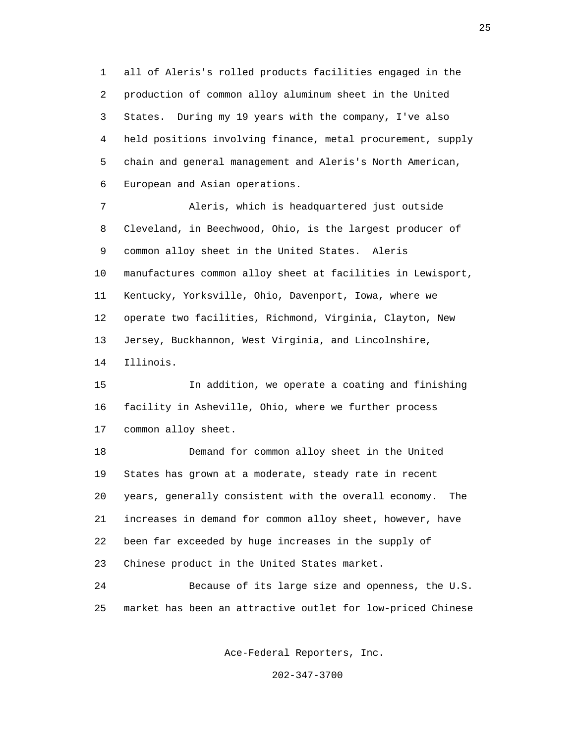all of Aleris's rolled products facilities engaged in the production of common alloy aluminum sheet in the United States. During my 19 years with the company, I've also held positions involving finance, metal procurement, supply chain and general management and Aleris's North American, European and Asian operations.

Aleris, which is headquartered just outside Cleveland, in Beechwood, Ohio, is the largest producer of common alloy sheet in the United States. Aleris manufactures common alloy sheet at facilities in Lewisport, Kentucky, Yorksville, Ohio, Davenport, Iowa, where we operate two facilities, Richmond, Virginia, Clayton, New Jersey, Buckhannon, West Virginia, and Lincolnshire, Illinois.

In addition, we operate a coating and finishing facility in Asheville, Ohio, where we further process common alloy sheet.

Demand for common alloy sheet in the United States has grown at a moderate, steady rate in recent years, generally consistent with the overall economy. The increases in demand for common alloy sheet, however, have been far exceeded by huge increases in the supply of Chinese product in the United States market.

Because of its large size and openness, the U.S. market has been an attractive outlet for low-priced Chinese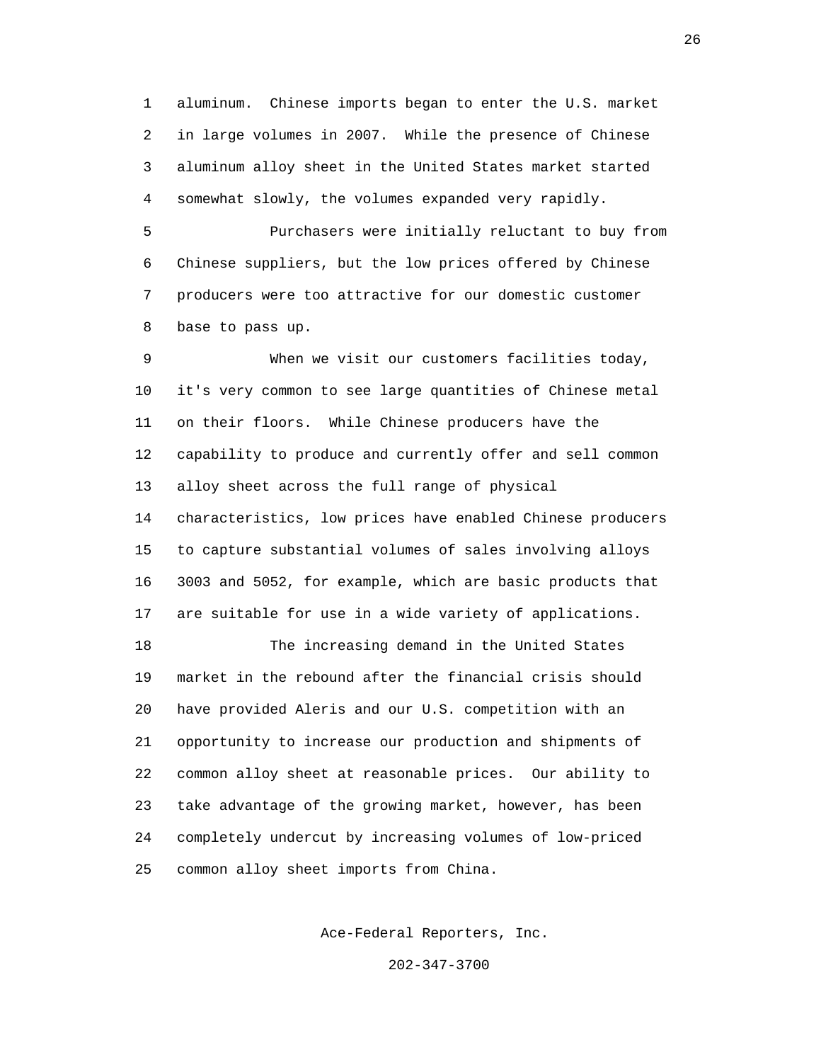aluminum. Chinese imports began to enter the U.S. market in large volumes in 2007. While the presence of Chinese aluminum alloy sheet in the United States market started somewhat slowly, the volumes expanded very rapidly.

Purchasers were initially reluctant to buy from Chinese suppliers, but the low prices offered by Chinese producers were too attractive for our domestic customer base to pass up.

When we visit our customers facilities today, it's very common to see large quantities of Chinese metal on their floors. While Chinese producers have the capability to produce and currently offer and sell common alloy sheet across the full range of physical characteristics, low prices have enabled Chinese producers to capture substantial volumes of sales involving alloys 3003 and 5052, for example, which are basic products that are suitable for use in a wide variety of applications.

The increasing demand in the United States market in the rebound after the financial crisis should have provided Aleris and our U.S. competition with an opportunity to increase our production and shipments of common alloy sheet at reasonable prices. Our ability to take advantage of the growing market, however, has been completely undercut by increasing volumes of low-priced common alloy sheet imports from China.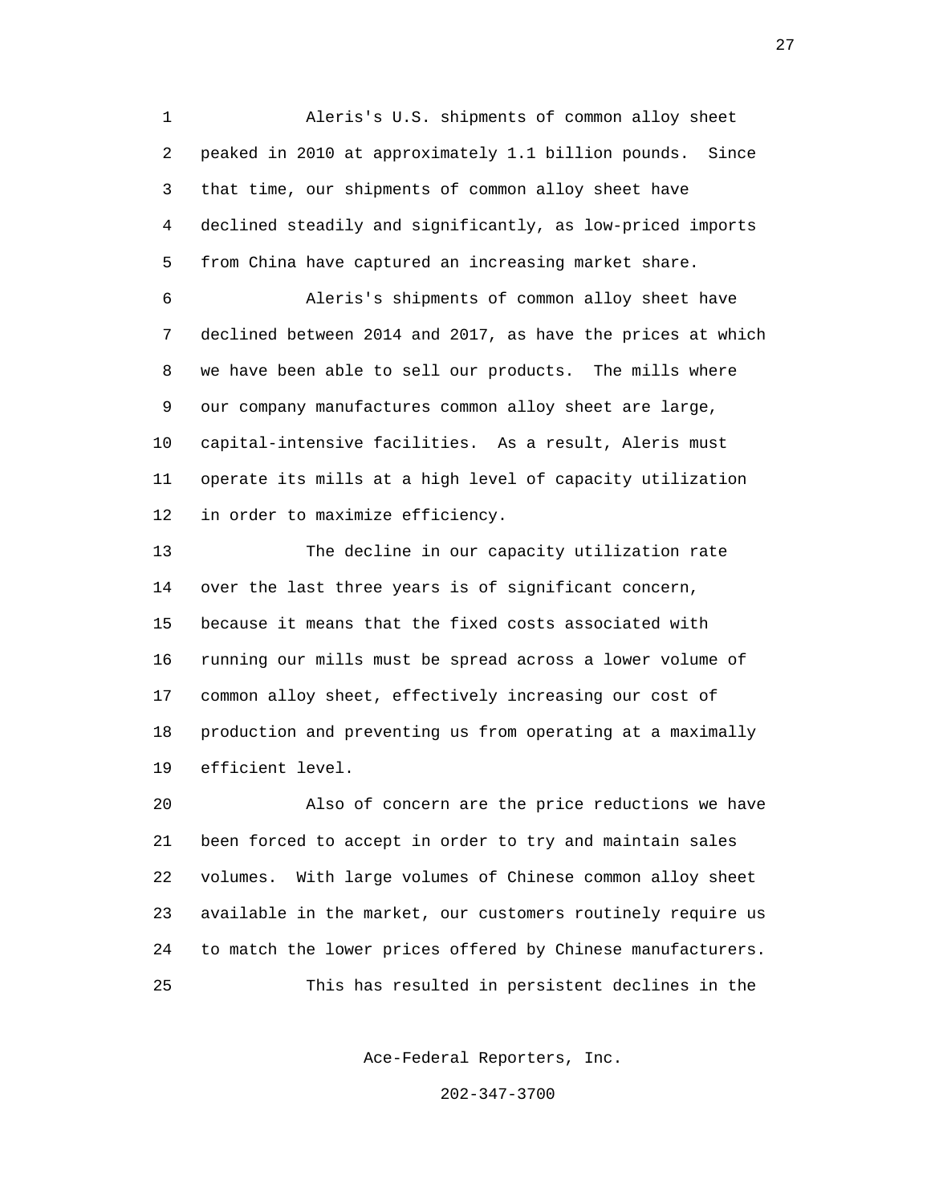Aleris's U.S. shipments of common alloy sheet peaked in 2010 at approximately 1.1 billion pounds. Since that time, our shipments of common alloy sheet have declined steadily and significantly, as low-priced imports from China have captured an increasing market share.

Aleris's shipments of common alloy sheet have declined between 2014 and 2017, as have the prices at which we have been able to sell our products. The mills where our company manufactures common alloy sheet are large, capital-intensive facilities. As a result, Aleris must operate its mills at a high level of capacity utilization in order to maximize efficiency.

The decline in our capacity utilization rate over the last three years is of significant concern, because it means that the fixed costs associated with running our mills must be spread across a lower volume of common alloy sheet, effectively increasing our cost of production and preventing us from operating at a maximally efficient level.

Also of concern are the price reductions we have been forced to accept in order to try and maintain sales volumes. With large volumes of Chinese common alloy sheet available in the market, our customers routinely require us to match the lower prices offered by Chinese manufacturers.

This has resulted in persistent declines in the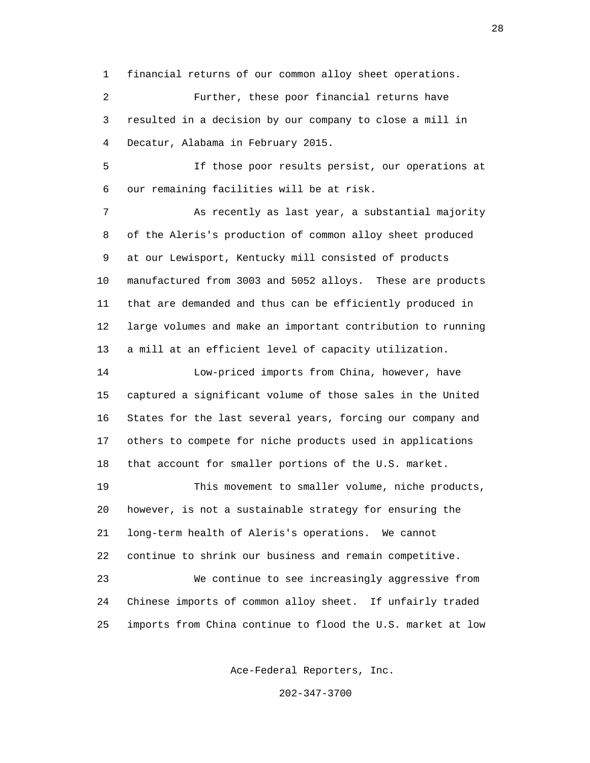financial returns of our common alloy sheet operations.

Further, these poor financial returns have resulted in a decision by our company to close a mill in Decatur, Alabama in February 2015.

If those poor results persist, our operations at our remaining facilities will be at risk.

As recently as last year, a substantial majority of the Aleris's production of common alloy sheet produced at our Lewisport, Kentucky mill consisted of products manufactured from 3003 and 5052 alloys. These are products that are demanded and thus can be efficiently produced in large volumes and make an important contribution to running a mill at an efficient level of capacity utilization.

Low-priced imports from China, however, have captured a significant volume of those sales in the United States for the last several years, forcing our company and others to compete for niche products used in applications that account for smaller portions of the U.S. market.

This movement to smaller volume, niche products, however, is not a sustainable strategy for ensuring the long-term health of Aleris's operations. We cannot continue to shrink our business and remain competitive.

We continue to see increasingly aggressive from Chinese imports of common alloy sheet. If unfairly traded imports from China continue to flood the U.S. market at low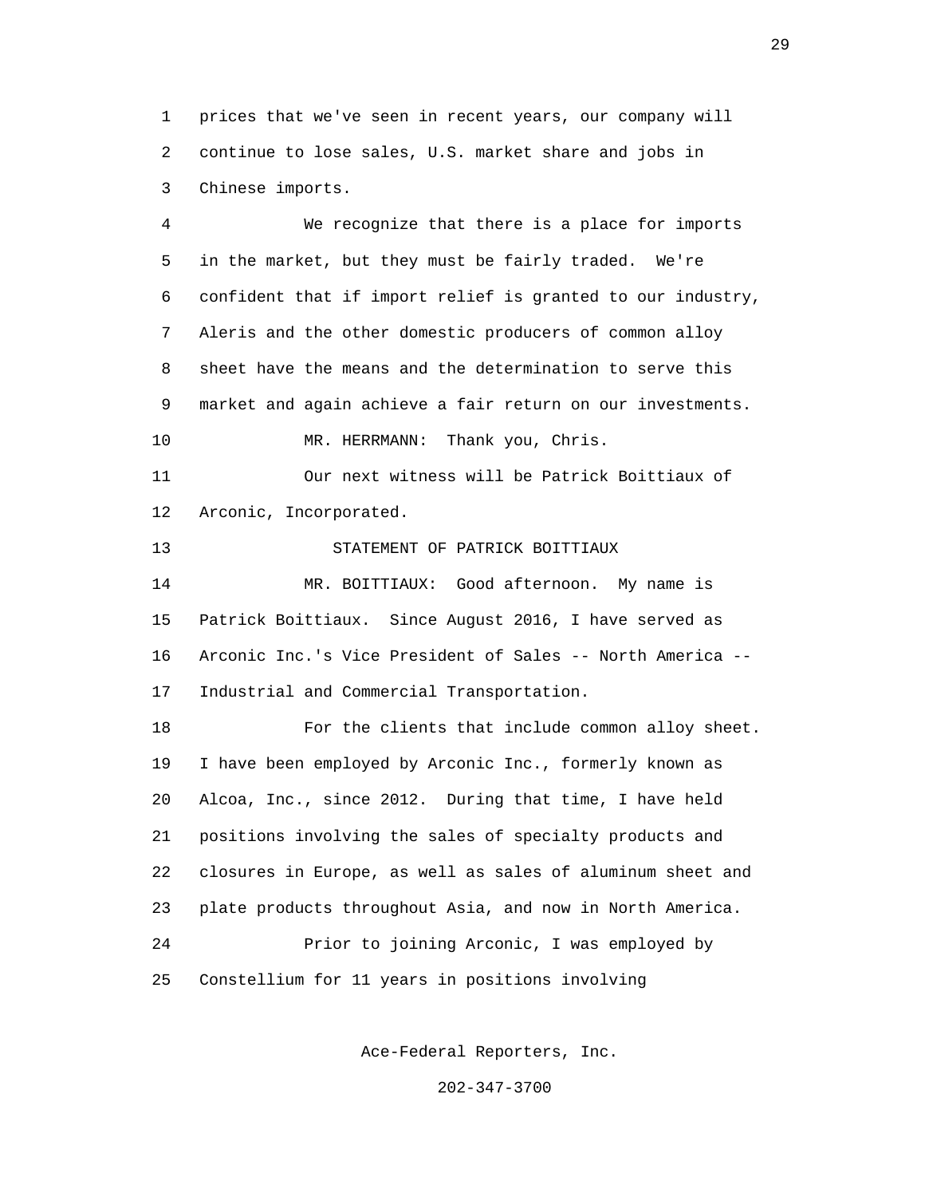prices that we've seen in recent years, our company will continue to lose sales, U.S. market share and jobs in Chinese imports.

We recognize that there is a place for imports in the market, but they must be fairly traded. We're confident that if import relief is granted to our industry, Aleris and the other domestic producers of common alloy sheet have the means and the determination to serve this market and again achieve a fair return on our investments.

MR. HERRMANN: Thank you, Chris.

Our next witness will be Patrick Boittiaux of Arconic, Incorporated.

STATEMENT OF PATRICK BOITTIAUX

MR. BOITTIAUX: Good afternoon. My name is Patrick Boittiaux. Since August 2016, I have served as Arconic Inc.'s Vice President of Sales -- North America -- Industrial and Commercial Transportation.

For the clients that include common alloy sheet. I have been employed by Arconic Inc., formerly known as Alcoa, Inc., since 2012. During that time, I have held positions involving the sales of specialty products and closures in Europe, as well as sales of aluminum sheet and plate products throughout Asia, and now in North America.

Prior to joining Arconic, I was employed by Constellium for 11 years in positions involving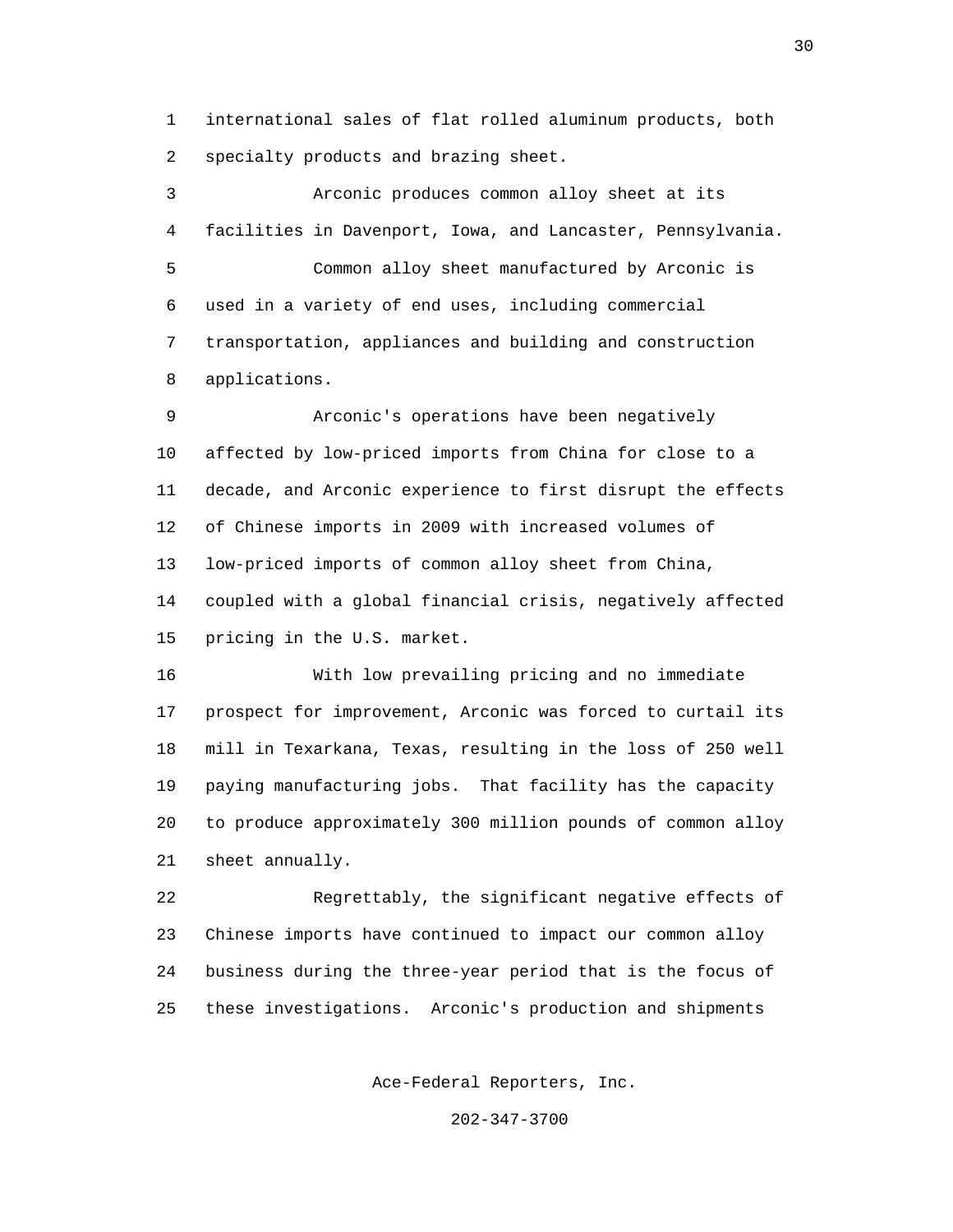international sales of flat rolled aluminum products, both specialty products and brazing sheet.

Arconic produces common alloy sheet at its facilities in Davenport, Iowa, and Lancaster, Pennsylvania.

Common alloy sheet manufactured by Arconic is used in a variety of end uses, including commercial transportation, appliances and building and construction applications.

Arconic's operations have been negatively affected by low-priced imports from China for close to a decade, and Arconic experience to first disrupt the effects of Chinese imports in 2009 with increased volumes of low-priced imports of common alloy sheet from China, coupled with a global financial crisis, negatively affected pricing in the U.S. market.

With low prevailing pricing and no immediate prospect for improvement, Arconic was forced to curtail its mill in Texarkana, Texas, resulting in the loss of 250 well paying manufacturing jobs. That facility has the capacity to produce approximately 300 million pounds of common alloy sheet annually.

Regrettably, the significant negative effects of Chinese imports have continued to impact our common alloy business during the three-year period that is the focus of these investigations. Arconic's production and shipments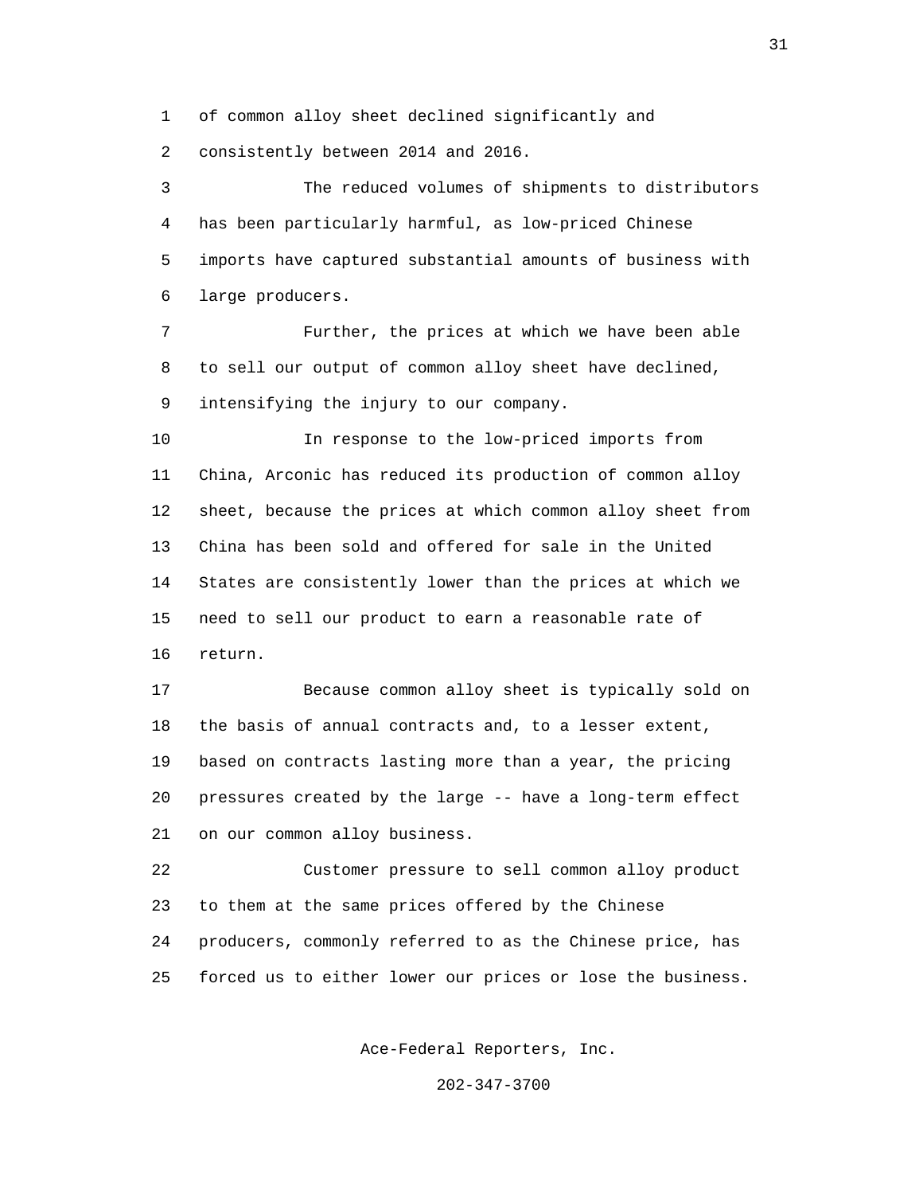of common alloy sheet declined significantly and consistently between 2014 and 2016.

The reduced volumes of shipments to distributors has been particularly harmful, as low-priced Chinese imports have captured substantial amounts of business with large producers.

Further, the prices at which we have been able to sell our output of common alloy sheet have declined, intensifying the injury to our company.

In response to the low-priced imports from China, Arconic has reduced its production of common alloy sheet, because the prices at which common alloy sheet from China has been sold and offered for sale in the United States are consistently lower than the prices at which we need to sell our product to earn a reasonable rate of return.

Because common alloy sheet is typically sold on the basis of annual contracts and, to a lesser extent, based on contracts lasting more than a year, the pricing pressures created by the large -- have a long-term effect on our common alloy business.

Customer pressure to sell common alloy product to them at the same prices offered by the Chinese producers, commonly referred to as the Chinese price, has forced us to either lower our prices or lose the business.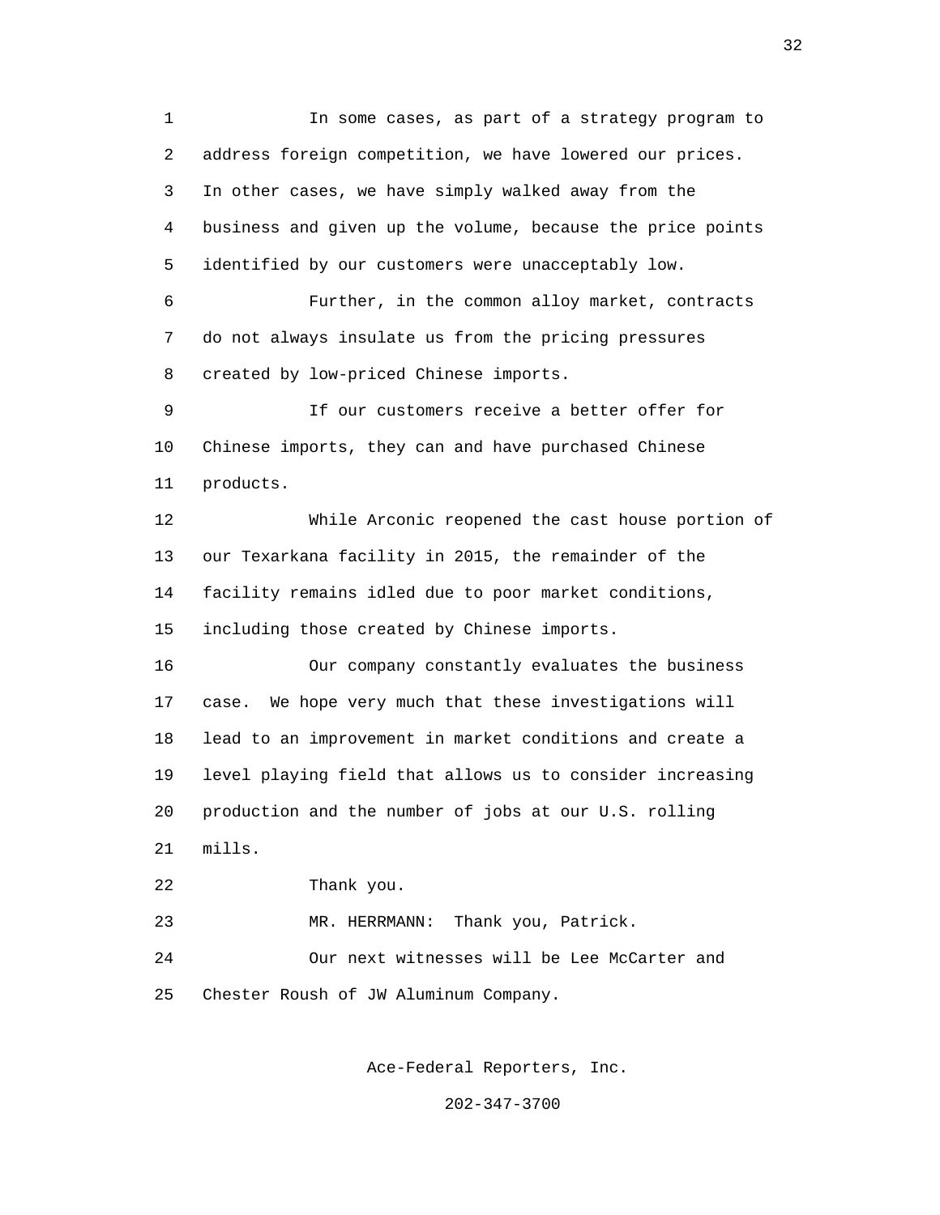In some cases, as part of a strategy program to address foreign competition, we have lowered our prices. In other cases, we have simply walked away from the business and given up the volume, because the price points identified by our customers were unacceptably low.

Further, in the common alloy market, contracts do not always insulate us from the pricing pressures created by low-priced Chinese imports.

If our customers receive a better offer for Chinese imports, they can and have purchased Chinese products.

While Arconic reopened the cast house portion of our Texarkana facility in 2015, the remainder of the facility remains idled due to poor market conditions, including those created by Chinese imports.

Our company constantly evaluates the business case. We hope very much that these investigations will lead to an improvement in market conditions and create a level playing field that allows us to consider increasing production and the number of jobs at our U.S. rolling mills.

Thank you.

MR. HERRMANN: Thank you, Patrick.

Our next witnesses will be Lee McCarter and Chester Roush of JW Aluminum Company.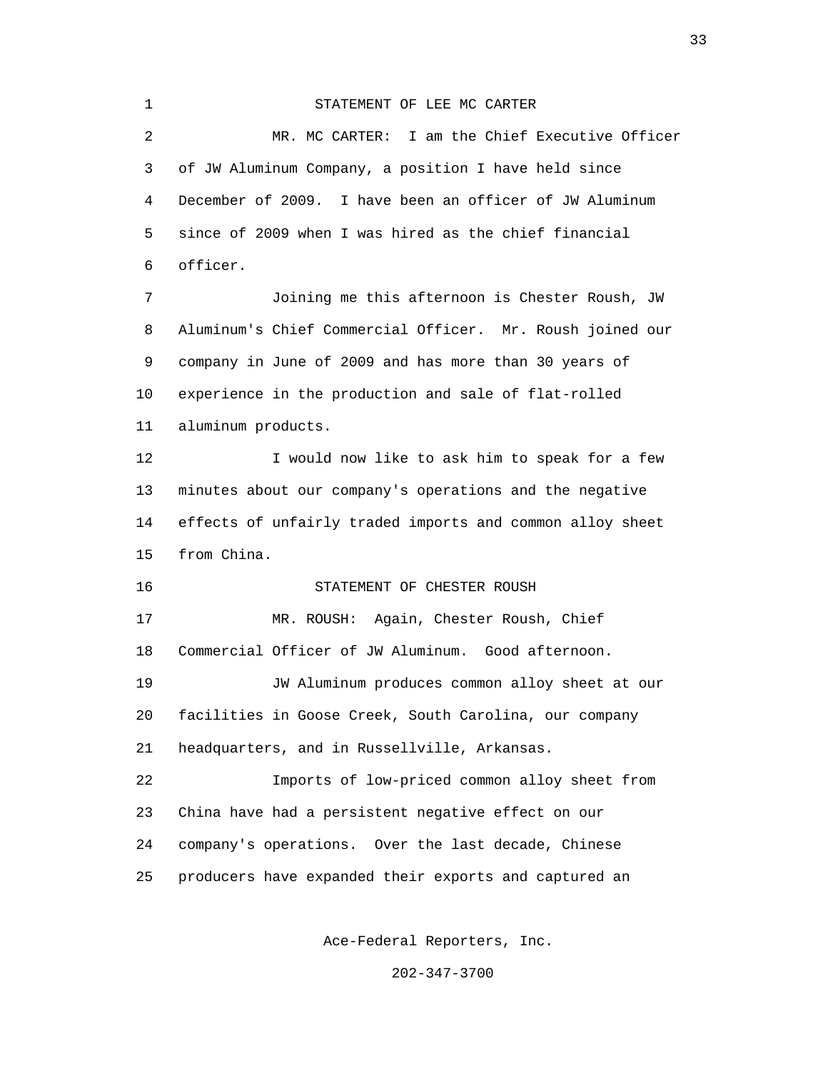### STATEMENT OF LEE MC CARTER

MR. MC CARTER: I am the Chief Executive Officer of JW Aluminum Company, a position I have held since December of 2009. I have been an officer of JW Aluminum since of 2009 when I was hired as the chief financial officer.

Joining me this afternoon is Chester Roush, JW Aluminum's Chief Commercial Officer. Mr. Roush joined our company in June of 2009 and has more than 30 years of experience in the production and sale of flat-rolled aluminum products.

I would now like to ask him to speak for a few minutes about our company's operations and the negative effects of unfairly traded imports and common alloy sheet from China.

### STATEMENT OF CHESTER ROUSH

MR. ROUSH: Again, Chester Roush, Chief Commercial Officer of JW Aluminum. Good afternoon.

JW Aluminum produces common alloy sheet at our facilities in Goose Creek, South Carolina, our company headquarters, and in Russellville, Arkansas.

Imports of low-priced common alloy sheet from China have had a persistent negative effect on our company's operations. Over the last decade, Chinese producers have expanded their exports and captured an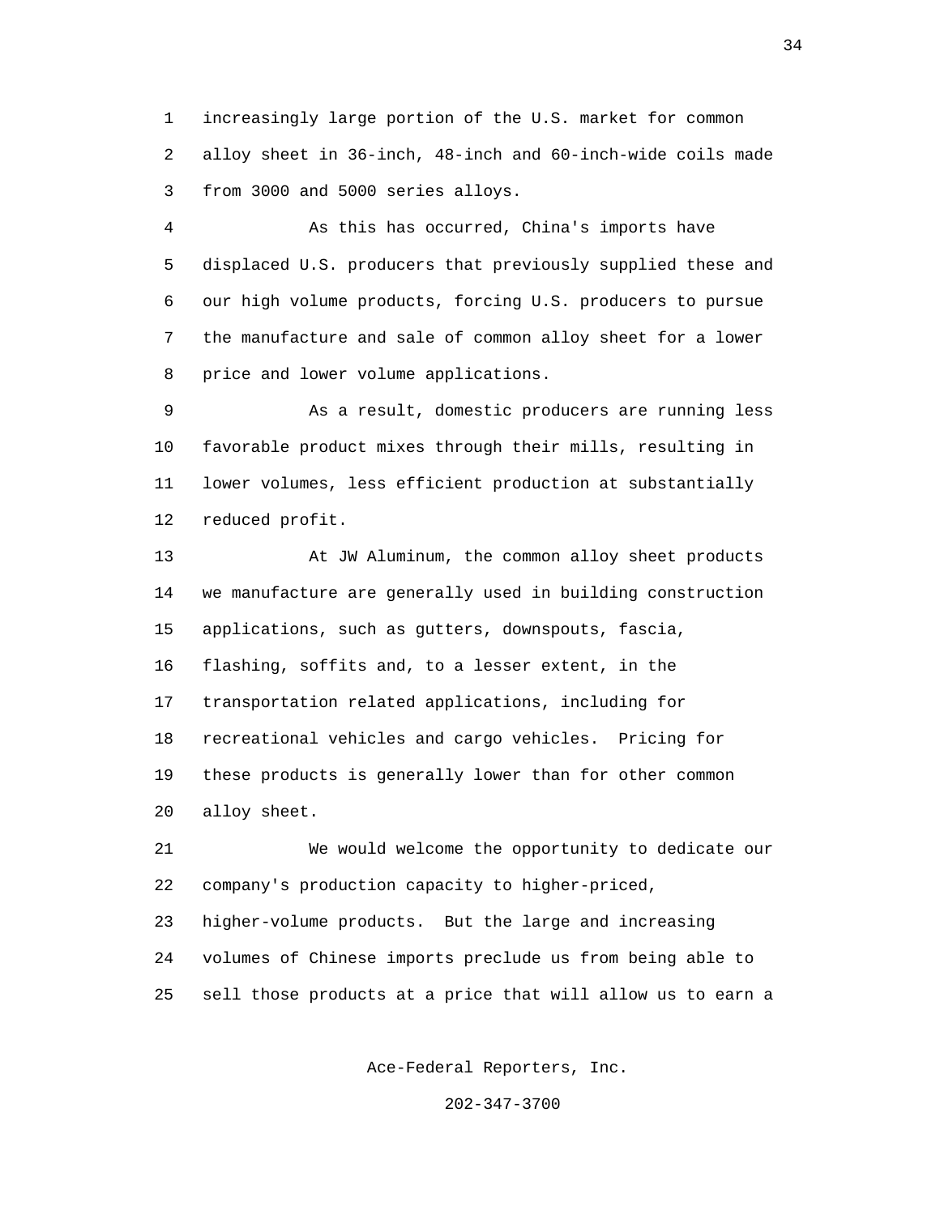increasingly large portion of the U.S. market for common alloy sheet in 36-inch, 48-inch and 60-inch-wide coils made from 3000 and 5000 series alloys.

As this has occurred, China's imports have displaced U.S. producers that previously supplied these and our high volume products, forcing U.S. producers to pursue the manufacture and sale of common alloy sheet for a lower price and lower volume applications.

As a result, domestic producers are running less favorable product mixes through their mills, resulting in lower volumes, less efficient production at substantially reduced profit.

At JW Aluminum, the common alloy sheet products we manufacture are generally used in building construction applications, such as gutters, downspouts, fascia, flashing, soffits and, to a lesser extent, in the transportation related applications, including for recreational vehicles and cargo vehicles. Pricing for these products is generally lower than for other common alloy sheet.

We would welcome the opportunity to dedicate our company's production capacity to higher-priced, higher-volume products. But the large and increasing volumes of Chinese imports preclude us from being able to sell those products at a price that will allow us to earn a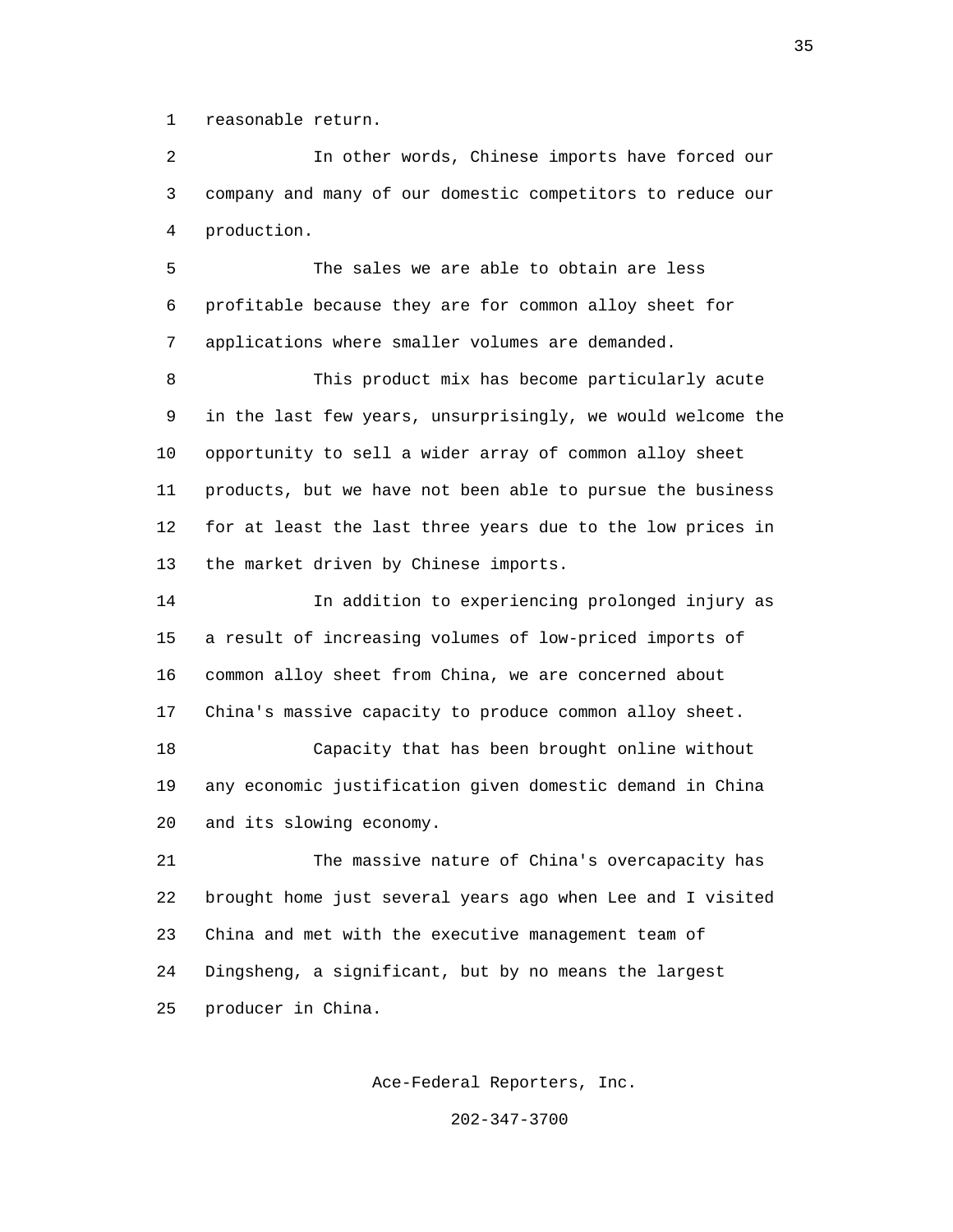reasonable return.

In other words, Chinese imports have forced our company and many of our domestic competitors to reduce our production.

The sales we are able to obtain are less profitable because they are for common alloy sheet for applications where smaller volumes are demanded.

This product mix has become particularly acute in the last few years, unsurprisingly, we would welcome the opportunity to sell a wider array of common alloy sheet products, but we have not been able to pursue the business for at least the last three years due to the low prices in the market driven by Chinese imports.

In addition to experiencing prolonged injury as a result of increasing volumes of low-priced imports of common alloy sheet from China, we are concerned about China's massive capacity to produce common alloy sheet.

Capacity that has been brought online without any economic justification given domestic demand in China and its slowing economy.

The massive nature of China's overcapacity has brought home just several years ago when Lee and I visited China and met with the executive management team of Dingsheng, a significant, but by no means the largest producer in China.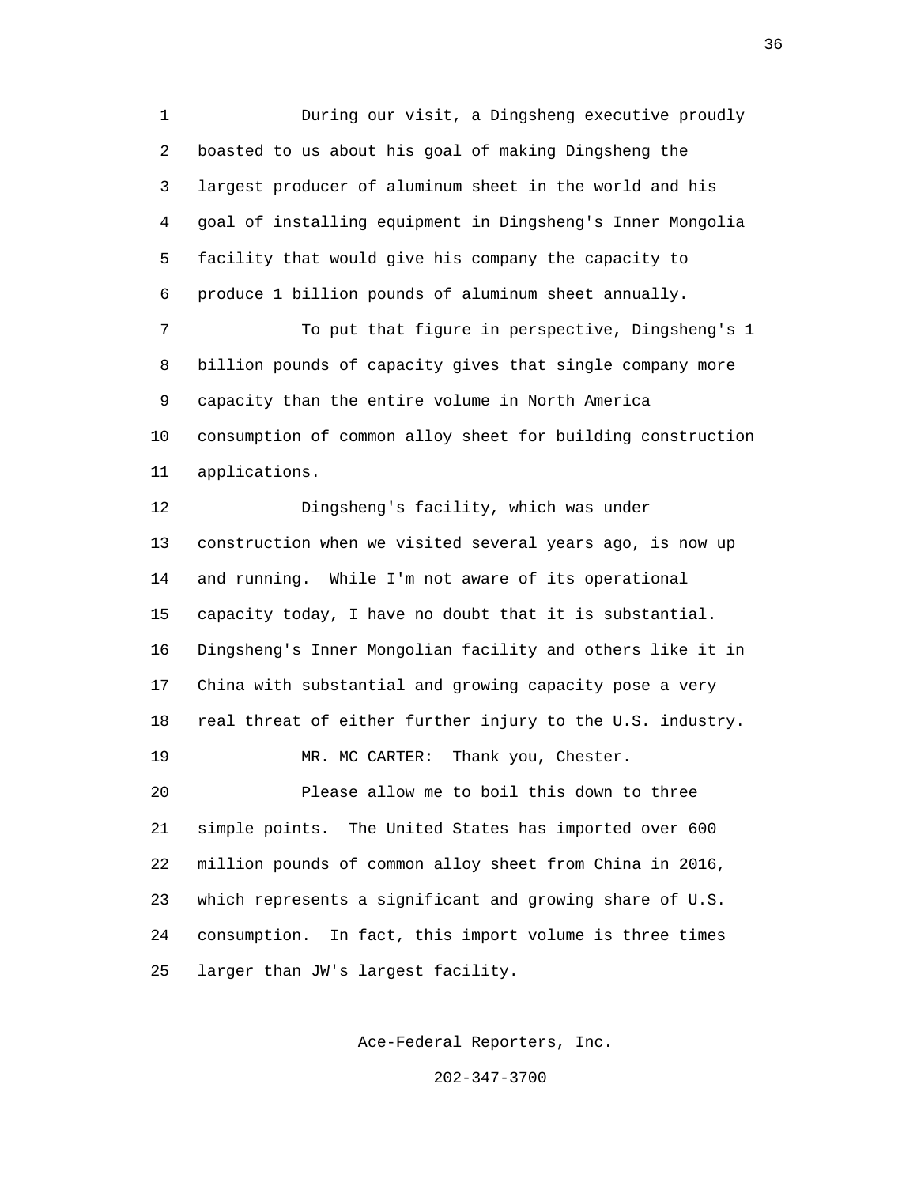During our visit, a Dingsheng executive proudly boasted to us about his goal of making Dingsheng the largest producer of aluminum sheet in the world and his goal of installing equipment in Dingsheng's Inner Mongolia facility that would give his company the capacity to produce 1 billion pounds of aluminum sheet annually.

To put that figure in perspective, Dingsheng's 1 billion pounds of capacity gives that single company more capacity than the entire volume in North America consumption of common alloy sheet for building construction applications.

Dingsheng's facility, which was under construction when we visited several years ago, is now up and running. While I'm not aware of its operational capacity today, I have no doubt that it is substantial. Dingsheng's Inner Mongolian facility and others like it in China with substantial and growing capacity pose a very real threat of either further injury to the U.S. industry.

MR. MC CARTER: Thank you, Chester.

Please allow me to boil this down to three simple points. The United States has imported over 600 million pounds of common alloy sheet from China in 2016, which represents a significant and growing share of U.S. consumption. In fact, this import volume is three times larger than JW's largest facility.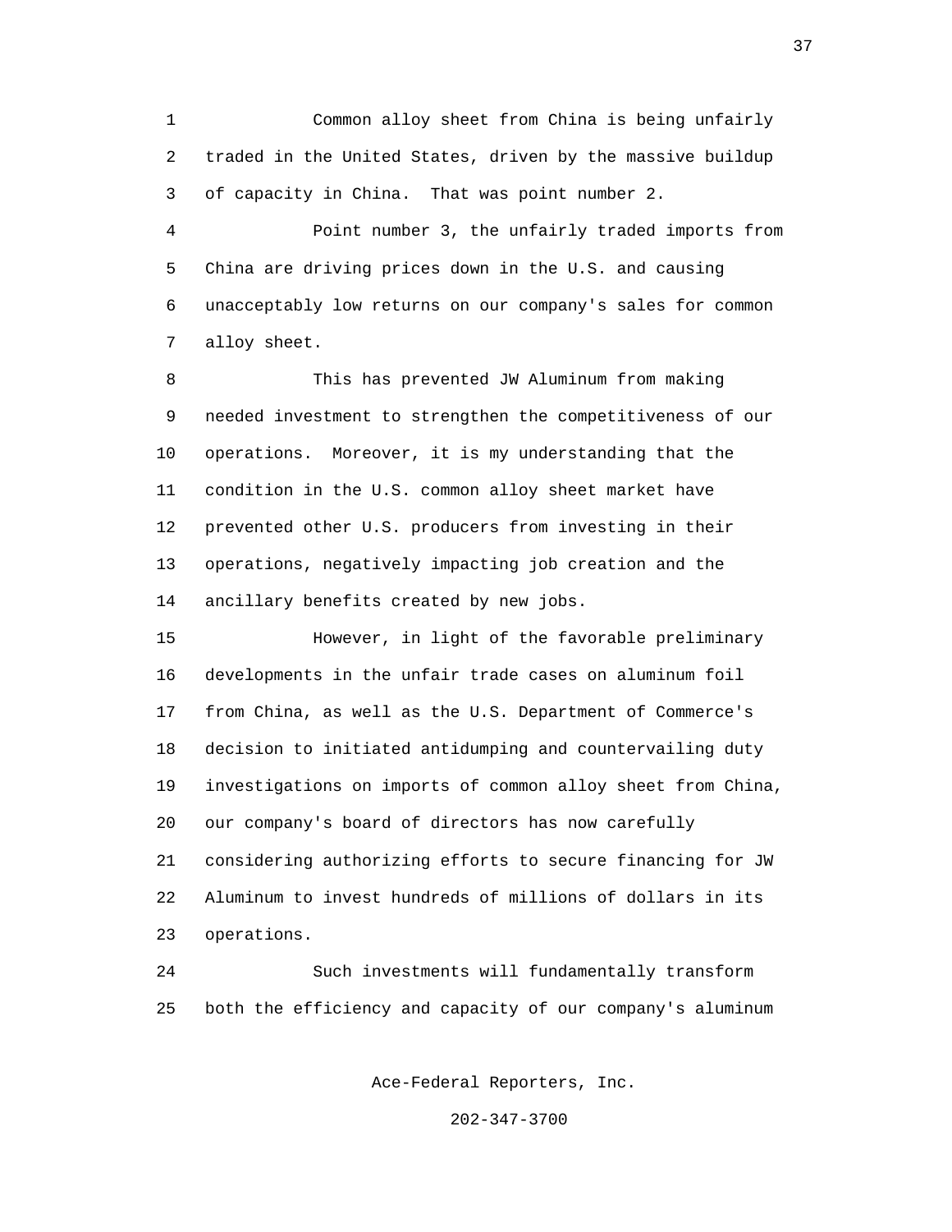Common alloy sheet from China is being unfairly traded in the United States, driven by the massive buildup of capacity in China. That was point number 2.

Point number 3, the unfairly traded imports from China are driving prices down in the U.S. and causing unacceptably low returns on our company's sales for common alloy sheet.

This has prevented JW Aluminum from making needed investment to strengthen the competitiveness of our operations. Moreover, it is my understanding that the condition in the U.S. common alloy sheet market have prevented other U.S. producers from investing in their operations, negatively impacting job creation and the ancillary benefits created by new jobs.

However, in light of the favorable preliminary developments in the unfair trade cases on aluminum foil from China, as well as the U.S. Department of Commerce's decision to initiated antidumping and countervailing duty investigations on imports of common alloy sheet from China, our company's board of directors has now carefully considering authorizing efforts to secure financing for JW Aluminum to invest hundreds of millions of dollars in its operations.

Such investments will fundamentally transform both the efficiency and capacity of our company's aluminum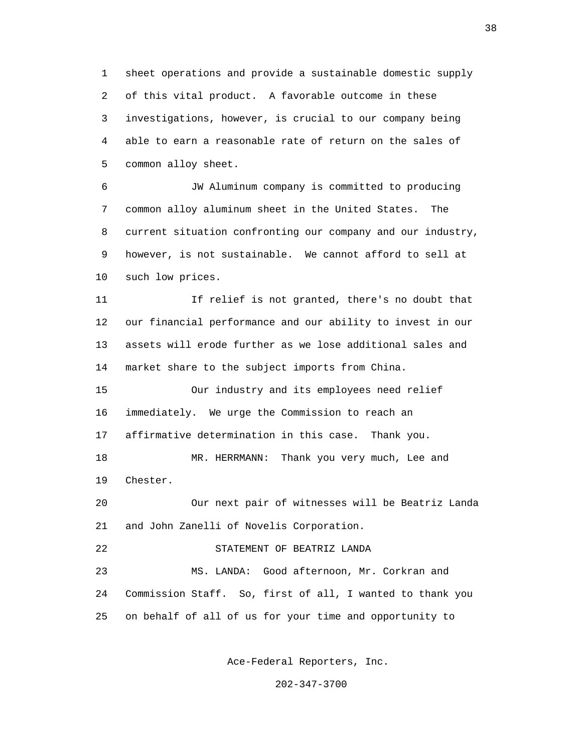sheet operations and provide a sustainable domestic supply of this vital product. A favorable outcome in these investigations, however, is crucial to our company being able to earn a reasonable rate of return on the sales of common alloy sheet.

JW Aluminum company is committed to producing common alloy aluminum sheet in the United States. The current situation confronting our company and our industry, however, is not sustainable. We cannot afford to sell at such low prices.

If relief is not granted, there's no doubt that our financial performance and our ability to invest in our assets will erode further as we lose additional sales and market share to the subject imports from China.

Our industry and its employees need relief immediately. We urge the Commission to reach an affirmative determination in this case. Thank you.

MR. HERRMANN: Thank you very much, Lee and Chester.

Our next pair of witnesses will be Beatriz Landa and John Zanelli of Novelis Corporation.

STATEMENT OF BEATRIZ LANDA

MS. LANDA: Good afternoon, Mr. Corkran and Commission Staff. So, first of all, I wanted to thank you on behalf of all of us for your time and opportunity to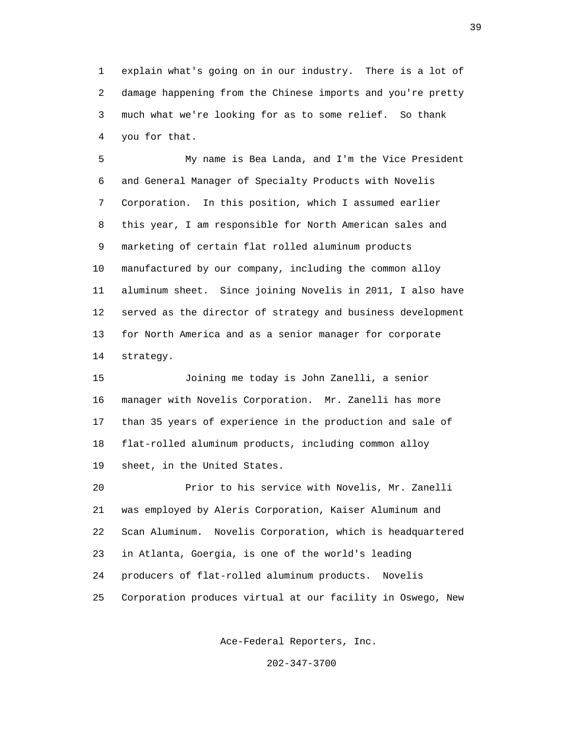explain what's going on in our industry. There is a lot of damage happening from the Chinese imports and you're pretty much what we're looking for as to some relief. So thank you for that.

My name is Bea Landa, and I'm the Vice President and General Manager of Specialty Products with Novelis Corporation. In this position, which I assumed earlier this year, I am responsible for North American sales and marketing of certain flat rolled aluminum products manufactured by our company, including the common alloy aluminum sheet. Since joining Novelis in 2011, I also have served as the director of strategy and business development for North America and as a senior manager for corporate strategy.

Joining me today is John Zanelli, a senior manager with Novelis Corporation. Mr. Zanelli has more than 35 years of experience in the production and sale of flat-rolled aluminum products, including common alloy sheet, in the United States.

Prior to his service with Novelis, Mr. Zanelli was employed by Aleris Corporation, Kaiser Aluminum and Scan Aluminum. Novelis Corporation, which is headquartered in Atlanta, Goergia, is one of the world's leading producers of flat-rolled aluminum products. Novelis Corporation produces virtual at our facility in Oswego, New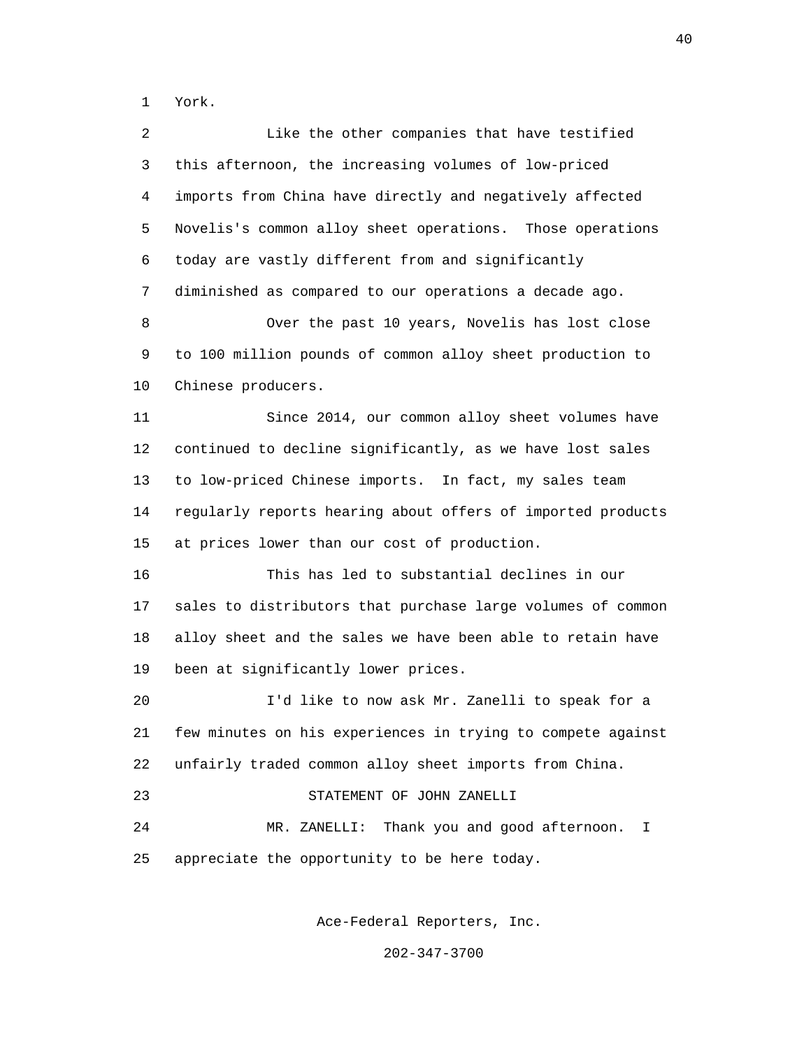York.

Like the other companies that have testified this afternoon, the increasing volumes of low-priced imports from China have directly and negatively affected Novelis's common alloy sheet operations. Those operations today are vastly different from and significantly diminished as compared to our operations a decade ago.

Over the past 10 years, Novelis has lost close to 100 million pounds of common alloy sheet production to Chinese producers.

Since 2014, our common alloy sheet volumes have continued to decline significantly, as we have lost sales to low-priced Chinese imports. In fact, my sales team regularly reports hearing about offers of imported products at prices lower than our cost of production.

This has led to substantial declines in our sales to distributors that purchase large volumes of common alloy sheet and the sales we have been able to retain have been at significantly lower prices.

I'd like to now ask Mr. Zanelli to speak for a few minutes on his experiences in trying to compete against unfairly traded common alloy sheet imports from China.

STATEMENT OF JOHN ZANELLI

MR. ZANELLI: Thank you and good afternoon. I appreciate the opportunity to be here today.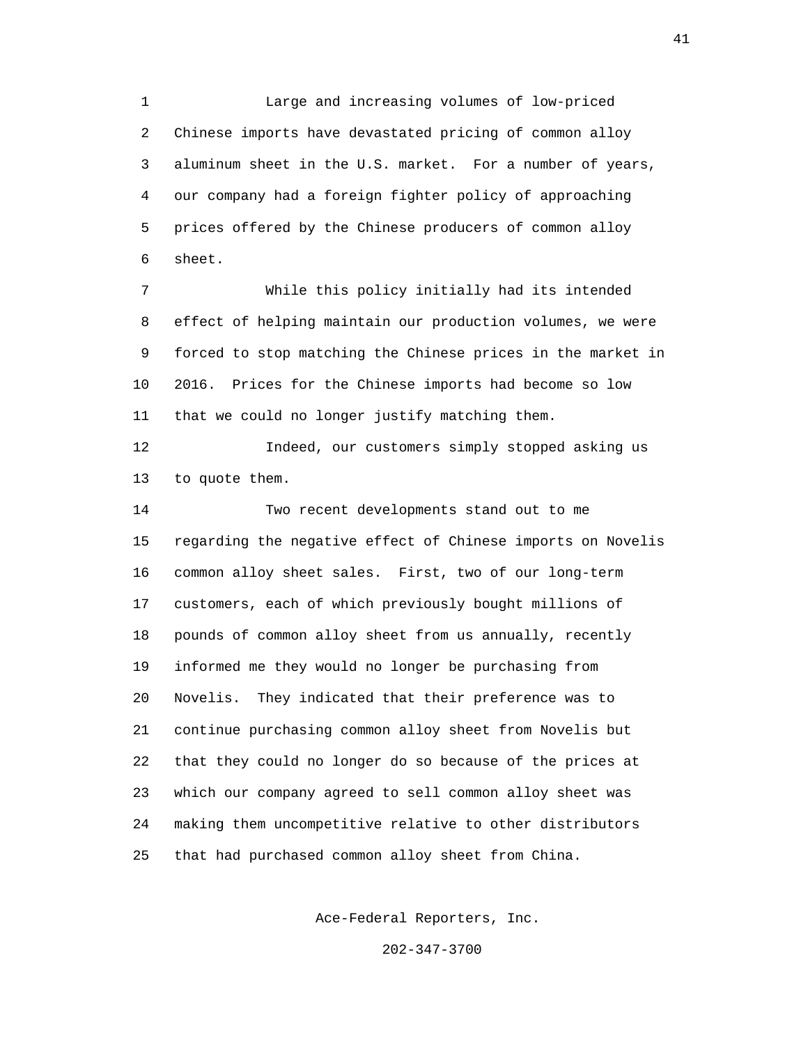Large and increasing volumes of low-priced Chinese imports have devastated pricing of common alloy aluminum sheet in the U.S. market. For a number of years, our company had a foreign fighter policy of approaching prices offered by the Chinese producers of common alloy sheet.

While this policy initially had its intended effect of helping maintain our production volumes, we were forced to stop matching the Chinese prices in the market in 2016. Prices for the Chinese imports had become so low that we could no longer justify matching them.

Indeed, our customers simply stopped asking us to quote them.

Two recent developments stand out to me regarding the negative effect of Chinese imports on Novelis common alloy sheet sales. First, two of our long-term customers, each of which previously bought millions of pounds of common alloy sheet from us annually, recently informed me they would no longer be purchasing from Novelis. They indicated that their preference was to continue purchasing common alloy sheet from Novelis but that they could no longer do so because of the prices at which our company agreed to sell common alloy sheet was making them uncompetitive relative to other distributors that had purchased common alloy sheet from China.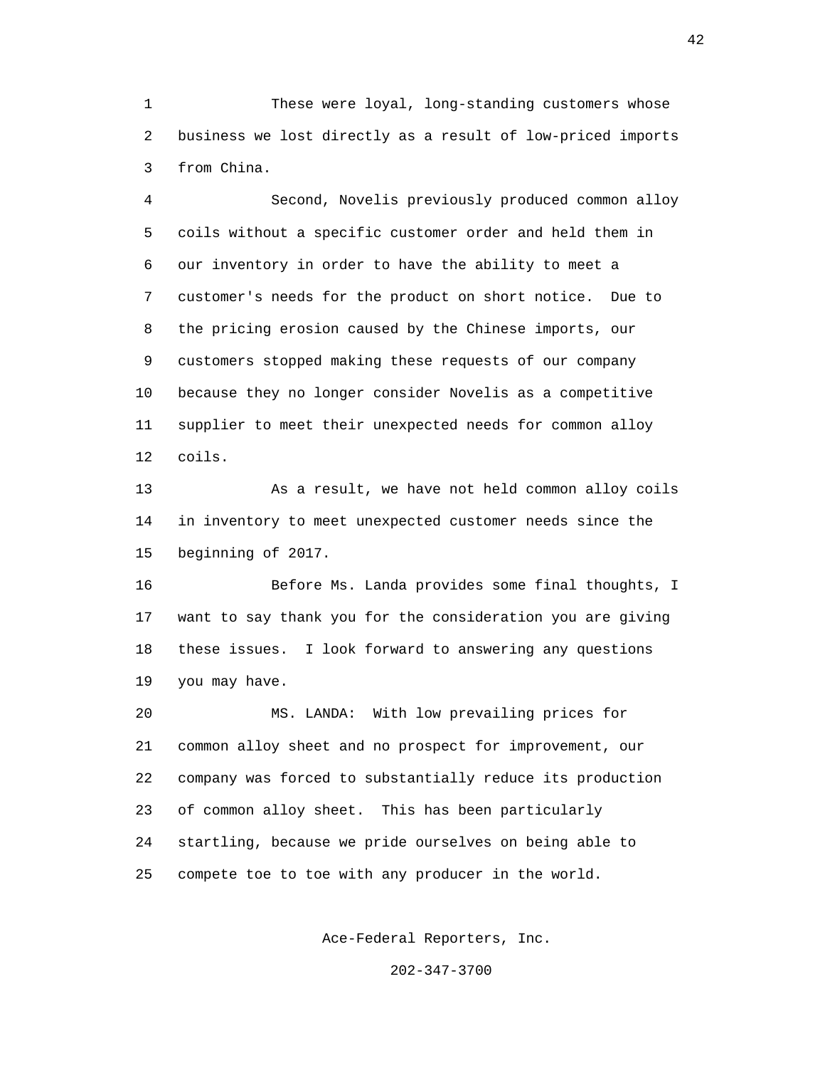These were loyal, long-standing customers whose business we lost directly as a result of low-priced imports from China.

Second, Novelis previously produced common alloy coils without a specific customer order and held them in our inventory in order to have the ability to meet a customer's needs for the product on short notice. Due to the pricing erosion caused by the Chinese imports, our customers stopped making these requests of our company because they no longer consider Novelis as a competitive supplier to meet their unexpected needs for common alloy coils.

As a result, we have not held common alloy coils in inventory to meet unexpected customer needs since the beginning of 2017.

Before Ms. Landa provides some final thoughts, I want to say thank you for the consideration you are giving these issues. I look forward to answering any questions you may have.

MS. LANDA: With low prevailing prices for common alloy sheet and no prospect for improvement, our company was forced to substantially reduce its production of common alloy sheet. This has been particularly startling, because we pride ourselves on being able to compete toe to toe with any producer in the world.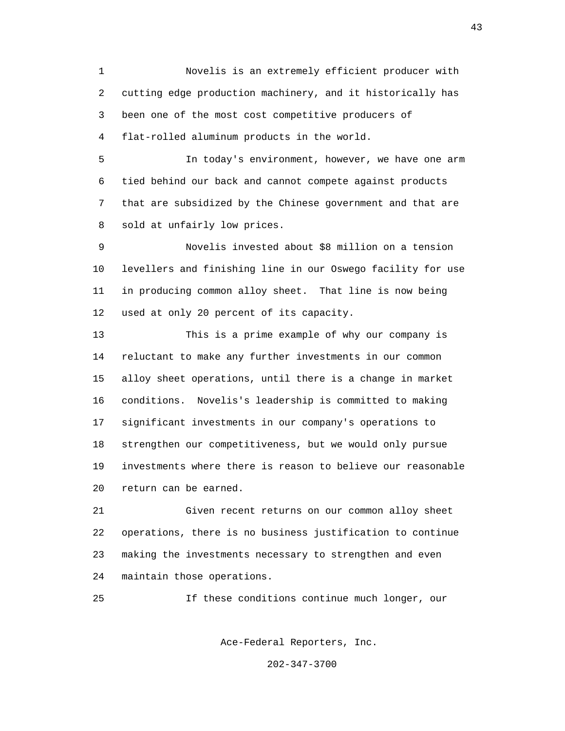Novelis is an extremely efficient producer with cutting edge production machinery, and it historically has been one of the most cost competitive producers of flat-rolled aluminum products in the world.

In today's environment, however, we have one arm tied behind our back and cannot compete against products that are subsidized by the Chinese government and that are sold at unfairly low prices.

Novelis invested about $8 million on a tension levellers and finishing line in our Oswego facility for use in producing common alloy sheet. That line is now being used at only 20 percent of its capacity.

This is a prime example of why our company is reluctant to make any further investments in our common alloy sheet operations, until there is a change in market conditions. Novelis's leadership is committed to making significant investments in our company's operations to strengthen our competitiveness, but we would only pursue investments where there is reason to believe our reasonable return can be earned.

Given recent returns on our common alloy sheet operations, there is no business justification to continue making the investments necessary to strengthen and even maintain those operations.

If these conditions continue much longer, our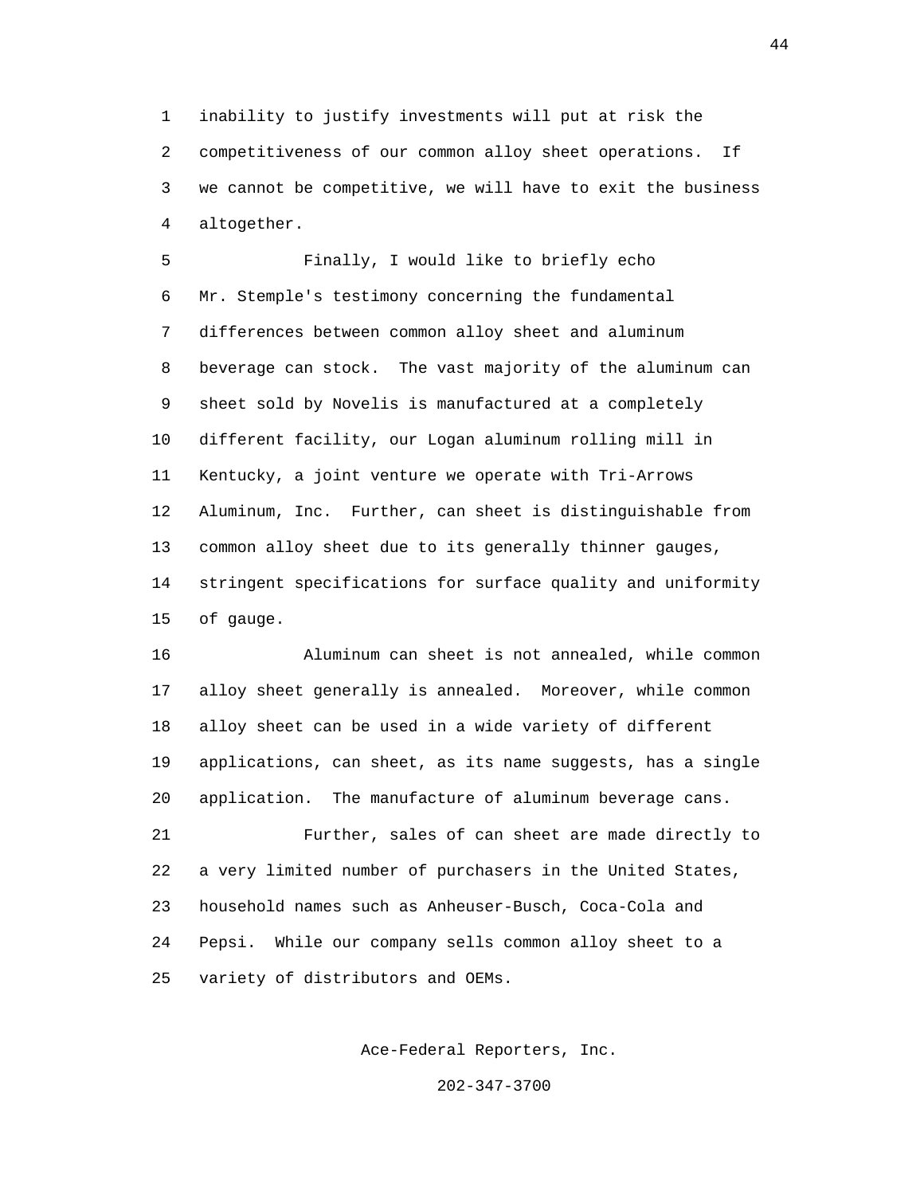inability to justify investments will put at risk the competitiveness of our common alloy sheet operations. If we cannot be competitive, we will have to exit the business altogether.

Finally, I would like to briefly echo Mr. Stemple's testimony concerning the fundamental differences between common alloy sheet and aluminum beverage can stock. The vast majority of the aluminum can sheet sold by Novelis is manufactured at a completely different facility, our Logan aluminum rolling mill in Kentucky, a joint venture we operate with Tri-Arrows Aluminum, Inc. Further, can sheet is distinguishable from common alloy sheet due to its generally thinner gauges, stringent specifications for surface quality and uniformity of gauge.

Aluminum can sheet is not annealed, while common alloy sheet generally is annealed. Moreover, while common alloy sheet can be used in a wide variety of different applications, can sheet, as its name suggests, has a single application. The manufacture of aluminum beverage cans.

Further, sales of can sheet are made directly to a very limited number of purchasers in the United States, household names such as Anheuser-Busch, Coca-Cola and Pepsi. While our company sells common alloy sheet to a variety of distributors and OEMs.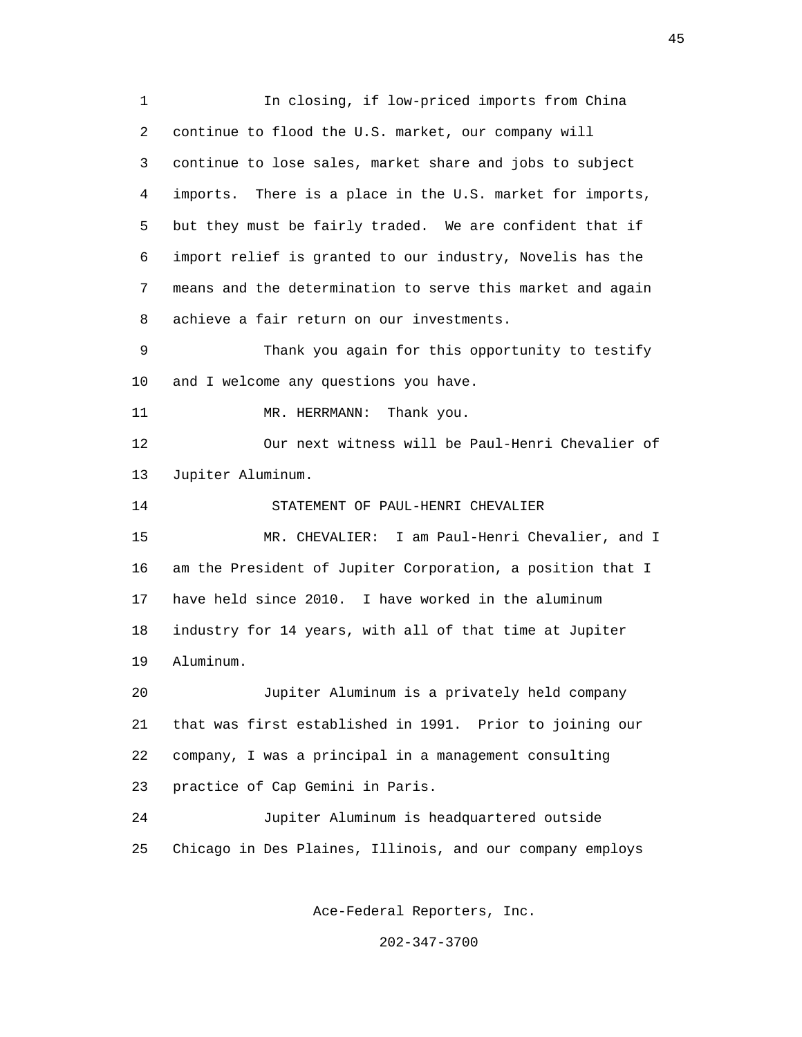In closing, if low-priced imports from China continue to flood the U.S. market, our company will continue to lose sales, market share and jobs to subject imports. There is a place in the U.S. market for imports, but they must be fairly traded. We are confident that if import relief is granted to our industry, Novelis has the means and the determination to serve this market and again achieve a fair return on our investments.

Thank you again for this opportunity to testify and I welcome any questions you have.

MR. HERRMANN: Thank you.

Our next witness will be Paul-Henri Chevalier of Jupiter Aluminum.

STATEMENT OF PAUL-HENRI CHEVALIER

MR. CHEVALIER: I am Paul-Henri Chevalier, and I am the President of Jupiter Corporation, a position that I have held since 2010. I have worked in the aluminum industry for 14 years, with all of that time at Jupiter Aluminum.

Jupiter Aluminum is a privately held company that was first established in 1991. Prior to joining our company, I was a principal in a management consulting practice of Cap Gemini in Paris.

Jupiter Aluminum is headquartered outside Chicago in Des Plaines, Illinois, and our company employs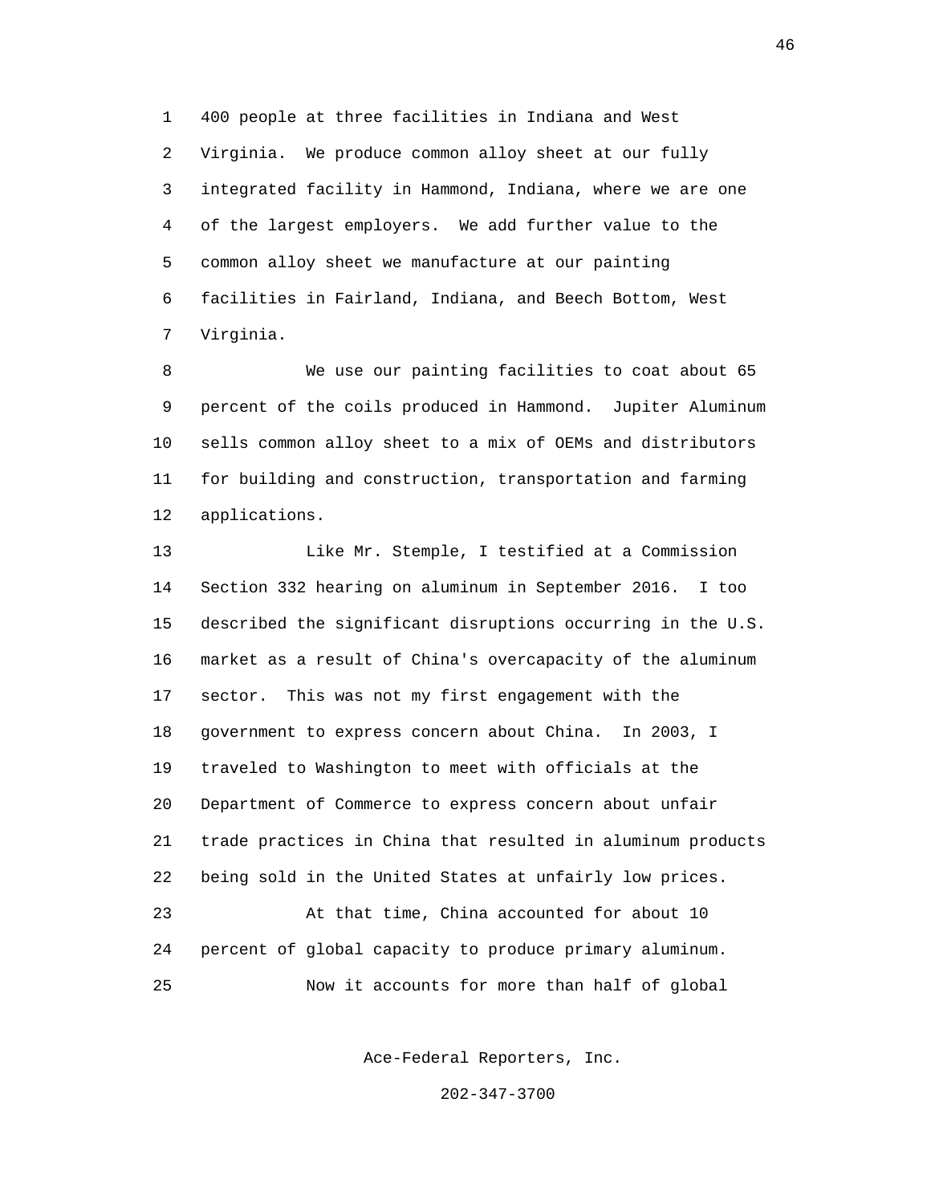400 people at three facilities in Indiana and West Virginia. We produce common alloy sheet at our fully integrated facility in Hammond, Indiana, where we are one of the largest employers. We add further value to the common alloy sheet we manufacture at our painting facilities in Fairland, Indiana, and Beech Bottom, West Virginia.

We use our painting facilities to coat about 65 percent of the coils produced in Hammond. Jupiter Aluminum sells common alloy sheet to a mix of OEMs and distributors for building and construction, transportation and farming applications.

Like Mr. Stemple, I testified at a Commission Section 332 hearing on aluminum in September 2016. I too described the significant disruptions occurring in the U.S. market as a result of China's overcapacity of the aluminum sector. This was not my first engagement with the government to express concern about China. In 2003, I traveled to Washington to meet with officials at the Department of Commerce to express concern about unfair trade practices in China that resulted in aluminum products being sold in the United States at unfairly low prices.

At that time, China accounted for about 10 percent of global capacity to produce primary aluminum.

Now it accounts for more than half of global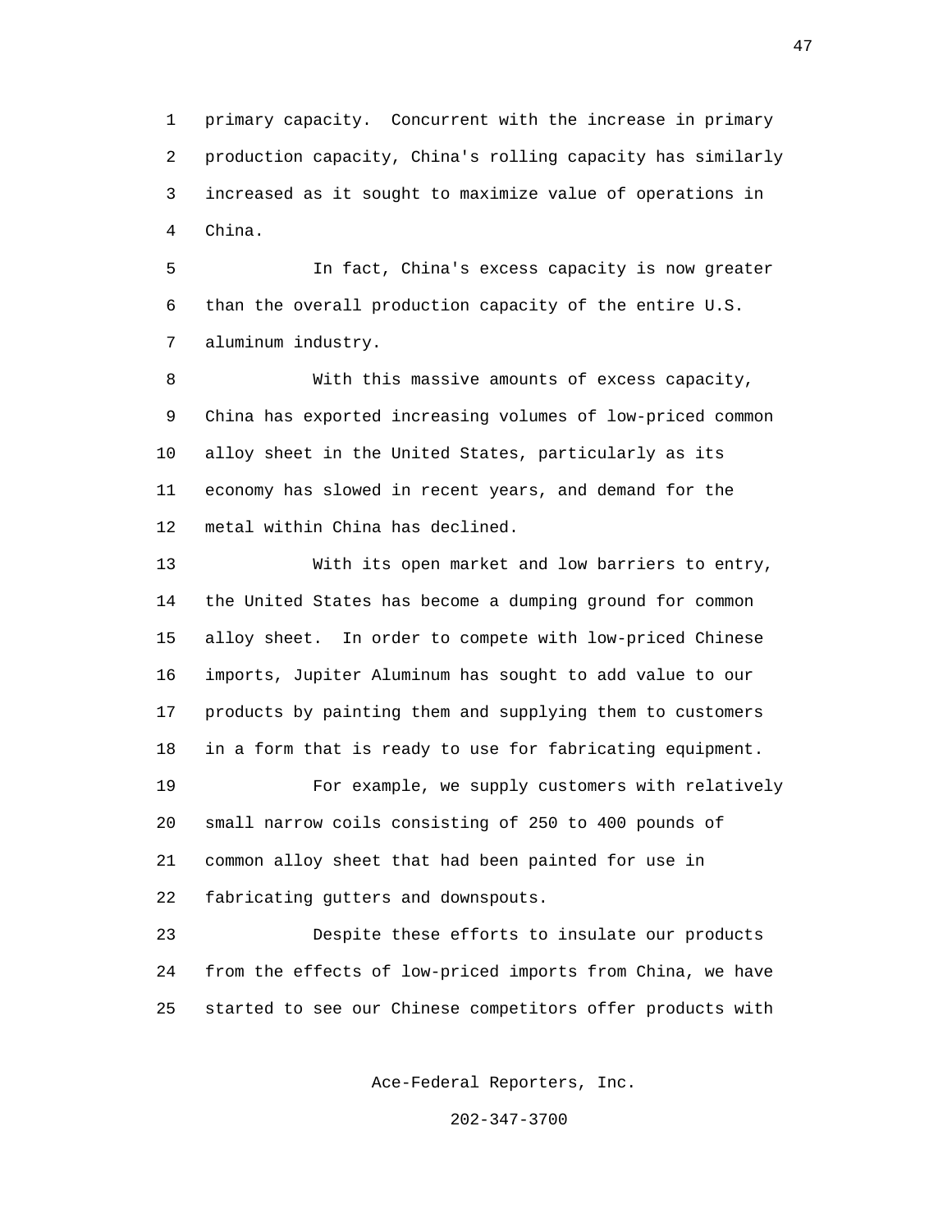primary capacity. Concurrent with the increase in primary production capacity, China's rolling capacity has similarly increased as it sought to maximize value of operations in China.

In fact, China's excess capacity is now greater than the overall production capacity of the entire U.S. aluminum industry.

With this massive amounts of excess capacity, China has exported increasing volumes of low-priced common alloy sheet in the United States, particularly as its economy has slowed in recent years, and demand for the metal within China has declined.

With its open market and low barriers to entry, the United States has become a dumping ground for common alloy sheet. In order to compete with low-priced Chinese imports, Jupiter Aluminum has sought to add value to our products by painting them and supplying them to customers in a form that is ready to use for fabricating equipment.

For example, we supply customers with relatively small narrow coils consisting of 250 to 400 pounds of common alloy sheet that had been painted for use in fabricating gutters and downspouts.

Despite these efforts to insulate our products from the effects of low-priced imports from China, we have started to see our Chinese competitors offer products with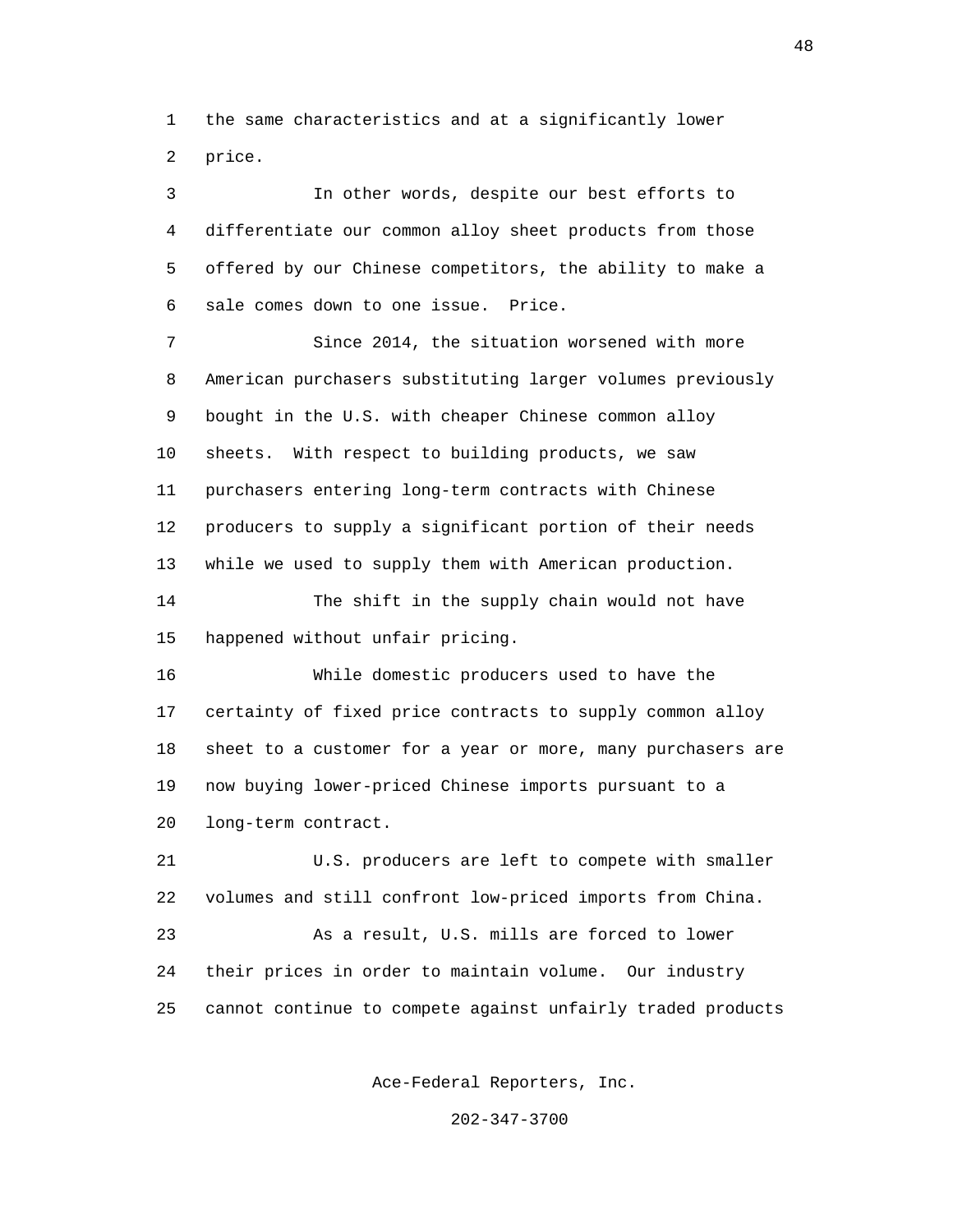the same characteristics and at a significantly lower price.

In other words, despite our best efforts to differentiate our common alloy sheet products from those offered by our Chinese competitors, the ability to make a sale comes down to one issue. Price.

Since 2014, the situation worsened with more American purchasers substituting larger volumes previously bought in the U.S. with cheaper Chinese common alloy sheets. With respect to building products, we saw purchasers entering long-term contracts with Chinese producers to supply a significant portion of their needs while we used to supply them with American production.

The shift in the supply chain would not have happened without unfair pricing.

While domestic producers used to have the certainty of fixed price contracts to supply common alloy sheet to a customer for a year or more, many purchasers are now buying lower-priced Chinese imports pursuant to a long-term contract.

U.S. producers are left to compete with smaller volumes and still confront low-priced imports from China.

As a result, U.S. mills are forced to lower their prices in order to maintain volume. Our industry cannot continue to compete against unfairly traded products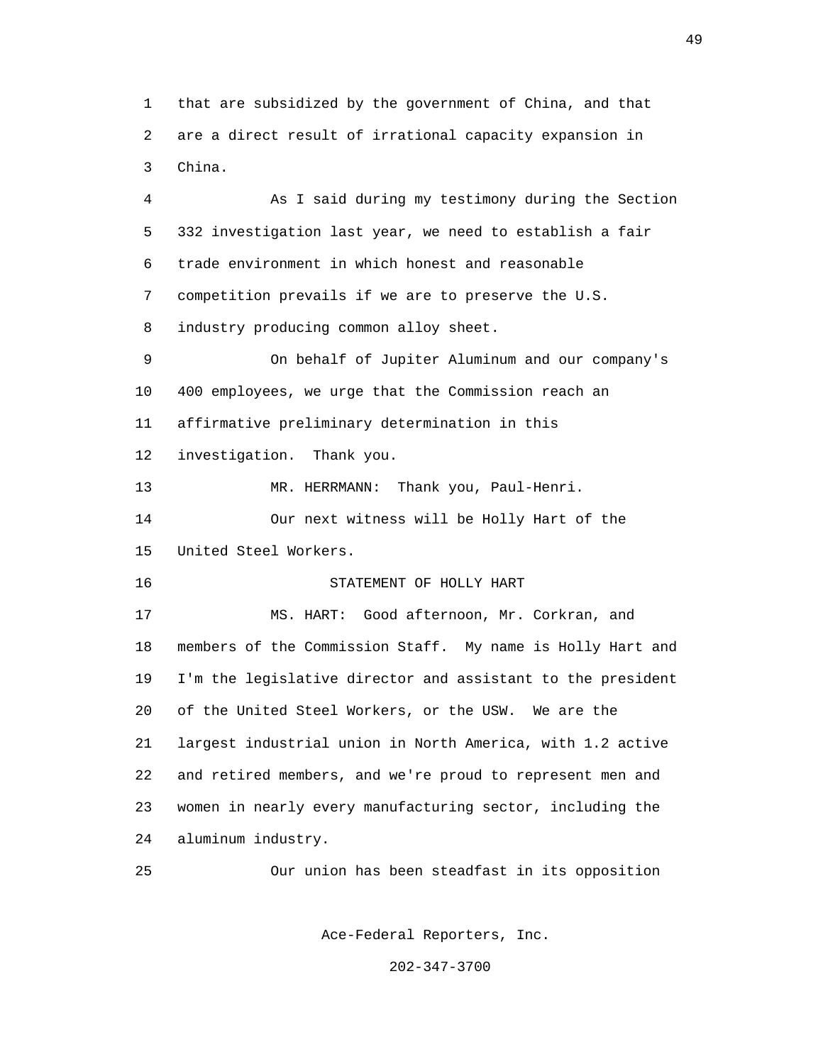that are subsidized by the government of China, and that are a direct result of irrational capacity expansion in China.

As I said during my testimony during the Section 332 investigation last year, we need to establish a fair trade environment in which honest and reasonable competition prevails if we are to preserve the U.S. industry producing common alloy sheet.

On behalf of Jupiter Aluminum and our company's 400 employees, we urge that the Commission reach an affirmative preliminary determination in this investigation. Thank you.

MR. HERRMANN: Thank you, Paul-Henri.

Our next witness will be Holly Hart of the United Steel Workers.

STATEMENT OF HOLLY HART

MS. HART: Good afternoon, Mr. Corkran, and members of the Commission Staff. My name is Holly Hart and I'm the legislative director and assistant to the president of the United Steel Workers, or the USW. We are the largest industrial union in North America, with 1.2 active and retired members, and we're proud to represent men and women in nearly every manufacturing sector, including the aluminum industry.

Our union has been steadfast in its opposition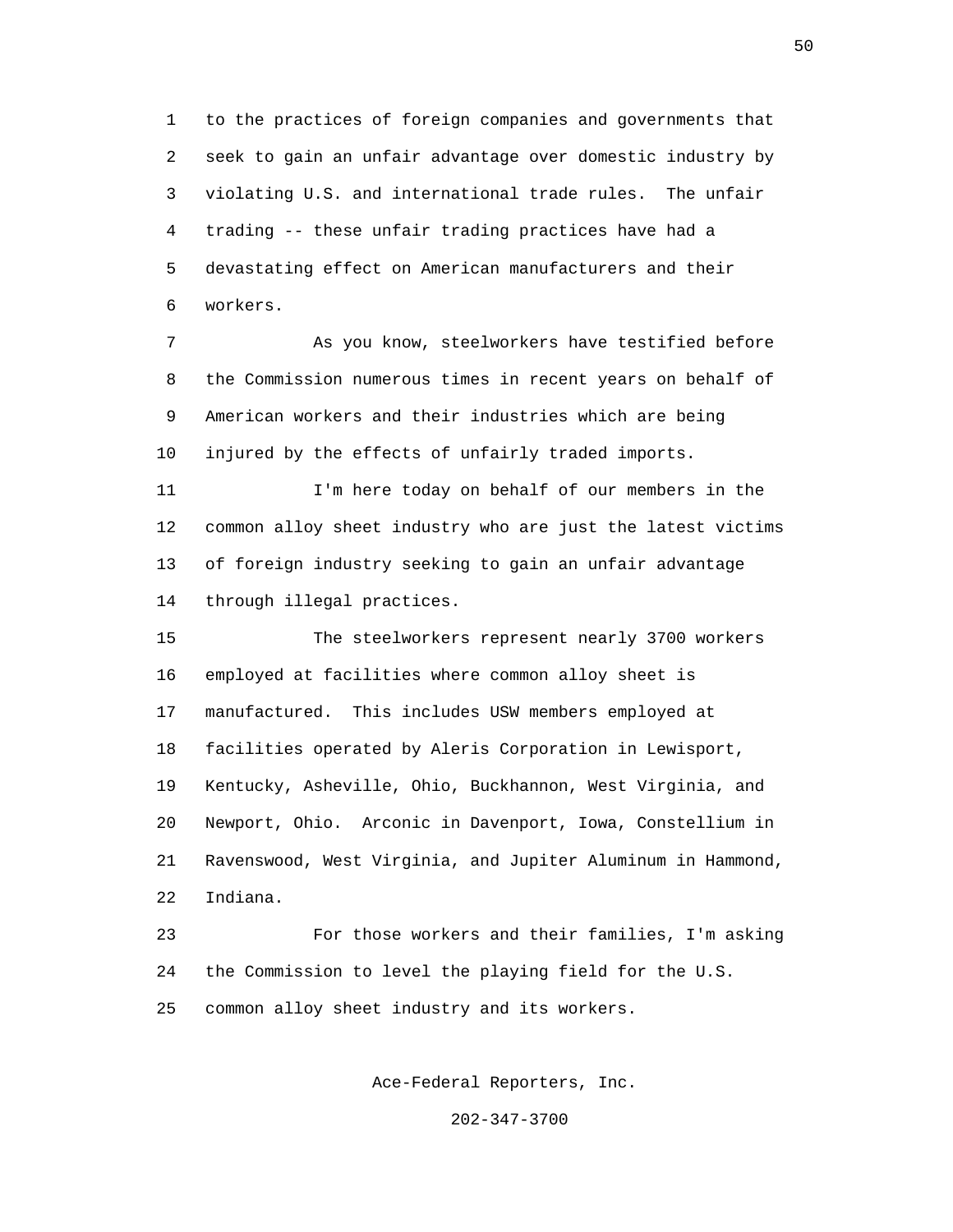to the practices of foreign companies and governments that seek to gain an unfair advantage over domestic industry by violating U.S. and international trade rules. The unfair trading -- these unfair trading practices have had a devastating effect on American manufacturers and their workers.

As you know, steelworkers have testified before the Commission numerous times in recent years on behalf of American workers and their industries which are being injured by the effects of unfairly traded imports.

I'm here today on behalf of our members in the common alloy sheet industry who are just the latest victims of foreign industry seeking to gain an unfair advantage through illegal practices.

The steelworkers represent nearly 3700 workers employed at facilities where common alloy sheet is manufactured. This includes USW members employed at facilities operated by Aleris Corporation in Lewisport, Kentucky, Asheville, Ohio, Buckhannon, West Virginia, and Newport, Ohio. Arconic in Davenport, Iowa, Constellium in Ravenswood, West Virginia, and Jupiter Aluminum in Hammond, Indiana.

For those workers and their families, I'm asking the Commission to level the playing field for the U.S. common alloy sheet industry and its workers.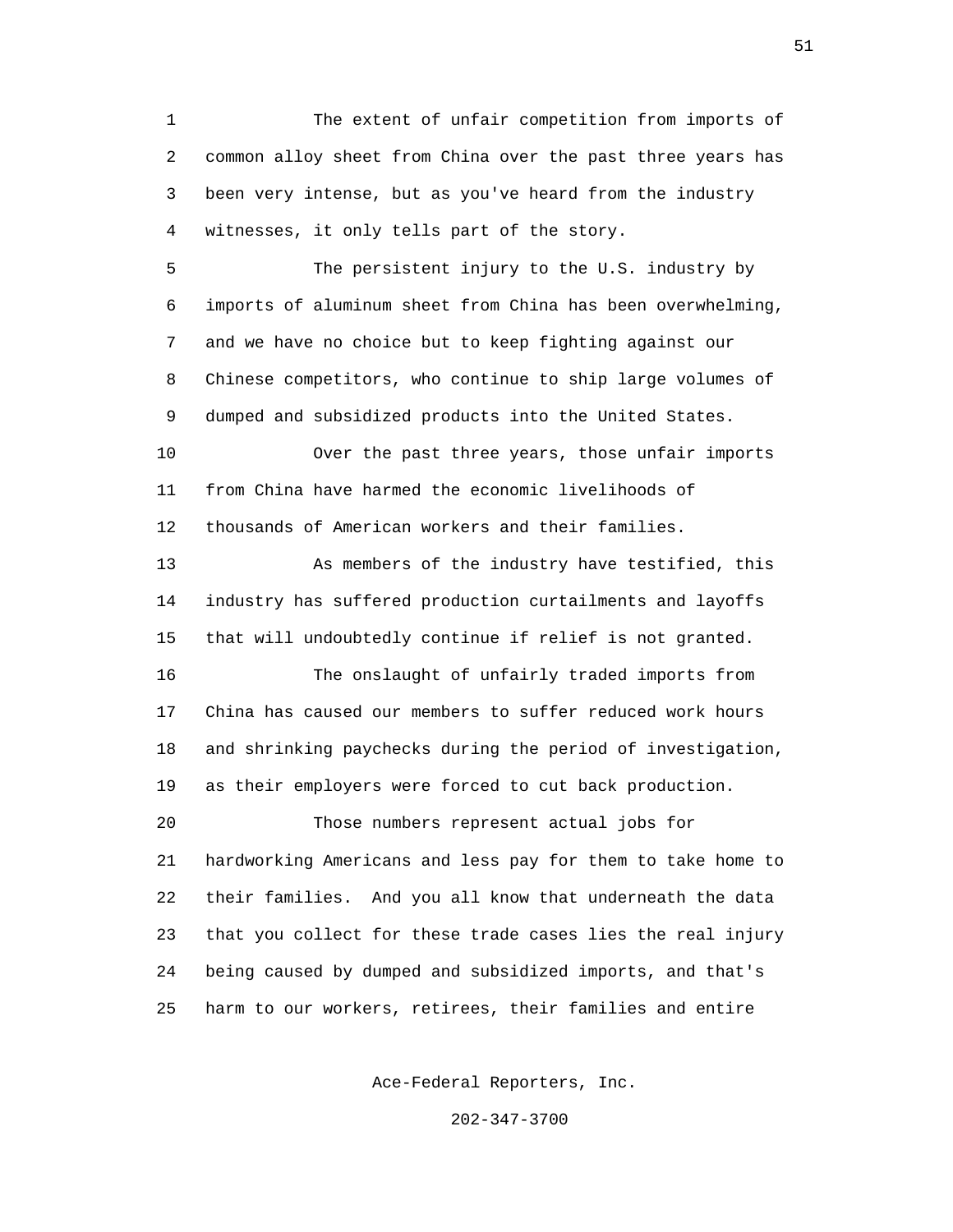The extent of unfair competition from imports of common alloy sheet from China over the past three years has been very intense, but as you've heard from the industry witnesses, it only tells part of the story.

The persistent injury to the U.S. industry by imports of aluminum sheet from China has been overwhelming, and we have no choice but to keep fighting against our Chinese competitors, who continue to ship large volumes of dumped and subsidized products into the United States.

Over the past three years, those unfair imports from China have harmed the economic livelihoods of thousands of American workers and their families.

As members of the industry have testified, this industry has suffered production curtailments and layoffs that will undoubtedly continue if relief is not granted.

The onslaught of unfairly traded imports from China has caused our members to suffer reduced work hours and shrinking paychecks during the period of investigation, as their employers were forced to cut back production.

Those numbers represent actual jobs for hardworking Americans and less pay for them to take home to their families. And you all know that underneath the data that you collect for these trade cases lies the real injury being caused by dumped and subsidized imports, and that's harm to our workers, retirees, their families and entire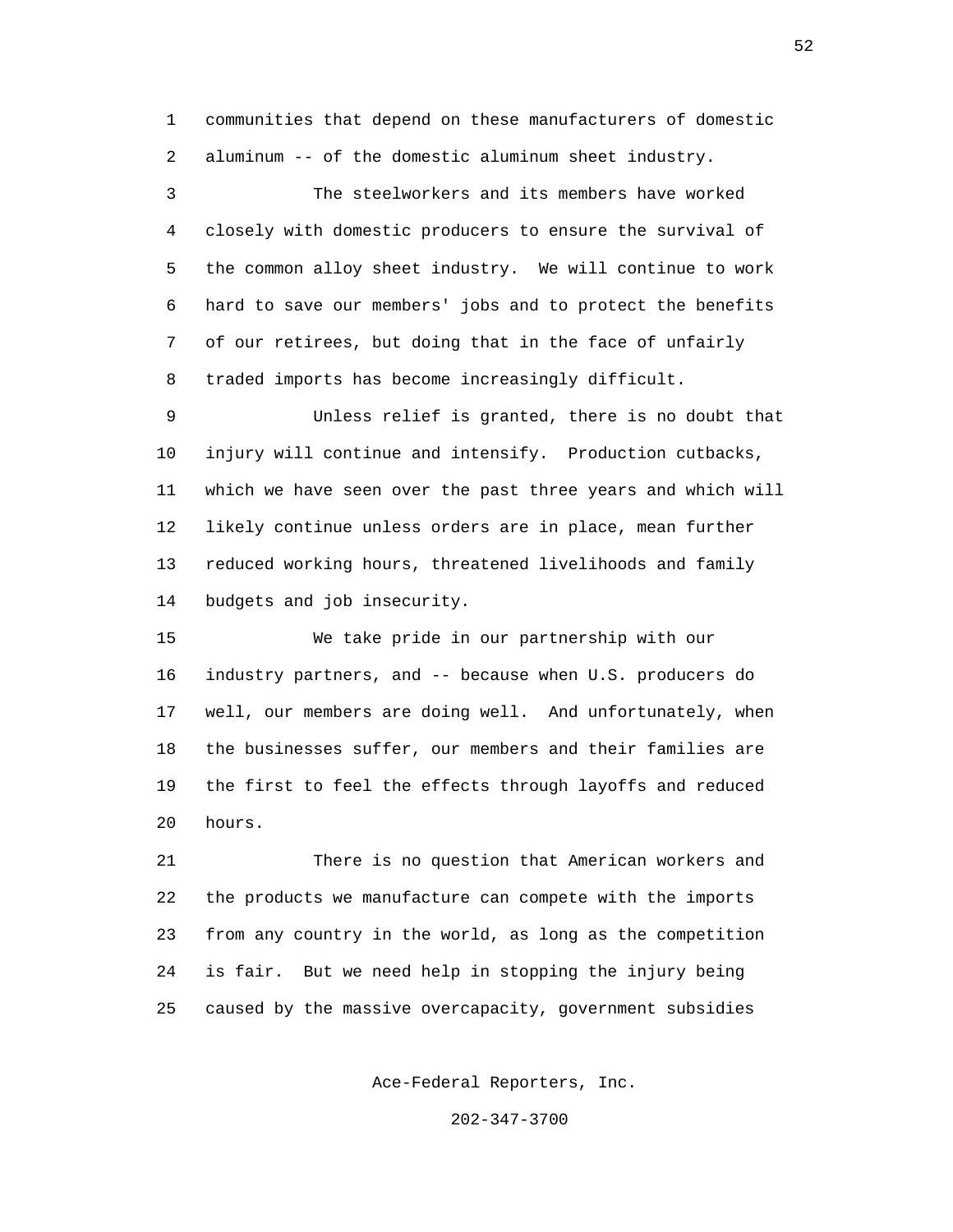communities that depend on these manufacturers of domestic aluminum -- of the domestic aluminum sheet industry.

The steelworkers and its members have worked closely with domestic producers to ensure the survival of the common alloy sheet industry. We will continue to work hard to save our members' jobs and to protect the benefits of our retirees, but doing that in the face of unfairly traded imports has become increasingly difficult.

Unless relief is granted, there is no doubt that injury will continue and intensify. Production cutbacks, which we have seen over the past three years and which will likely continue unless orders are in place, mean further reduced working hours, threatened livelihoods and family budgets and job insecurity.

We take pride in our partnership with our industry partners, and -- because when U.S. producers do well, our members are doing well. And unfortunately, when the businesses suffer, our members and their families are the first to feel the effects through layoffs and reduced hours.

There is no question that American workers and the products we manufacture can compete with the imports from any country in the world, as long as the competition is fair. But we need help in stopping the injury being caused by the massive overcapacity, government subsidies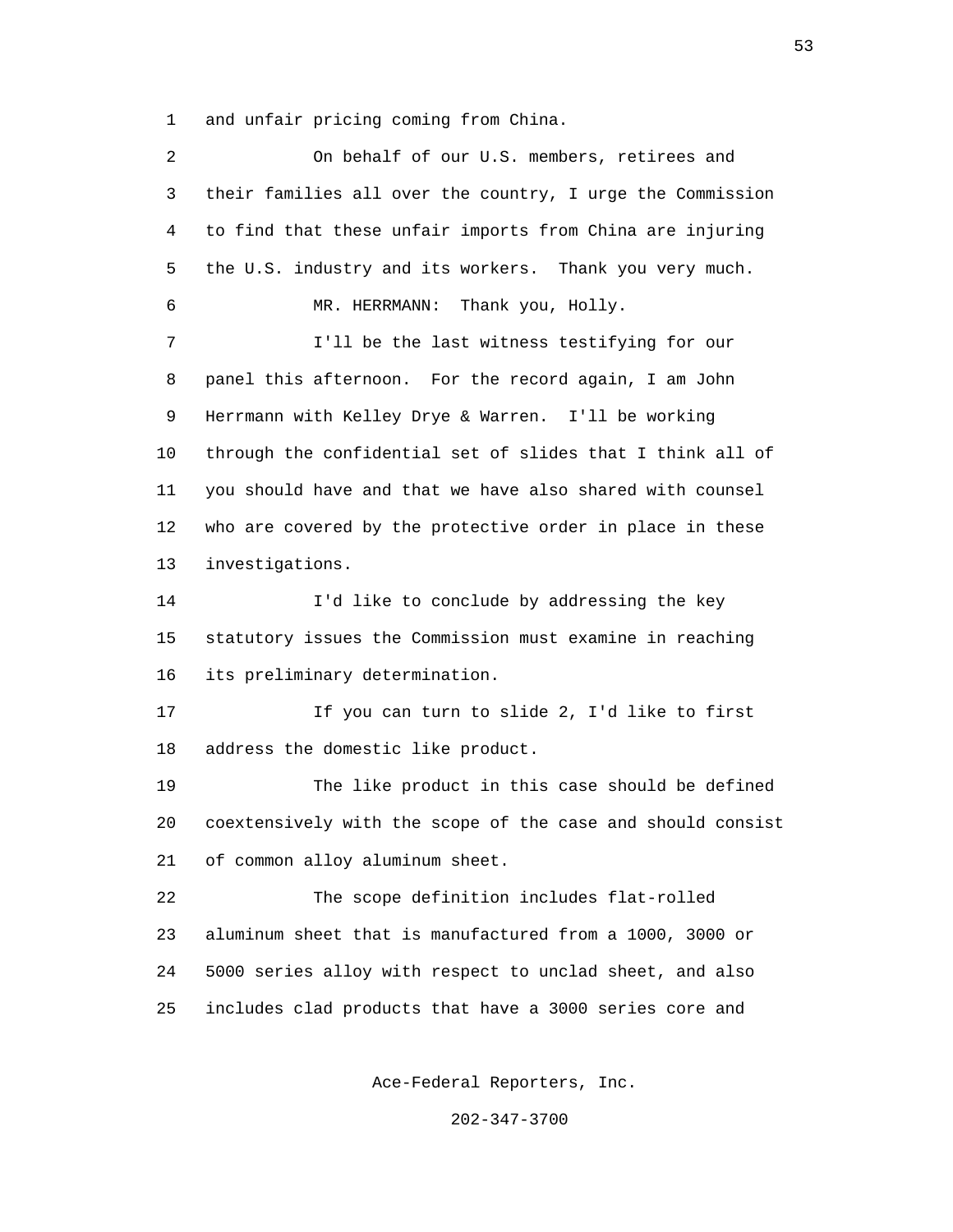1 and unfair pricing coming from China.

2 On behalf of our U.S. members, retirees and

3 their families all over the country, I urge the Commission

4 to find that these unfair imports from China are injuring

5 the U.S. industry and its workers. Thank you very much.

6 MR. HERRMANN: Thank you, Holly.

7 I'll be the last witness testifying for our

8 panel this afternoon. For the record again, I am John

9 Herrmann with Kelley Drye & Warren. I'll be working

10 through the confidential set of slides that I think all of

11 you should have and that we have also shared with counsel

12 who are covered by the protective order in place in these

13 investigations.

14 I'd like to conclude by addressing the key

15 statutory issues the Commission must examine in reaching

16 its preliminary determination.

17 If you can turn to slide 2, I'd like to first

18 address the domestic like product.

19 The like product in this case should be defined

20 coextensively with the scope of the case and should consist

21 of common alloy aluminum sheet.

22 The scope definition includes flat-rolled

23 aluminum sheet that is manufactured from a 1000, 3000 or

24 5000 series alloy with respect to unclad sheet, and also

25 includes clad products that have a 3000 series core and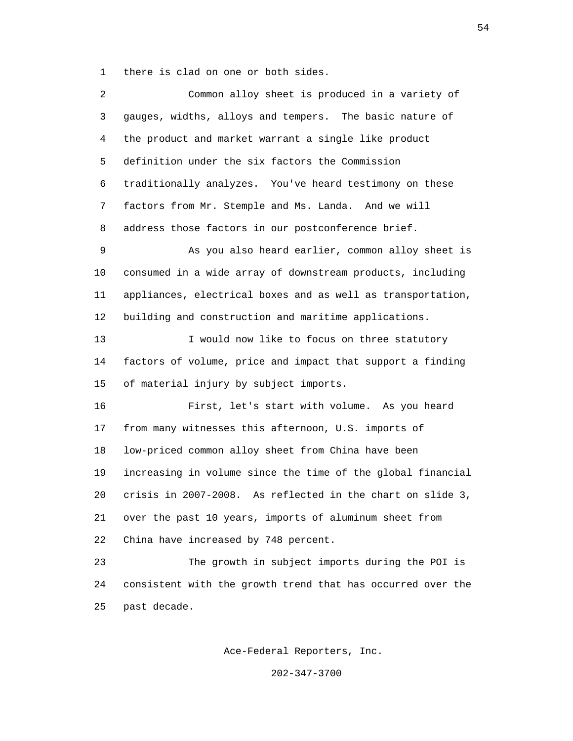there is clad on one or both sides.

Common alloy sheet is produced in a variety of gauges, widths, alloys and tempers. The basic nature of the product and market warrant a single like product definition under the six factors the Commission traditionally analyzes. You've heard testimony on these factors from Mr. Stemple and Ms. Landa. And we will address those factors in our postconference brief.

As you also heard earlier, common alloy sheet is consumed in a wide array of downstream products, including appliances, electrical boxes and as well as transportation, building and construction and maritime applications.

I would now like to focus on three statutory factors of volume, price and impact that support a finding of material injury by subject imports.

First, let's start with volume. As you heard from many witnesses this afternoon, U.S. imports of low-priced common alloy sheet from China have been increasing in volume since the time of the global financial crisis in 2007-2008. As reflected in the chart on slide 3, over the past 10 years, imports of aluminum sheet from China have increased by 748 percent.

The growth in subject imports during the POI is consistent with the growth trend that has occurred over the past decade.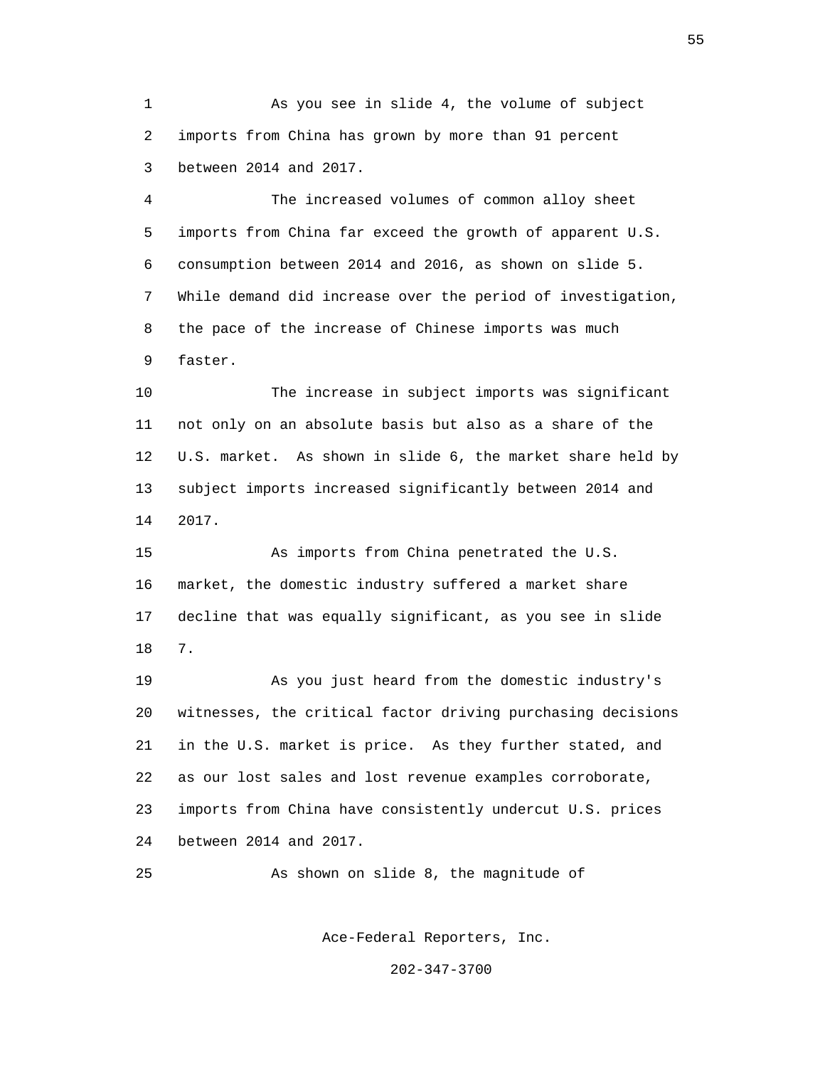As you see in slide 4, the volume of subject imports from China has grown by more than 91 percent between 2014 and 2017.

The increased volumes of common alloy sheet imports from China far exceed the growth of apparent U.S. consumption between 2014 and 2016, as shown on slide 5. While demand did increase over the period of investigation, the pace of the increase of Chinese imports was much faster.

The increase in subject imports was significant not only on an absolute basis but also as a share of the U.S. market. As shown in slide 6, the market share held by subject imports increased significantly between 2014 and 2017.

As imports from China penetrated the U.S. market, the domestic industry suffered a market share decline that was equally significant, as you see in slide 7.

As you just heard from the domestic industry's witnesses, the critical factor driving purchasing decisions in the U.S. market is price. As they further stated, and as our lost sales and lost revenue examples corroborate, imports from China have consistently undercut U.S. prices between 2014 and 2017.

As shown on slide 8, the magnitude of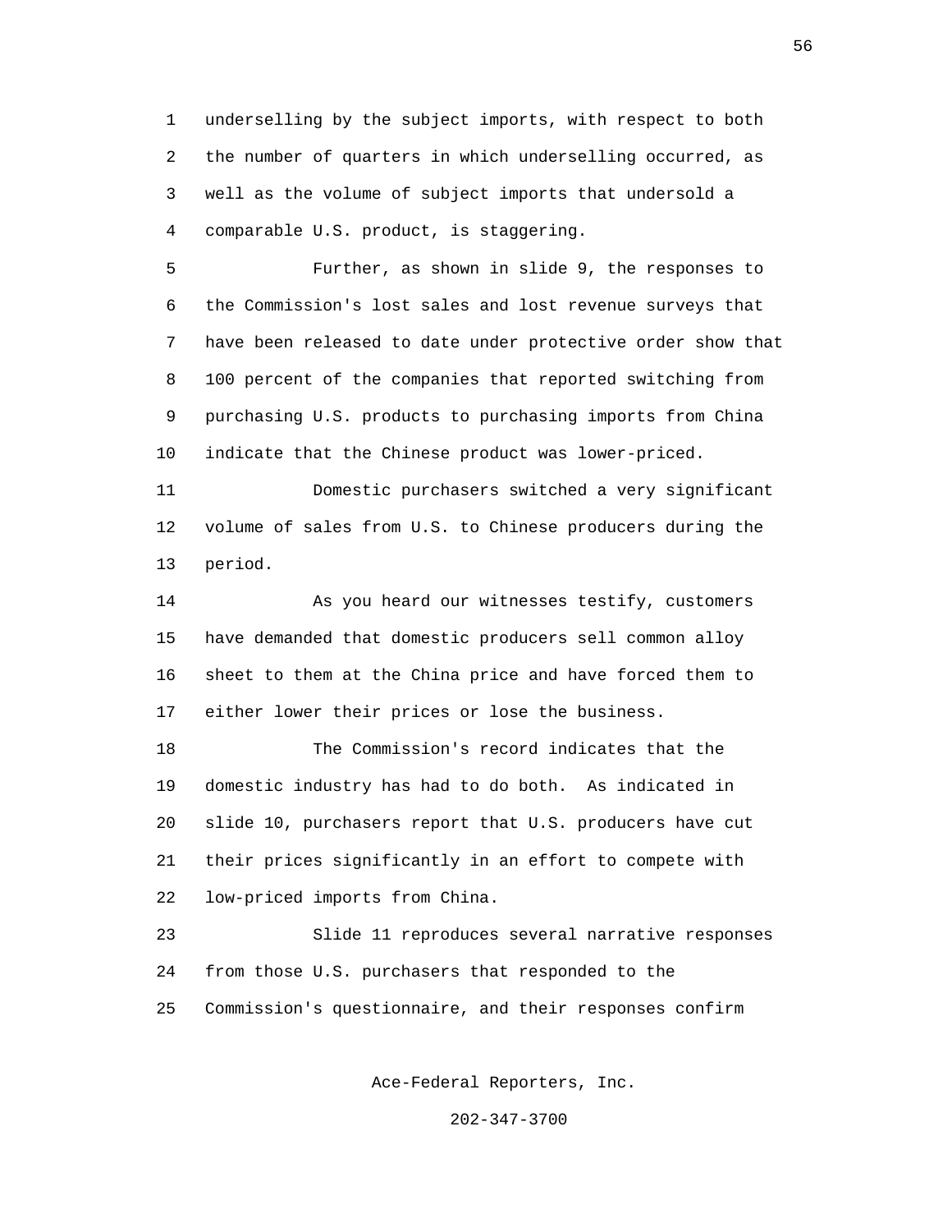underselling by the subject imports, with respect to both the number of quarters in which underselling occurred, as well as the volume of subject imports that undersold a comparable U.S. product, is staggering.

Further, as shown in slide 9, the responses to the Commission's lost sales and lost revenue surveys that have been released to date under protective order show that 100 percent of the companies that reported switching from purchasing U.S. products to purchasing imports from China indicate that the Chinese product was lower-priced.

Domestic purchasers switched a very significant volume of sales from U.S. to Chinese producers during the period.

As you heard our witnesses testify, customers have demanded that domestic producers sell common alloy sheet to them at the China price and have forced them to either lower their prices or lose the business.

The Commission's record indicates that the domestic industry has had to do both. As indicated in slide 10, purchasers report that U.S. producers have cut their prices significantly in an effort to compete with low-priced imports from China.

Slide 11 reproduces several narrative responses from those U.S. purchasers that responded to the Commission's questionnaire, and their responses confirm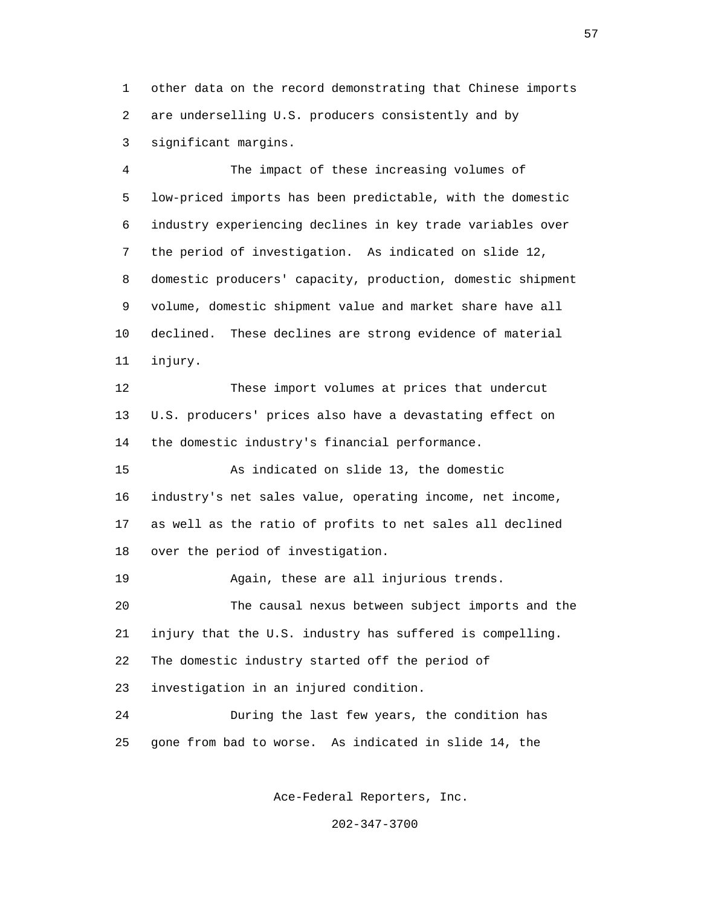other data on the record demonstrating that Chinese imports are underselling U.S. producers consistently and by significant margins.

The impact of these increasing volumes of low-priced imports has been predictable, with the domestic industry experiencing declines in key trade variables over the period of investigation. As indicated on slide 12, domestic producers' capacity, production, domestic shipment volume, domestic shipment value and market share have all declined. These declines are strong evidence of material injury.

These import volumes at prices that undercut U.S. producers' prices also have a devastating effect on the domestic industry's financial performance.

As indicated on slide 13, the domestic industry's net sales value, operating income, net income, as well as the ratio of profits to net sales all declined over the period of investigation.

Again, these are all injurious trends.

The causal nexus between subject imports and the injury that the U.S. industry has suffered is compelling. The domestic industry started off the period of investigation in an injured condition.

During the last few years, the condition has gone from bad to worse. As indicated in slide 14, the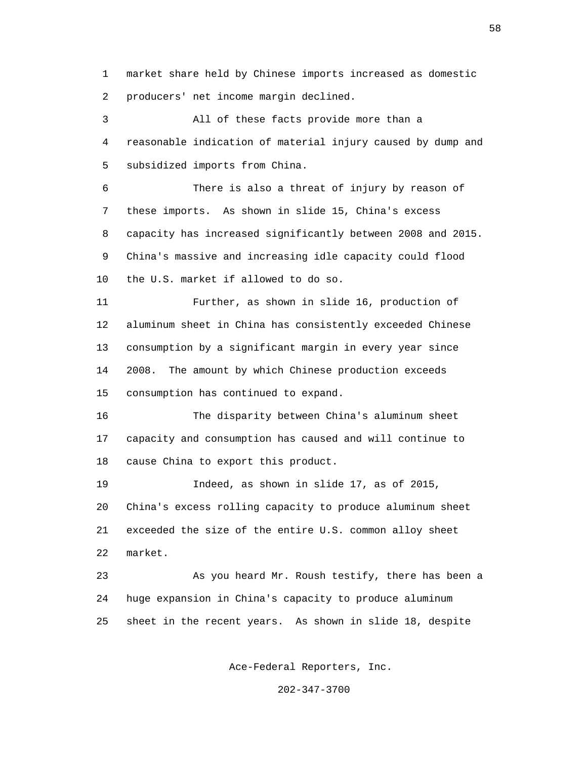market share held by Chinese imports increased as domestic producers' net income margin declined.

All of these facts provide more than a reasonable indication of material injury caused by dump and subsidized imports from China.

There is also a threat of injury by reason of these imports. As shown in slide 15, China's excess capacity has increased significantly between 2008 and 2015. China's massive and increasing idle capacity could flood the U.S. market if allowed to do so.

Further, as shown in slide 16, production of aluminum sheet in China has consistently exceeded Chinese consumption by a significant margin in every year since 2008. The amount by which Chinese production exceeds consumption has continued to expand.

The disparity between China's aluminum sheet capacity and consumption has caused and will continue to cause China to export this product.

Indeed, as shown in slide 17, as of 2015, China's excess rolling capacity to produce aluminum sheet exceeded the size of the entire U.S. common alloy sheet market.

As you heard Mr. Roush testify, there has been a huge expansion in China's capacity to produce aluminum sheet in the recent years. As shown in slide 18, despite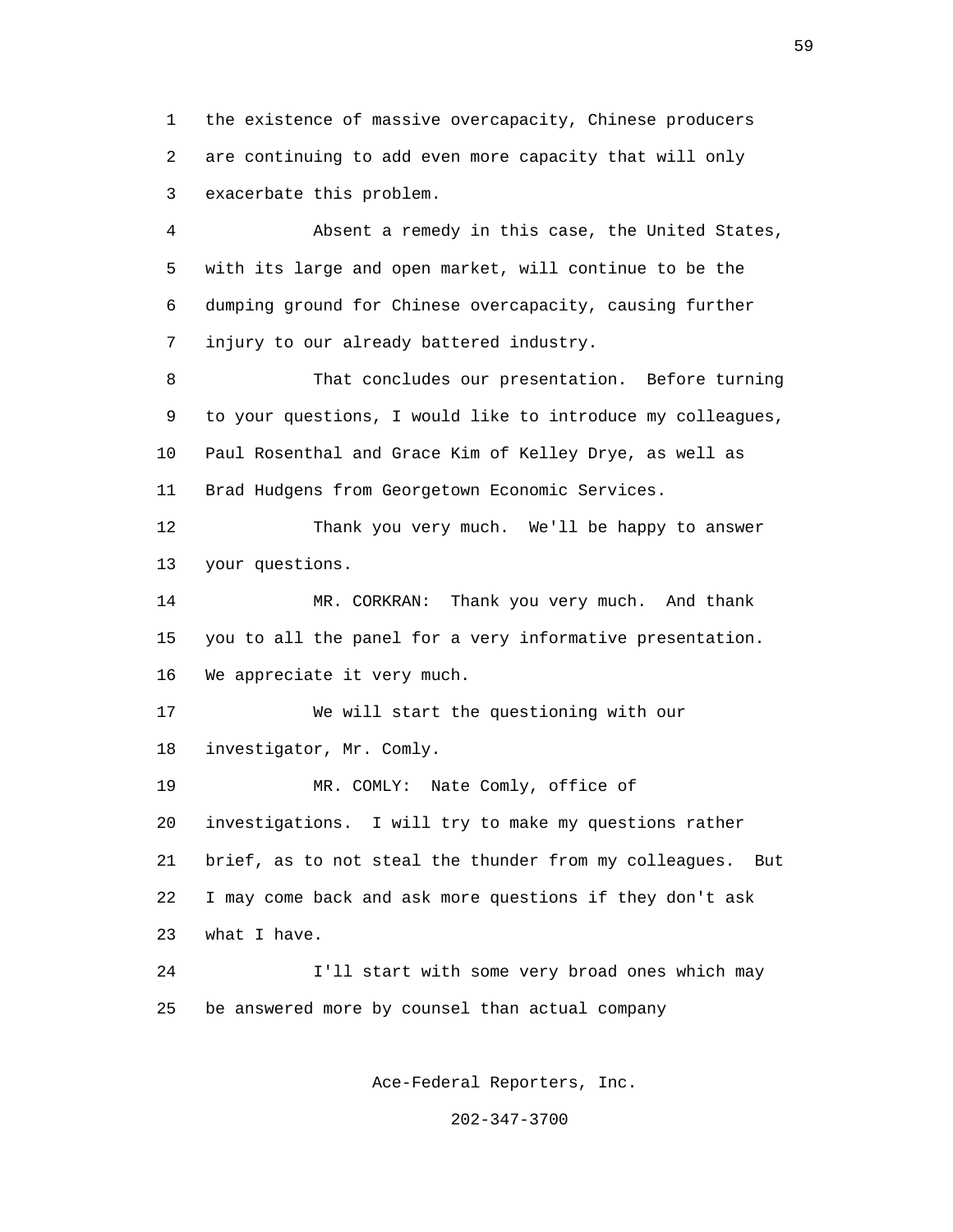the existence of massive overcapacity, Chinese producers are continuing to add even more capacity that will only exacerbate this problem.

Absent a remedy in this case, the United States, with its large and open market, will continue to be the dumping ground for Chinese overcapacity, causing further injury to our already battered industry.

That concludes our presentation. Before turning to your questions, I would like to introduce my colleagues, Paul Rosenthal and Grace Kim of Kelley Drye, as well as Brad Hudgens from Georgetown Economic Services.

Thank you very much. We'll be happy to answer your questions.

MR. CORKRAN: Thank you very much. And thank you to all the panel for a very informative presentation. We appreciate it very much.

We will start the questioning with our investigator, Mr. Comly.

MR. COMLY: Nate Comly, office of investigations. I will try to make my questions rather brief, as to not steal the thunder from my colleagues. But I may come back and ask more questions if they don't ask what I have.

I'll start with some very broad ones which may be answered more by counsel than actual company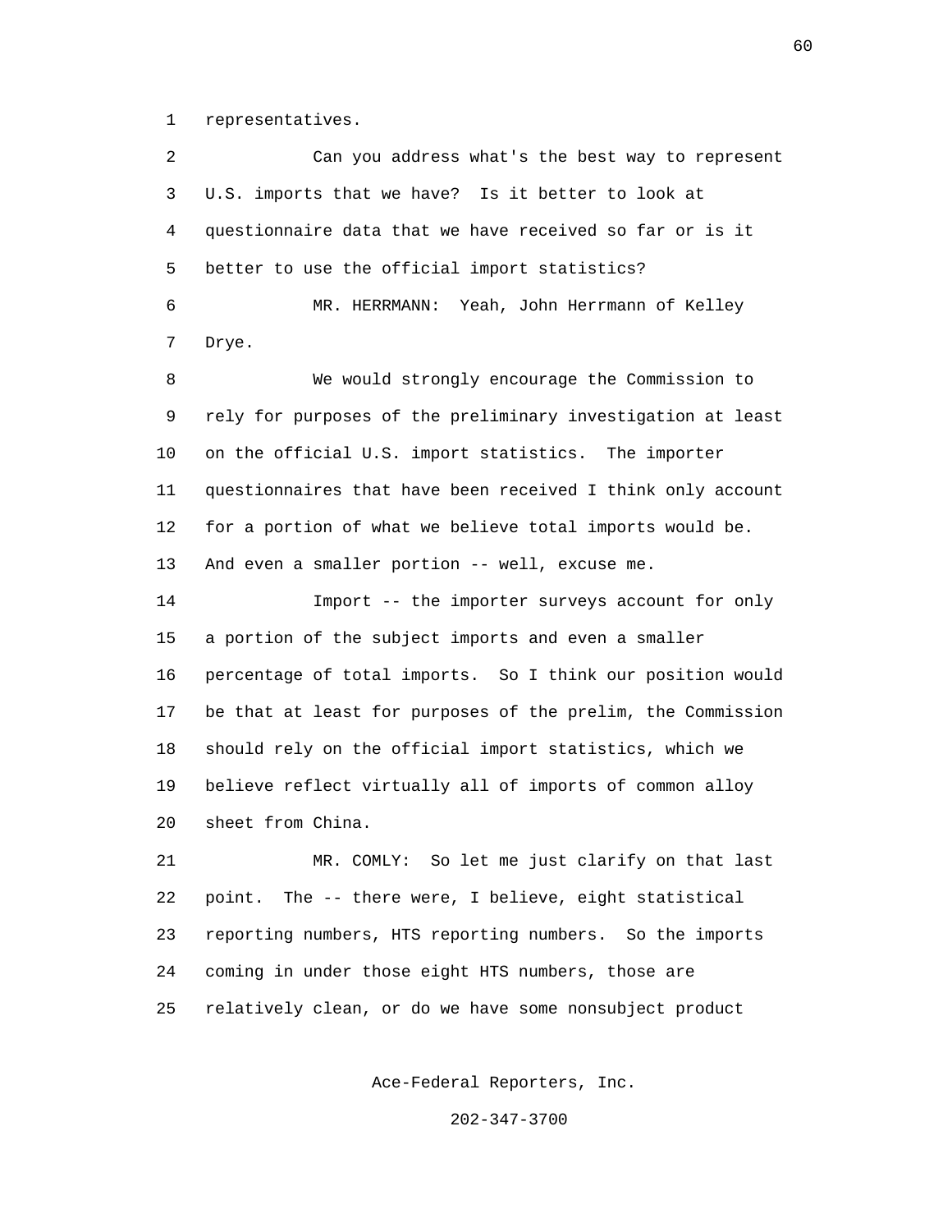representatives.

Can you address what's the best way to represent U.S. imports that we have? Is it better to look at questionnaire data that we have received so far or is it better to use the official import statistics?

MR. HERRMANN: Yeah, John Herrmann of Kelley Drye.

We would strongly encourage the Commission to rely for purposes of the preliminary investigation at least on the official U.S. import statistics. The importer questionnaires that have been received I think only account for a portion of what we believe total imports would be. And even a smaller portion -- well, excuse me.

Import -- the importer surveys account for only a portion of the subject imports and even a smaller percentage of total imports. So I think our position would be that at least for purposes of the prelim, the Commission should rely on the official import statistics, which we believe reflect virtually all of imports of common alloy sheet from China.

MR. COMLY: So let me just clarify on that last point. The -- there were, I believe, eight statistical reporting numbers, HTS reporting numbers. So the imports coming in under those eight HTS numbers, those are relatively clean, or do we have some nonsubject product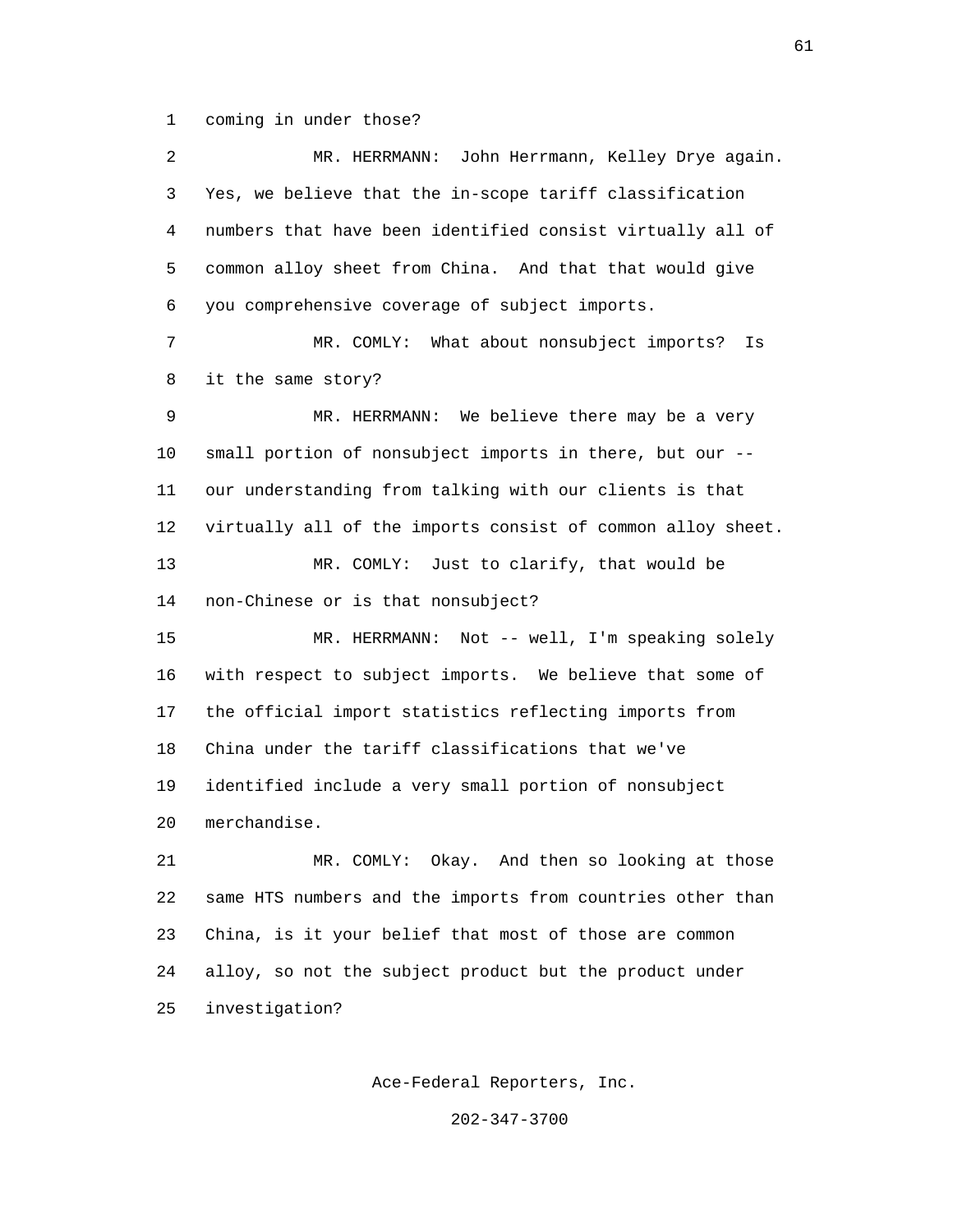1 coming in under those?

2 MR. HERRMANN: John Herrmann, Kelley Drye again.
3 Yes, we believe that the in-scope tariff classification
4 numbers that have been identified consist virtually all of
5 common alloy sheet from China. And that that would give
6 you comprehensive coverage of subject imports.

7 MR. COMLY: What about nonsubject imports? Is
8 it the same story?

9 MR. HERRMANN: We believe there may be a very
10 small portion of nonsubject imports in there, but our --
11 our understanding from talking with our clients is that
12 virtually all of the imports consist of common alloy sheet.

13 MR. COMLY: Just to clarify, that would be
14 non-Chinese or is that nonsubject?

15 MR. HERRMANN: Not -- well, I'm speaking solely
16 with respect to subject imports. We believe that some of
17 the official import statistics reflecting imports from
18 China under the tariff classifications that we've
19 identified include a very small portion of nonsubject
20 merchandise.

21 MR. COMLY: Okay. And then so looking at those
22 same HTS numbers and the imports from countries other than
23 China, is it your belief that most of those are common
24 alloy, so not the subject product but the product under
25 investigation?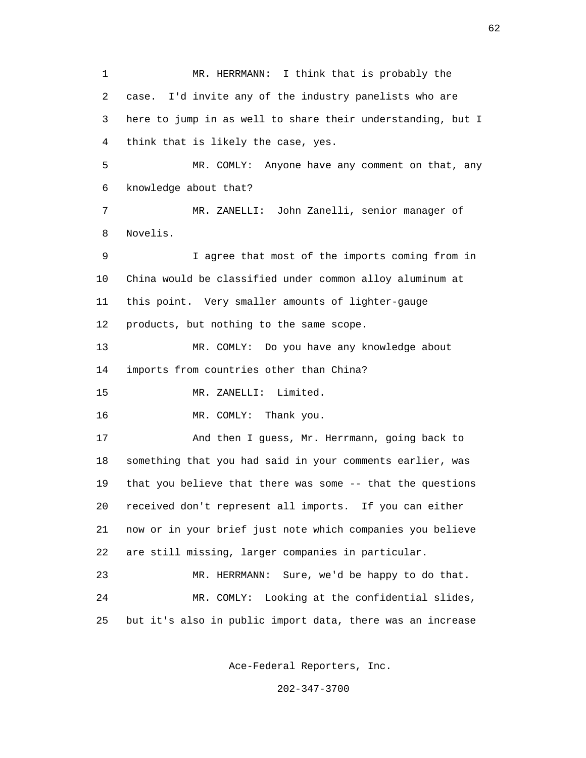MR. HERRMANN: I think that is probably the case. I'd invite any of the industry panelists who are here to jump in as well to share their understanding, but I think that is likely the case, yes.

MR. COMLY: Anyone have any comment on that, any knowledge about that?

MR. ZANELLI: John Zanelli, senior manager of Novelis.

I agree that most of the imports coming from in China would be classified under common alloy aluminum at this point. Very smaller amounts of lighter-gauge products, but nothing to the same scope.

MR. COMLY: Do you have any knowledge about imports from countries other than China?

MR. ZANELLI: Limited.

MR. COMLY: Thank you.

And then I guess, Mr. Herrmann, going back to something that you had said in your comments earlier, was that you believe that there was some -- that the questions received don't represent all imports. If you can either now or in your brief just note which companies you believe are still missing, larger companies in particular.

MR. HERRMANN: Sure, we'd be happy to do that.

MR. COMLY: Looking at the confidential slides, but it's also in public import data, there was an increase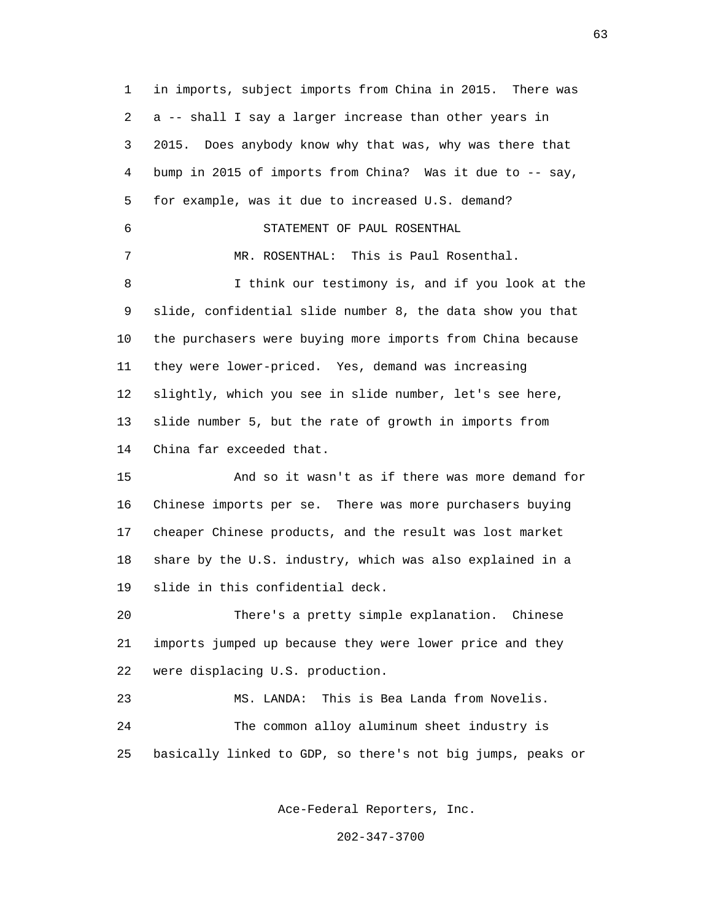in imports, subject imports from China in 2015. There was a -- shall I say a larger increase than other years in 2015. Does anybody know why that was, why was there that bump in 2015 of imports from China? Was it due to -- say, for example, was it due to increased U.S. demand?

STATEMENT OF PAUL ROSENTHAL

MR. ROSENTHAL: This is Paul Rosenthal.

I think our testimony is, and if you look at the slide, confidential slide number 8, the data show you that the purchasers were buying more imports from China because they were lower-priced. Yes, demand was increasing slightly, which you see in slide number, let's see here, slide number 5, but the rate of growth in imports from China far exceeded that.

And so it wasn't as if there was more demand for Chinese imports per se. There was more purchasers buying cheaper Chinese products, and the result was lost market share by the U.S. industry, which was also explained in a slide in this confidential deck.

There's a pretty simple explanation. Chinese imports jumped up because they were lower price and they were displacing U.S. production.

MS. LANDA: This is Bea Landa from Novelis.

The common alloy aluminum sheet industry is basically linked to GDP, so there's not big jumps, peaks or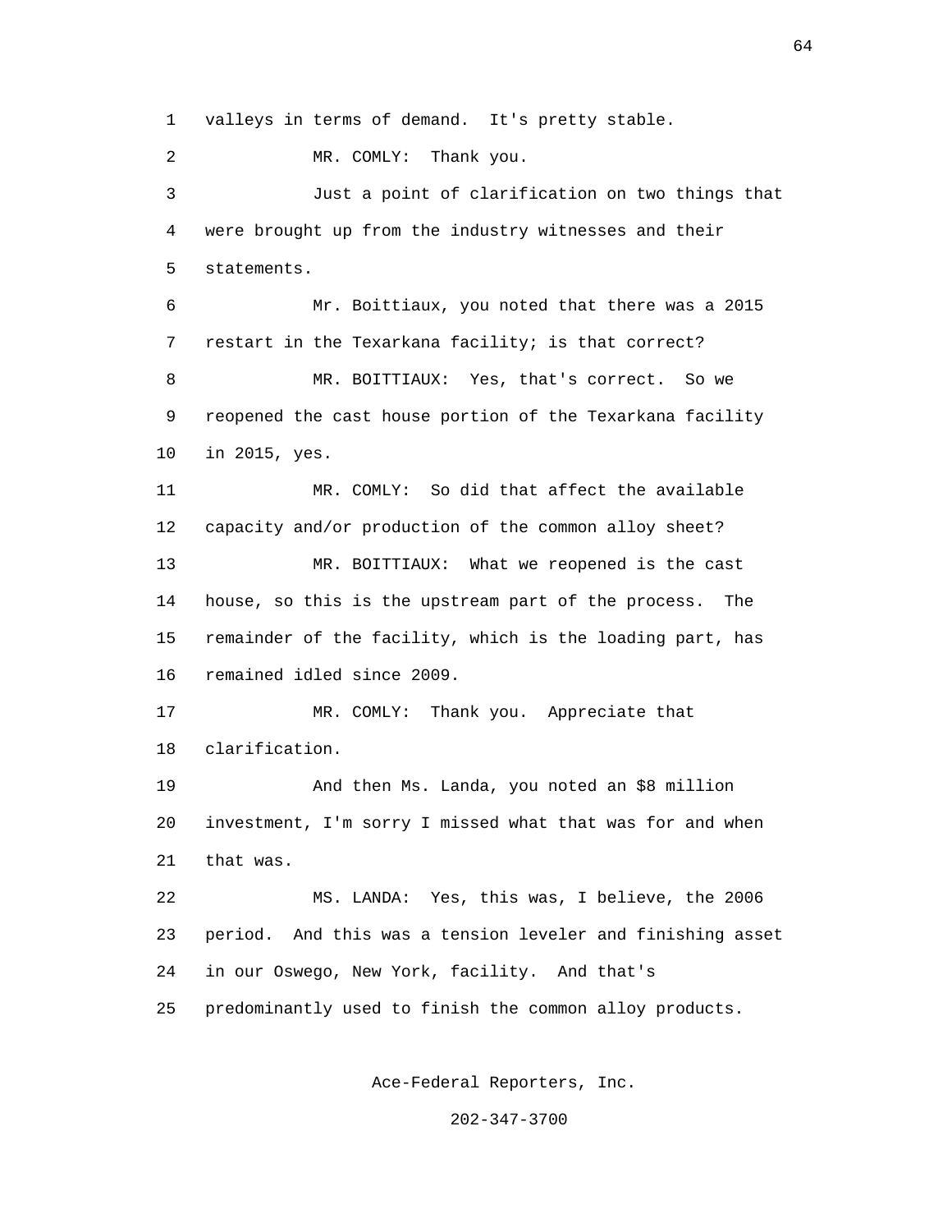valleys in terms of demand. It's pretty stable.

MR. COMLY: Thank you.

Just a point of clarification on two things that were brought up from the industry witnesses and their statements.

Mr. Boittiaux, you noted that there was a 2015 restart in the Texarkana facility; is that correct?

MR. BOITTIAUX: Yes, that's correct. So we reopened the cast house portion of the Texarkana facility in 2015, yes.

MR. COMLY: So did that affect the available capacity and/or production of the common alloy sheet?

MR. BOITTIAUX: What we reopened is the cast house, so this is the upstream part of the process. The remainder of the facility, which is the loading part, has remained idled since 2009.

MR. COMLY: Thank you. Appreciate that clarification.

And then Ms. Landa, you noted an $8 million investment, I'm sorry I missed what that was for and when that was.

MS. LANDA: Yes, this was, I believe, the 2006 period. And this was a tension leveler and finishing asset in our Oswego, New York, facility. And that's predominantly used to finish the common alloy products.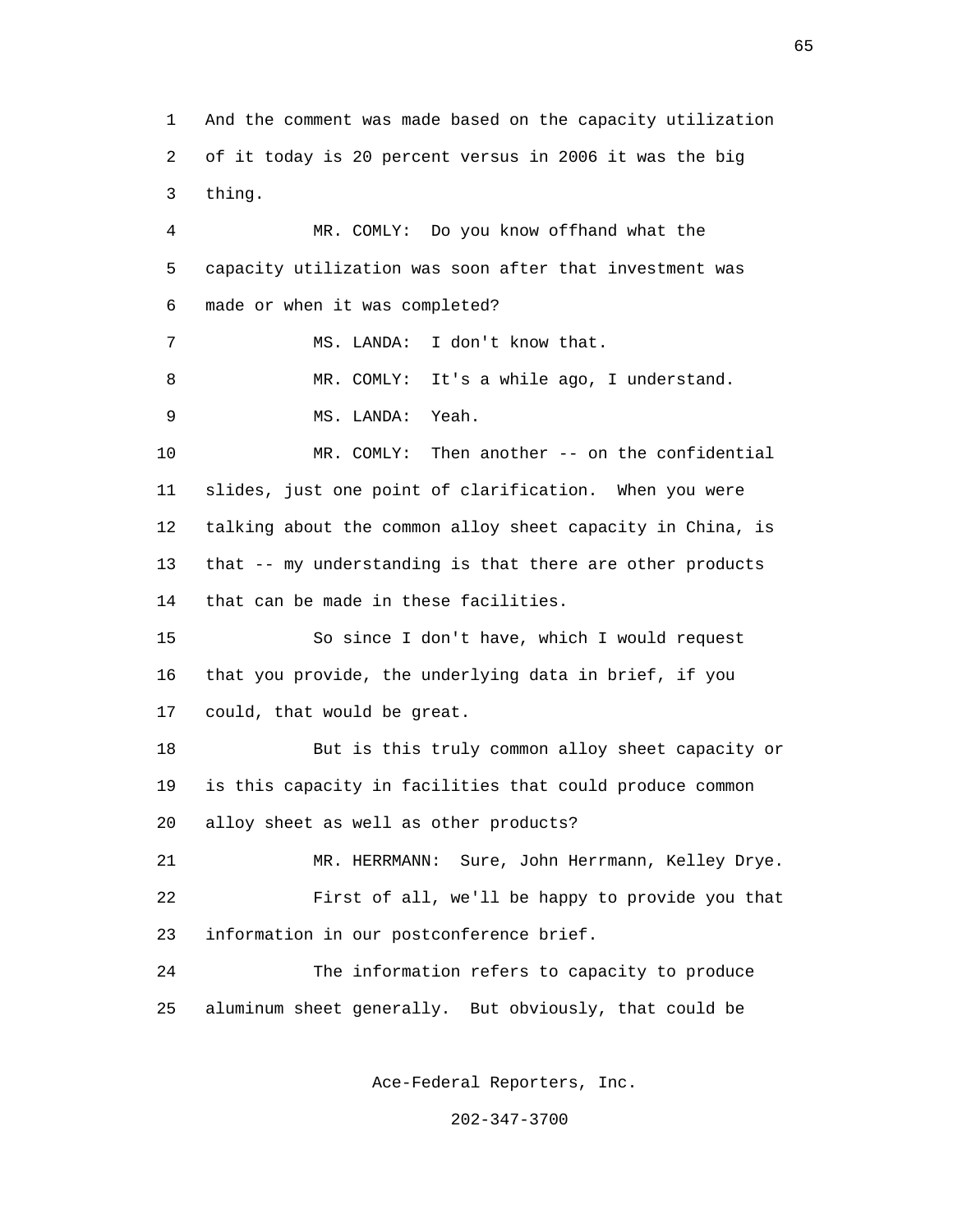1 And the comment was made based on the capacity utilization
2 of it today is 20 percent versus in 2006 it was the big
3 thing.

4 MR. COMLY: Do you know offhand what the
5 capacity utilization was soon after that investment was
6 made or when it was completed?

7 MS. LANDA: I don't know that.

8 MR. COMLY: It's a while ago, I understand.

9 MS. LANDA: Yeah.

10 MR. COMLY: Then another -- on the confidential
11 slides, just one point of clarification. When you were
12 talking about the common alloy sheet capacity in China, is
13 that -- my understanding is that there are other products
14 that can be made in these facilities.

15 So since I don't have, which I would request
16 that you provide, the underlying data in brief, if you
17 could, that would be great.

18 But is this truly common alloy sheet capacity or
19 is this capacity in facilities that could produce common
20 alloy sheet as well as other products?

21 MR. HERRMANN: Sure, John Herrmann, Kelley Drye.

22 First of all, we'll be happy to provide you that
23 information in our postconference brief.

24 The information refers to capacity to produce
25 aluminum sheet generally. But obviously, that could be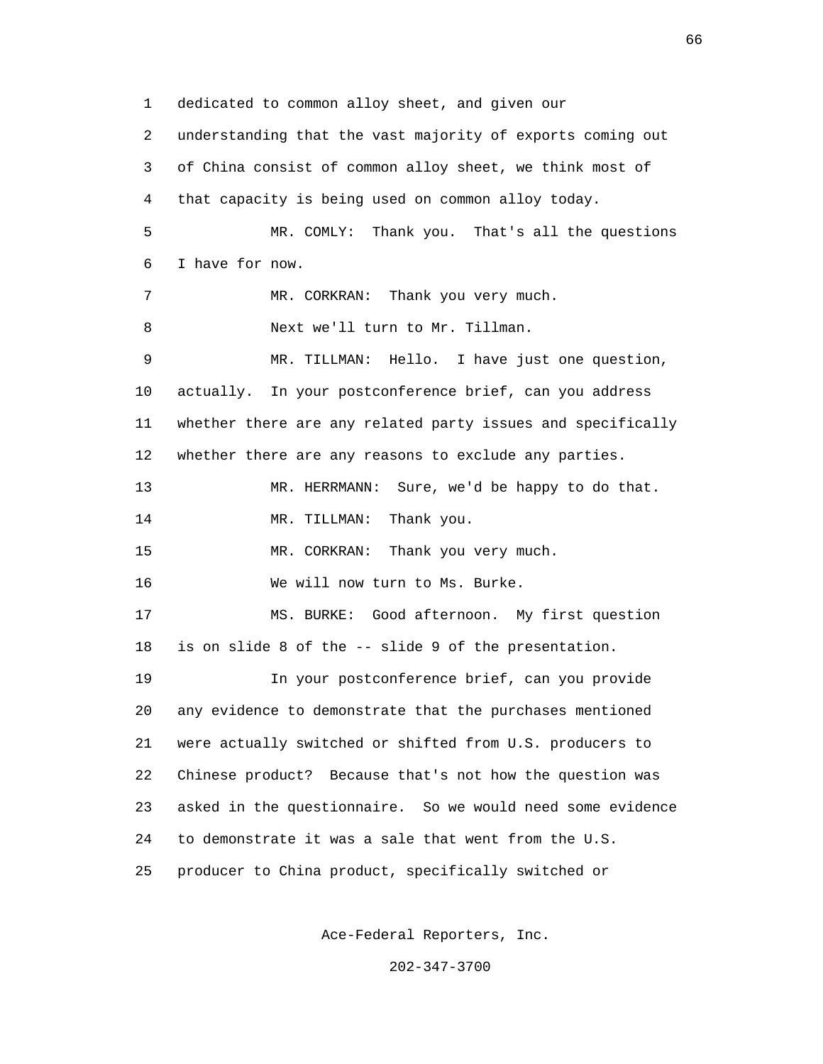dedicated to common alloy sheet, and given our understanding that the vast majority of exports coming out of China consist of common alloy sheet, we think most of that capacity is being used on common alloy today.

MR. COMLY: Thank you. That's all the questions I have for now.

MR. CORKRAN: Thank you very much.

Next we'll turn to Mr. Tillman.

MR. TILLMAN: Hello. I have just one question, actually. In your postconference brief, can you address whether there are any related party issues and specifically whether there are any reasons to exclude any parties.

MR. HERRMANN: Sure, we'd be happy to do that.

MR. TILLMAN: Thank you.

MR. CORKRAN: Thank you very much.

We will now turn to Ms. Burke.

MS. BURKE: Good afternoon. My first question is on slide 8 of the -- slide 9 of the presentation.

In your postconference brief, can you provide any evidence to demonstrate that the purchases mentioned were actually switched or shifted from U.S. producers to Chinese product? Because that's not how the question was asked in the questionnaire. So we would need some evidence to demonstrate it was a sale that went from the U.S. producer to China product, specifically switched or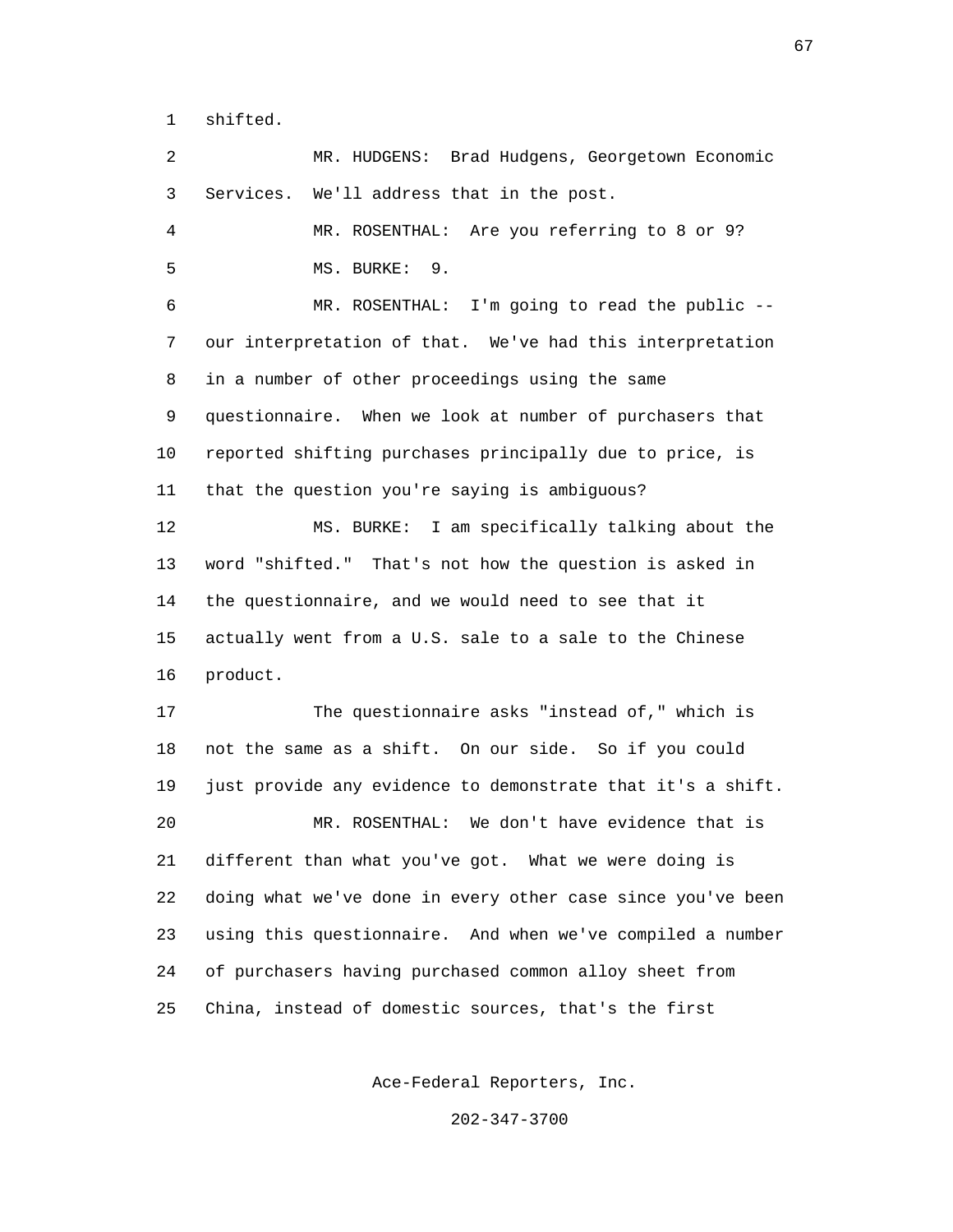shifted.

MR. HUDGENS: Brad Hudgens, Georgetown Economic Services. We'll address that in the post.

MR. ROSENTHAL: Are you referring to 8 or 9?

MS. BURKE: 9.

MR. ROSENTHAL: I'm going to read the public -- our interpretation of that. We've had this interpretation in a number of other proceedings using the same questionnaire. When we look at number of purchasers that reported shifting purchases principally due to price, is that the question you're saying is ambiguous?

MS. BURKE: I am specifically talking about the word "shifted." That's not how the question is asked in the questionnaire, and we would need to see that it actually went from a U.S. sale to a sale to the Chinese product.

The questionnaire asks "instead of," which is not the same as a shift. On our side. So if you could just provide any evidence to demonstrate that it's a shift.

MR. ROSENTHAL: We don't have evidence that is different than what you've got. What we were doing is doing what we've done in every other case since you've been using this questionnaire. And when we've compiled a number of purchasers having purchased common alloy sheet from China, instead of domestic sources, that's the first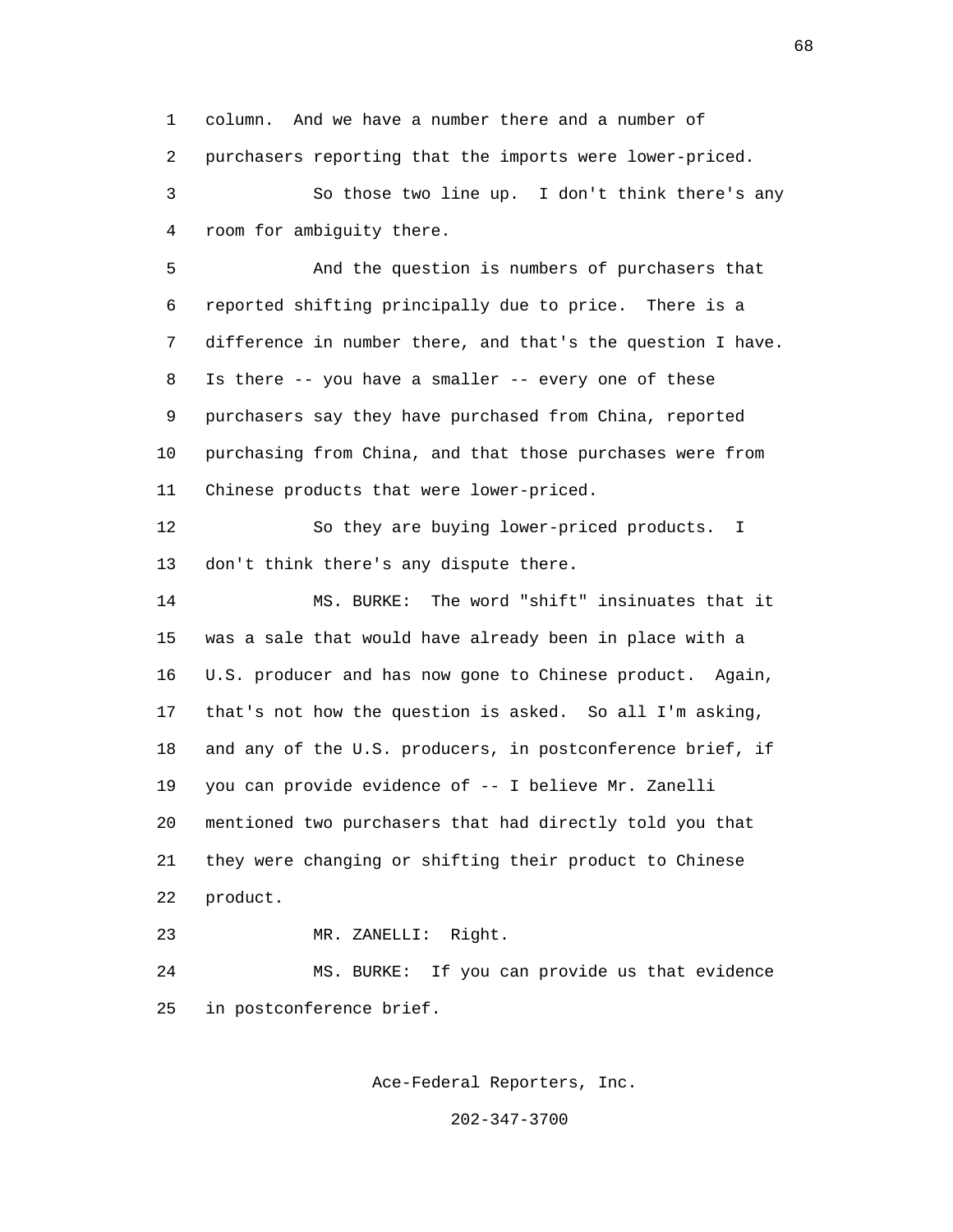column. And we have a number there and a number of purchasers reporting that the imports were lower-priced.

So those two line up. I don't think there's any room for ambiguity there.

And the question is numbers of purchasers that reported shifting principally due to price. There is a difference in number there, and that's the question I have. Is there -- you have a smaller -- every one of these purchasers say they have purchased from China, reported purchasing from China, and that those purchases were from Chinese products that were lower-priced.

So they are buying lower-priced products. I don't think there's any dispute there.

MS. BURKE: The word "shift" insinuates that it was a sale that would have already been in place with a U.S. producer and has now gone to Chinese product. Again, that's not how the question is asked. So all I'm asking, and any of the U.S. producers, in postconference brief, if you can provide evidence of -- I believe Mr. Zanelli mentioned two purchasers that had directly told you that they were changing or shifting their product to Chinese product.

MR. ZANELLI: Right.

MS. BURKE: If you can provide us that evidence in postconference brief.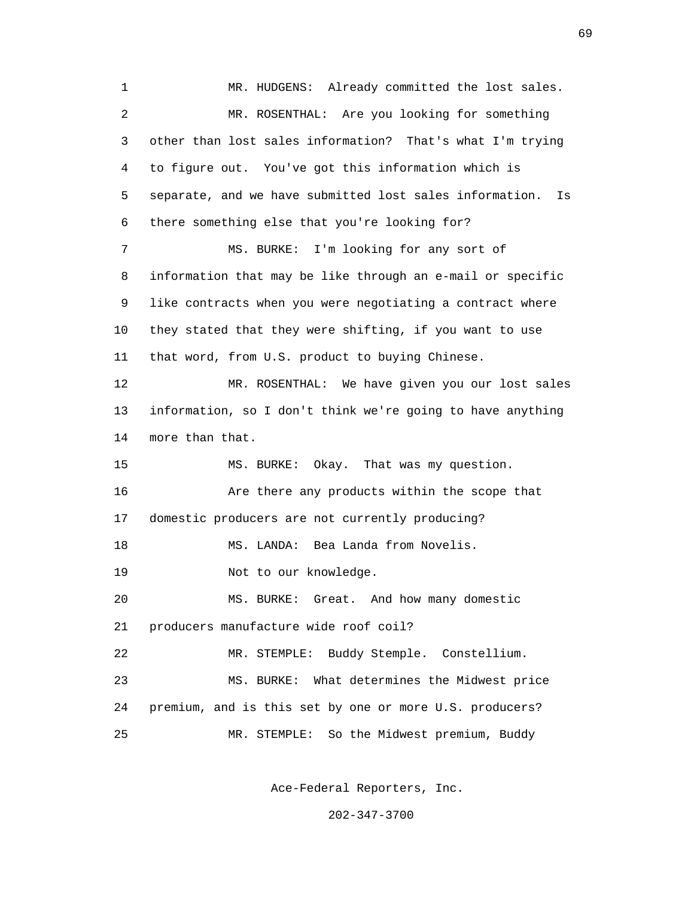MR. HUDGENS: Already committed the lost sales.

MR. ROSENTHAL: Are you looking for something other than lost sales information? That's what I'm trying to figure out. You've got this information which is separate, and we have submitted lost sales information. Is there something else that you're looking for?

MS. BURKE: I'm looking for any sort of information that may be like through an e-mail or specific like contracts when you were negotiating a contract where they stated that they were shifting, if you want to use that word, from U.S. product to buying Chinese.

MR. ROSENTHAL: We have given you our lost sales information, so I don't think we're going to have anything more than that.

MS. BURKE: Okay. That was my question.

Are there any products within the scope that domestic producers are not currently producing?

MS. LANDA: Bea Landa from Novelis.

Not to our knowledge.

MS. BURKE: Great. And how many domestic producers manufacture wide roof coil?

MR. STEMPLE: Buddy Stemple. Constellium.

MS. BURKE: What determines the Midwest price premium, and is this set by one or more U.S. producers?

MR. STEMPLE: So the Midwest premium, Buddy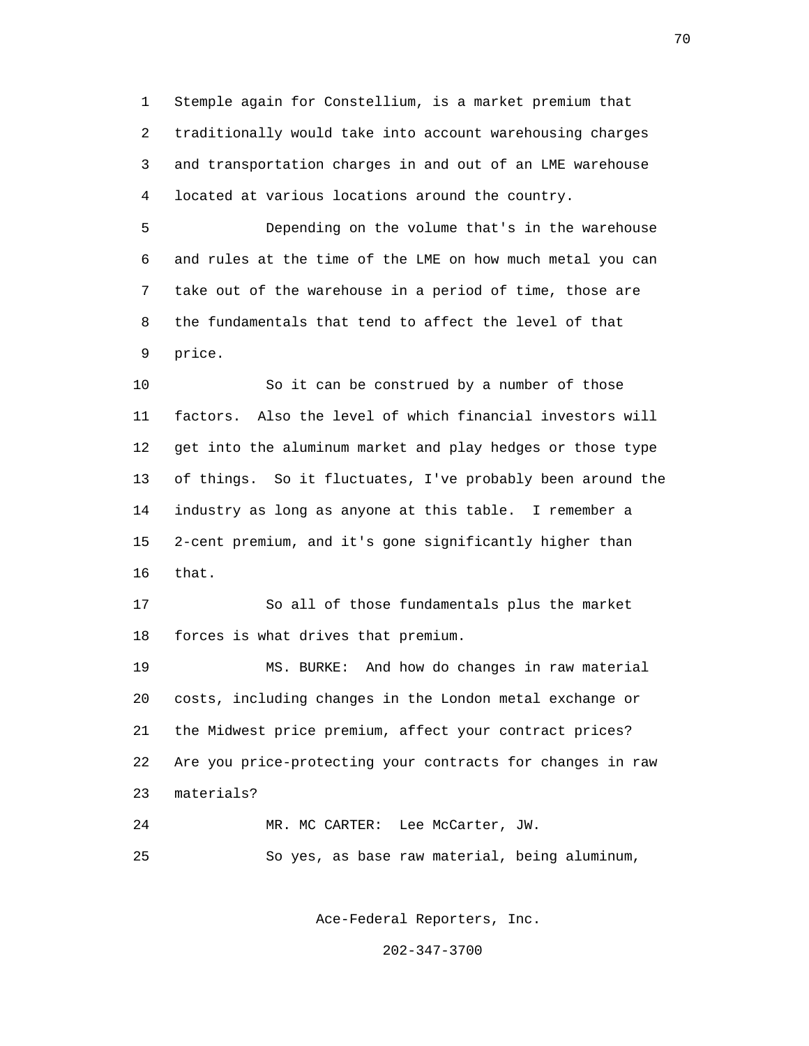Stemple again for Constellium, is a market premium that traditionally would take into account warehousing charges and transportation charges in and out of an LME warehouse located at various locations around the country.

Depending on the volume that's in the warehouse and rules at the time of the LME on how much metal you can take out of the warehouse in a period of time, those are the fundamentals that tend to affect the level of that price.

So it can be construed by a number of those factors. Also the level of which financial investors will get into the aluminum market and play hedges or those type of things. So it fluctuates, I've probably been around the industry as long as anyone at this table. I remember a 2-cent premium, and it's gone significantly higher than that.

So all of those fundamentals plus the market forces is what drives that premium.

MS. BURKE: And how do changes in raw material costs, including changes in the London metal exchange or the Midwest price premium, affect your contract prices? Are you price-protecting your contracts for changes in raw materials?

MR. MC CARTER: Lee McCarter, JW.

So yes, as base raw material, being aluminum,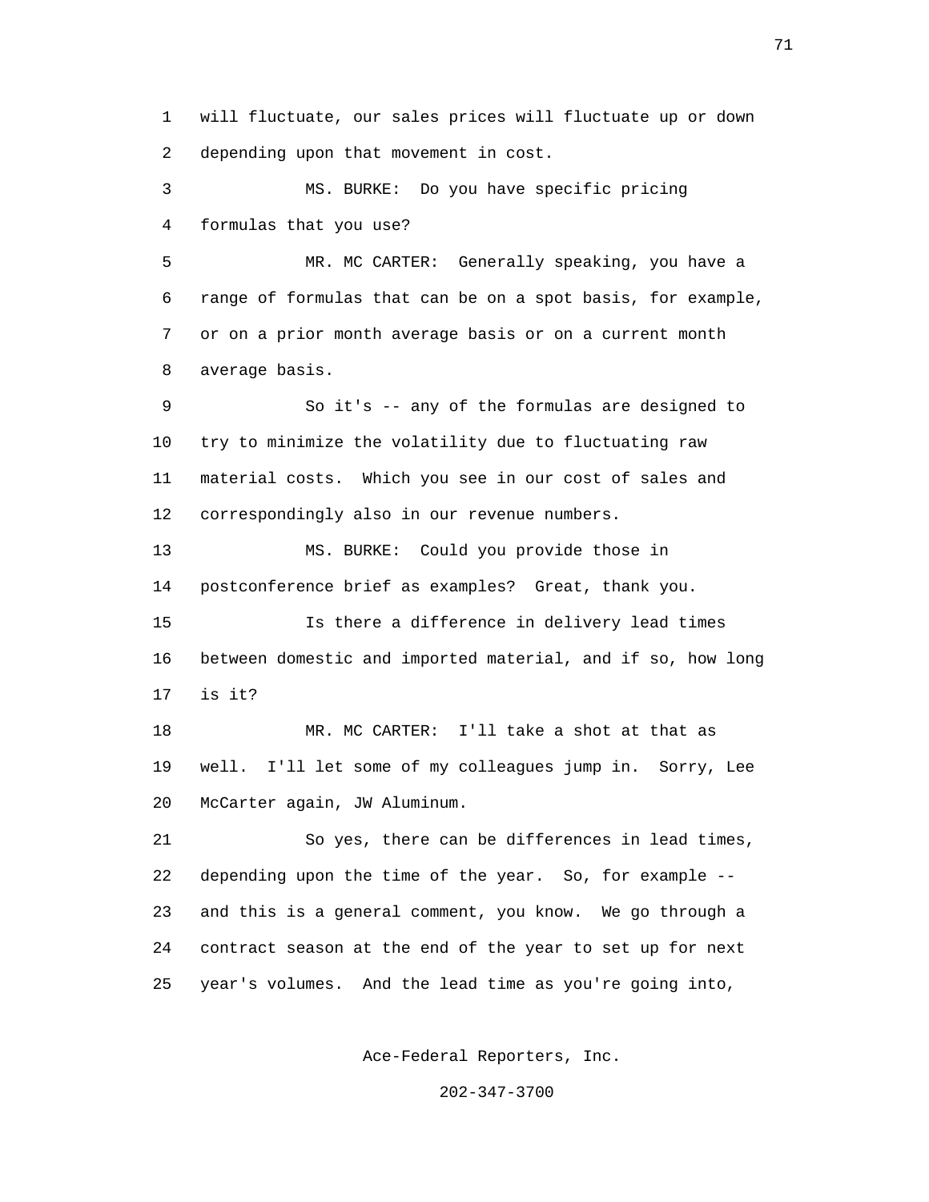will fluctuate, our sales prices will fluctuate up or down depending upon that movement in cost.

MS. BURKE: Do you have specific pricing formulas that you use?

MR. MC CARTER: Generally speaking, you have a range of formulas that can be on a spot basis, for example, or on a prior month average basis or on a current month average basis.

So it's -- any of the formulas are designed to try to minimize the volatility due to fluctuating raw material costs. Which you see in our cost of sales and correspondingly also in our revenue numbers.

MS. BURKE: Could you provide those in postconference brief as examples? Great, thank you.

Is there a difference in delivery lead times between domestic and imported material, and if so, how long is it?

MR. MC CARTER: I'll take a shot at that as well. I'll let some of my colleagues jump in. Sorry, Lee McCarter again, JW Aluminum.

So yes, there can be differences in lead times, depending upon the time of the year. So, for example -- and this is a general comment, you know. We go through a contract season at the end of the year to set up for next year's volumes. And the lead time as you're going into,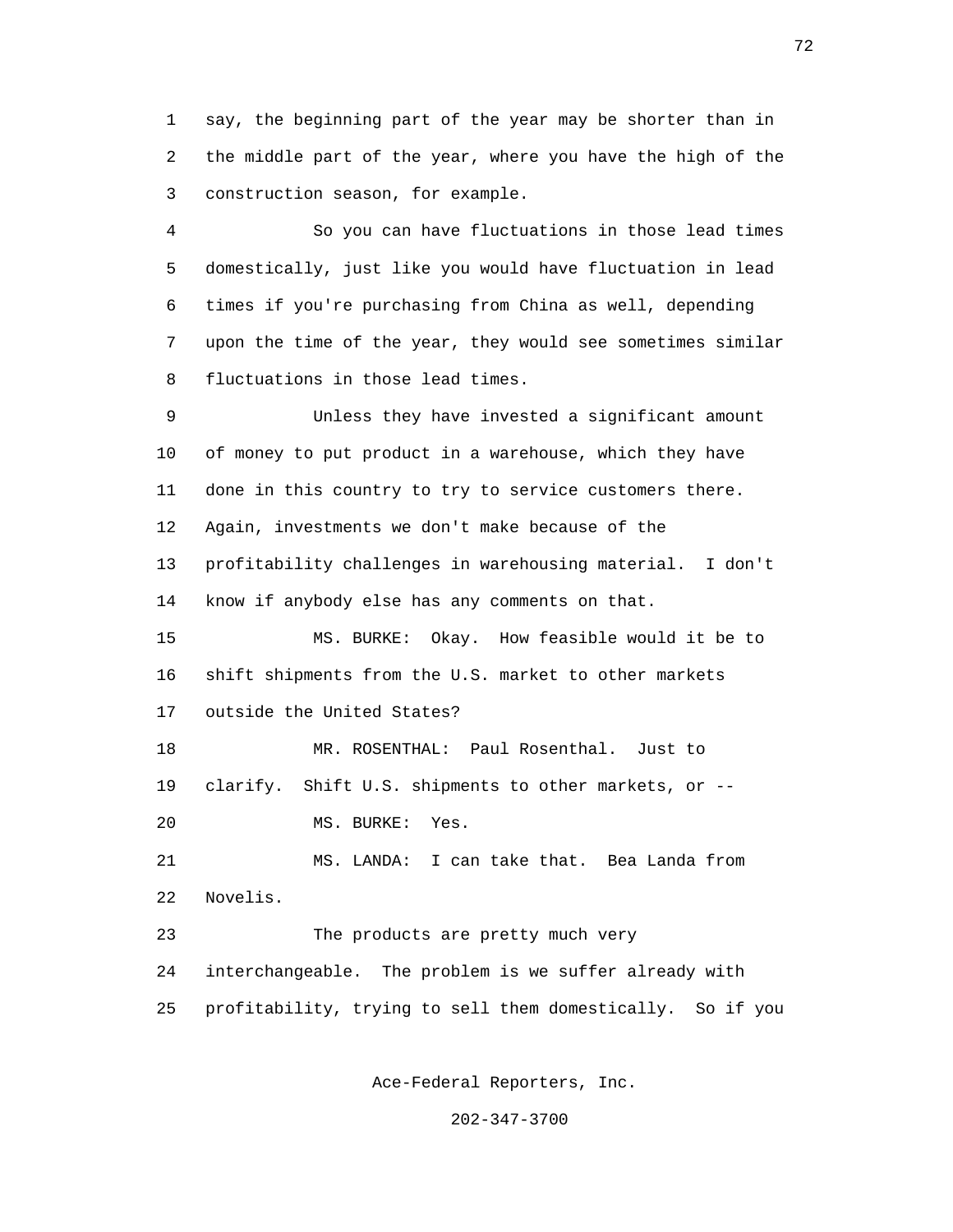say, the beginning part of the year may be shorter than in the middle part of the year, where you have the high of the construction season, for example.

So you can have fluctuations in those lead times domestically, just like you would have fluctuation in lead times if you're purchasing from China as well, depending upon the time of the year, they would see sometimes similar fluctuations in those lead times.

Unless they have invested a significant amount of money to put product in a warehouse, which they have done in this country to try to service customers there. Again, investments we don't make because of the profitability challenges in warehousing material. I don't know if anybody else has any comments on that.

MS. BURKE: Okay. How feasible would it be to shift shipments from the U.S. market to other markets outside the United States?

MR. ROSENTHAL: Paul Rosenthal. Just to clarify. Shift U.S. shipments to other markets, or --

MS. BURKE: Yes.

MS. LANDA: I can take that. Bea Landa from Novelis.

The products are pretty much very interchangeable. The problem is we suffer already with profitability, trying to sell them domestically. So if you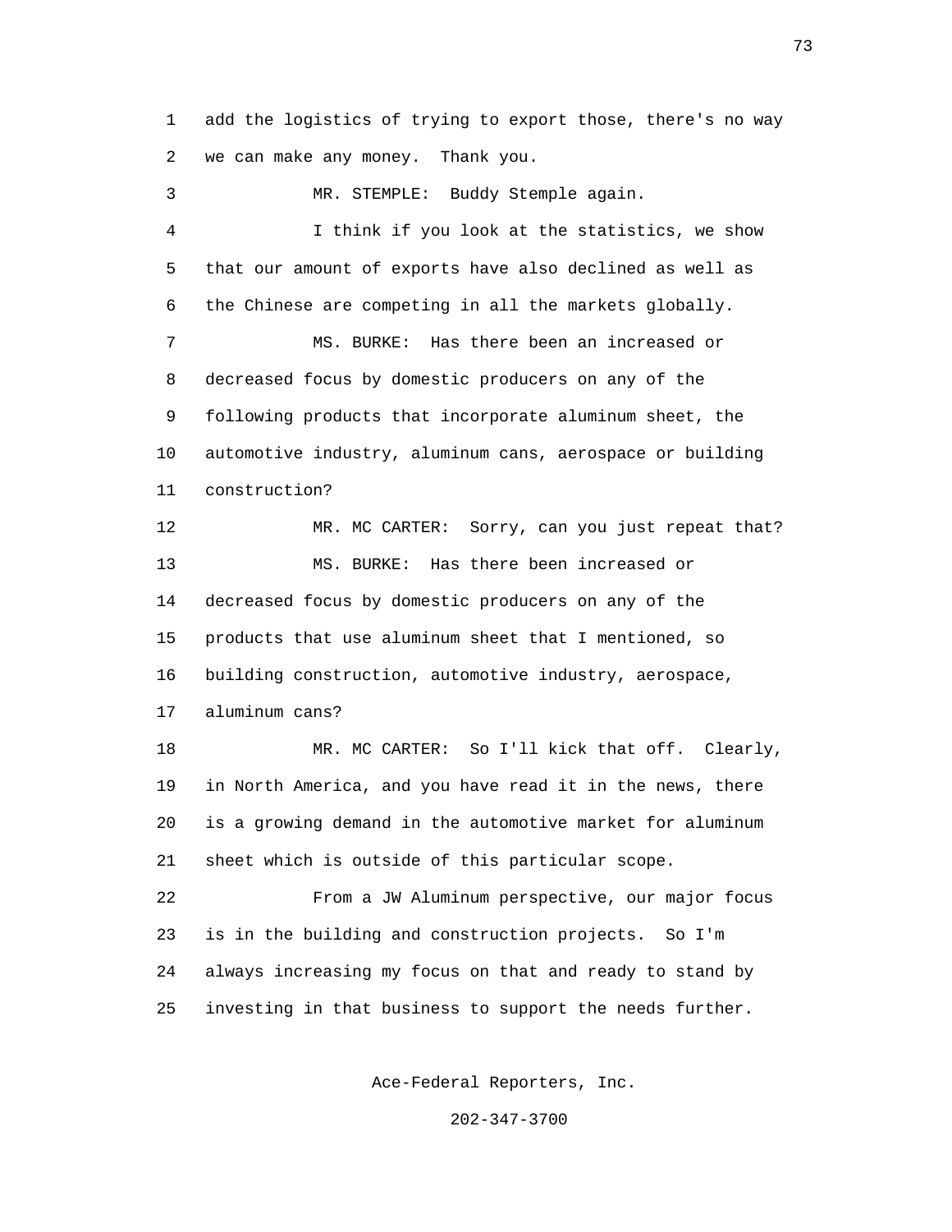add the logistics of trying to export those, there's no way we can make any money. Thank you.

MR. STEMPLE: Buddy Stemple again.

I think if you look at the statistics, we show that our amount of exports have also declined as well as the Chinese are competing in all the markets globally.

MS. BURKE: Has there been an increased or decreased focus by domestic producers on any of the following products that incorporate aluminum sheet, the automotive industry, aluminum cans, aerospace or building construction?

MR. MC CARTER: Sorry, can you just repeat that?

MS. BURKE: Has there been increased or decreased focus by domestic producers on any of the products that use aluminum sheet that I mentioned, so building construction, automotive industry, aerospace, aluminum cans?

MR. MC CARTER: So I'll kick that off. Clearly, in North America, and you have read it in the news, there is a growing demand in the automotive market for aluminum sheet which is outside of this particular scope.

From a JW Aluminum perspective, our major focus is in the building and construction projects. So I'm always increasing my focus on that and ready to stand by investing in that business to support the needs further.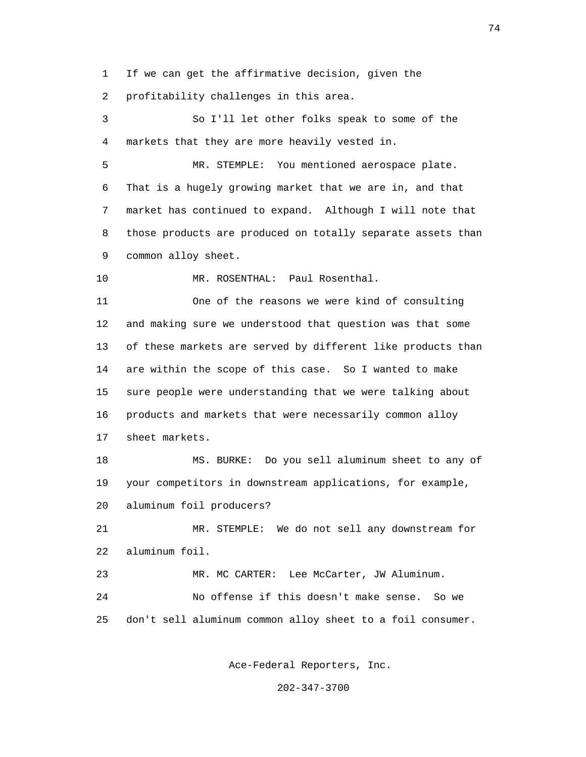If we can get the affirmative decision, given the profitability challenges in this area.

So I'll let other folks speak to some of the markets that they are more heavily vested in.

MR. STEMPLE: You mentioned aerospace plate. That is a hugely growing market that we are in, and that market has continued to expand. Although I will note that those products are produced on totally separate assets than common alloy sheet.

MR. ROSENTHAL: Paul Rosenthal.

One of the reasons we were kind of consulting and making sure we understood that question was that some of these markets are served by different like products than are within the scope of this case. So I wanted to make sure people were understanding that we were talking about products and markets that were necessarily common alloy sheet markets.

MS. BURKE: Do you sell aluminum sheet to any of your competitors in downstream applications, for example, aluminum foil producers?

MR. STEMPLE: We do not sell any downstream for aluminum foil.

MR. MC CARTER: Lee McCarter, JW Aluminum.

No offense if this doesn't make sense. So we don't sell aluminum common alloy sheet to a foil consumer.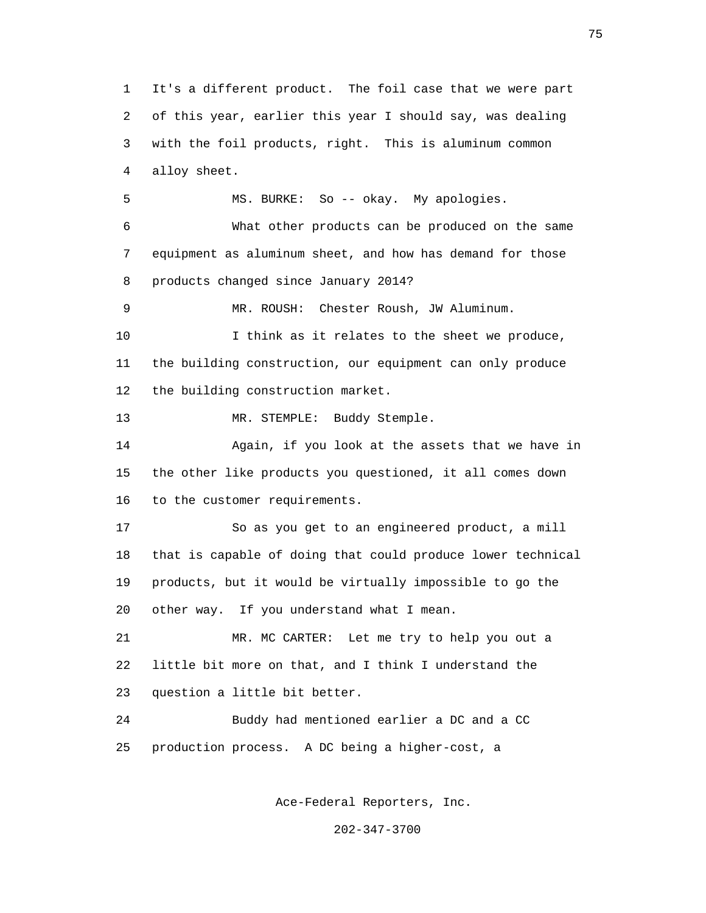It's a different product. The foil case that we were part of this year, earlier this year I should say, was dealing with the foil products, right. This is aluminum common alloy sheet.

MS. BURKE: So -- okay. My apologies.

What other products can be produced on the same equipment as aluminum sheet, and how has demand for those products changed since January 2014?

MR. ROUSH: Chester Roush, JW Aluminum.

I think as it relates to the sheet we produce, the building construction, our equipment can only produce the building construction market.

MR. STEMPLE: Buddy Stemple.

Again, if you look at the assets that we have in the other like products you questioned, it all comes down to the customer requirements.

So as you get to an engineered product, a mill that is capable of doing that could produce lower technical products, but it would be virtually impossible to go the other way. If you understand what I mean.

MR. MC CARTER: Let me try to help you out a little bit more on that, and I think I understand the question a little bit better.

Buddy had mentioned earlier a DC and a CC production process. A DC being a higher-cost, a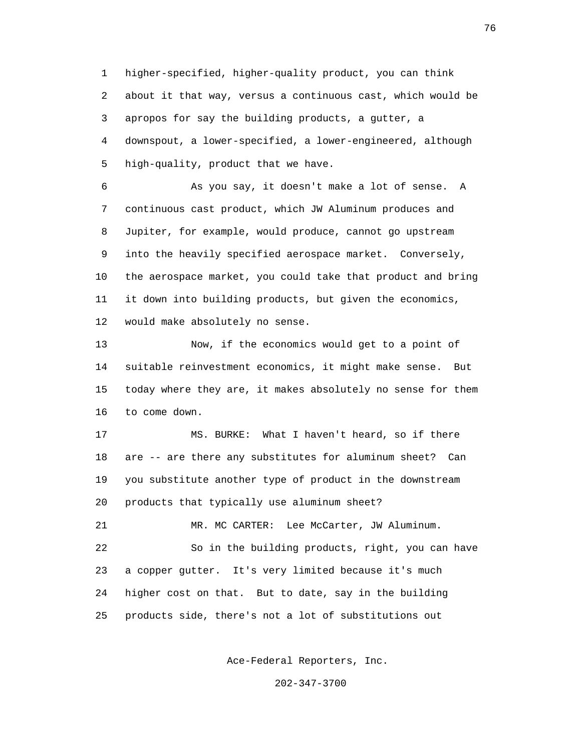higher-specified, higher-quality product, you can think about it that way, versus a continuous cast, which would be apropos for say the building products, a gutter, a downspout, a lower-specified, a lower-engineered, although high-quality, product that we have.

As you say, it doesn't make a lot of sense. A continuous cast product, which JW Aluminum produces and Jupiter, for example, would produce, cannot go upstream into the heavily specified aerospace market. Conversely, the aerospace market, you could take that product and bring it down into building products, but given the economics, would make absolutely no sense.

Now, if the economics would get to a point of suitable reinvestment economics, it might make sense. But today where they are, it makes absolutely no sense for them to come down.

MS. BURKE: What I haven't heard, so if there are -- are there any substitutes for aluminum sheet? Can you substitute another type of product in the downstream products that typically use aluminum sheet?

MR. MC CARTER: Lee McCarter, JW Aluminum.

So in the building products, right, you can have a copper gutter. It's very limited because it's much higher cost on that. But to date, say in the building products side, there's not a lot of substitutions out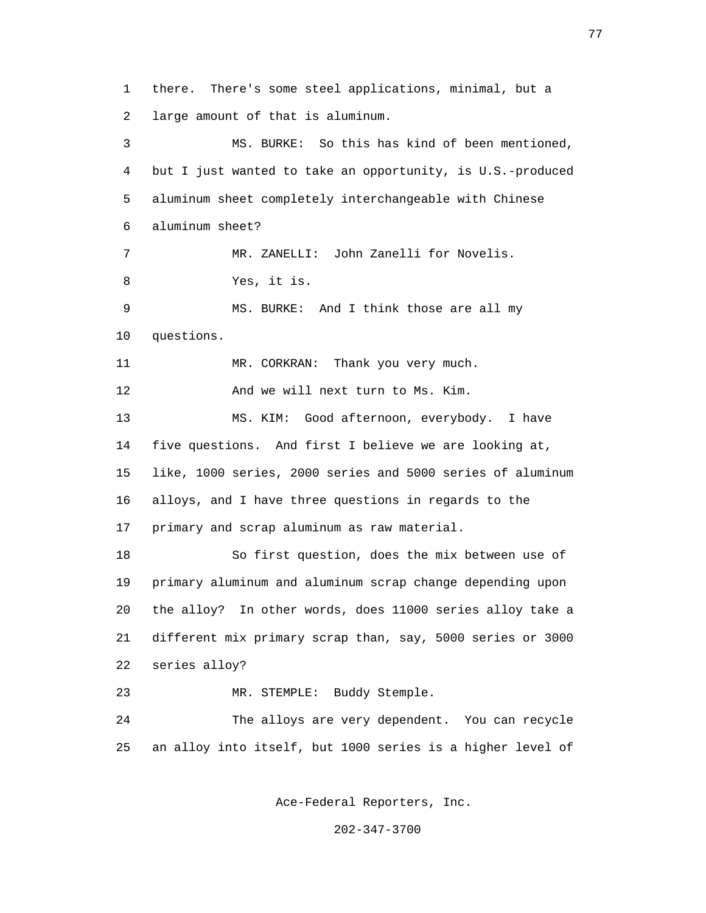there. There's some steel applications, minimal, but a large amount of that is aluminum.

MS. BURKE: So this has kind of been mentioned, but I just wanted to take an opportunity, is U.S.-produced aluminum sheet completely interchangeable with Chinese aluminum sheet?

MR. ZANELLI: John Zanelli for Novelis.

Yes, it is.

MS. BURKE: And I think those are all my questions.

MR. CORKRAN: Thank you very much.

And we will next turn to Ms. Kim.

MS. KIM: Good afternoon, everybody. I have five questions. And first I believe we are looking at, like, 1000 series, 2000 series and 5000 series of aluminum alloys, and I have three questions in regards to the primary and scrap aluminum as raw material.

So first question, does the mix between use of primary aluminum and aluminum scrap change depending upon the alloy? In other words, does 11000 series alloy take a different mix primary scrap than, say, 5000 series or 3000 series alloy?

MR. STEMPLE: Buddy Stemple.

The alloys are very dependent. You can recycle an alloy into itself, but 1000 series is a higher level of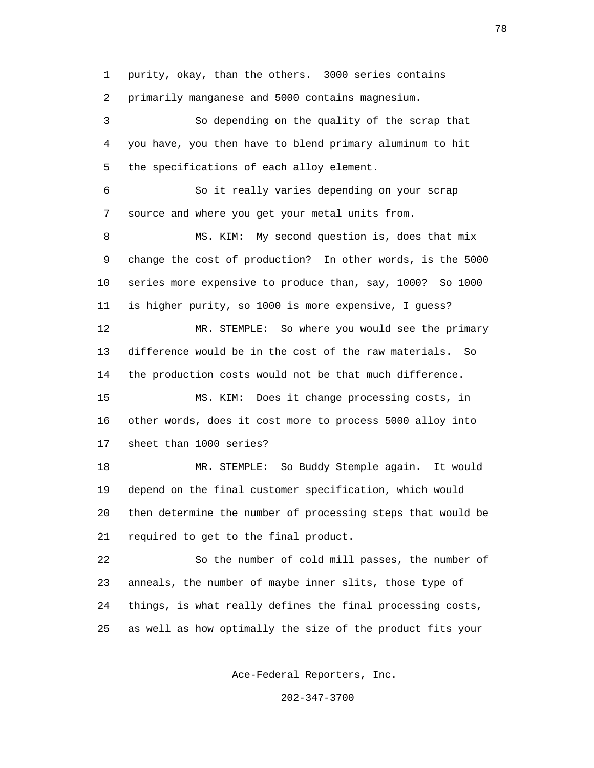purity, okay, than the others. 3000 series contains primarily manganese and 5000 contains magnesium.

So depending on the quality of the scrap that you have, you then have to blend primary aluminum to hit the specifications of each alloy element.

So it really varies depending on your scrap source and where you get your metal units from.

MS. KIM: My second question is, does that mix change the cost of production? In other words, is the 5000 series more expensive to produce than, say, 1000? So 1000 is higher purity, so 1000 is more expensive, I guess?

MR. STEMPLE: So where you would see the primary difference would be in the cost of the raw materials. So the production costs would not be that much difference.

MS. KIM: Does it change processing costs, in other words, does it cost more to process 5000 alloy into sheet than 1000 series?

MR. STEMPLE: So Buddy Stemple again. It would depend on the final customer specification, which would then determine the number of processing steps that would be required to get to the final product.

So the number of cold mill passes, the number of anneals, the number of maybe inner slits, those type of things, is what really defines the final processing costs, as well as how optimally the size of the product fits your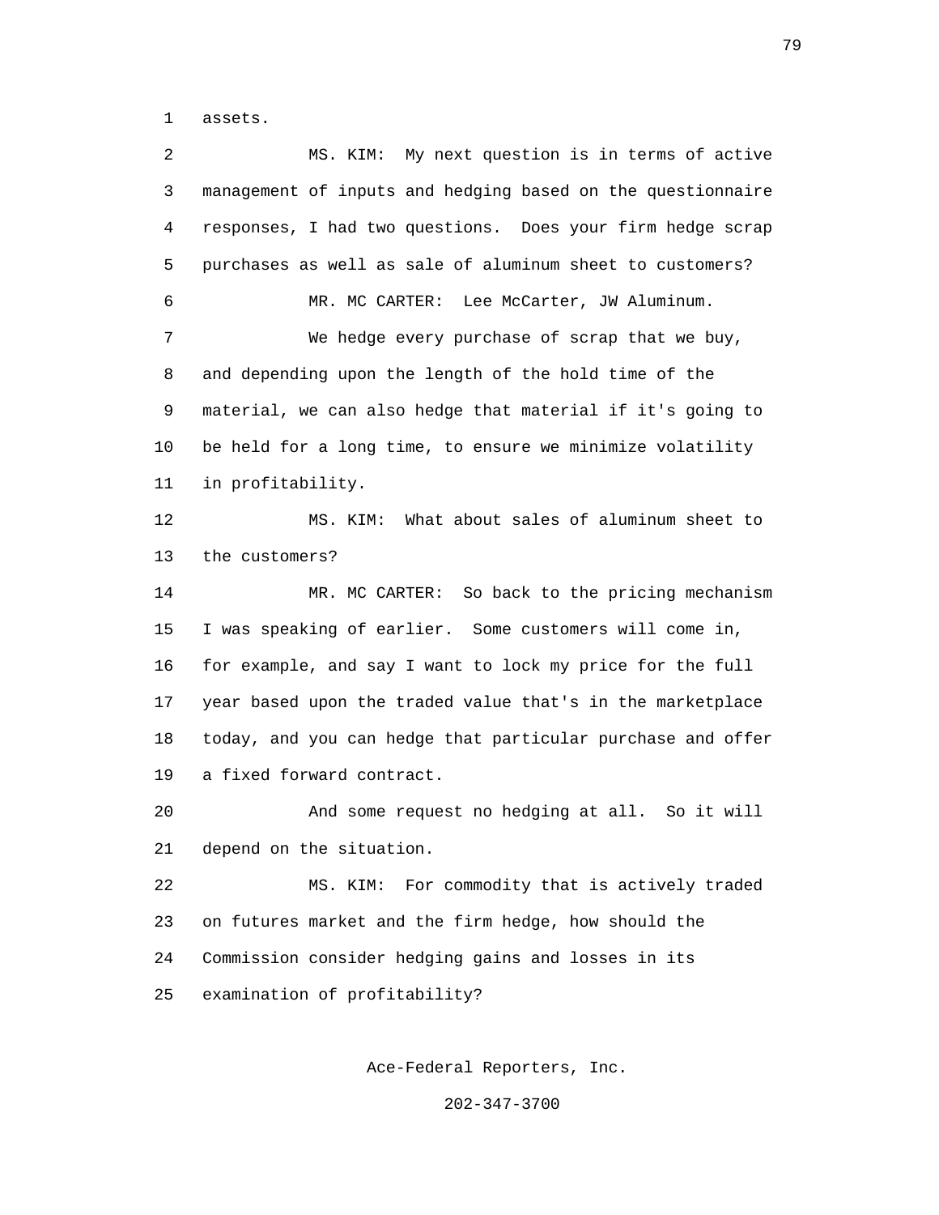assets.

MS. KIM: My next question is in terms of active management of inputs and hedging based on the questionnaire responses, I had two questions. Does your firm hedge scrap purchases as well as sale of aluminum sheet to customers?

MR. MC CARTER: Lee McCarter, JW Aluminum.

We hedge every purchase of scrap that we buy, and depending upon the length of the hold time of the material, we can also hedge that material if it's going to be held for a long time, to ensure we minimize volatility in profitability.

MS. KIM: What about sales of aluminum sheet to the customers?

MR. MC CARTER: So back to the pricing mechanism I was speaking of earlier. Some customers will come in, for example, and say I want to lock my price for the full year based upon the traded value that's in the marketplace today, and you can hedge that particular purchase and offer a fixed forward contract.

And some request no hedging at all. So it will depend on the situation.

MS. KIM: For commodity that is actively traded on futures market and the firm hedge, how should the Commission consider hedging gains and losses in its examination of profitability?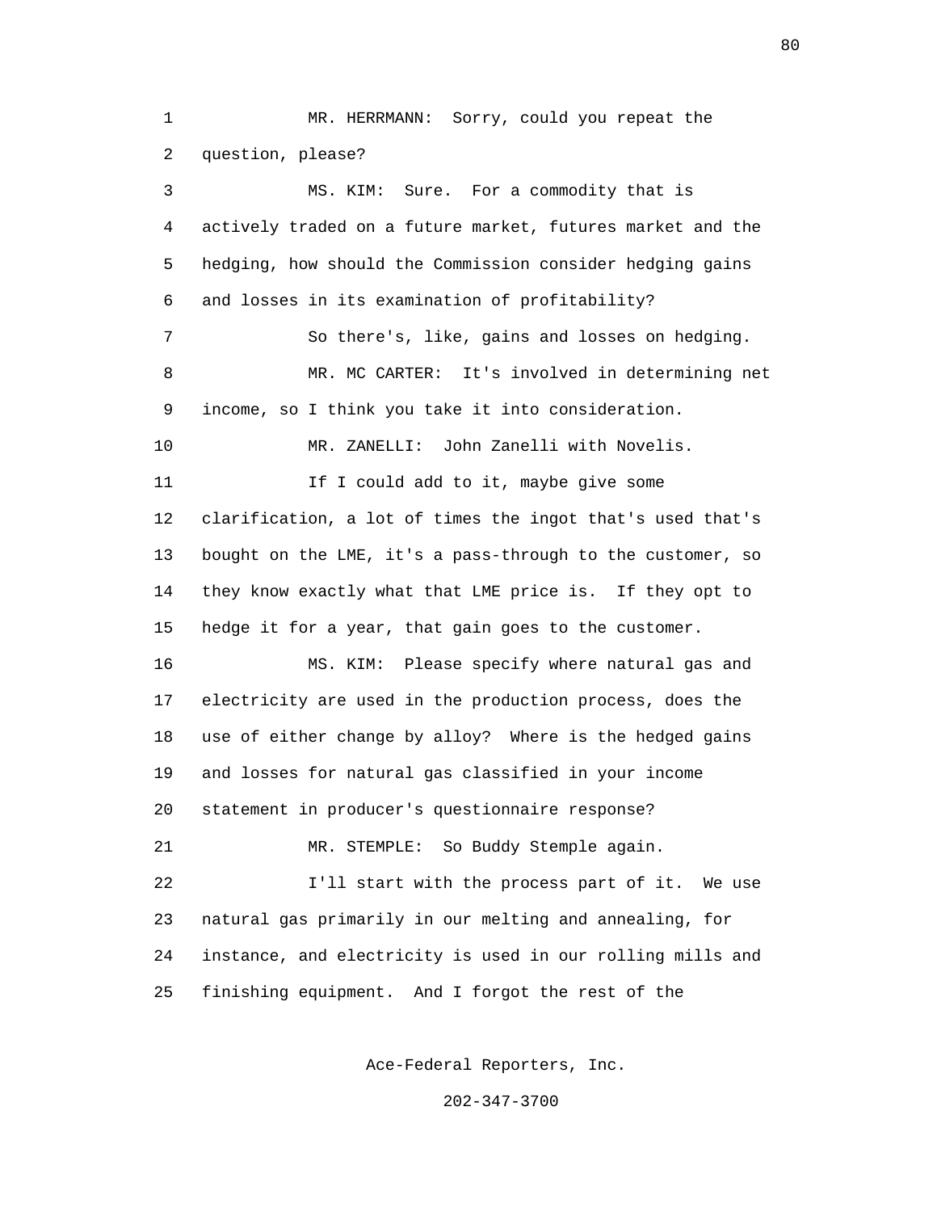MR. HERRMANN: Sorry, could you repeat the question, please?

MS. KIM: Sure. For a commodity that is actively traded on a future market, futures market and the hedging, how should the Commission consider hedging gains and losses in its examination of profitability?

So there's, like, gains and losses on hedging.

MR. MC CARTER: It's involved in determining net income, so I think you take it into consideration.

MR. ZANELLI: John Zanelli with Novelis.

If I could add to it, maybe give some clarification, a lot of times the ingot that's used that's bought on the LME, it's a pass-through to the customer, so they know exactly what that LME price is. If they opt to hedge it for a year, that gain goes to the customer.

MS. KIM: Please specify where natural gas and electricity are used in the production process, does the use of either change by alloy? Where is the hedged gains and losses for natural gas classified in your income statement in producer's questionnaire response?

MR. STEMPLE: So Buddy Stemple again.

I'll start with the process part of it. We use natural gas primarily in our melting and annealing, for instance, and electricity is used in our rolling mills and finishing equipment. And I forgot the rest of the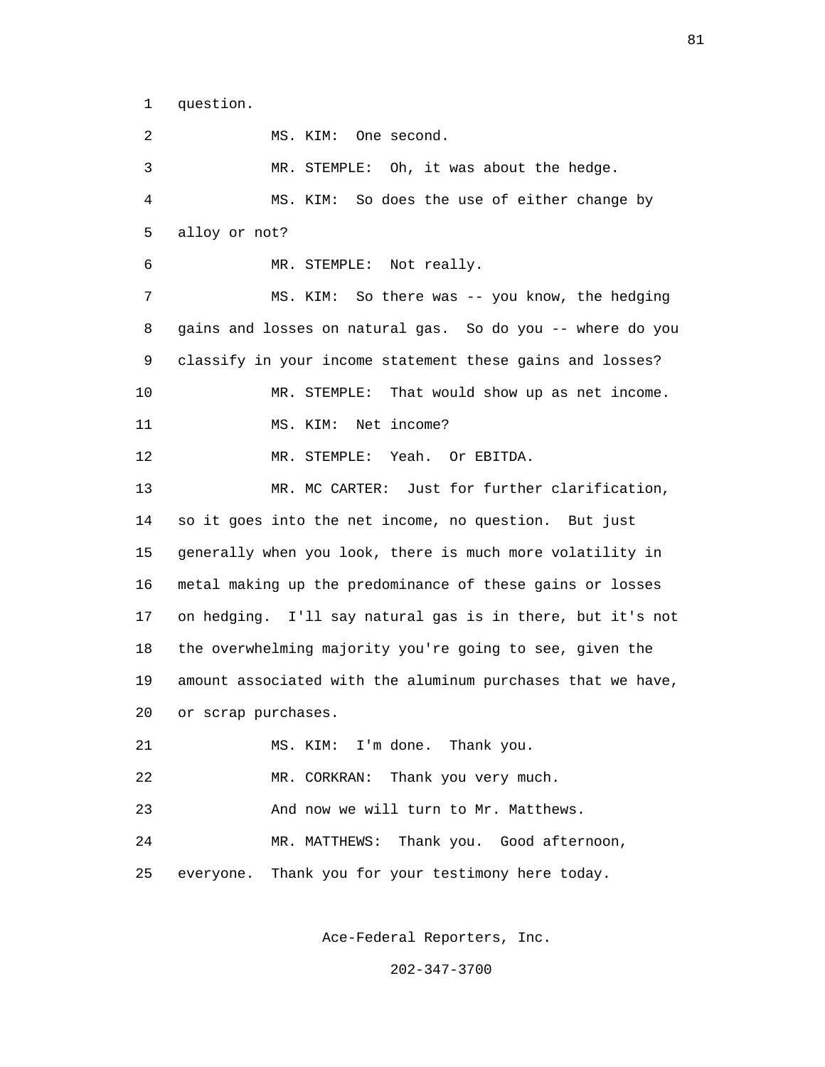1 question.

2 MS. KIM: One second.

3 MR. STEMPLE: Oh, it was about the hedge.

4 MS. KIM: So does the use of either change by

5 alloy or not?

6 MR. STEMPLE: Not really.

7 MS. KIM: So there was -- you know, the hedging

8 gains and losses on natural gas. So do you -- where do you

9 classify in your income statement these gains and losses?

10 MR. STEMPLE: That would show up as net income.

11 MS. KIM: Net income?

12 MR. STEMPLE: Yeah. Or EBITDA.

13 MR. MC CARTER: Just for further clarification,

14 so it goes into the net income, no question. But just

15 generally when you look, there is much more volatility in

16 metal making up the predominance of these gains or losses

17 on hedging. I'll say natural gas is in there, but it's not

18 the overwhelming majority you're going to see, given the

19 amount associated with the aluminum purchases that we have,

20 or scrap purchases.

21 MS. KIM: I'm done. Thank you.

22 MR. CORKRAN: Thank you very much.

23 And now we will turn to Mr. Matthews.

24 MR. MATTHEWS: Thank you. Good afternoon,

25 everyone. Thank you for your testimony here today.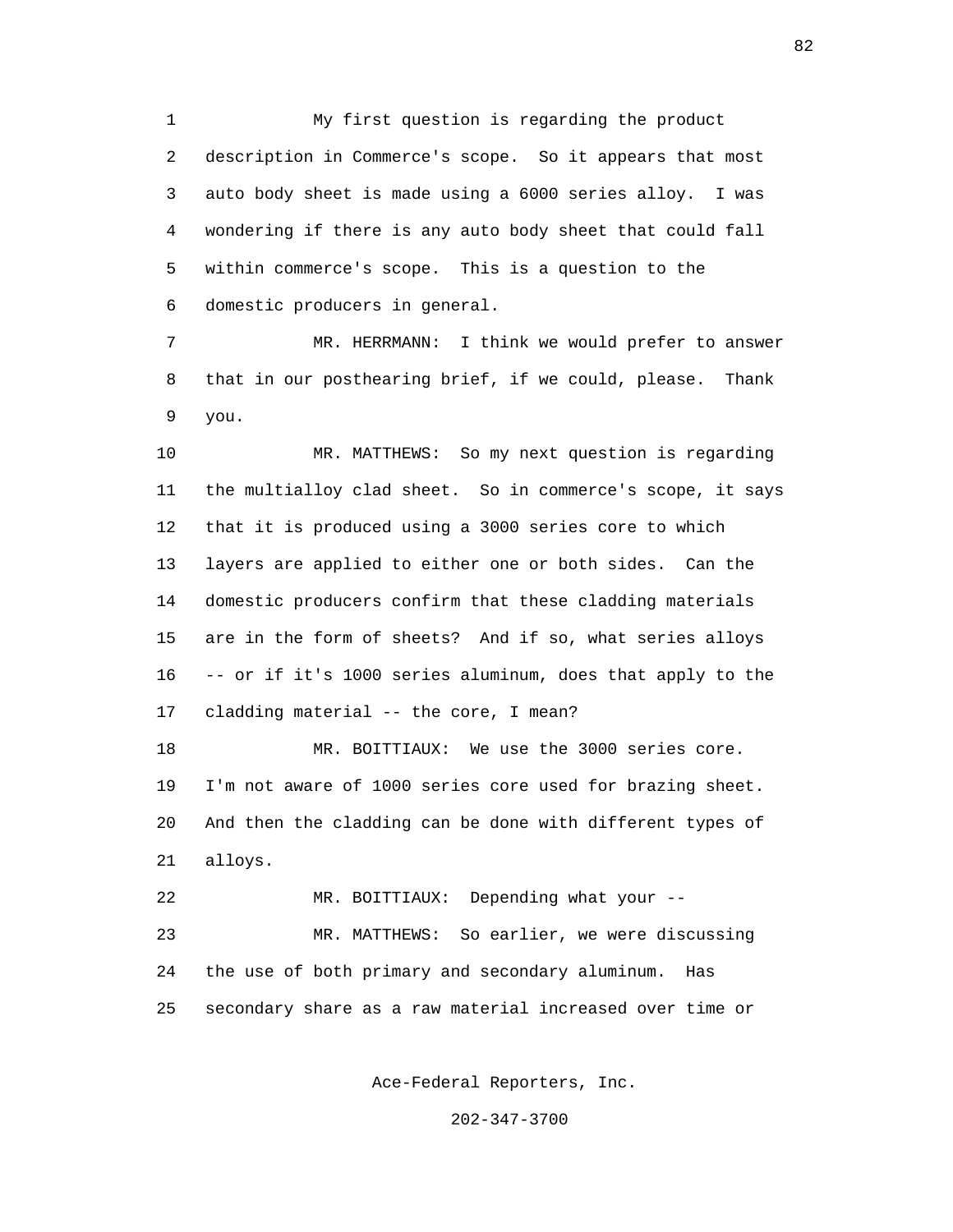My first question is regarding the product description in Commerce's scope. So it appears that most auto body sheet is made using a 6000 series alloy. I was wondering if there is any auto body sheet that could fall within commerce's scope. This is a question to the domestic producers in general.

MR. HERRMANN: I think we would prefer to answer that in our posthearing brief, if we could, please. Thank you.

MR. MATTHEWS: So my next question is regarding the multialloy clad sheet. So in commerce's scope, it says that it is produced using a 3000 series core to which layers are applied to either one or both sides. Can the domestic producers confirm that these cladding materials are in the form of sheets? And if so, what series alloys -- or if it's 1000 series aluminum, does that apply to the cladding material -- the core, I mean?

MR. BOITTIAUX: We use the 3000 series core. I'm not aware of 1000 series core used for brazing sheet. And then the cladding can be done with different types of alloys.

MR. BOITTIAUX: Depending what your --

MR. MATTHEWS: So earlier, we were discussing the use of both primary and secondary aluminum. Has secondary share as a raw material increased over time or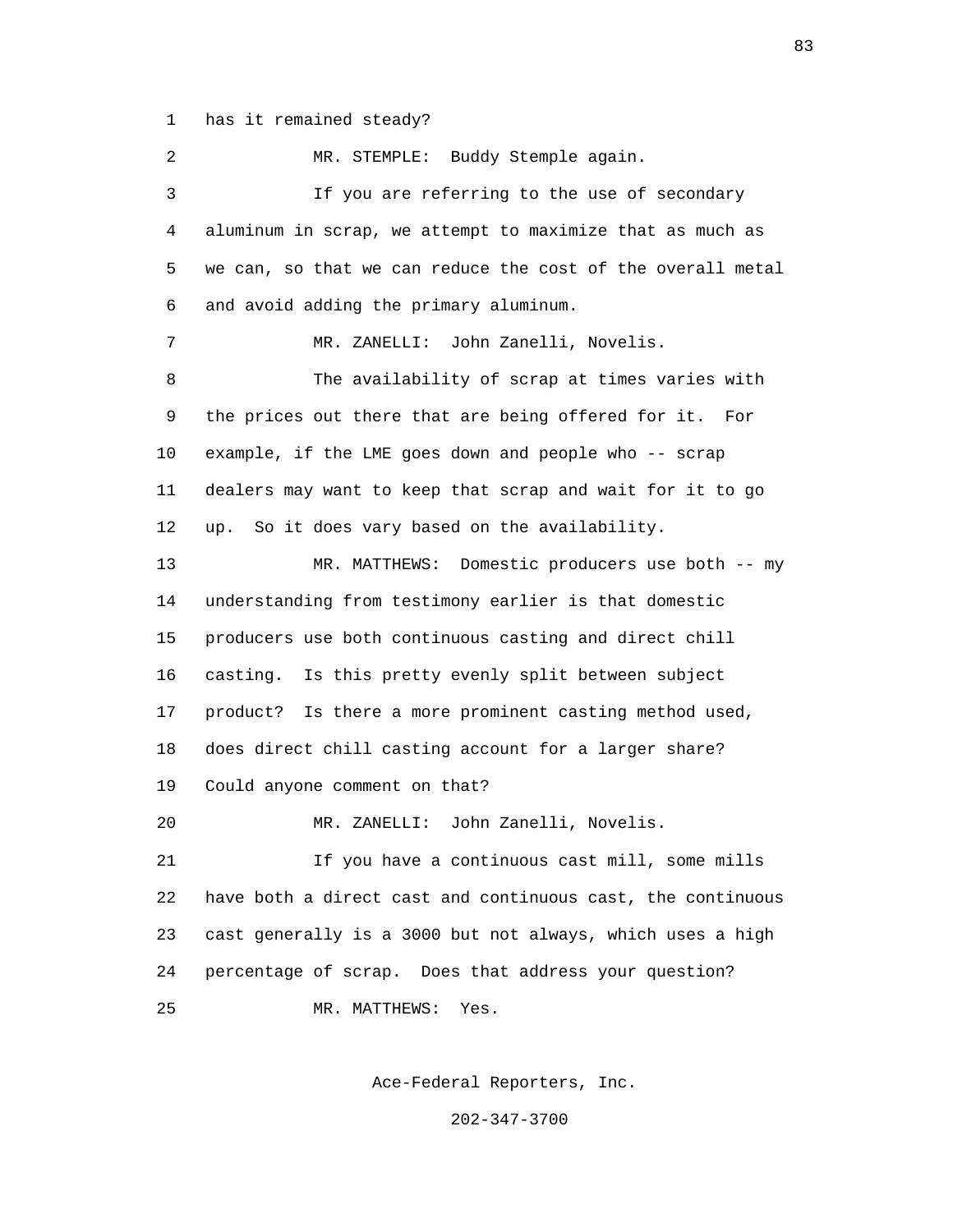has it remained steady?

MR. STEMPLE: Buddy Stemple again.

If you are referring to the use of secondary aluminum in scrap, we attempt to maximize that as much as we can, so that we can reduce the cost of the overall metal and avoid adding the primary aluminum.

MR. ZANELLI: John Zanelli, Novelis.

The availability of scrap at times varies with the prices out there that are being offered for it. For example, if the LME goes down and people who -- scrap dealers may want to keep that scrap and wait for it to go up. So it does vary based on the availability.

MR. MATTHEWS: Domestic producers use both -- my understanding from testimony earlier is that domestic producers use both continuous casting and direct chill casting. Is this pretty evenly split between subject product? Is there a more prominent casting method used, does direct chill casting account for a larger share? Could anyone comment on that?

MR. ZANELLI: John Zanelli, Novelis.

If you have a continuous cast mill, some mills have both a direct cast and continuous cast, the continuous cast generally is a 3000 but not always, which uses a high percentage of scrap. Does that address your question?

MR. MATTHEWS: Yes.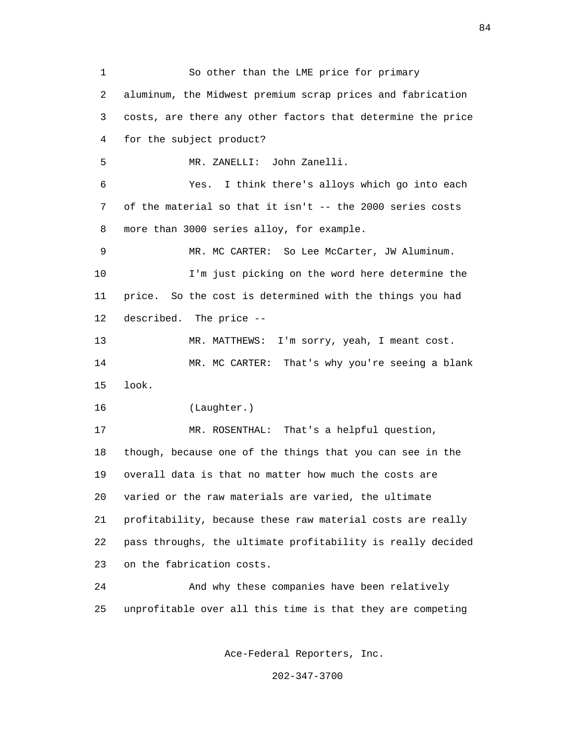So other than the LME price for primary aluminum, the Midwest premium scrap prices and fabrication costs, are there any other factors that determine the price for the subject product?

MR. ZANELLI: John Zanelli.

Yes. I think there's alloys which go into each of the material so that it isn't -- the 2000 series costs more than 3000 series alloy, for example.

MR. MC CARTER: So Lee McCarter, JW Aluminum.

I'm just picking on the word here determine the price. So the cost is determined with the things you had described. The price --

MR. MATTHEWS: I'm sorry, yeah, I meant cost.

MR. MC CARTER: That's why you're seeing a blank look.

(Laughter.)

MR. ROSENTHAL: That's a helpful question, though, because one of the things that you can see in the overall data is that no matter how much the costs are varied or the raw materials are varied, the ultimate profitability, because these raw material costs are really pass throughs, the ultimate profitability is really decided on the fabrication costs.

And why these companies have been relatively unprofitable over all this time is that they are competing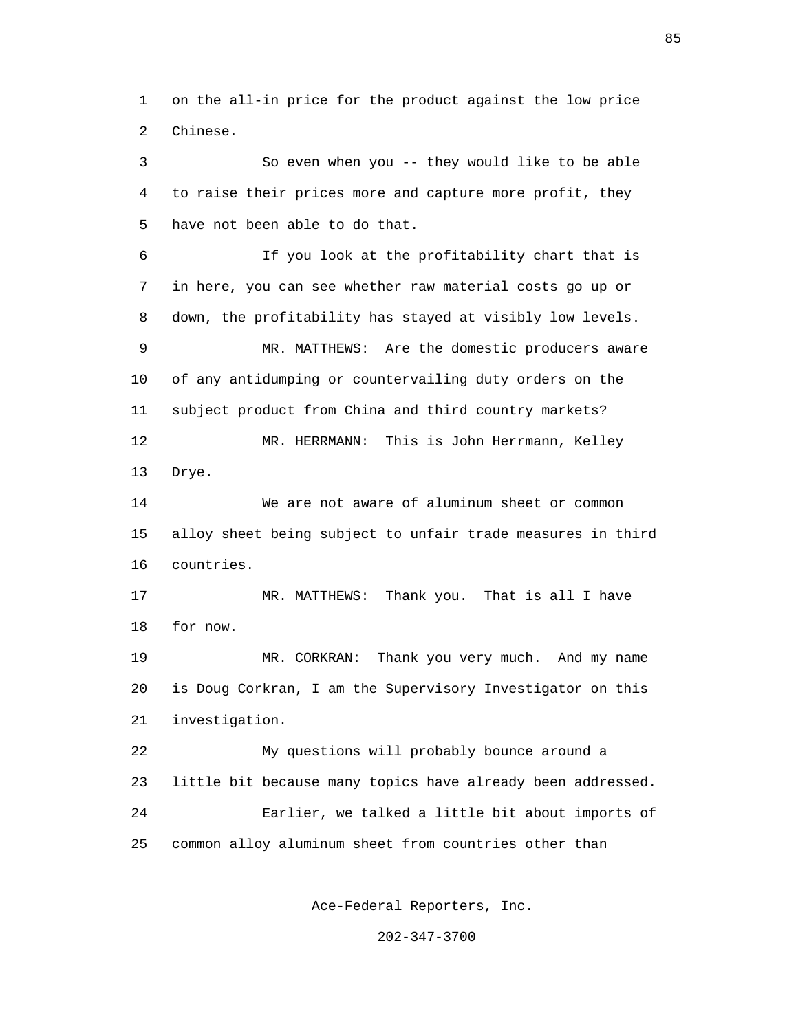on the all-in price for the product against the low price Chinese.

So even when you -- they would like to be able to raise their prices more and capture more profit, they have not been able to do that.

If you look at the profitability chart that is in here, you can see whether raw material costs go up or down, the profitability has stayed at visibly low levels.

MR. MATTHEWS: Are the domestic producers aware of any antidumping or countervailing duty orders on the subject product from China and third country markets?

MR. HERRMANN: This is John Herrmann, Kelley Drye.

We are not aware of aluminum sheet or common alloy sheet being subject to unfair trade measures in third countries.

MR. MATTHEWS: Thank you. That is all I have for now.

MR. CORKRAN: Thank you very much. And my name is Doug Corkran, I am the Supervisory Investigator on this investigation.

My questions will probably bounce around a little bit because many topics have already been addressed.

Earlier, we talked a little bit about imports of common alloy aluminum sheet from countries other than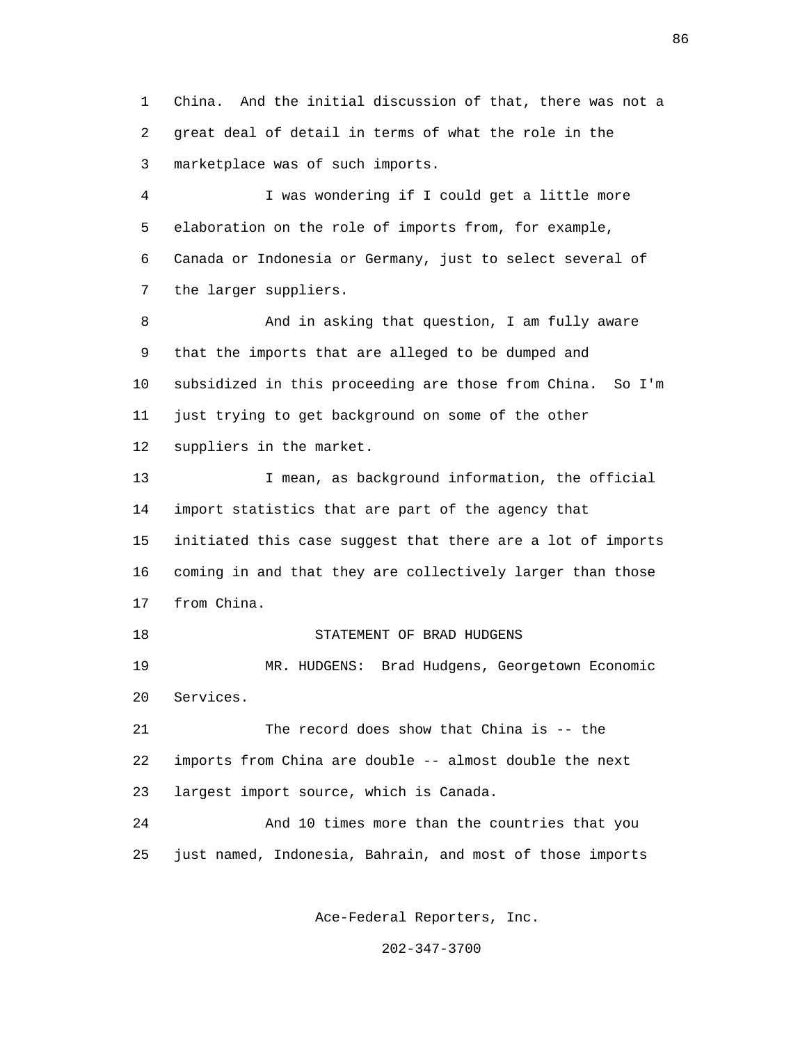China. And the initial discussion of that, there was not a great deal of detail in terms of what the role in the marketplace was of such imports.

I was wondering if I could get a little more elaboration on the role of imports from, for example, Canada or Indonesia or Germany, just to select several of the larger suppliers.

And in asking that question, I am fully aware that the imports that are alleged to be dumped and subsidized in this proceeding are those from China. So I'm just trying to get background on some of the other suppliers in the market.

I mean, as background information, the official import statistics that are part of the agency that initiated this case suggest that there are a lot of imports coming in and that they are collectively larger than those from China.

STATEMENT OF BRAD HUDGENS

MR. HUDGENS: Brad Hudgens, Georgetown Economic Services.

The record does show that China is -- the imports from China are double -- almost double the next largest import source, which is Canada.

And 10 times more than the countries that you just named, Indonesia, Bahrain, and most of those imports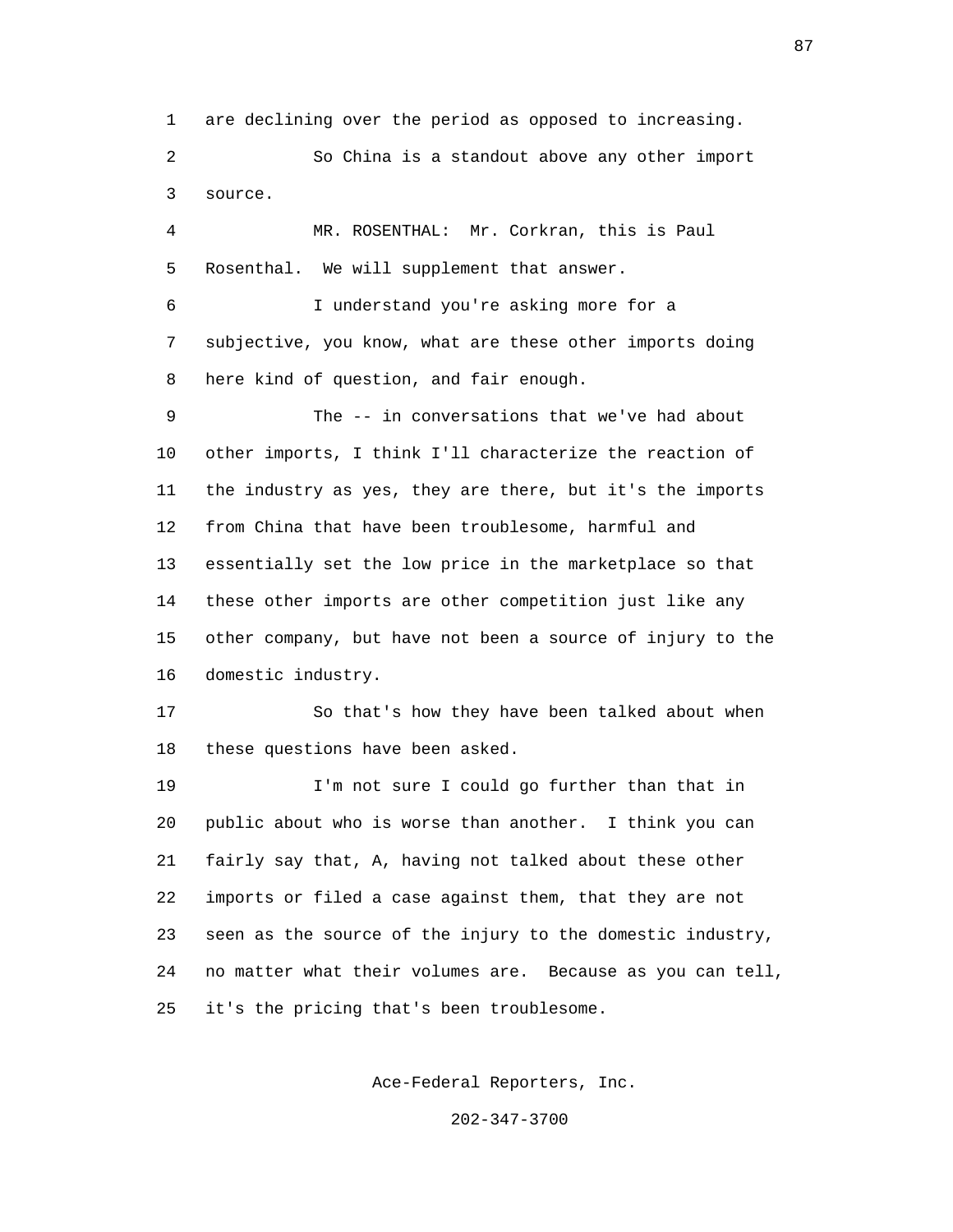are declining over the period as opposed to increasing.

So China is a standout above any other import source.

MR. ROSENTHAL: Mr. Corkran, this is Paul Rosenthal. We will supplement that answer.

I understand you're asking more for a subjective, you know, what are these other imports doing here kind of question, and fair enough.

The -- in conversations that we've had about other imports, I think I'll characterize the reaction of the industry as yes, they are there, but it's the imports from China that have been troublesome, harmful and essentially set the low price in the marketplace so that these other imports are other competition just like any other company, but have not been a source of injury to the domestic industry.

So that's how they have been talked about when these questions have been asked.

I'm not sure I could go further than that in public about who is worse than another. I think you can fairly say that, A, having not talked about these other imports or filed a case against them, that they are not seen as the source of the injury to the domestic industry, no matter what their volumes are. Because as you can tell, it's the pricing that's been troublesome.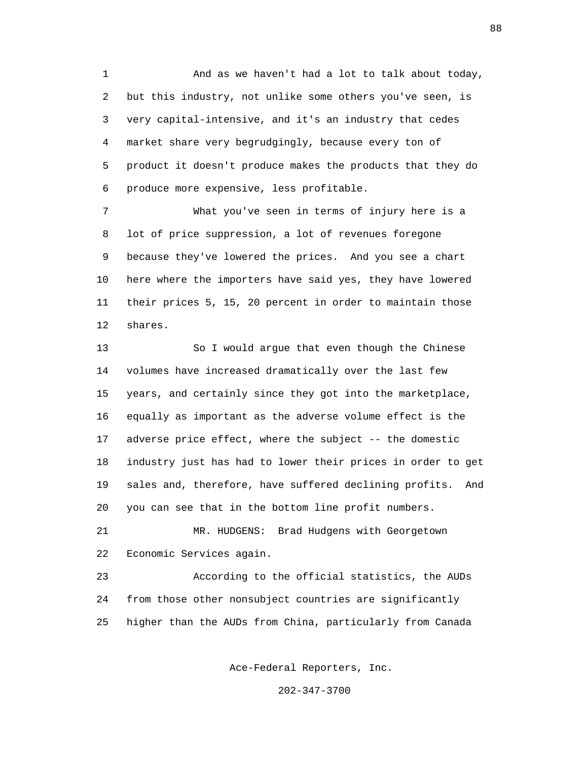And as we haven't had a lot to talk about today, but this industry, not unlike some others you've seen, is very capital-intensive, and it's an industry that cedes market share very begrudgingly, because every ton of product it doesn't produce makes the products that they do produce more expensive, less profitable.

What you've seen in terms of injury here is a lot of price suppression, a lot of revenues foregone because they've lowered the prices. And you see a chart here where the importers have said yes, they have lowered their prices 5, 15, 20 percent in order to maintain those shares.

So I would argue that even though the Chinese volumes have increased dramatically over the last few years, and certainly since they got into the marketplace, equally as important as the adverse volume effect is the adverse price effect, where the subject -- the domestic industry just has had to lower their prices in order to get sales and, therefore, have suffered declining profits. And you can see that in the bottom line profit numbers.

MR. HUDGENS: Brad Hudgens with Georgetown Economic Services again.

According to the official statistics, the AUDs from those other nonsubject countries are significantly higher than the AUDs from China, particularly from Canada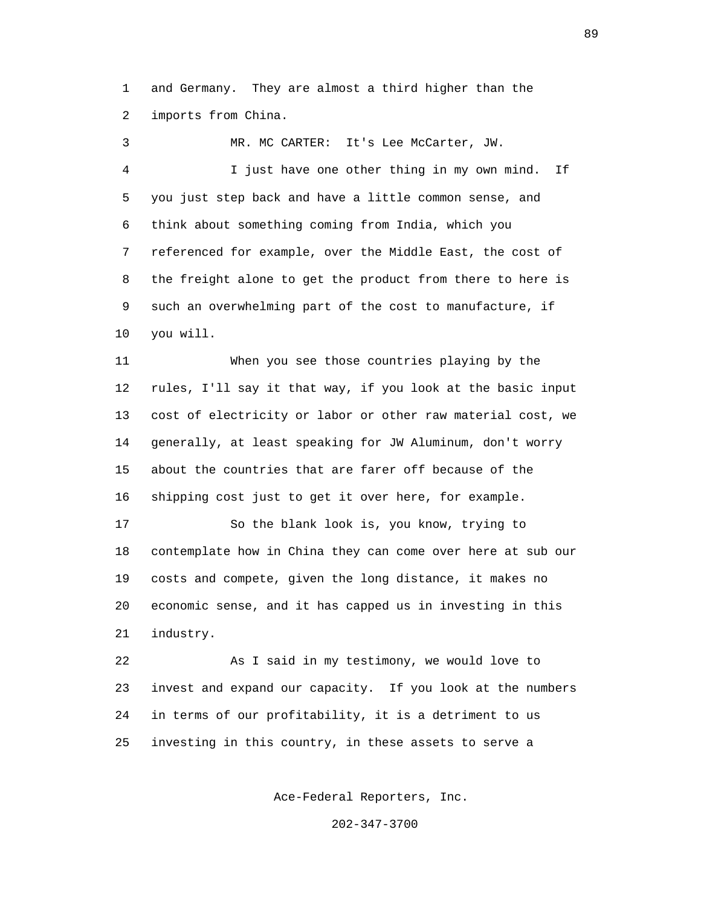and Germany. They are almost a third higher than the imports from China.

MR. MC CARTER: It's Lee McCarter, JW.

I just have one other thing in my own mind. If you just step back and have a little common sense, and think about something coming from India, which you referenced for example, over the Middle East, the cost of the freight alone to get the product from there to here is such an overwhelming part of the cost to manufacture, if you will.

When you see those countries playing by the rules, I'll say it that way, if you look at the basic input cost of electricity or labor or other raw material cost, we generally, at least speaking for JW Aluminum, don't worry about the countries that are farer off because of the shipping cost just to get it over here, for example.

So the blank look is, you know, trying to contemplate how in China they can come over here at sub our costs and compete, given the long distance, it makes no economic sense, and it has capped us in investing in this industry.

As I said in my testimony, we would love to invest and expand our capacity. If you look at the numbers in terms of our profitability, it is a detriment to us investing in this country, in these assets to serve a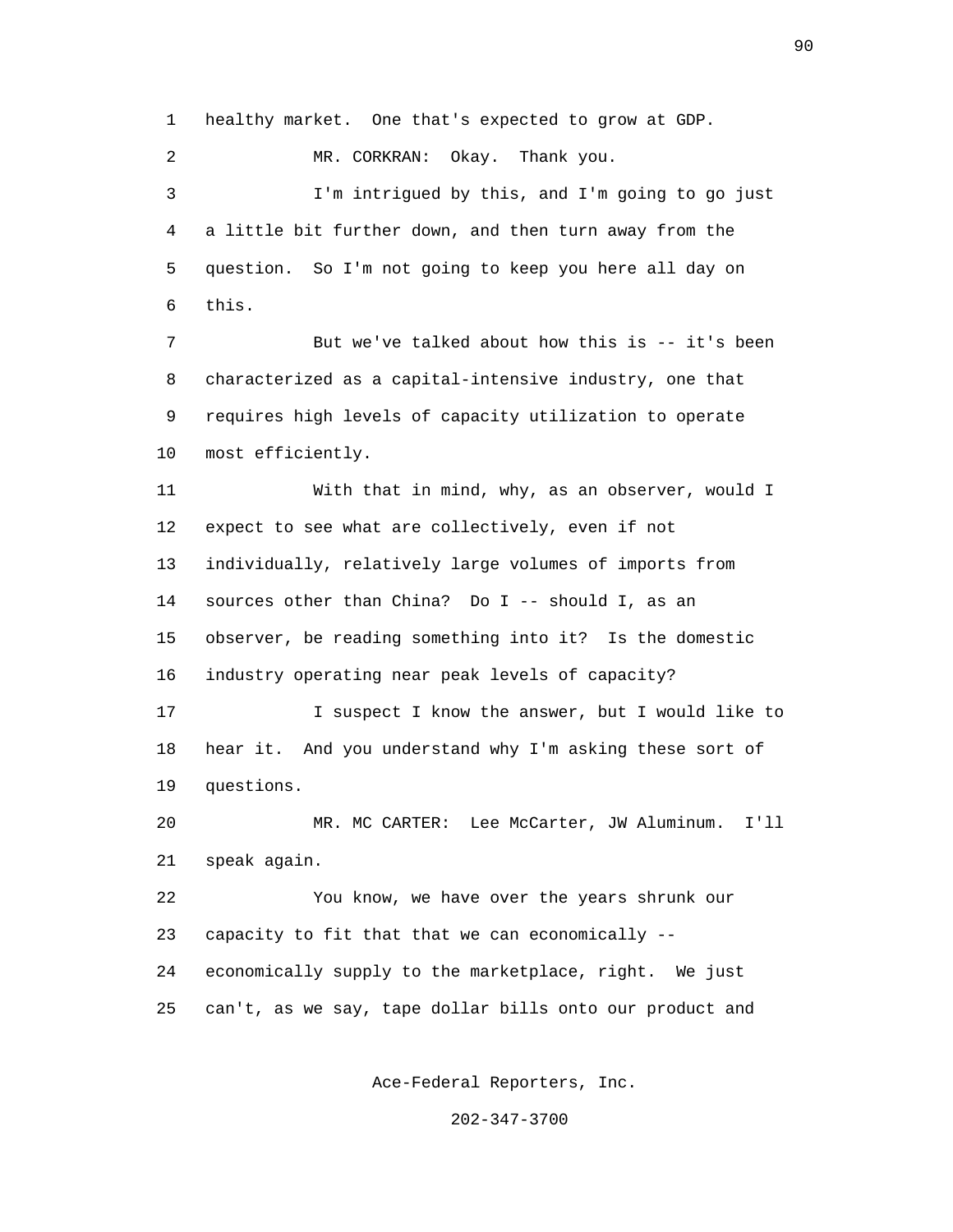healthy market. One that's expected to grow at GDP.

MR. CORKRAN: Okay. Thank you.

I'm intrigued by this, and I'm going to go just a little bit further down, and then turn away from the question. So I'm not going to keep you here all day on this.

But we've talked about how this is -- it's been characterized as a capital-intensive industry, one that requires high levels of capacity utilization to operate most efficiently.

With that in mind, why, as an observer, would I expect to see what are collectively, even if not individually, relatively large volumes of imports from sources other than China? Do I -- should I, as an observer, be reading something into it? Is the domestic industry operating near peak levels of capacity?

I suspect I know the answer, but I would like to hear it. And you understand why I'm asking these sort of questions.

MR. MC CARTER: Lee McCarter, JW Aluminum. I'll speak again.

You know, we have over the years shrunk our capacity to fit that that we can economically -- economically supply to the marketplace, right. We just can't, as we say, tape dollar bills onto our product and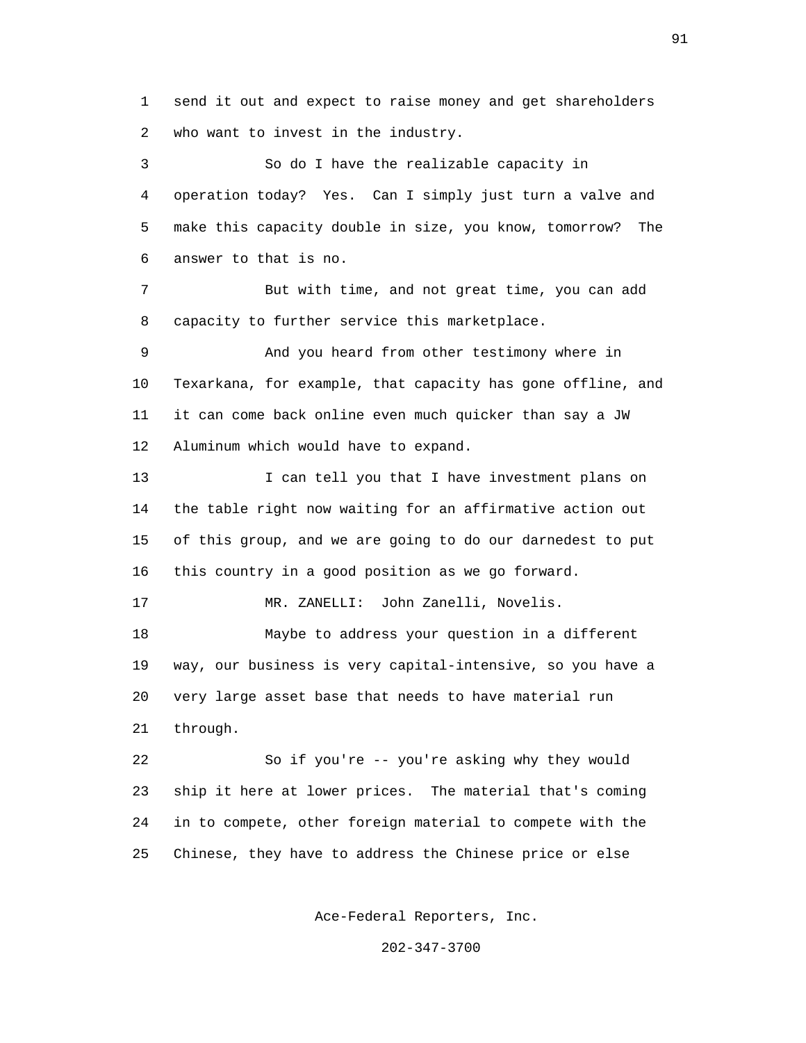send it out and expect to raise money and get shareholders who want to invest in the industry.

So do I have the realizable capacity in operation today? Yes. Can I simply just turn a valve and make this capacity double in size, you know, tomorrow? The answer to that is no.

But with time, and not great time, you can add capacity to further service this marketplace.

And you heard from other testimony where in Texarkana, for example, that capacity has gone offline, and it can come back online even much quicker than say a JW Aluminum which would have to expand.

I can tell you that I have investment plans on the table right now waiting for an affirmative action out of this group, and we are going to do our darnedest to put this country in a good position as we go forward.

MR. ZANELLI: John Zanelli, Novelis.

Maybe to address your question in a different way, our business is very capital-intensive, so you have a very large asset base that needs to have material run through.

So if you're -- you're asking why they would ship it here at lower prices. The material that's coming in to compete, other foreign material to compete with the Chinese, they have to address the Chinese price or else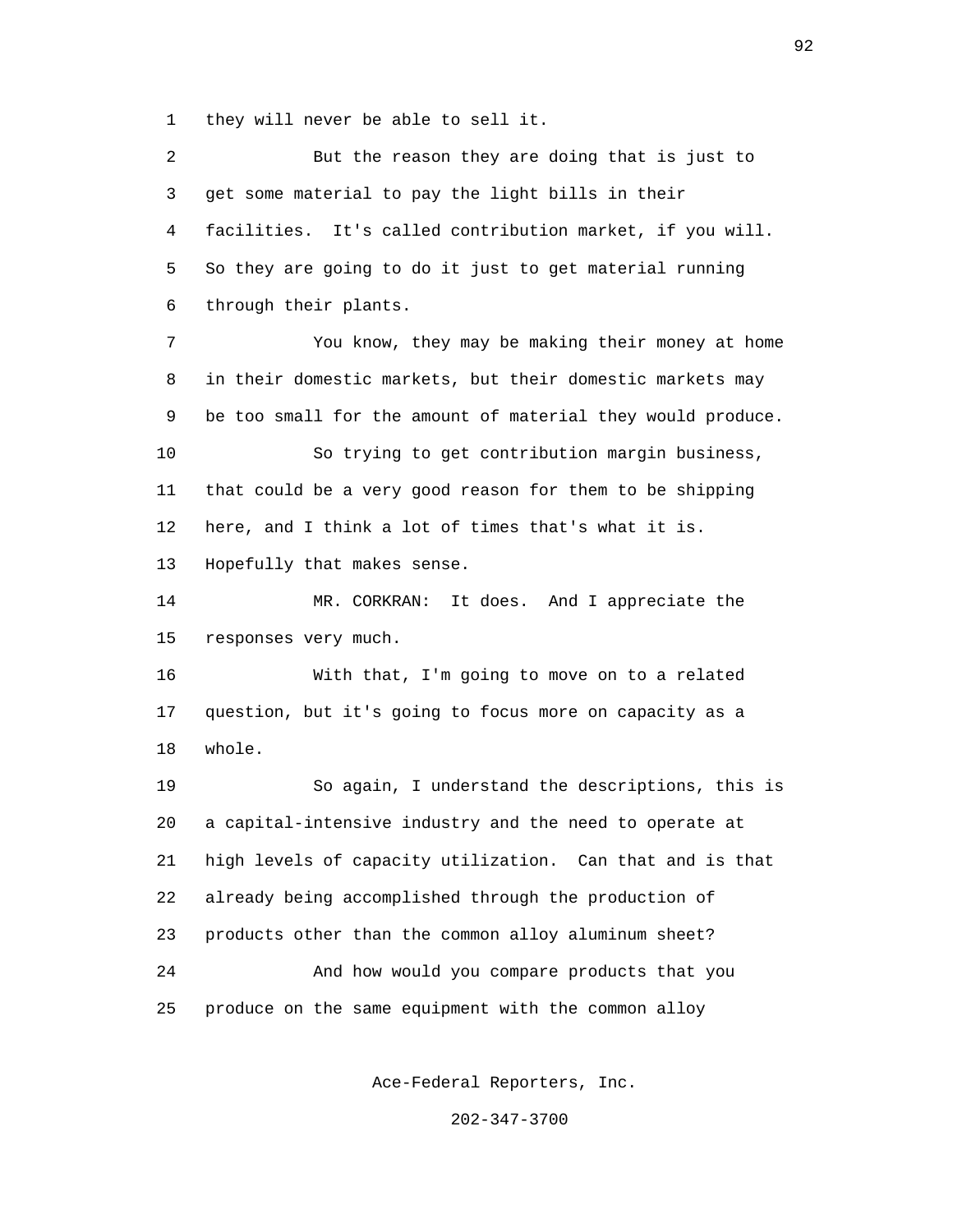they will never be able to sell it.

But the reason they are doing that is just to get some material to pay the light bills in their facilities. It's called contribution market, if you will. So they are going to do it just to get material running through their plants.

You know, they may be making their money at home in their domestic markets, but their domestic markets may be too small for the amount of material they would produce.

So trying to get contribution margin business, that could be a very good reason for them to be shipping here, and I think a lot of times that's what it is. Hopefully that makes sense.

MR. CORKRAN: It does. And I appreciate the responses very much.

With that, I'm going to move on to a related question, but it's going to focus more on capacity as a whole.

So again, I understand the descriptions, this is a capital-intensive industry and the need to operate at high levels of capacity utilization. Can that and is that already being accomplished through the production of products other than the common alloy aluminum sheet?

And how would you compare products that you produce on the same equipment with the common alloy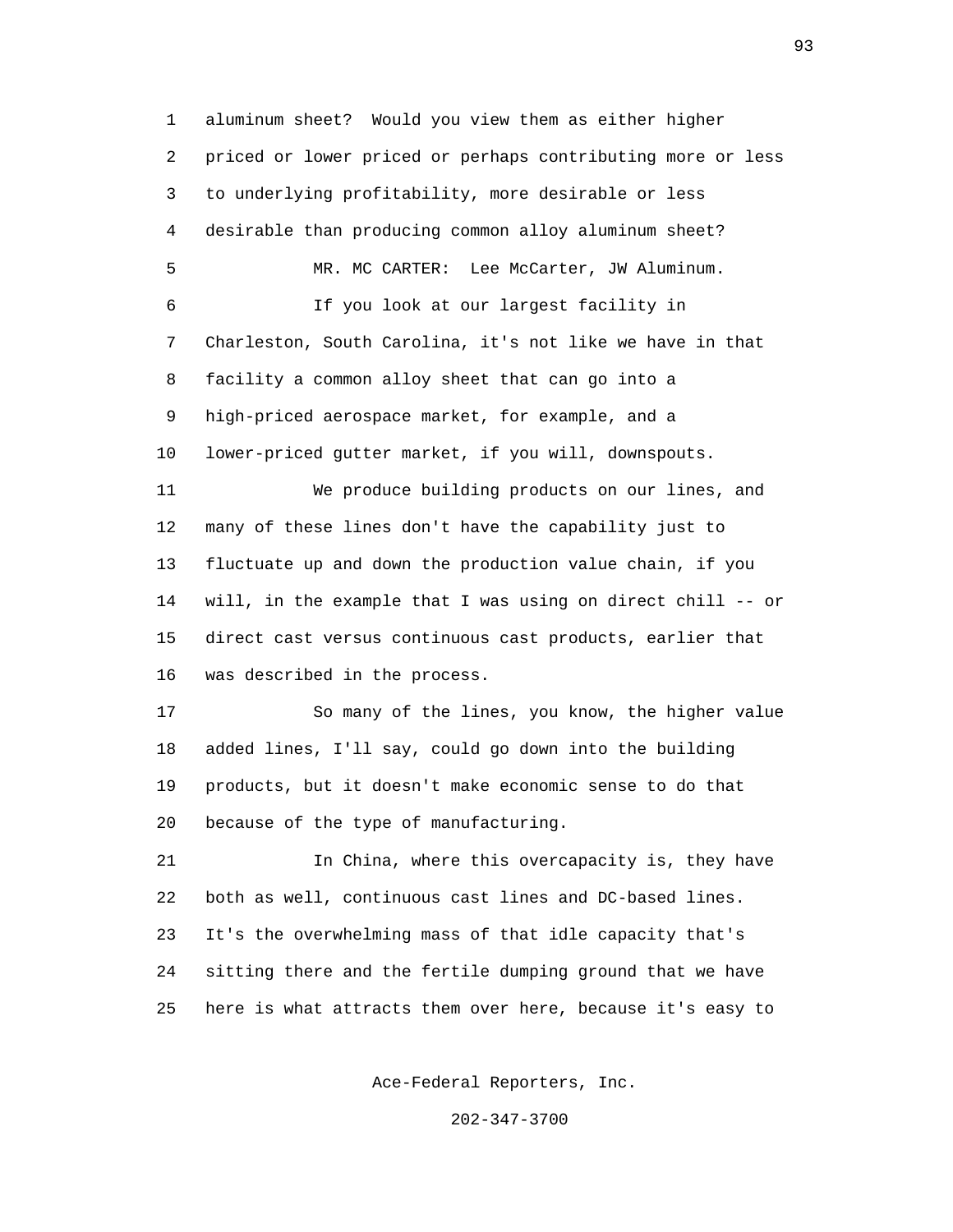aluminum sheet? Would you view them as either higher priced or lower priced or perhaps contributing more or less to underlying profitability, more desirable or less desirable than producing common alloy aluminum sheet?

MR. MC CARTER: Lee McCarter, JW Aluminum.

If you look at our largest facility in Charleston, South Carolina, it's not like we have in that facility a common alloy sheet that can go into a high-priced aerospace market, for example, and a lower-priced gutter market, if you will, downspouts.

We produce building products on our lines, and many of these lines don't have the capability just to fluctuate up and down the production value chain, if you will, in the example that I was using on direct chill -- or direct cast versus continuous cast products, earlier that was described in the process.

So many of the lines, you know, the higher value added lines, I'll say, could go down into the building products, but it doesn't make economic sense to do that because of the type of manufacturing.

In China, where this overcapacity is, they have both as well, continuous cast lines and DC-based lines. It's the overwhelming mass of that idle capacity that's sitting there and the fertile dumping ground that we have here is what attracts them over here, because it's easy to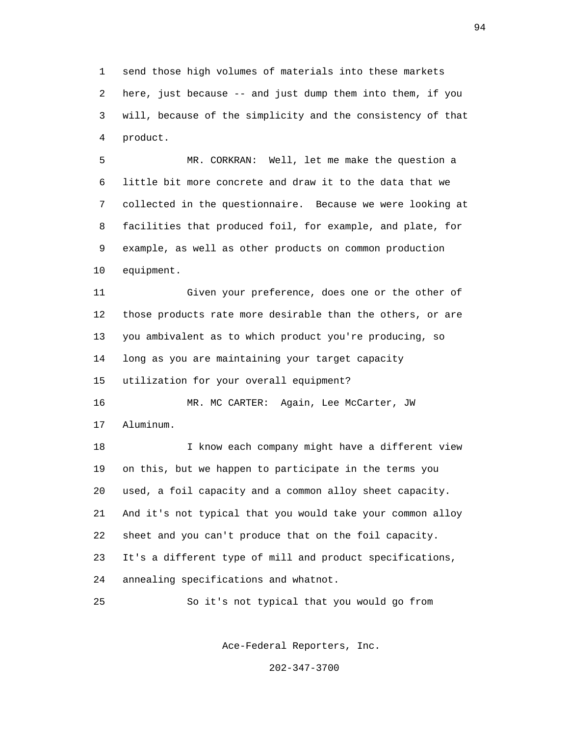send those high volumes of materials into these markets here, just because -- and just dump them into them, if you will, because of the simplicity and the consistency of that product.

MR. CORKRAN: Well, let me make the question a little bit more concrete and draw it to the data that we collected in the questionnaire. Because we were looking at facilities that produced foil, for example, and plate, for example, as well as other products on common production equipment.

Given your preference, does one or the other of those products rate more desirable than the others, or are you ambivalent as to which product you're producing, so long as you are maintaining your target capacity utilization for your overall equipment?

MR. MC CARTER: Again, Lee McCarter, JW Aluminum.

I know each company might have a different view on this, but we happen to participate in the terms you used, a foil capacity and a common alloy sheet capacity. And it's not typical that you would take your common alloy sheet and you can't produce that on the foil capacity. It's a different type of mill and product specifications, annealing specifications and whatnot.

So it's not typical that you would go from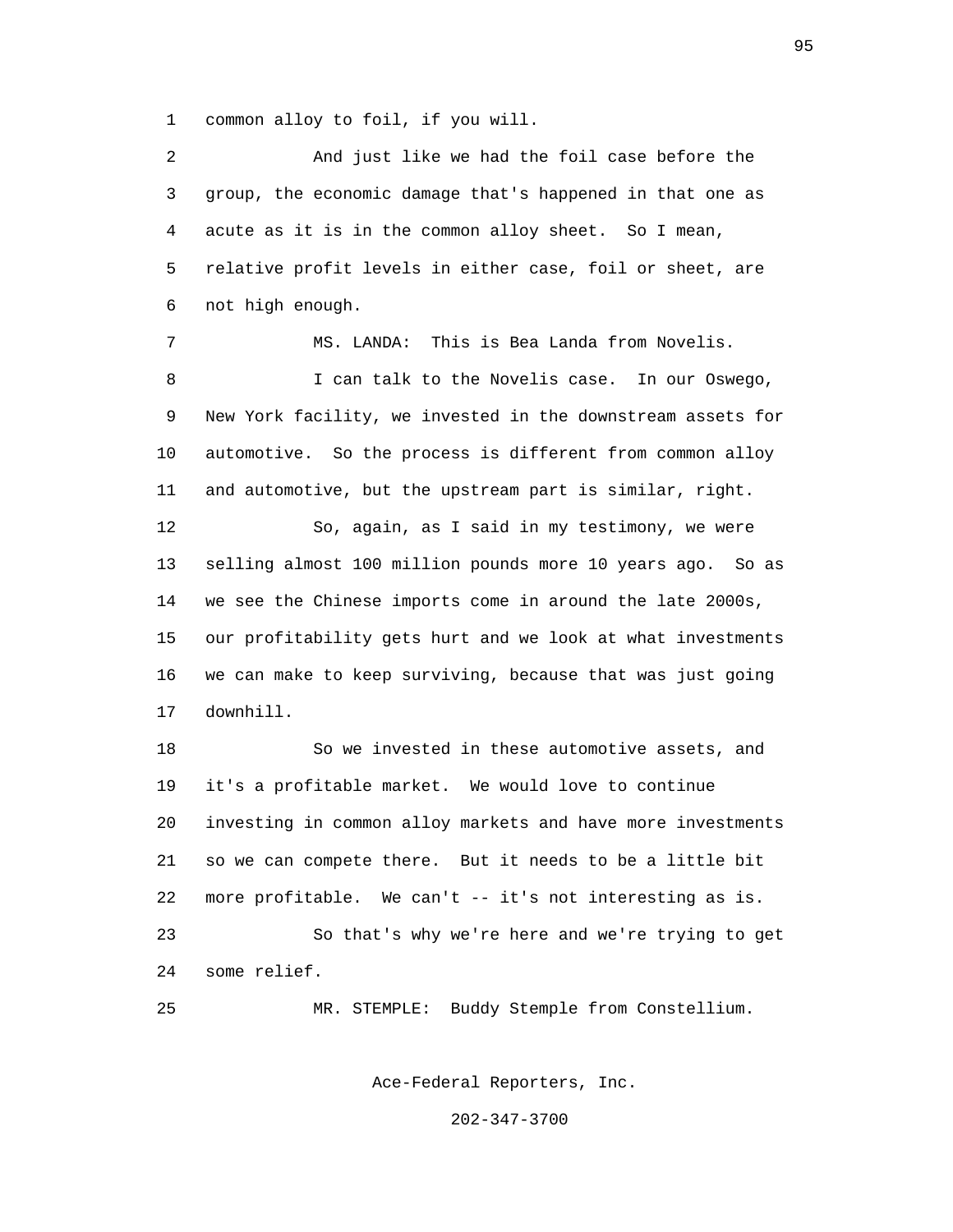common alloy to foil, if you will.

And just like we had the foil case before the group, the economic damage that's happened in that one as acute as it is in the common alloy sheet. So I mean, relative profit levels in either case, foil or sheet, are not high enough.

MS. LANDA: This is Bea Landa from Novelis.

I can talk to the Novelis case. In our Oswego, New York facility, we invested in the downstream assets for automotive. So the process is different from common alloy and automotive, but the upstream part is similar, right.

So, again, as I said in my testimony, we were selling almost 100 million pounds more 10 years ago. So as we see the Chinese imports come in around the late 2000s, our profitability gets hurt and we look at what investments we can make to keep surviving, because that was just going downhill.

So we invested in these automotive assets, and it's a profitable market. We would love to continue investing in common alloy markets and have more investments so we can compete there. But it needs to be a little bit more profitable. We can't -- it's not interesting as is.

So that's why we're here and we're trying to get some relief.

MR. STEMPLE: Buddy Stemple from Constellium.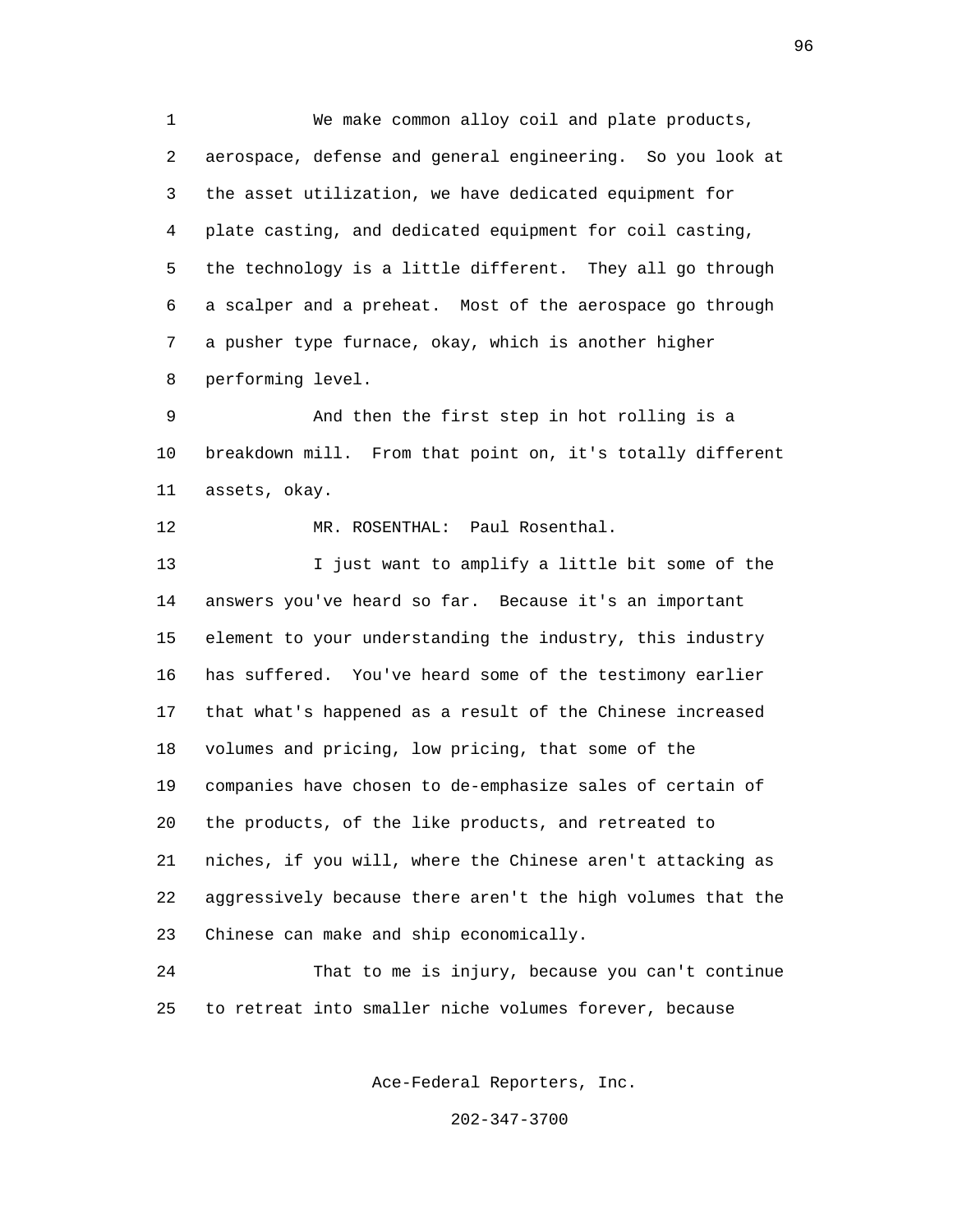We make common alloy coil and plate products, aerospace, defense and general engineering. So you look at the asset utilization, we have dedicated equipment for plate casting, and dedicated equipment for coil casting, the technology is a little different. They all go through a scalper and a preheat. Most of the aerospace go through a pusher type furnace, okay, which is another higher performing level.

And then the first step in hot rolling is a breakdown mill. From that point on, it's totally different assets, okay.

MR. ROSENTHAL: Paul Rosenthal.

I just want to amplify a little bit some of the answers you've heard so far. Because it's an important element to your understanding the industry, this industry has suffered. You've heard some of the testimony earlier that what's happened as a result of the Chinese increased volumes and pricing, low pricing, that some of the companies have chosen to de-emphasize sales of certain of the products, of the like products, and retreated to niches, if you will, where the Chinese aren't attacking as aggressively because there aren't the high volumes that the Chinese can make and ship economically.

That to me is injury, because you can't continue to retreat into smaller niche volumes forever, because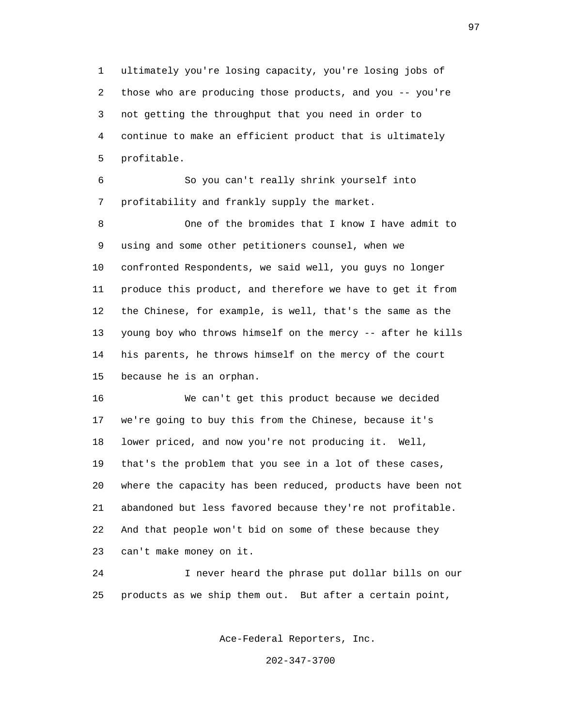ultimately you're losing capacity, you're losing jobs of those who are producing those products, and you -- you're not getting the throughput that you need in order to continue to make an efficient product that is ultimately profitable.

So you can't really shrink yourself into profitability and frankly supply the market.

One of the bromides that I know I have admit to using and some other petitioners counsel, when we confronted Respondents, we said well, you guys no longer produce this product, and therefore we have to get it from the Chinese, for example, is well, that's the same as the young boy who throws himself on the mercy -- after he kills his parents, he throws himself on the mercy of the court because he is an orphan.

We can't get this product because we decided we're going to buy this from the Chinese, because it's lower priced, and now you're not producing it. Well, that's the problem that you see in a lot of these cases, where the capacity has been reduced, products have been not abandoned but less favored because they're not profitable. And that people won't bid on some of these because they can't make money on it.

I never heard the phrase put dollar bills on our products as we ship them out. But after a certain point,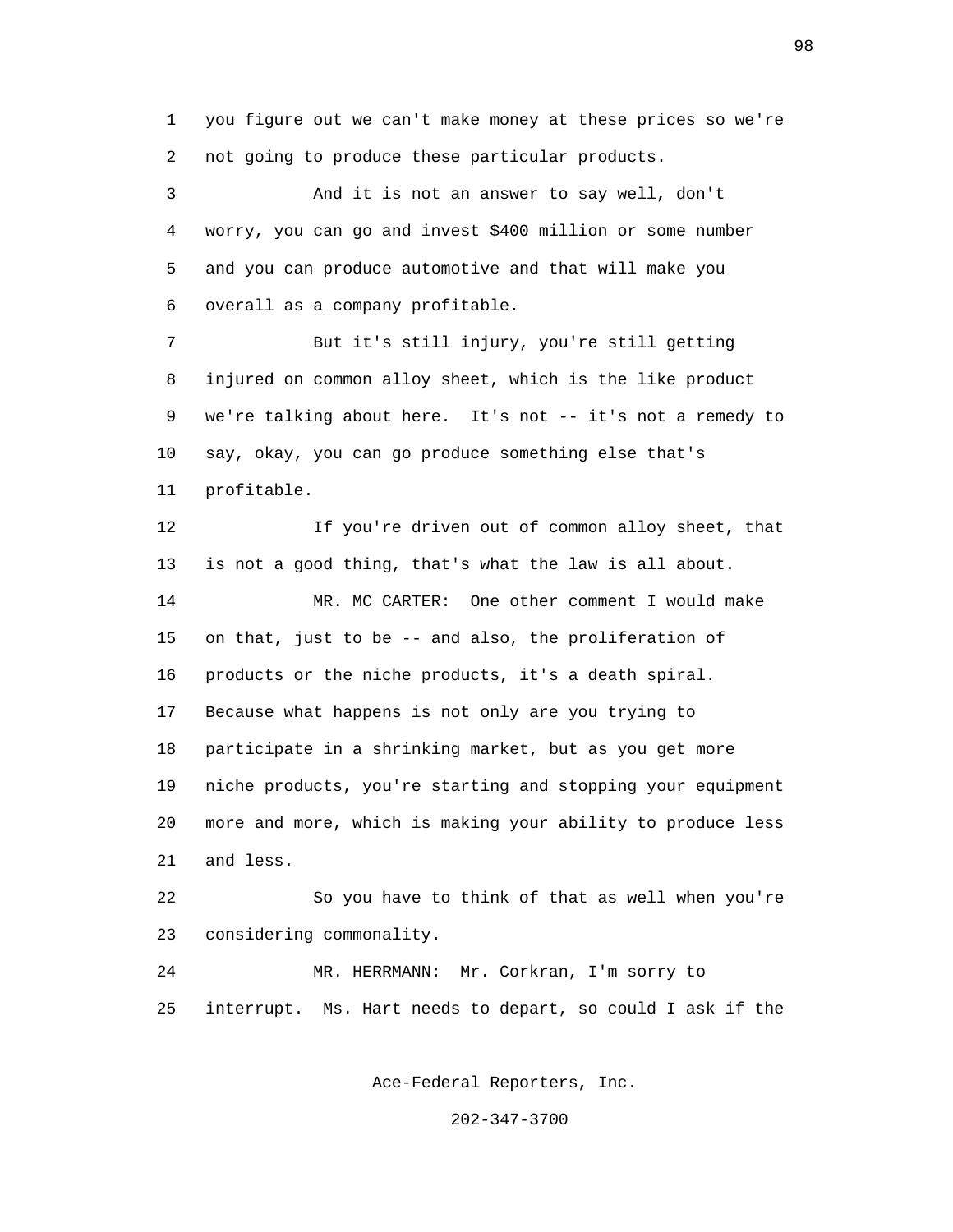you figure out we can't make money at these prices so we're not going to produce these particular products.

And it is not an answer to say well, don't worry, you can go and invest $400 million or some number and you can produce automotive and that will make you overall as a company profitable.

But it's still injury, you're still getting injured on common alloy sheet, which is the like product we're talking about here. It's not -- it's not a remedy to say, okay, you can go produce something else that's profitable.

If you're driven out of common alloy sheet, that is not a good thing, that's what the law is all about.

MR. MC CARTER: One other comment I would make on that, just to be -- and also, the proliferation of products or the niche products, it's a death spiral. Because what happens is not only are you trying to participate in a shrinking market, but as you get more niche products, you're starting and stopping your equipment more and more, which is making your ability to produce less and less.

So you have to think of that as well when you're considering commonality.

MR. HERRMANN: Mr. Corkran, I'm sorry to interrupt. Ms. Hart needs to depart, so could I ask if the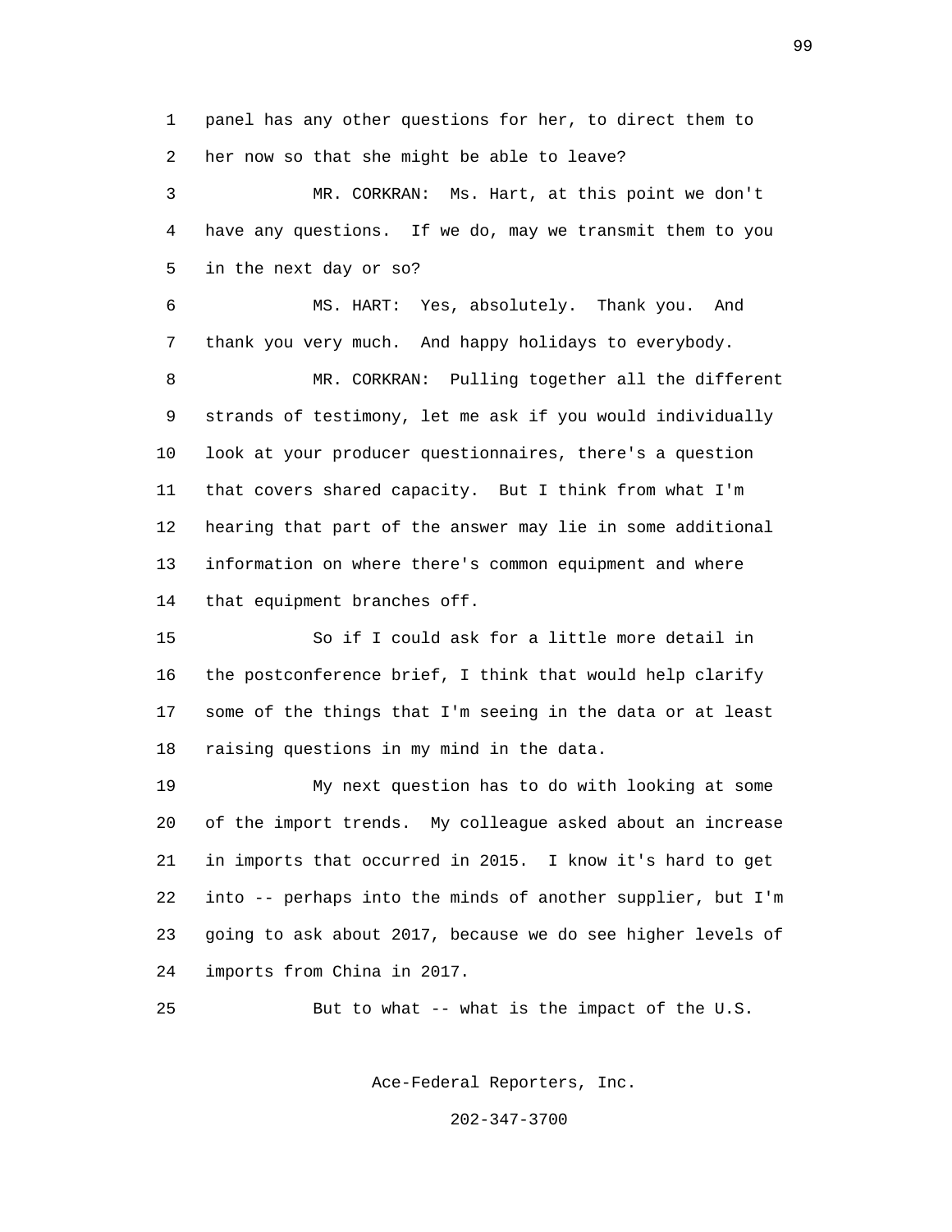panel has any other questions for her, to direct them to her now so that she might be able to leave?

MR. CORKRAN: Ms. Hart, at this point we don't have any questions. If we do, may we transmit them to you in the next day or so?

MS. HART: Yes, absolutely. Thank you. And thank you very much. And happy holidays to everybody.

MR. CORKRAN: Pulling together all the different strands of testimony, let me ask if you would individually look at your producer questionnaires, there's a question that covers shared capacity. But I think from what I'm hearing that part of the answer may lie in some additional information on where there's common equipment and where that equipment branches off.

So if I could ask for a little more detail in the postconference brief, I think that would help clarify some of the things that I'm seeing in the data or at least raising questions in my mind in the data.

My next question has to do with looking at some of the import trends. My colleague asked about an increase in imports that occurred in 2015. I know it's hard to get into -- perhaps into the minds of another supplier, but I'm going to ask about 2017, because we do see higher levels of imports from China in 2017.

But to what -- what is the impact of the U.S.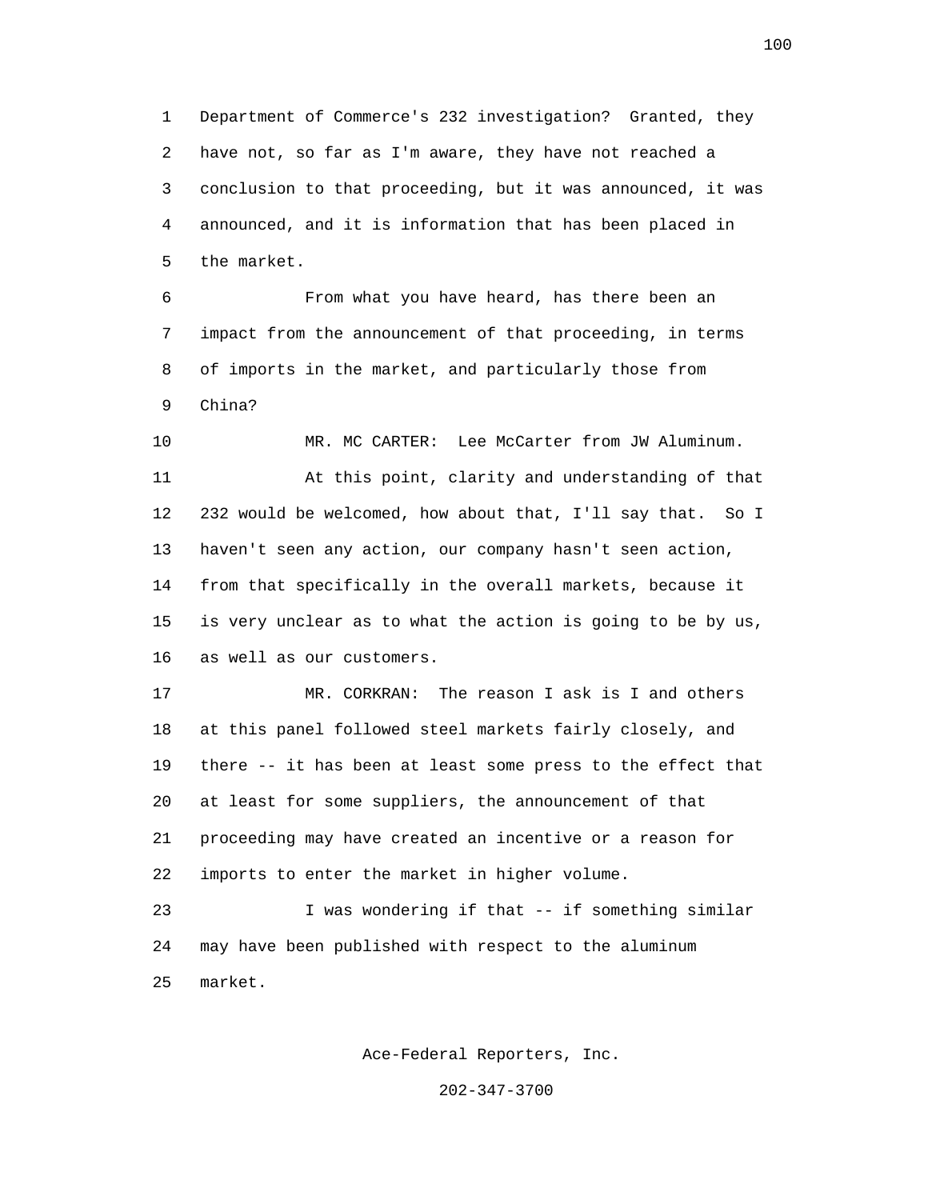Department of Commerce's 232 investigation? Granted, they have not, so far as I'm aware, they have not reached a conclusion to that proceeding, but it was announced, it was announced, and it is information that has been placed in the market.

From what you have heard, has there been an impact from the announcement of that proceeding, in terms of imports in the market, and particularly those from China?

MR. MC CARTER: Lee McCarter from JW Aluminum.

At this point, clarity and understanding of that 232 would be welcomed, how about that, I'll say that. So I haven't seen any action, our company hasn't seen action, from that specifically in the overall markets, because it is very unclear as to what the action is going to be by us, as well as our customers.

MR. CORKRAN: The reason I ask is I and others at this panel followed steel markets fairly closely, and there -- it has been at least some press to the effect that at least for some suppliers, the announcement of that proceeding may have created an incentive or a reason for imports to enter the market in higher volume.

I was wondering if that -- if something similar may have been published with respect to the aluminum market.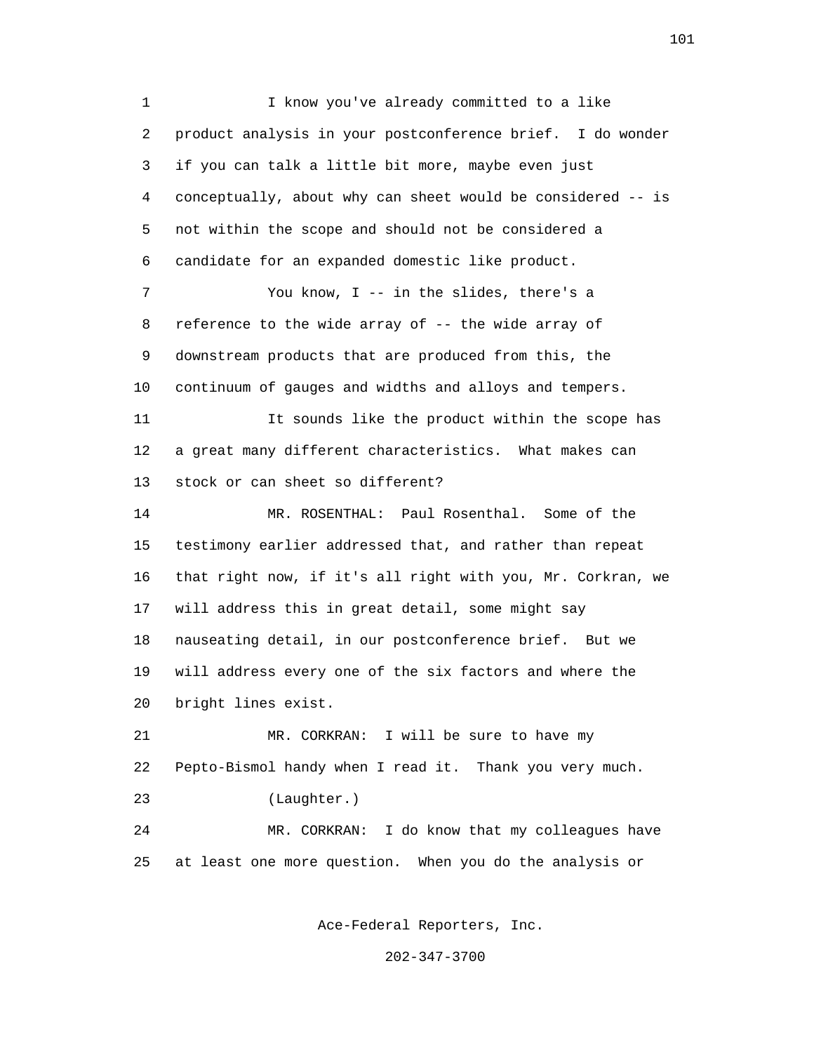I know you've already committed to a like product analysis in your postconference brief. I do wonder if you can talk a little bit more, maybe even just conceptually, about why can sheet would be considered -- is not within the scope and should not be considered a candidate for an expanded domestic like product.

You know, I -- in the slides, there's a reference to the wide array of -- the wide array of downstream products that are produced from this, the continuum of gauges and widths and alloys and tempers.

It sounds like the product within the scope has a great many different characteristics. What makes can stock or can sheet so different?

MR. ROSENTHAL: Paul Rosenthal. Some of the testimony earlier addressed that, and rather than repeat that right now, if it's all right with you, Mr. Corkran, we will address this in great detail, some might say nauseating detail, in our postconference brief. But we will address every one of the six factors and where the bright lines exist.

MR. CORKRAN: I will be sure to have my Pepto-Bismol handy when I read it. Thank you very much.

(Laughter.)

MR. CORKRAN: I do know that my colleagues have at least one more question. When you do the analysis or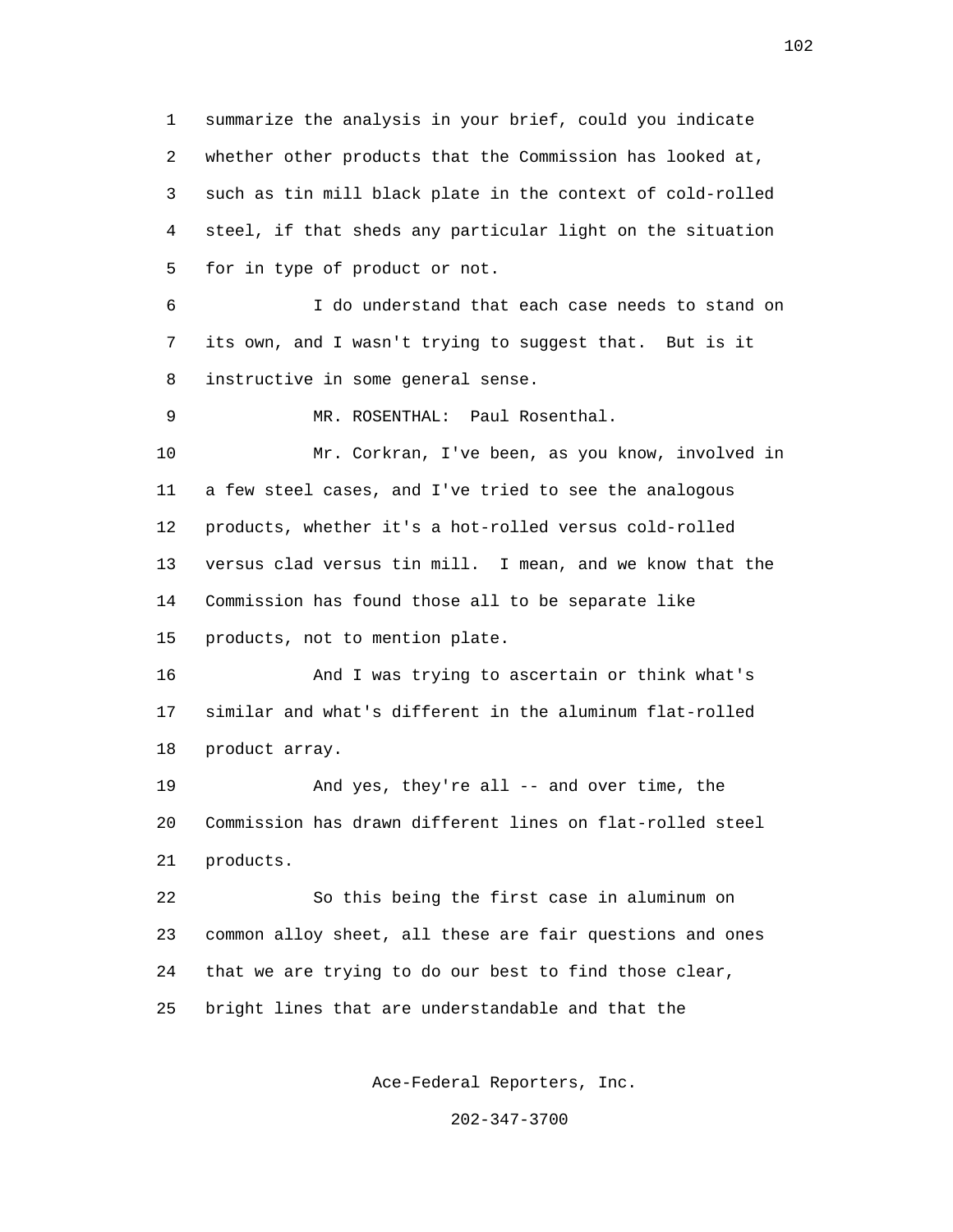summarize the analysis in your brief, could you indicate whether other products that the Commission has looked at, such as tin mill black plate in the context of cold-rolled steel, if that sheds any particular light on the situation for in type of product or not.

I do understand that each case needs to stand on its own, and I wasn't trying to suggest that. But is it instructive in some general sense.

MR. ROSENTHAL: Paul Rosenthal.

Mr. Corkran, I've been, as you know, involved in a few steel cases, and I've tried to see the analogous products, whether it's a hot-rolled versus cold-rolled versus clad versus tin mill. I mean, and we know that the Commission has found those all to be separate like products, not to mention plate.

And I was trying to ascertain or think what's similar and what's different in the aluminum flat-rolled product array.

And yes, they're all -- and over time, the Commission has drawn different lines on flat-rolled steel products.

So this being the first case in aluminum on common alloy sheet, all these are fair questions and ones that we are trying to do our best to find those clear, bright lines that are understandable and that the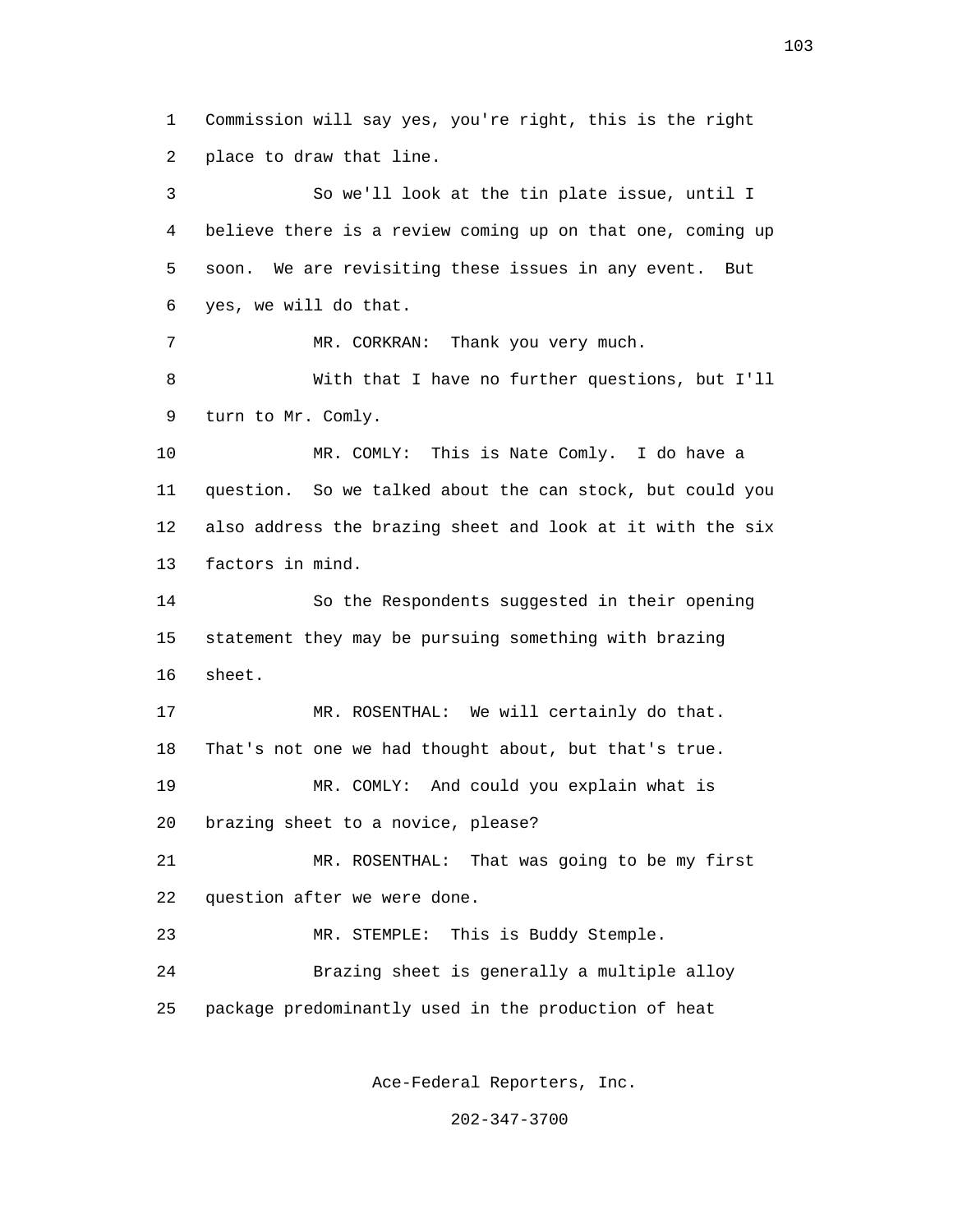Commission will say yes, you're right, this is the right place to draw that line.

So we'll look at the tin plate issue, until I believe there is a review coming up on that one, coming up soon. We are revisiting these issues in any event. But yes, we will do that.

MR. CORKRAN: Thank you very much.

With that I have no further questions, but I'll turn to Mr. Comly.

MR. COMLY: This is Nate Comly. I do have a question. So we talked about the can stock, but could you also address the brazing sheet and look at it with the six factors in mind.

So the Respondents suggested in their opening statement they may be pursuing something with brazing sheet.

MR. ROSENTHAL: We will certainly do that. That's not one we had thought about, but that's true.

MR. COMLY: And could you explain what is brazing sheet to a novice, please?

MR. ROSENTHAL: That was going to be my first question after we were done.

MR. STEMPLE: This is Buddy Stemple.

Brazing sheet is generally a multiple alloy package predominantly used in the production of heat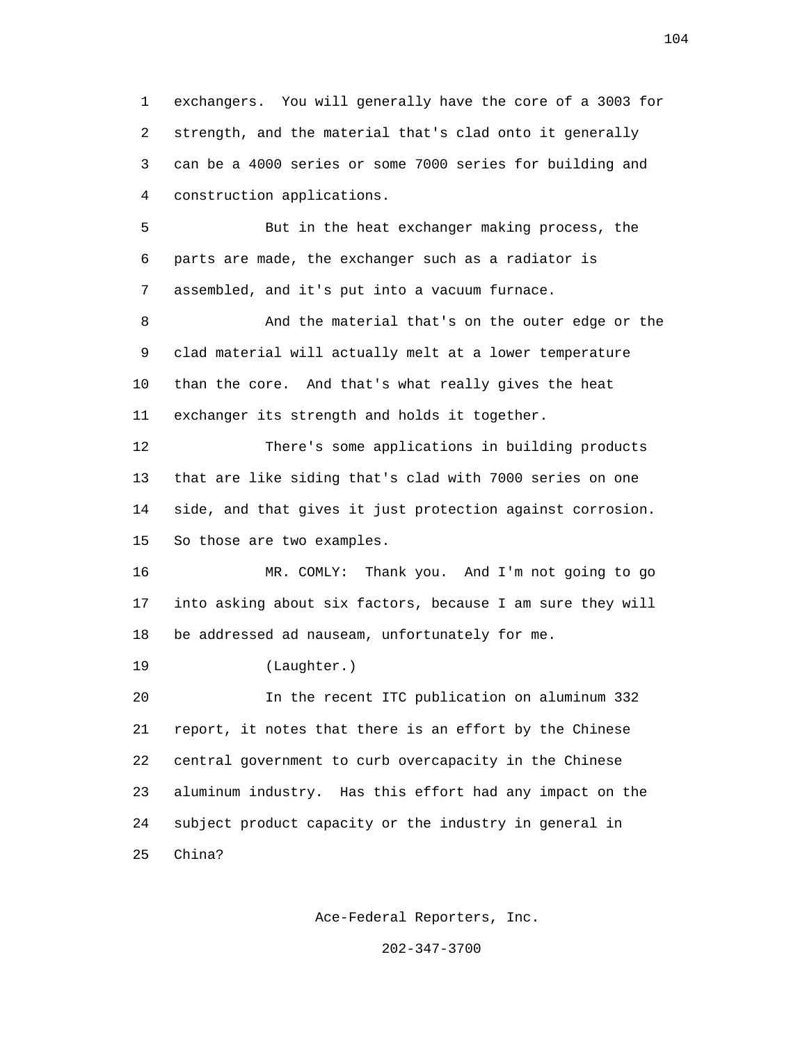exchangers. You will generally have the core of a 3003 for strength, and the material that's clad onto it generally can be a 4000 series or some 7000 series for building and construction applications.

But in the heat exchanger making process, the parts are made, the exchanger such as a radiator is assembled, and it's put into a vacuum furnace.

And the material that's on the outer edge or the clad material will actually melt at a lower temperature than the core. And that's what really gives the heat exchanger its strength and holds it together.

There's some applications in building products that are like siding that's clad with 7000 series on one side, and that gives it just protection against corrosion. So those are two examples.

MR. COMLY: Thank you. And I'm not going to go into asking about six factors, because I am sure they will be addressed ad nauseam, unfortunately for me.

(Laughter.)

In the recent ITC publication on aluminum 332 report, it notes that there is an effort by the Chinese central government to curb overcapacity in the Chinese aluminum industry. Has this effort had any impact on the subject product capacity or the industry in general in China?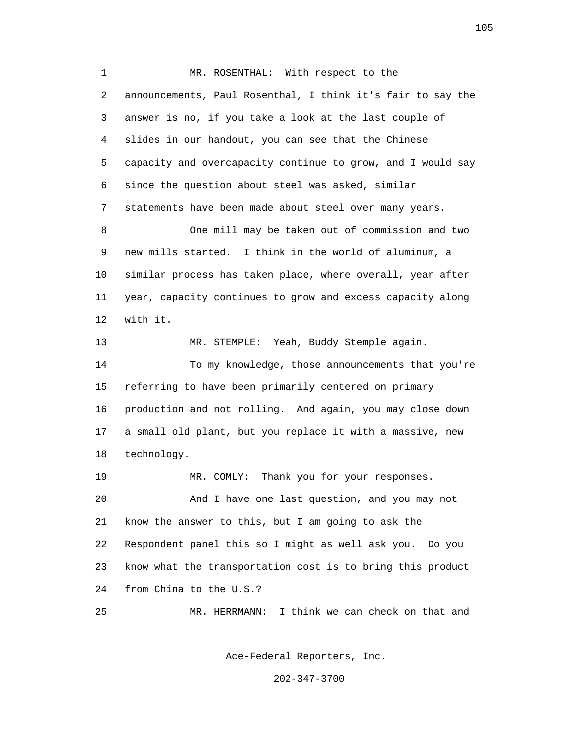MR. ROSENTHAL: With respect to the announcements, Paul Rosenthal, I think it's fair to say the answer is no, if you take a look at the last couple of slides in our handout, you can see that the Chinese capacity and overcapacity continue to grow, and I would say since the question about steel was asked, similar statements have been made about steel over many years.

One mill may be taken out of commission and two new mills started. I think in the world of aluminum, a similar process has taken place, where overall, year after year, capacity continues to grow and excess capacity along with it.

MR. STEMPLE: Yeah, Buddy Stemple again.

To my knowledge, those announcements that you're referring to have been primarily centered on primary production and not rolling. And again, you may close down a small old plant, but you replace it with a massive, new technology.

MR. COMLY: Thank you for your responses.

And I have one last question, and you may not know the answer to this, but I am going to ask the Respondent panel this so I might as well ask you. Do you know what the transportation cost is to bring this product from China to the U.S.?

MR. HERRMANN: I think we can check on that and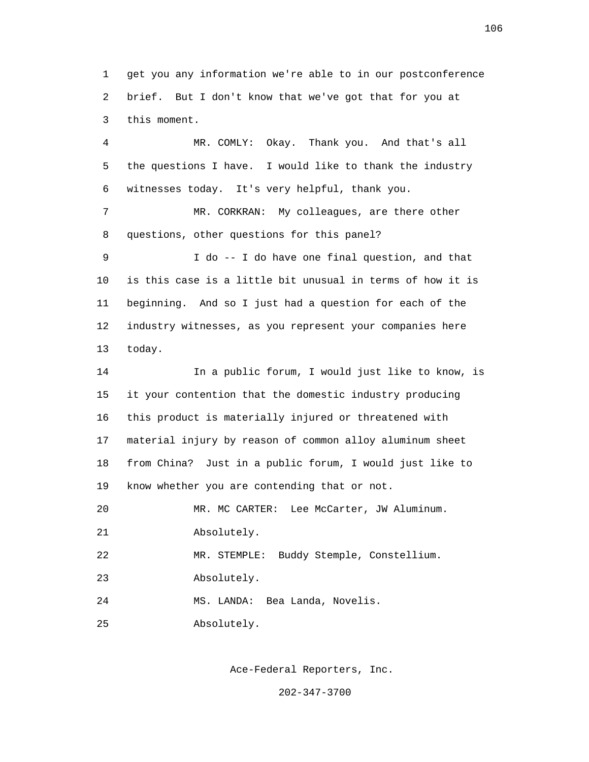get you any information we're able to in our postconference brief. But I don't know that we've got that for you at this moment.

MR. COMLY: Okay. Thank you. And that's all the questions I have. I would like to thank the industry witnesses today. It's very helpful, thank you.

MR. CORKRAN: My colleagues, are there other questions, other questions for this panel?

I do -- I do have one final question, and that is this case is a little bit unusual in terms of how it is beginning. And so I just had a question for each of the industry witnesses, as you represent your companies here today.

In a public forum, I would just like to know, is it your contention that the domestic industry producing this product is materially injured or threatened with material injury by reason of common alloy aluminum sheet from China? Just in a public forum, I would just like to know whether you are contending that or not.

MR. MC CARTER: Lee McCarter, JW Aluminum.

Absolutely.

MR. STEMPLE: Buddy Stemple, Constellium.

Absolutely.

MS. LANDA: Bea Landa, Novelis.

Absolutely.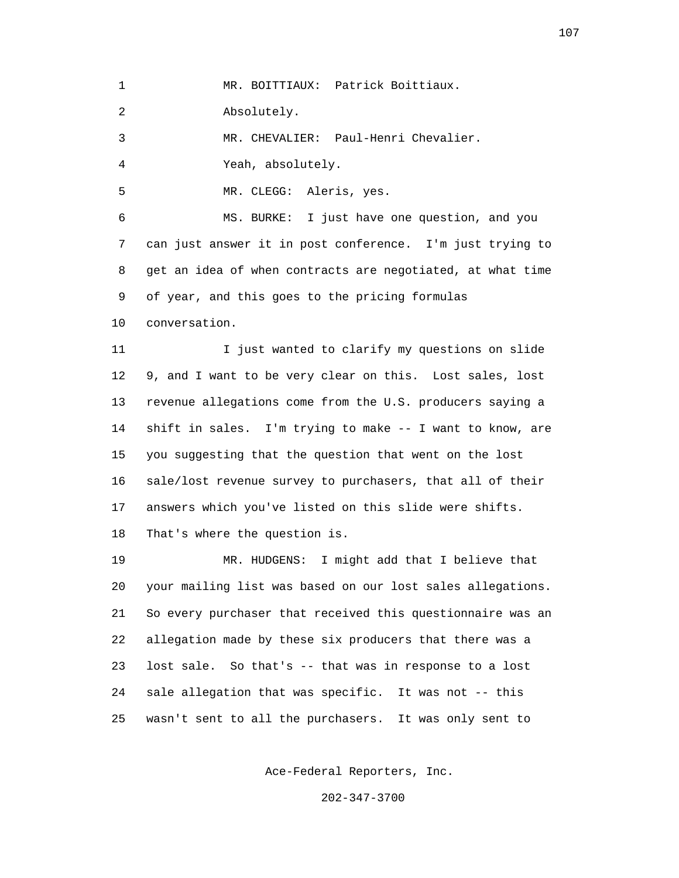MR. BOITTIAUX: Patrick Boittiaux.

Absolutely.

MR. CHEVALIER: Paul-Henri Chevalier.

Yeah, absolutely.

MR. CLEGG: Aleris, yes.

MS. BURKE: I just have one question, and you can just answer it in post conference. I'm just trying to get an idea of when contracts are negotiated, at what time of year, and this goes to the pricing formulas conversation.

I just wanted to clarify my questions on slide 9, and I want to be very clear on this. Lost sales, lost revenue allegations come from the U.S. producers saying a shift in sales. I'm trying to make -- I want to know, are you suggesting that the question that went on the lost sale/lost revenue survey to purchasers, that all of their answers which you've listed on this slide were shifts. That's where the question is.

MR. HUDGENS: I might add that I believe that your mailing list was based on our lost sales allegations. So every purchaser that received this questionnaire was an allegation made by these six producers that there was a lost sale. So that's -- that was in response to a lost sale allegation that was specific. It was not -- this wasn't sent to all the purchasers. It was only sent to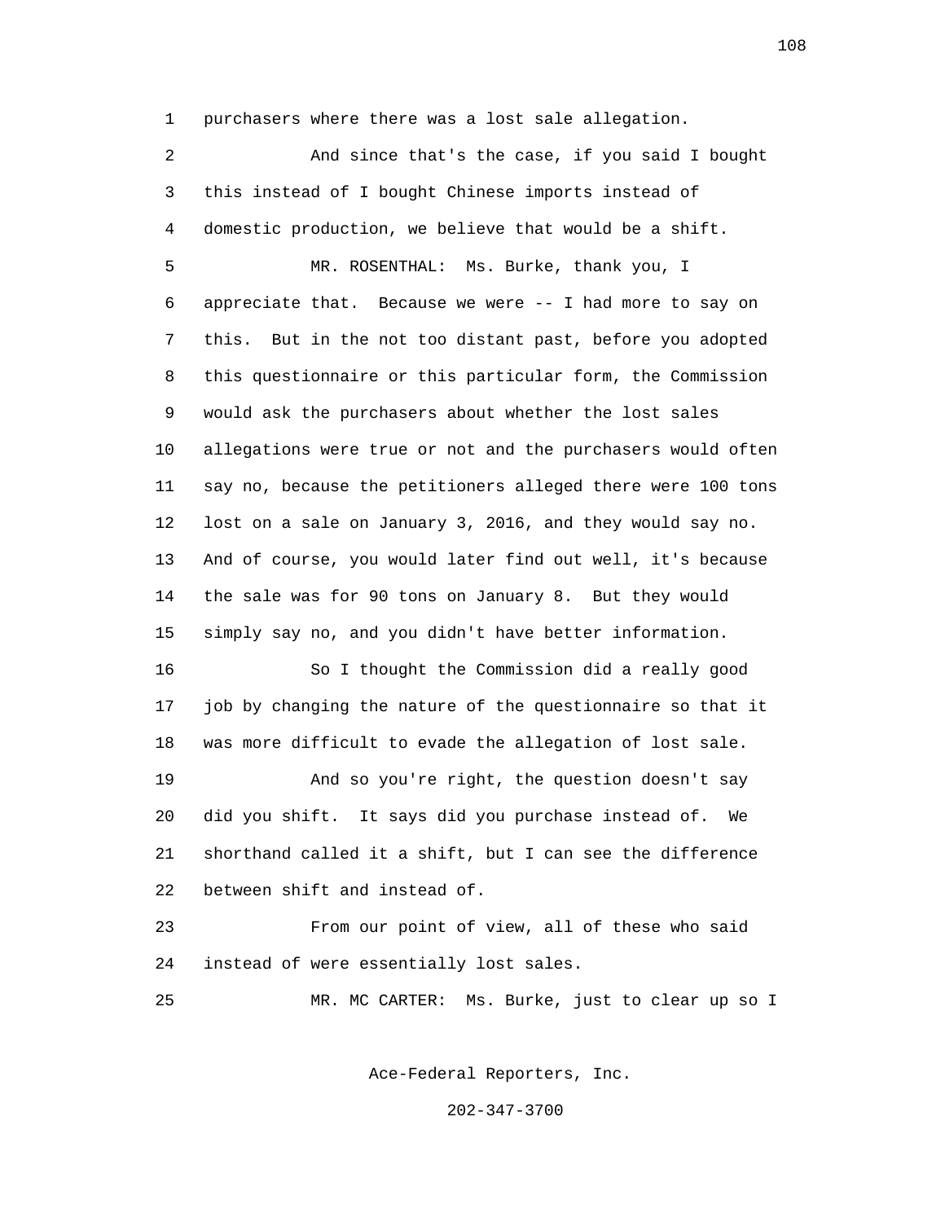purchasers where there was a lost sale allegation.

And since that's the case, if you said I bought this instead of I bought Chinese imports instead of domestic production, we believe that would be a shift.

MR. ROSENTHAL: Ms. Burke, thank you, I appreciate that. Because we were -- I had more to say on this. But in the not too distant past, before you adopted this questionnaire or this particular form, the Commission would ask the purchasers about whether the lost sales allegations were true or not and the purchasers would often say no, because the petitioners alleged there were 100 tons lost on a sale on January 3, 2016, and they would say no. And of course, you would later find out well, it's because the sale was for 90 tons on January 8. But they would simply say no, and you didn't have better information.

So I thought the Commission did a really good job by changing the nature of the questionnaire so that it was more difficult to evade the allegation of lost sale.

And so you're right, the question doesn't say did you shift. It says did you purchase instead of. We shorthand called it a shift, but I can see the difference between shift and instead of.

From our point of view, all of these who said instead of were essentially lost sales.

MR. MC CARTER: Ms. Burke, just to clear up so I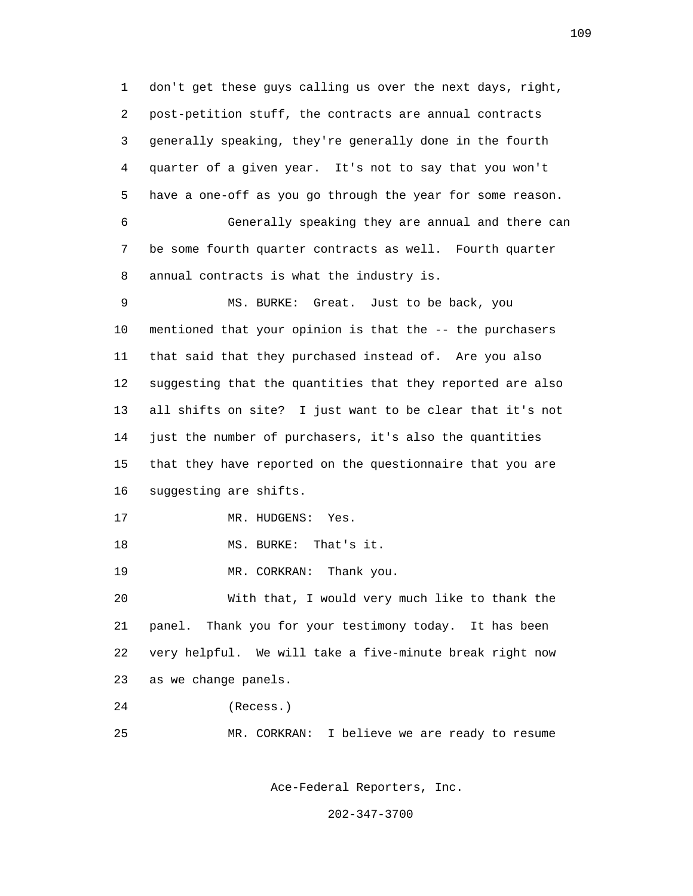don't get these guys calling us over the next days, right, post-petition stuff, the contracts are annual contracts generally speaking, they're generally done in the fourth quarter of a given year. It's not to say that you won't have a one-off as you go through the year for some reason.

Generally speaking they are annual and there can be some fourth quarter contracts as well. Fourth quarter annual contracts is what the industry is.

MS. BURKE: Great. Just to be back, you mentioned that your opinion is that the -- the purchasers that said that they purchased instead of. Are you also suggesting that the quantities that they reported are also all shifts on site? I just want to be clear that it's not just the number of purchasers, it's also the quantities that they have reported on the questionnaire that you are suggesting are shifts.

MR. HUDGENS: Yes.

MS. BURKE: That's it.

MR. CORKRAN: Thank you.

With that, I would very much like to thank the panel. Thank you for your testimony today. It has been very helpful. We will take a five-minute break right now as we change panels.

(Recess.)

MR. CORKRAN: I believe we are ready to resume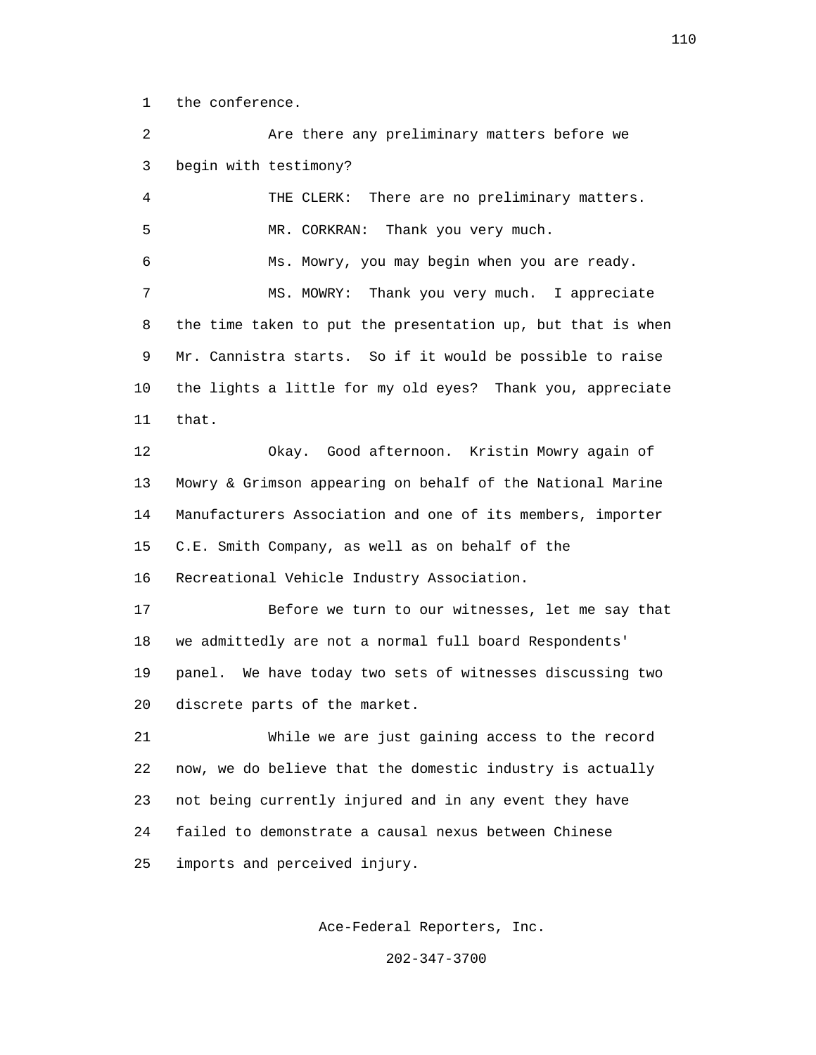the conference.

Are there any preliminary matters before we begin with testimony?

THE CLERK: There are no preliminary matters.

MR. CORKRAN: Thank you very much.

Ms. Mowry, you may begin when you are ready.

MS. MOWRY: Thank you very much. I appreciate the time taken to put the presentation up, but that is when Mr. Cannistra starts. So if it would be possible to raise the lights a little for my old eyes? Thank you, appreciate that.

Okay. Good afternoon. Kristin Mowry again of Mowry & Grimson appearing on behalf of the National Marine Manufacturers Association and one of its members, importer C.E. Smith Company, as well as on behalf of the Recreational Vehicle Industry Association.

Before we turn to our witnesses, let me say that we admittedly are not a normal full board Respondents' panel. We have today two sets of witnesses discussing two discrete parts of the market.

While we are just gaining access to the record now, we do believe that the domestic industry is actually not being currently injured and in any event they have failed to demonstrate a causal nexus between Chinese imports and perceived injury.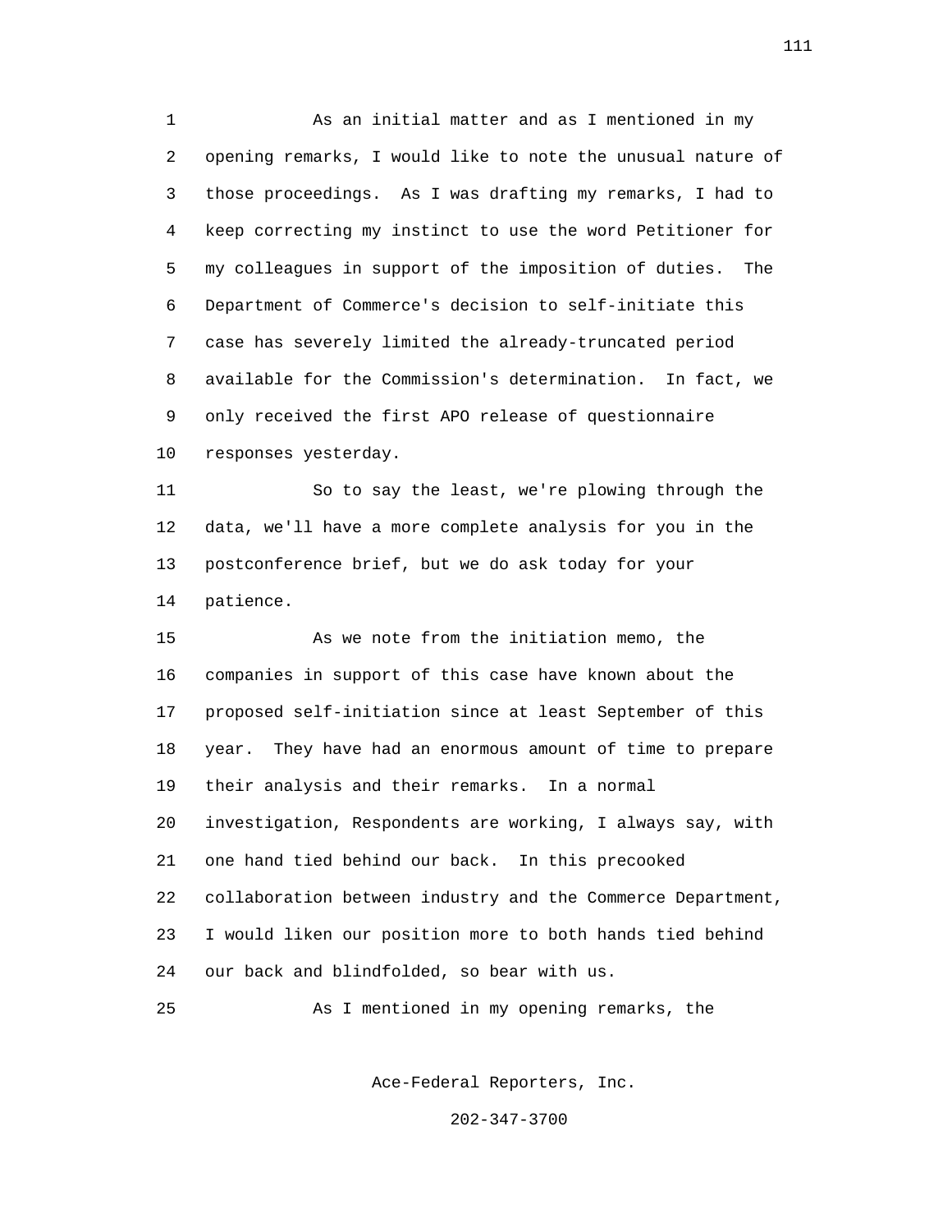As an initial matter and as I mentioned in my opening remarks, I would like to note the unusual nature of those proceedings. As I was drafting my remarks, I had to keep correcting my instinct to use the word Petitioner for my colleagues in support of the imposition of duties. The Department of Commerce's decision to self-initiate this case has severely limited the already-truncated period available for the Commission's determination. In fact, we only received the first APO release of questionnaire responses yesterday.

So to say the least, we're plowing through the data, we'll have a more complete analysis for you in the postconference brief, but we do ask today for your patience.

As we note from the initiation memo, the companies in support of this case have known about the proposed self-initiation since at least September of this year. They have had an enormous amount of time to prepare their analysis and their remarks. In a normal investigation, Respondents are working, I always say, with one hand tied behind our back. In this precooked collaboration between industry and the Commerce Department, I would liken our position more to both hands tied behind our back and blindfolded, so bear with us.

As I mentioned in my opening remarks, the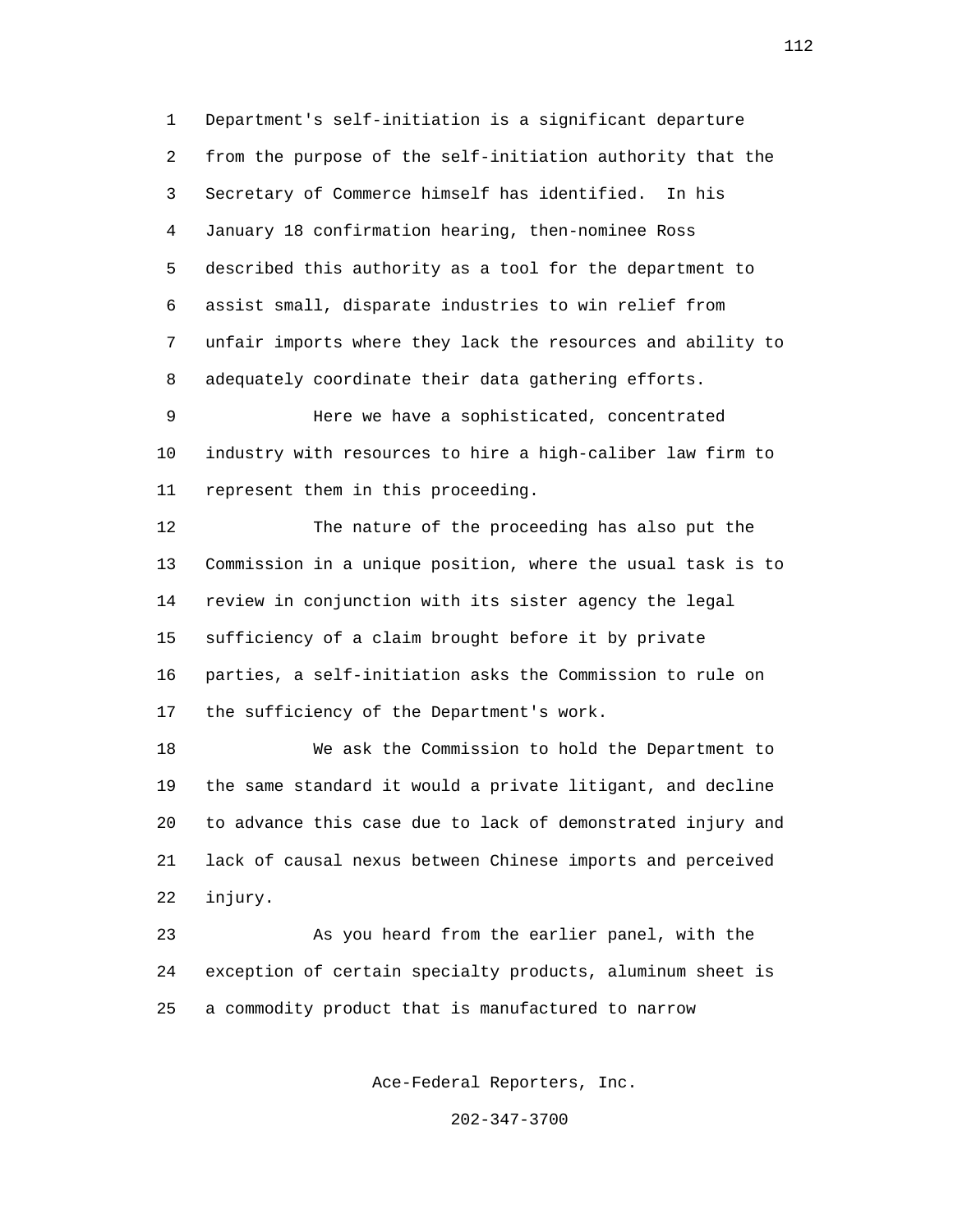Department's self-initiation is a significant departure from the purpose of the self-initiation authority that the Secretary of Commerce himself has identified. In his January 18 confirmation hearing, then-nominee Ross described this authority as a tool for the department to assist small, disparate industries to win relief from unfair imports where they lack the resources and ability to adequately coordinate their data gathering efforts.

Here we have a sophisticated, concentrated industry with resources to hire a high-caliber law firm to represent them in this proceeding.

The nature of the proceeding has also put the Commission in a unique position, where the usual task is to review in conjunction with its sister agency the legal sufficiency of a claim brought before it by private parties, a self-initiation asks the Commission to rule on the sufficiency of the Department's work.

We ask the Commission to hold the Department to the same standard it would a private litigant, and decline to advance this case due to lack of demonstrated injury and lack of causal nexus between Chinese imports and perceived injury.

As you heard from the earlier panel, with the exception of certain specialty products, aluminum sheet is a commodity product that is manufactured to narrow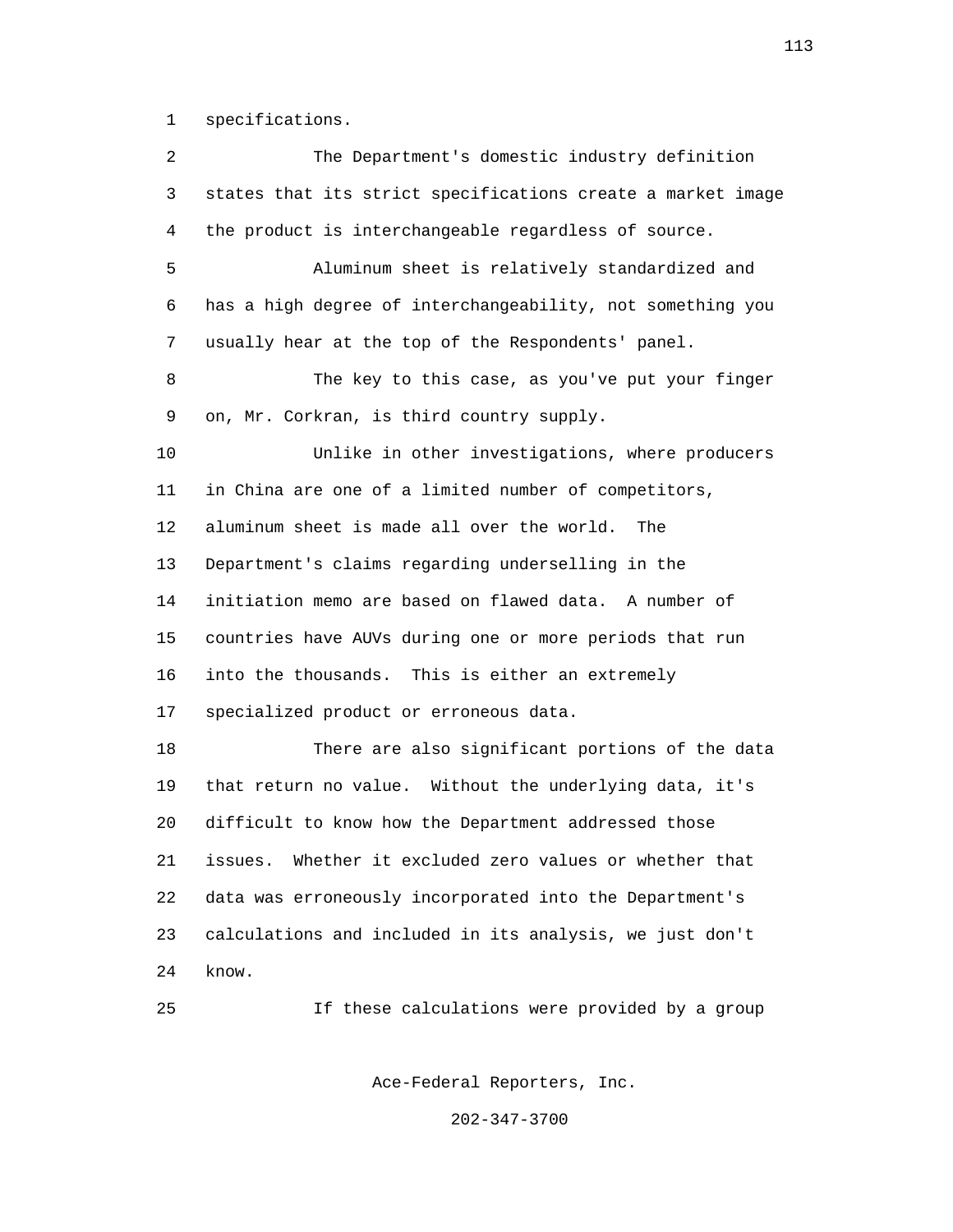specifications.

The Department's domestic industry definition states that its strict specifications create a market image the product is interchangeable regardless of source.

Aluminum sheet is relatively standardized and has a high degree of interchangeability, not something you usually hear at the top of the Respondents' panel.

The key to this case, as you've put your finger on, Mr. Corkran, is third country supply.

Unlike in other investigations, where producers in China are one of a limited number of competitors, aluminum sheet is made all over the world. The Department's claims regarding underselling in the initiation memo are based on flawed data. A number of countries have AUVs during one or more periods that run into the thousands. This is either an extremely specialized product or erroneous data.

There are also significant portions of the data that return no value. Without the underlying data, it's difficult to know how the Department addressed those issues. Whether it excluded zero values or whether that data was erroneously incorporated into the Department's calculations and included in its analysis, we just don't know.

If these calculations were provided by a group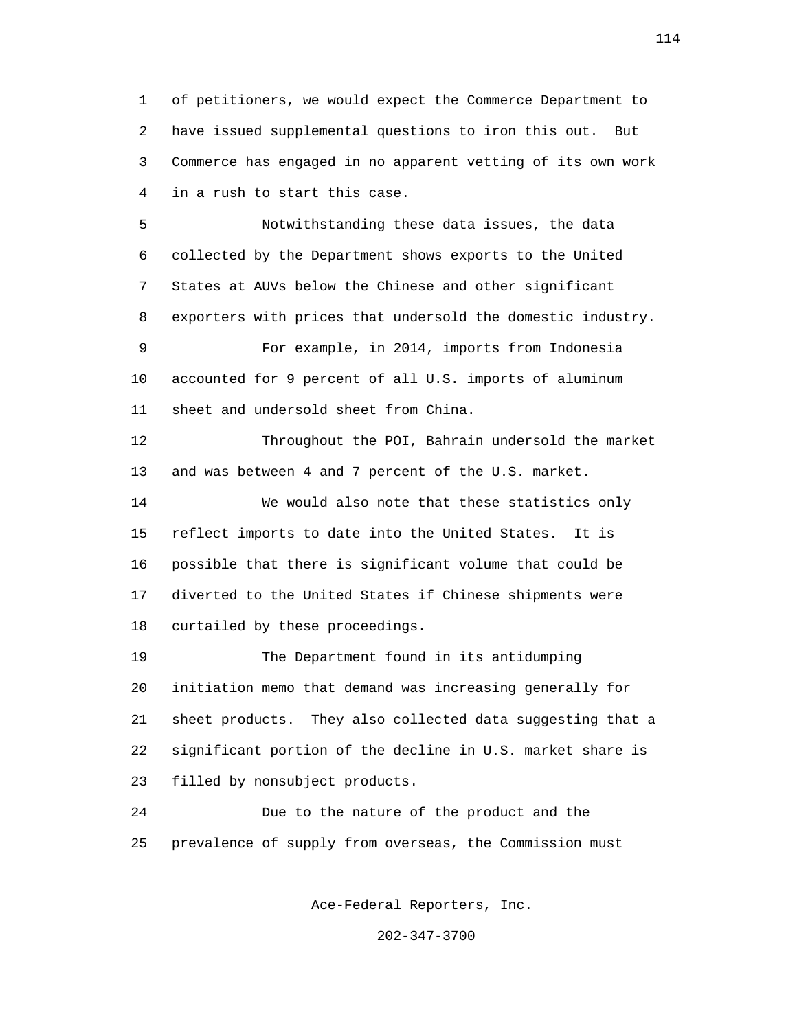of petitioners, we would expect the Commerce Department to have issued supplemental questions to iron this out. But Commerce has engaged in no apparent vetting of its own work in a rush to start this case.

Notwithstanding these data issues, the data collected by the Department shows exports to the United States at AUVs below the Chinese and other significant exporters with prices that undersold the domestic industry.

For example, in 2014, imports from Indonesia accounted for 9 percent of all U.S. imports of aluminum sheet and undersold sheet from China.

Throughout the POI, Bahrain undersold the market and was between 4 and 7 percent of the U.S. market.

We would also note that these statistics only reflect imports to date into the United States. It is possible that there is significant volume that could be diverted to the United States if Chinese shipments were curtailed by these proceedings.

The Department found in its antidumping initiation memo that demand was increasing generally for sheet products. They also collected data suggesting that a significant portion of the decline in U.S. market share is filled by nonsubject products.

Due to the nature of the product and the prevalence of supply from overseas, the Commission must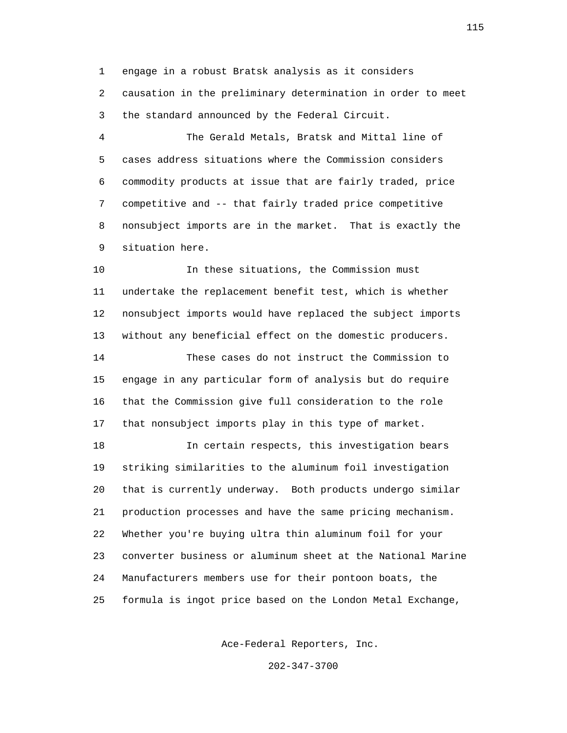engage in a robust Bratsk analysis as it considers causation in the preliminary determination in order to meet the standard announced by the Federal Circuit.

The Gerald Metals, Bratsk and Mittal line of cases address situations where the Commission considers commodity products at issue that are fairly traded, price competitive and -- that fairly traded price competitive nonsubject imports are in the market. That is exactly the situation here.

In these situations, the Commission must undertake the replacement benefit test, which is whether nonsubject imports would have replaced the subject imports without any beneficial effect on the domestic producers.

These cases do not instruct the Commission to engage in any particular form of analysis but do require that the Commission give full consideration to the role that nonsubject imports play in this type of market.

In certain respects, this investigation bears striking similarities to the aluminum foil investigation that is currently underway. Both products undergo similar production processes and have the same pricing mechanism. Whether you're buying ultra thin aluminum foil for your converter business or aluminum sheet at the National Marine Manufacturers members use for their pontoon boats, the formula is ingot price based on the London Metal Exchange,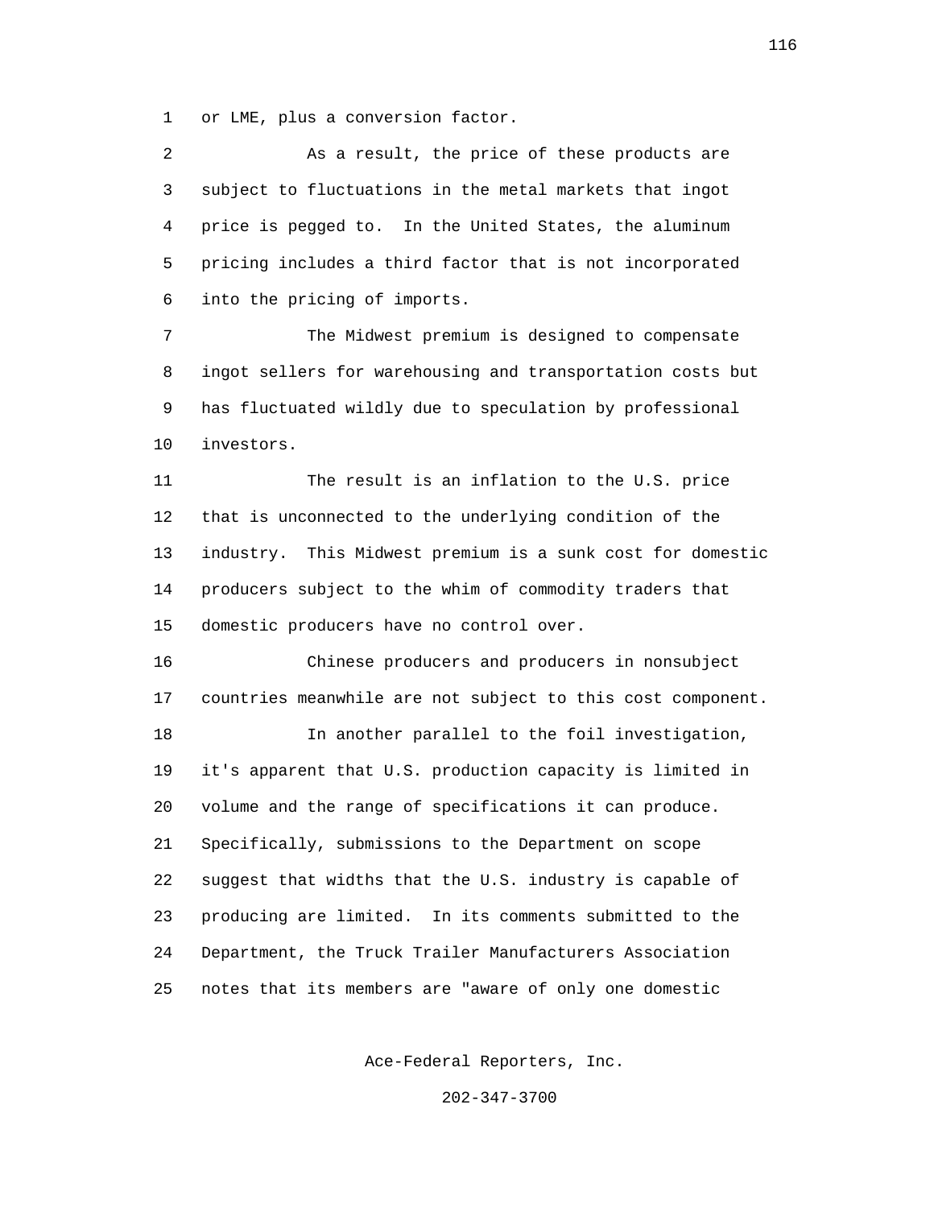or LME, plus a conversion factor.

As a result, the price of these products are subject to fluctuations in the metal markets that ingot price is pegged to. In the United States, the aluminum pricing includes a third factor that is not incorporated into the pricing of imports.

The Midwest premium is designed to compensate ingot sellers for warehousing and transportation costs but has fluctuated wildly due to speculation by professional investors.

The result is an inflation to the U.S. price that is unconnected to the underlying condition of the industry. This Midwest premium is a sunk cost for domestic producers subject to the whim of commodity traders that domestic producers have no control over.

Chinese producers and producers in nonsubject countries meanwhile are not subject to this cost component.

In another parallel to the foil investigation, it's apparent that U.S. production capacity is limited in volume and the range of specifications it can produce. Specifically, submissions to the Department on scope suggest that widths that the U.S. industry is capable of producing are limited. In its comments submitted to the Department, the Truck Trailer Manufacturers Association notes that its members are "aware of only one domestic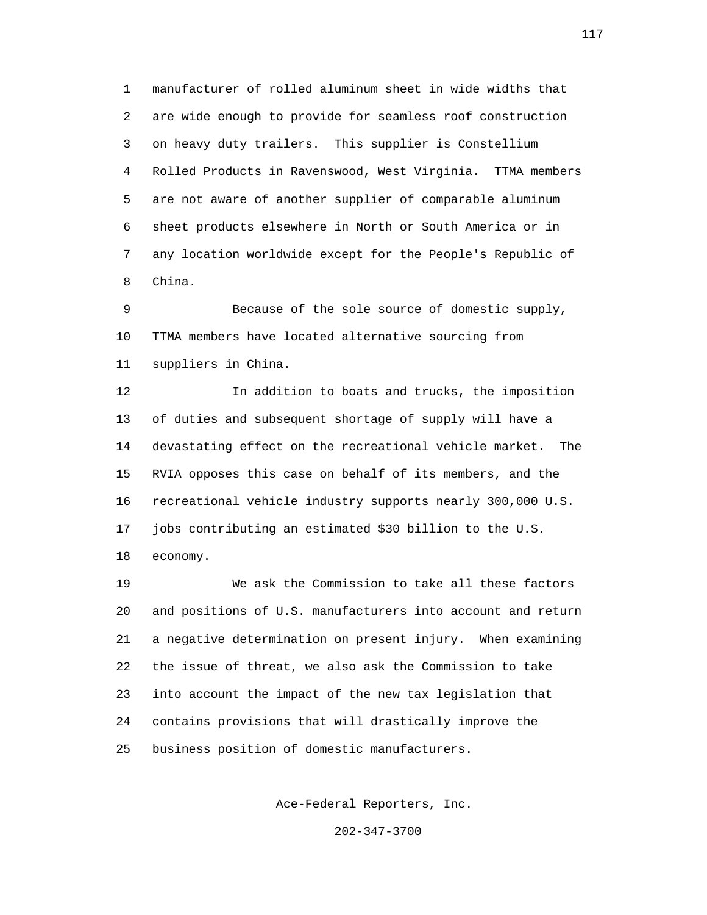manufacturer of rolled aluminum sheet in wide widths that are wide enough to provide for seamless roof construction on heavy duty trailers. This supplier is Constellium Rolled Products in Ravenswood, West Virginia. TTMA members are not aware of another supplier of comparable aluminum sheet products elsewhere in North or South America or in any location worldwide except for the People's Republic of China.

Because of the sole source of domestic supply, TTMA members have located alternative sourcing from suppliers in China.

In addition to boats and trucks, the imposition of duties and subsequent shortage of supply will have a devastating effect on the recreational vehicle market. The RVIA opposes this case on behalf of its members, and the recreational vehicle industry supports nearly 300,000 U.S. jobs contributing an estimated $30 billion to the U.S. economy.

We ask the Commission to take all these factors and positions of U.S. manufacturers into account and return a negative determination on present injury. When examining the issue of threat, we also ask the Commission to take into account the impact of the new tax legislation that contains provisions that will drastically improve the business position of domestic manufacturers.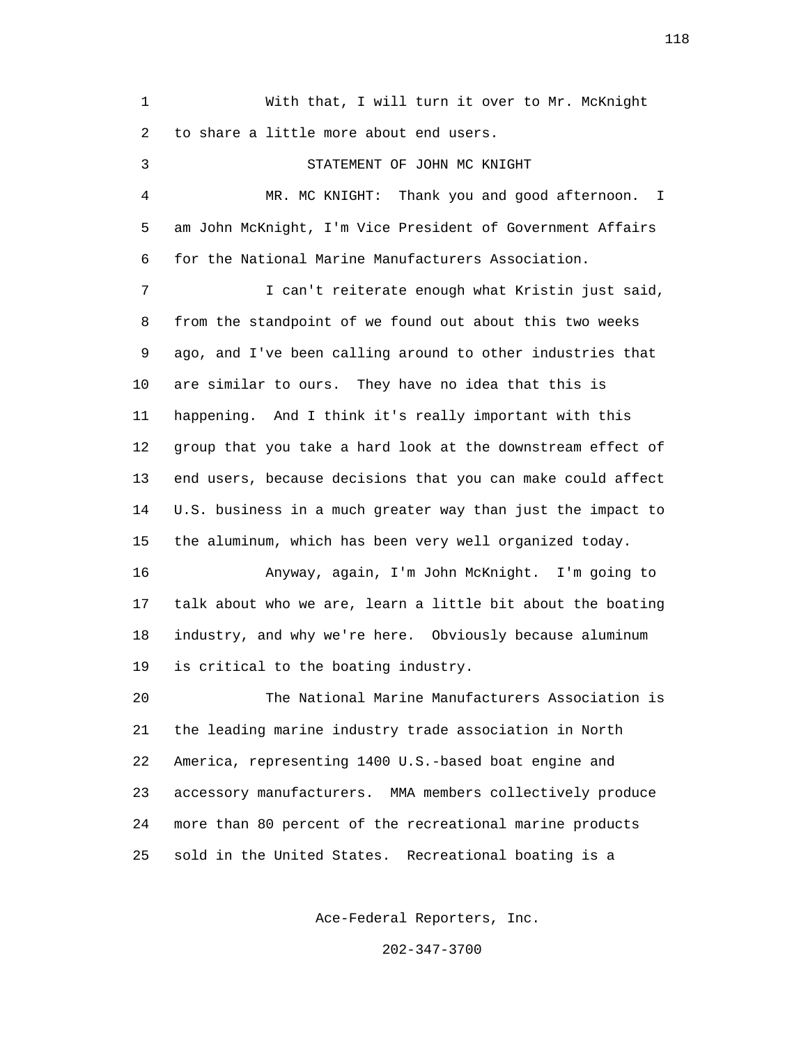With that, I will turn it over to Mr. McKnight to share a little more about end users.

STATEMENT OF JOHN MC KNIGHT

MR. MC KNIGHT: Thank you and good afternoon. I am John McKnight, I'm Vice President of Government Affairs for the National Marine Manufacturers Association.

I can't reiterate enough what Kristin just said, from the standpoint of we found out about this two weeks ago, and I've been calling around to other industries that are similar to ours. They have no idea that this is happening. And I think it's really important with this group that you take a hard look at the downstream effect of end users, because decisions that you can make could affect U.S. business in a much greater way than just the impact to the aluminum, which has been very well organized today.

Anyway, again, I'm John McKnight. I'm going to talk about who we are, learn a little bit about the boating industry, and why we're here. Obviously because aluminum is critical to the boating industry.

The National Marine Manufacturers Association is the leading marine industry trade association in North America, representing 1400 U.S.-based boat engine and accessory manufacturers. MMA members collectively produce more than 80 percent of the recreational marine products sold in the United States. Recreational boating is a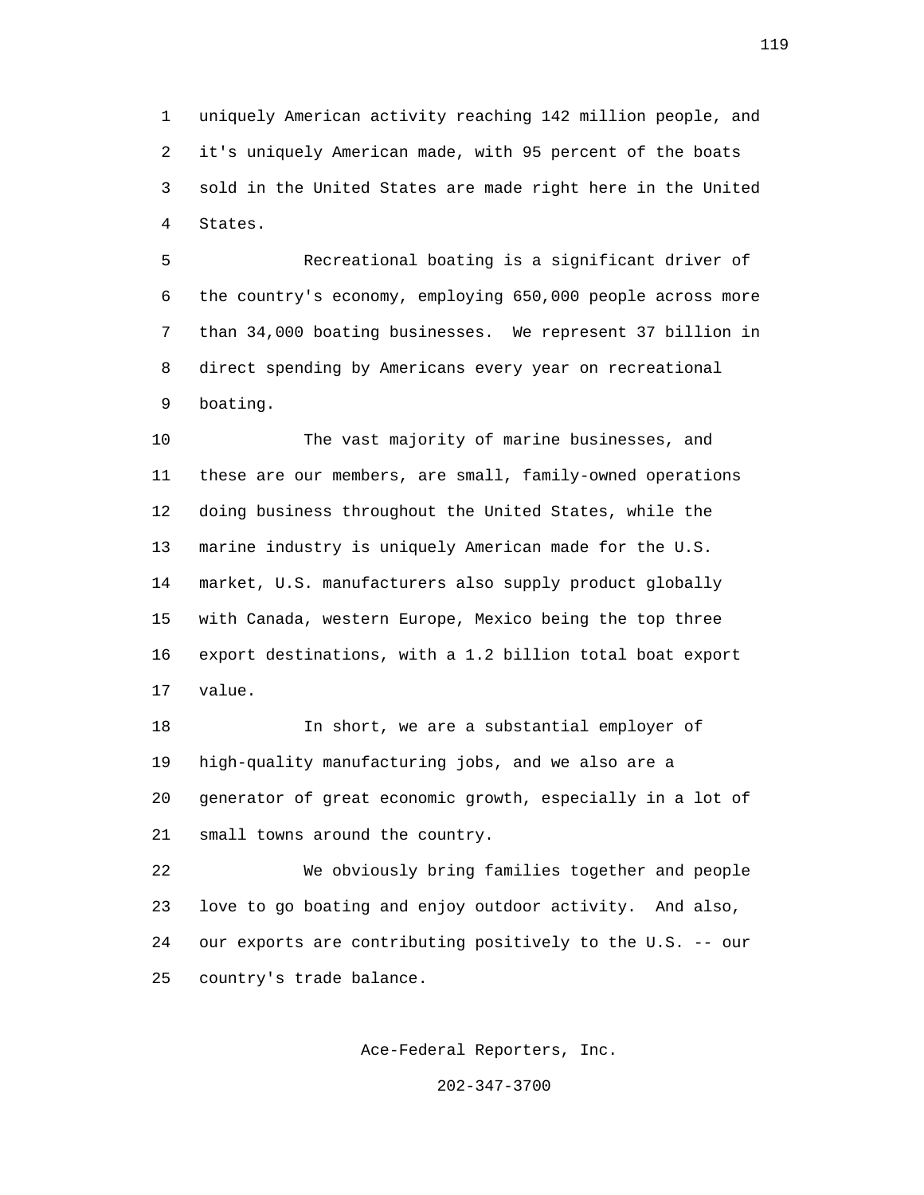uniquely American activity reaching 142 million people, and it's uniquely American made, with 95 percent of the boats sold in the United States are made right here in the United States.

Recreational boating is a significant driver of the country's economy, employing 650,000 people across more than 34,000 boating businesses. We represent 37 billion in direct spending by Americans every year on recreational boating.

The vast majority of marine businesses, and these are our members, are small, family-owned operations doing business throughout the United States, while the marine industry is uniquely American made for the U.S. market, U.S. manufacturers also supply product globally with Canada, western Europe, Mexico being the top three export destinations, with a 1.2 billion total boat export value.

In short, we are a substantial employer of high-quality manufacturing jobs, and we also are a generator of great economic growth, especially in a lot of small towns around the country.

We obviously bring families together and people love to go boating and enjoy outdoor activity. And also, our exports are contributing positively to the U.S. -- our country's trade balance.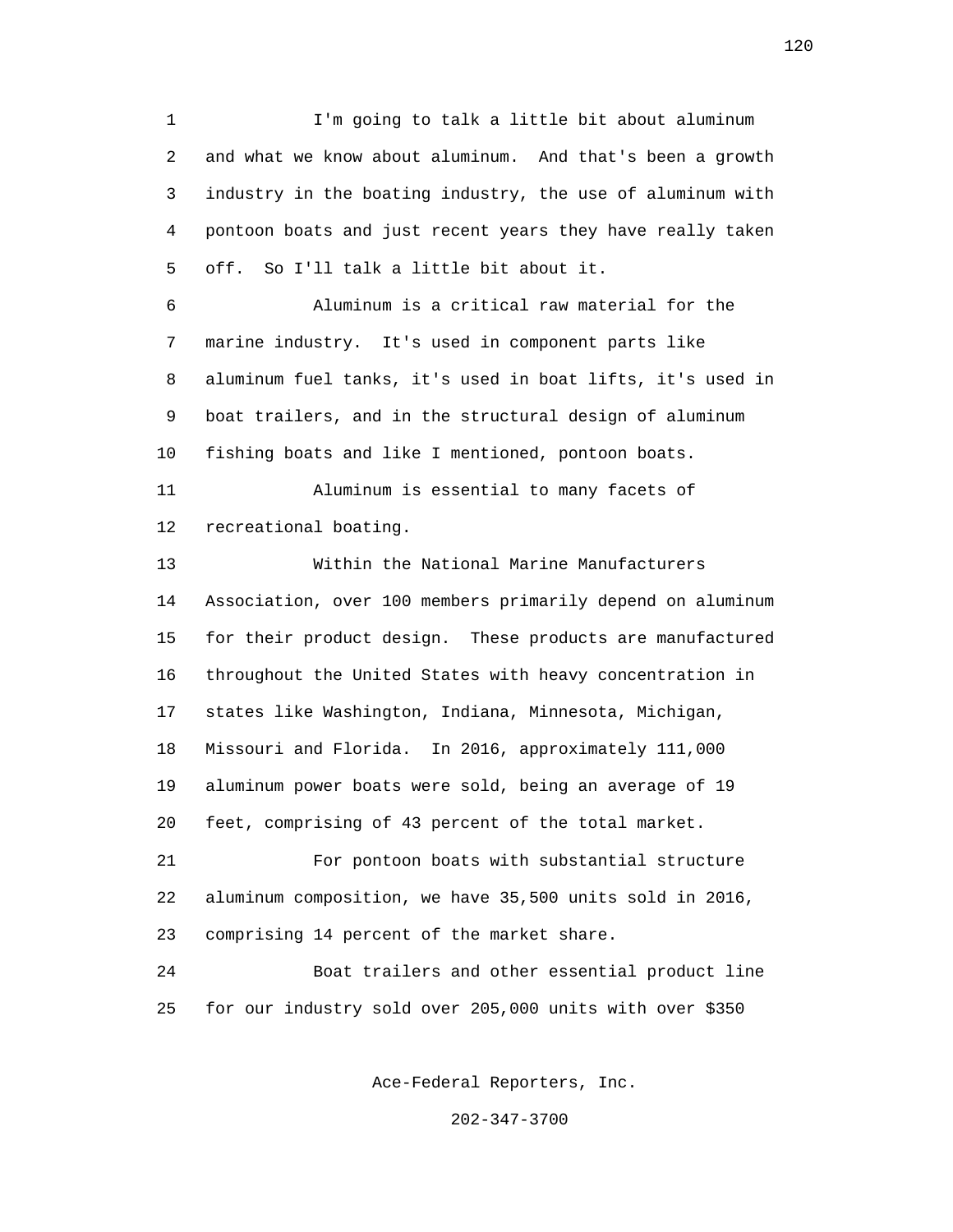I'm going to talk a little bit about aluminum and what we know about aluminum. And that's been a growth industry in the boating industry, the use of aluminum with pontoon boats and just recent years they have really taken off. So I'll talk a little bit about it.

Aluminum is a critical raw material for the marine industry. It's used in component parts like aluminum fuel tanks, it's used in boat lifts, it's used in boat trailers, and in the structural design of aluminum fishing boats and like I mentioned, pontoon boats.

Aluminum is essential to many facets of recreational boating.

Within the National Marine Manufacturers Association, over 100 members primarily depend on aluminum for their product design. These products are manufactured throughout the United States with heavy concentration in states like Washington, Indiana, Minnesota, Michigan, Missouri and Florida. In 2016, approximately 111,000 aluminum power boats were sold, being an average of 19 feet, comprising of 43 percent of the total market.

For pontoon boats with substantial structure aluminum composition, we have 35,500 units sold in 2016, comprising 14 percent of the market share.

Boat trailers and other essential product line for our industry sold over 205,000 units with over $350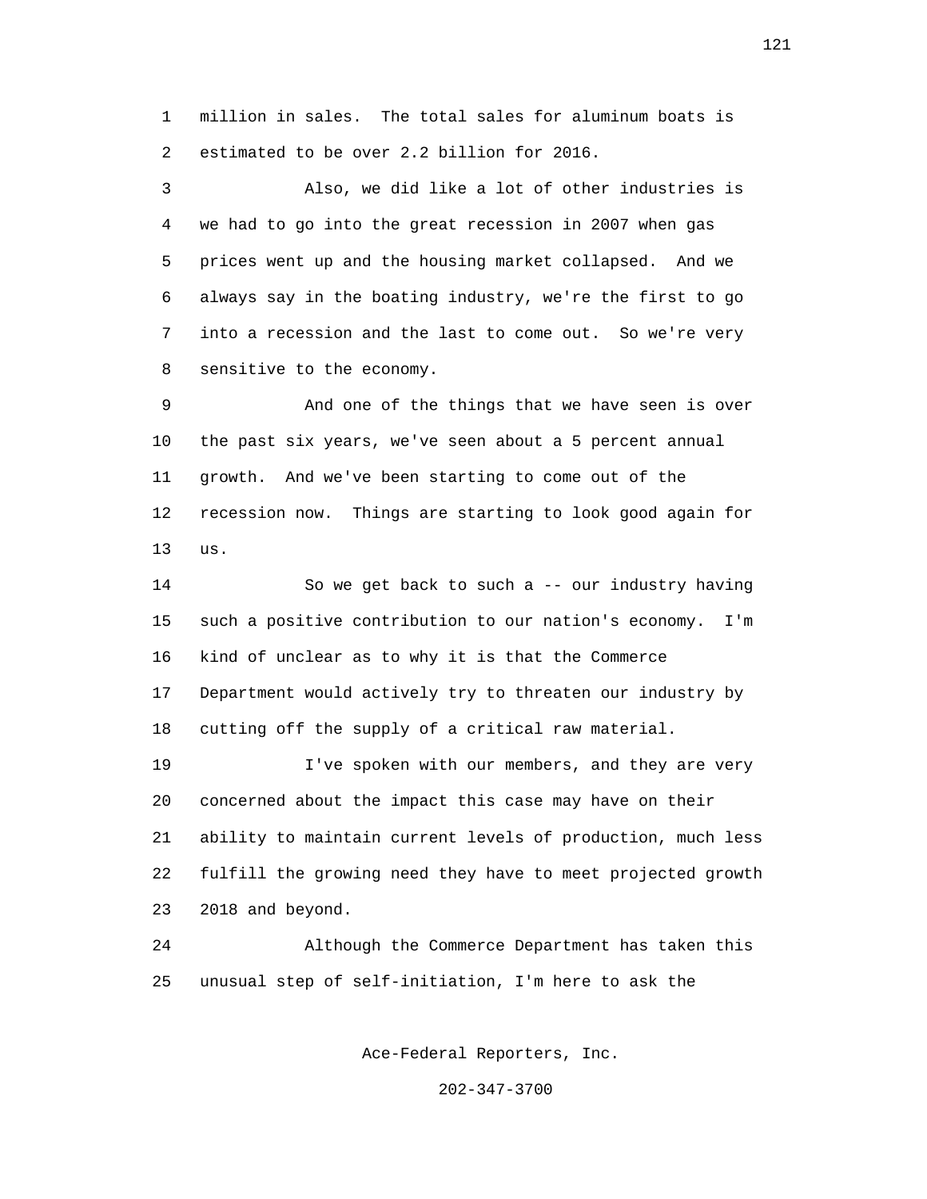million in sales. The total sales for aluminum boats is estimated to be over 2.2 billion for 2016.

Also, we did like a lot of other industries is we had to go into the great recession in 2007 when gas prices went up and the housing market collapsed. And we always say in the boating industry, we're the first to go into a recession and the last to come out. So we're very sensitive to the economy.

And one of the things that we have seen is over the past six years, we've seen about a 5 percent annual growth. And we've been starting to come out of the recession now. Things are starting to look good again for us.

So we get back to such a -- our industry having such a positive contribution to our nation's economy. I'm kind of unclear as to why it is that the Commerce Department would actively try to threaten our industry by cutting off the supply of a critical raw material.

I've spoken with our members, and they are very concerned about the impact this case may have on their ability to maintain current levels of production, much less fulfill the growing need they have to meet projected growth 2018 and beyond.

Although the Commerce Department has taken this unusual step of self-initiation, I'm here to ask the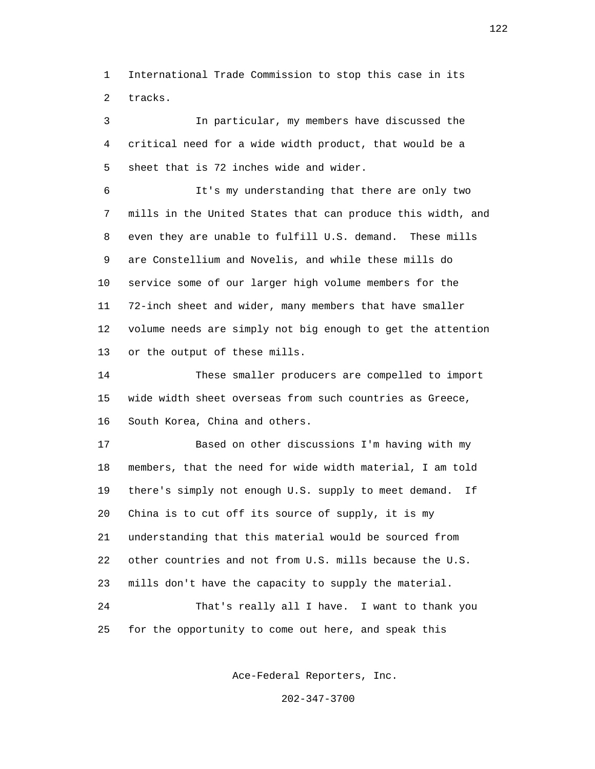International Trade Commission to stop this case in its tracks.

In particular, my members have discussed the critical need for a wide width product, that would be a sheet that is 72 inches wide and wider.

It's my understanding that there are only two mills in the United States that can produce this width, and even they are unable to fulfill U.S. demand. These mills are Constellium and Novelis, and while these mills do service some of our larger high volume members for the 72-inch sheet and wider, many members that have smaller volume needs are simply not big enough to get the attention or the output of these mills.

These smaller producers are compelled to import wide width sheet overseas from such countries as Greece, South Korea, China and others.

Based on other discussions I'm having with my members, that the need for wide width material, I am told there's simply not enough U.S. supply to meet demand. If China is to cut off its source of supply, it is my understanding that this material would be sourced from other countries and not from U.S. mills because the U.S. mills don't have the capacity to supply the material.

That's really all I have. I want to thank you for the opportunity to come out here, and speak this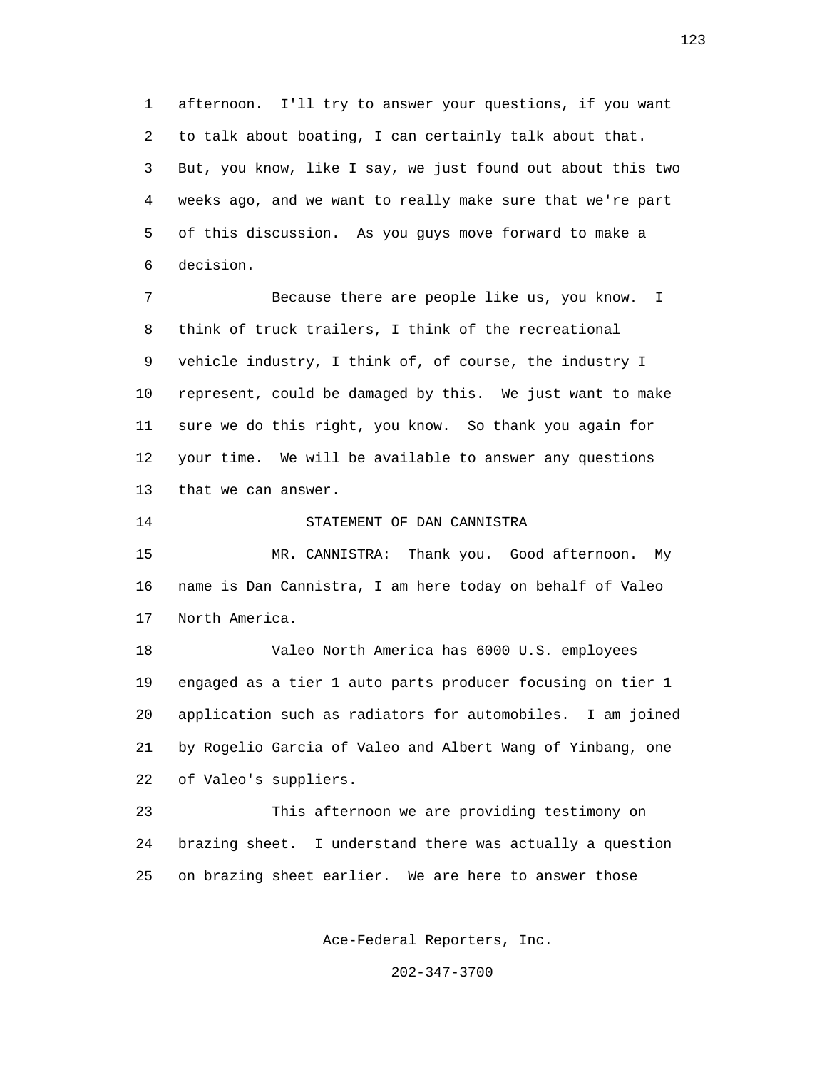afternoon. I'll try to answer your questions, if you want to talk about boating, I can certainly talk about that. But, you know, like I say, we just found out about this two weeks ago, and we want to really make sure that we're part of this discussion. As you guys move forward to make a decision.

Because there are people like us, you know. I think of truck trailers, I think of the recreational vehicle industry, I think of, of course, the industry I represent, could be damaged by this. We just want to make sure we do this right, you know. So thank you again for your time. We will be available to answer any questions that we can answer.

STATEMENT OF DAN CANNISTRA

MR. CANNISTRA: Thank you. Good afternoon. My name is Dan Cannistra, I am here today on behalf of Valeo North America.

Valeo North America has 6000 U.S. employees engaged as a tier 1 auto parts producer focusing on tier 1 application such as radiators for automobiles. I am joined by Rogelio Garcia of Valeo and Albert Wang of Yinbang, one of Valeo's suppliers.

This afternoon we are providing testimony on brazing sheet. I understand there was actually a question on brazing sheet earlier. We are here to answer those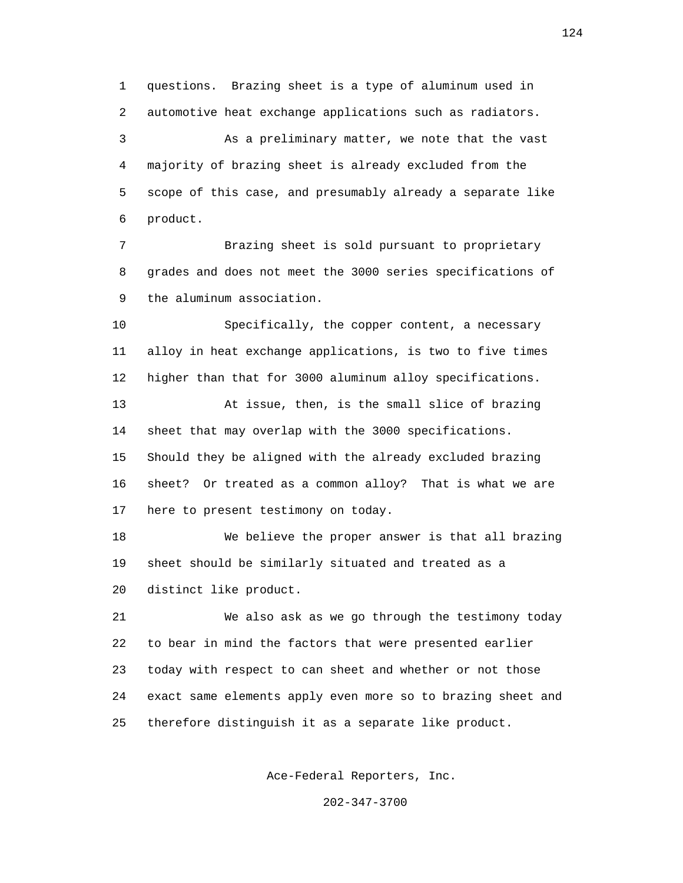questions. Brazing sheet is a type of aluminum used in automotive heat exchange applications such as radiators.

As a preliminary matter, we note that the vast majority of brazing sheet is already excluded from the scope of this case, and presumably already a separate like product.

Brazing sheet is sold pursuant to proprietary grades and does not meet the 3000 series specifications of the aluminum association.

Specifically, the copper content, a necessary alloy in heat exchange applications, is two to five times higher than that for 3000 aluminum alloy specifications.

At issue, then, is the small slice of brazing sheet that may overlap with the 3000 specifications. Should they be aligned with the already excluded brazing sheet? Or treated as a common alloy? That is what we are here to present testimony on today.

We believe the proper answer is that all brazing sheet should be similarly situated and treated as a distinct like product.

We also ask as we go through the testimony today to bear in mind the factors that were presented earlier today with respect to can sheet and whether or not those exact same elements apply even more so to brazing sheet and therefore distinguish it as a separate like product.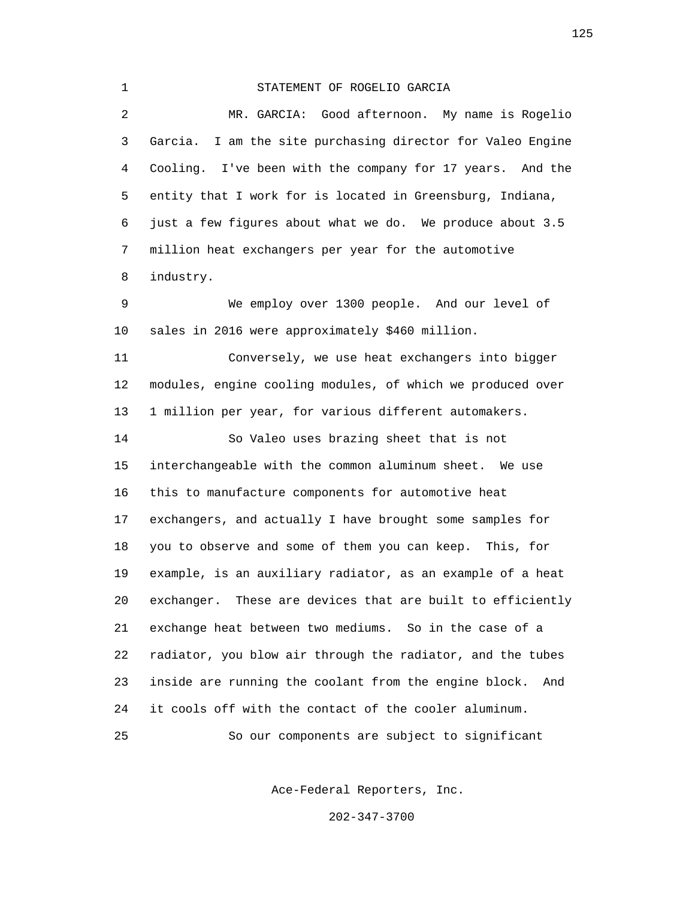STATEMENT OF ROGELIO GARCIA

MR. GARCIA: Good afternoon. My name is Rogelio Garcia. I am the site purchasing director for Valeo Engine Cooling. I've been with the company for 17 years. And the entity that I work for is located in Greensburg, Indiana, just a few figures about what we do. We produce about 3.5 million heat exchangers per year for the automotive industry.

We employ over 1300 people. And our level of sales in 2016 were approximately $460 million.

Conversely, we use heat exchangers into bigger modules, engine cooling modules, of which we produced over 1 million per year, for various different automakers.

So Valeo uses brazing sheet that is not interchangeable with the common aluminum sheet. We use this to manufacture components for automotive heat exchangers, and actually I have brought some samples for you to observe and some of them you can keep. This, for example, is an auxiliary radiator, as an example of a heat exchanger. These are devices that are built to efficiently exchange heat between two mediums. So in the case of a radiator, you blow air through the radiator, and the tubes inside are running the coolant from the engine block. And it cools off with the contact of the cooler aluminum.

So our components are subject to significant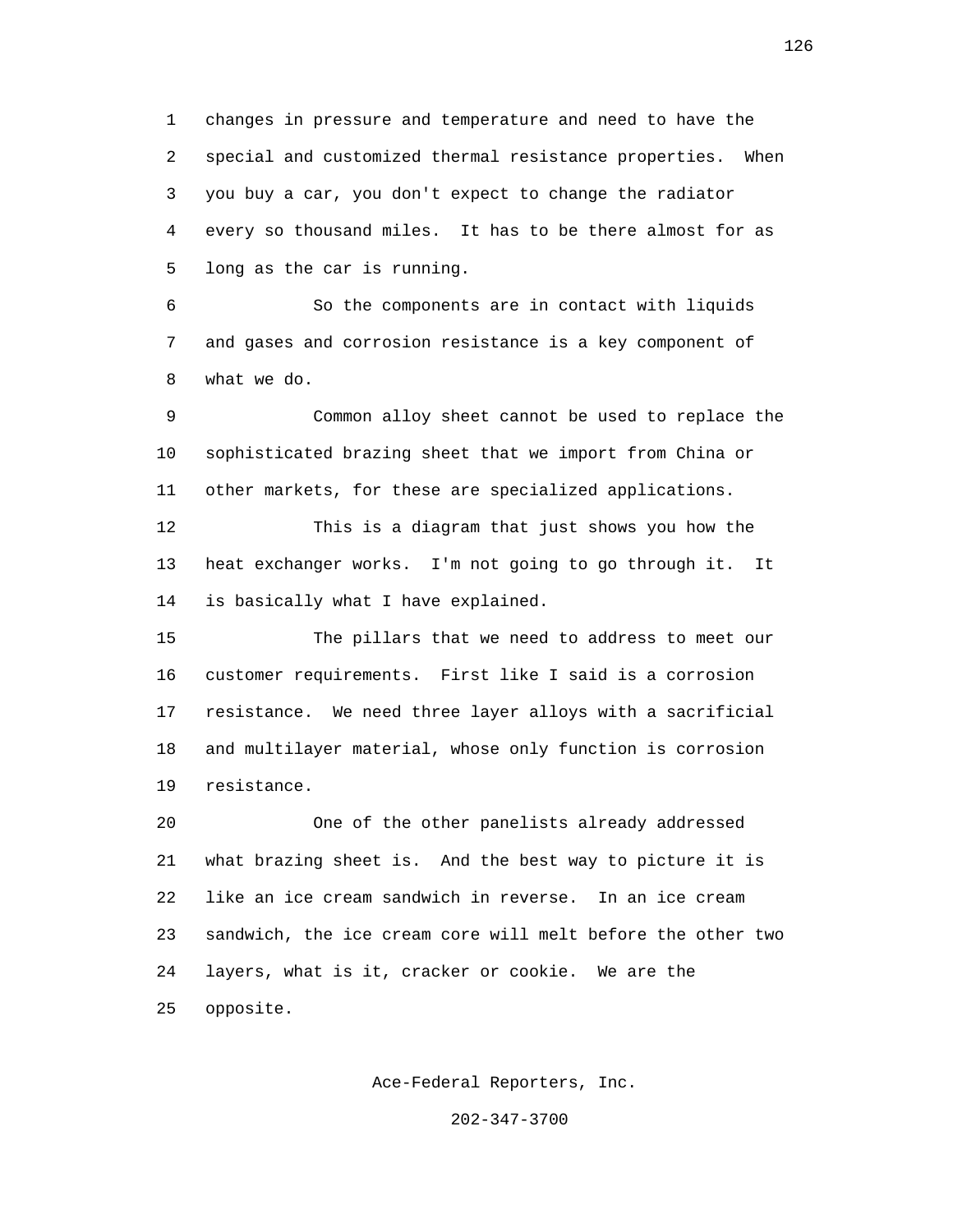changes in pressure and temperature and need to have the special and customized thermal resistance properties. When you buy a car, you don't expect to change the radiator every so thousand miles. It has to be there almost for as long as the car is running.

So the components are in contact with liquids and gases and corrosion resistance is a key component of what we do.

Common alloy sheet cannot be used to replace the sophisticated brazing sheet that we import from China or other markets, for these are specialized applications.

This is a diagram that just shows you how the heat exchanger works. I'm not going to go through it. It is basically what I have explained.

The pillars that we need to address to meet our customer requirements. First like I said is a corrosion resistance. We need three layer alloys with a sacrificial and multilayer material, whose only function is corrosion resistance.

One of the other panelists already addressed what brazing sheet is. And the best way to picture it is like an ice cream sandwich in reverse. In an ice cream sandwich, the ice cream core will melt before the other two layers, what is it, cracker or cookie. We are the opposite.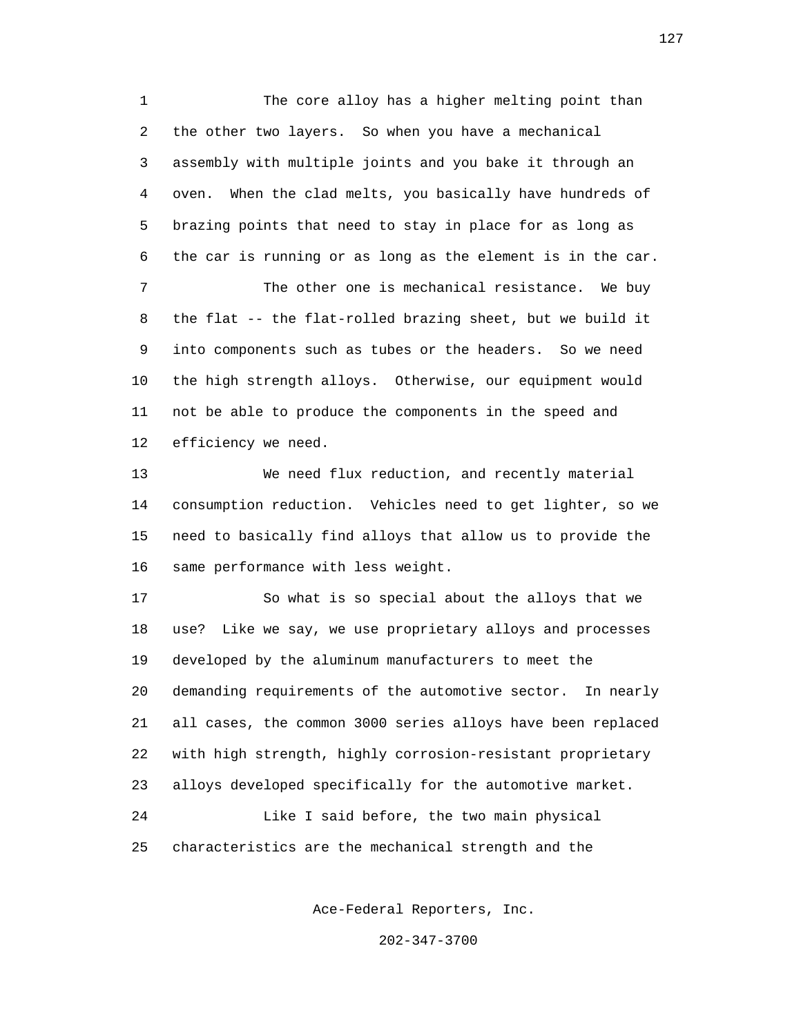The core alloy has a higher melting point than the other two layers. So when you have a mechanical assembly with multiple joints and you bake it through an oven. When the clad melts, you basically have hundreds of brazing points that need to stay in place for as long as the car is running or as long as the element is in the car.

The other one is mechanical resistance. We buy the flat -- the flat-rolled brazing sheet, but we build it into components such as tubes or the headers. So we need the high strength alloys. Otherwise, our equipment would not be able to produce the components in the speed and efficiency we need.

We need flux reduction, and recently material consumption reduction. Vehicles need to get lighter, so we need to basically find alloys that allow us to provide the same performance with less weight.

So what is so special about the alloys that we use? Like we say, we use proprietary alloys and processes developed by the aluminum manufacturers to meet the demanding requirements of the automotive sector. In nearly all cases, the common 3000 series alloys have been replaced with high strength, highly corrosion-resistant proprietary alloys developed specifically for the automotive market.

Like I said before, the two main physical characteristics are the mechanical strength and the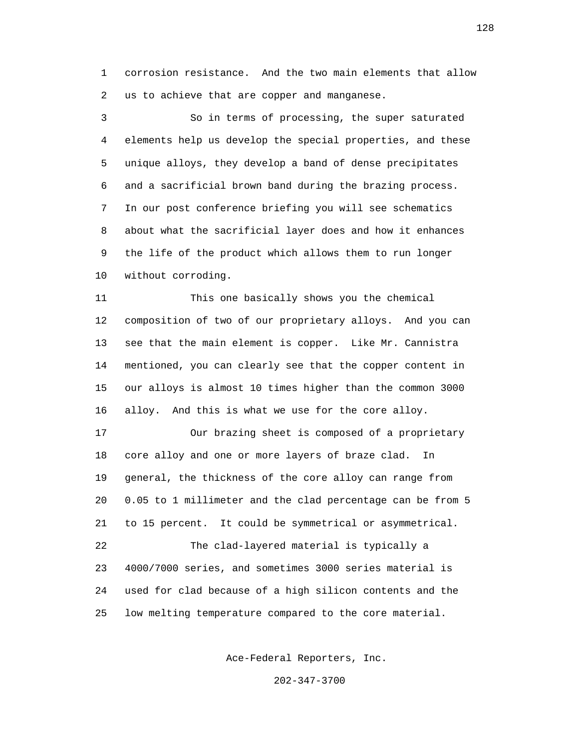corrosion resistance. And the two main elements that allow us to achieve that are copper and manganese.

So in terms of processing, the super saturated elements help us develop the special properties, and these unique alloys, they develop a band of dense precipitates and a sacrificial brown band during the brazing process. In our post conference briefing you will see schematics about what the sacrificial layer does and how it enhances the life of the product which allows them to run longer without corroding.

This one basically shows you the chemical composition of two of our proprietary alloys. And you can see that the main element is copper. Like Mr. Cannistra mentioned, you can clearly see that the copper content in our alloys is almost 10 times higher than the common 3000 alloy. And this is what we use for the core alloy.

Our brazing sheet is composed of a proprietary core alloy and one or more layers of braze clad. In general, the thickness of the core alloy can range from 0.05 to 1 millimeter and the clad percentage can be from 5 to 15 percent. It could be symmetrical or asymmetrical.

The clad-layered material is typically a 4000/7000 series, and sometimes 3000 series material is used for clad because of a high silicon contents and the low melting temperature compared to the core material.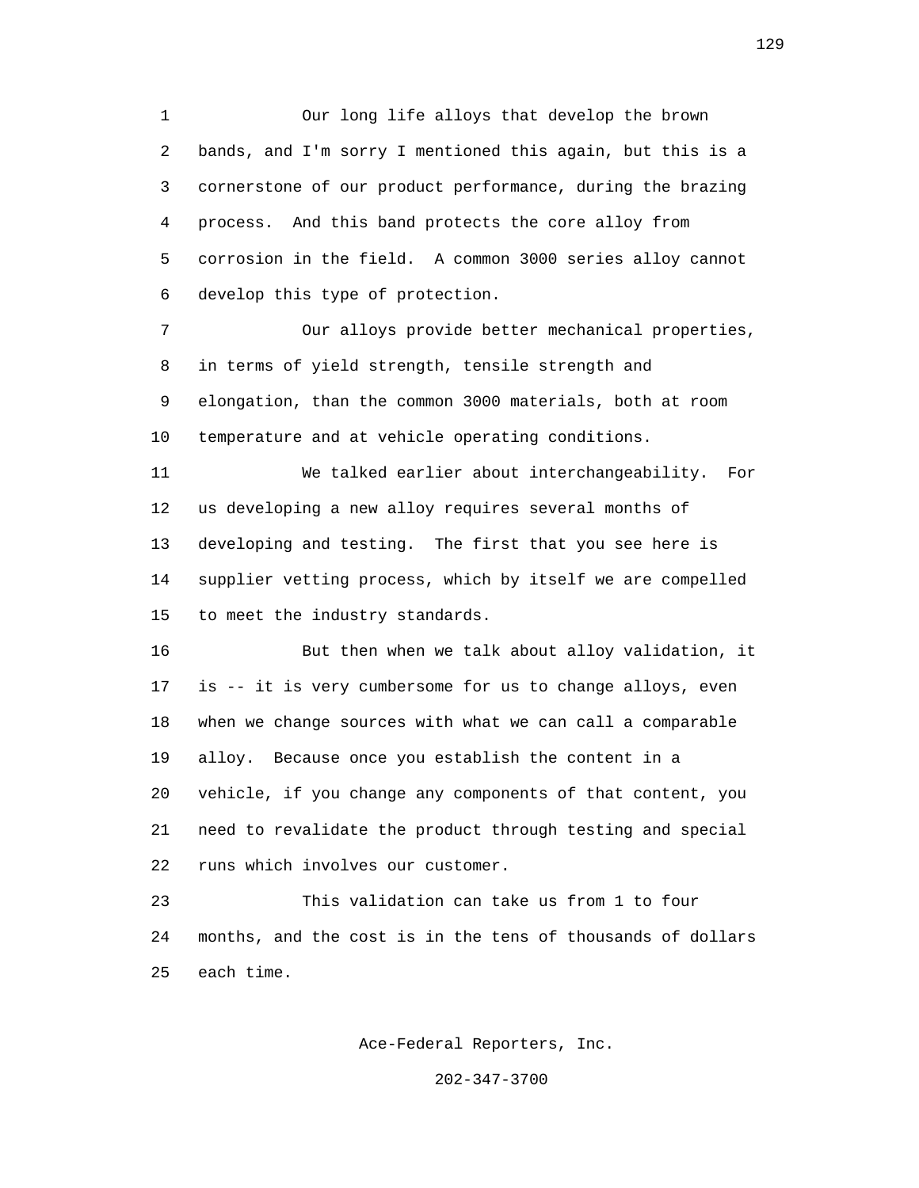Our long life alloys that develop the brown bands, and I'm sorry I mentioned this again, but this is a cornerstone of our product performance, during the brazing process. And this band protects the core alloy from corrosion in the field. A common 3000 series alloy cannot develop this type of protection.

Our alloys provide better mechanical properties, in terms of yield strength, tensile strength and elongation, than the common 3000 materials, both at room temperature and at vehicle operating conditions.

We talked earlier about interchangeability. For us developing a new alloy requires several months of developing and testing. The first that you see here is supplier vetting process, which by itself we are compelled to meet the industry standards.

But then when we talk about alloy validation, it is -- it is very cumbersome for us to change alloys, even when we change sources with what we can call a comparable alloy. Because once you establish the content in a vehicle, if you change any components of that content, you need to revalidate the product through testing and special runs which involves our customer.

This validation can take us from 1 to four months, and the cost is in the tens of thousands of dollars each time.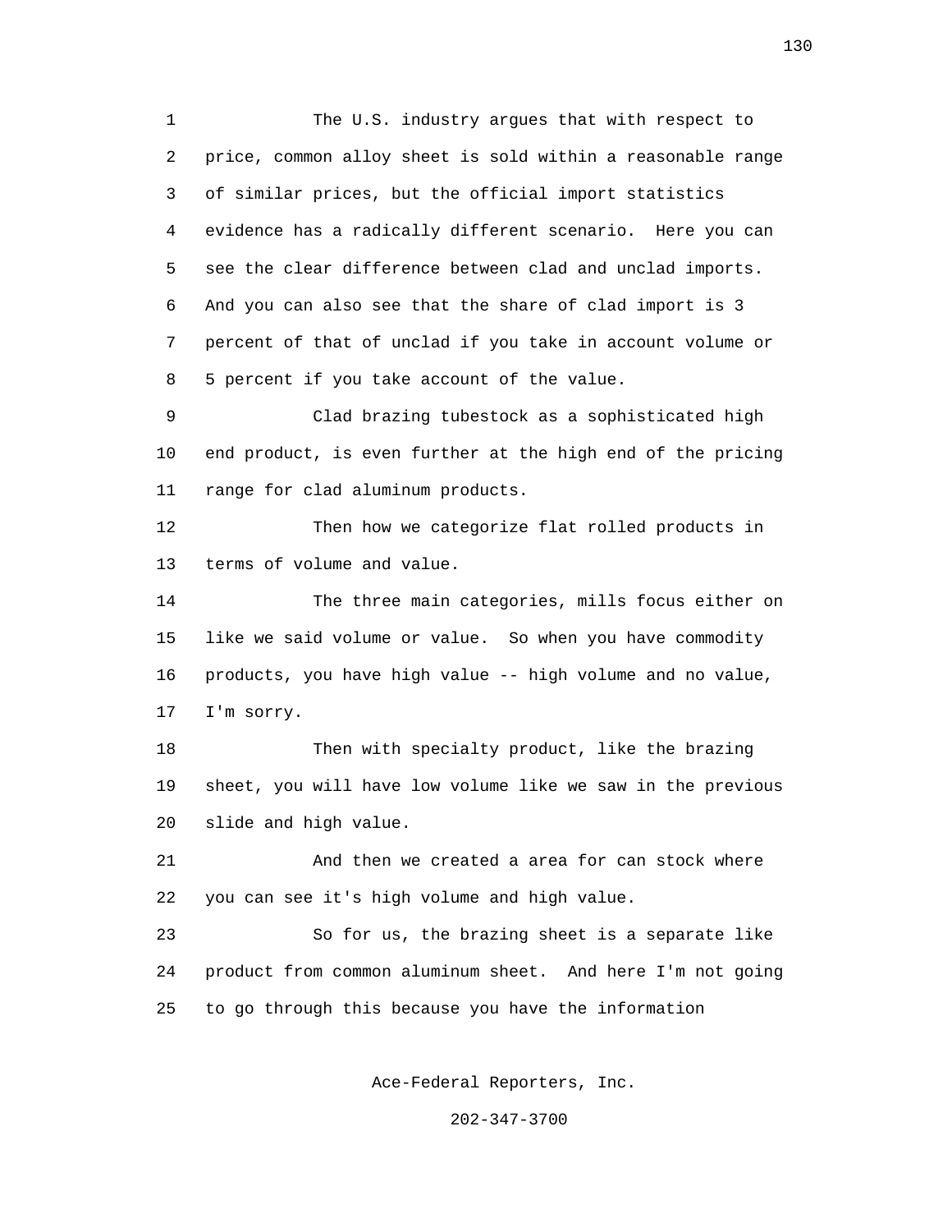The U.S. industry argues that with respect to price, common alloy sheet is sold within a reasonable range of similar prices, but the official import statistics evidence has a radically different scenario. Here you can see the clear difference between clad and unclad imports. And you can also see that the share of clad import is 3 percent of that of unclad if you take in account volume or 5 percent if you take account of the value.

Clad brazing tubestock as a sophisticated high end product, is even further at the high end of the pricing range for clad aluminum products.

Then how we categorize flat rolled products in terms of volume and value.

The three main categories, mills focus either on like we said volume or value. So when you have commodity products, you have high value -- high volume and no value, I'm sorry.

Then with specialty product, like the brazing sheet, you will have low volume like we saw in the previous slide and high value.

And then we created a area for can stock where you can see it's high volume and high value.

So for us, the brazing sheet is a separate like product from common aluminum sheet. And here I'm not going to go through this because you have the information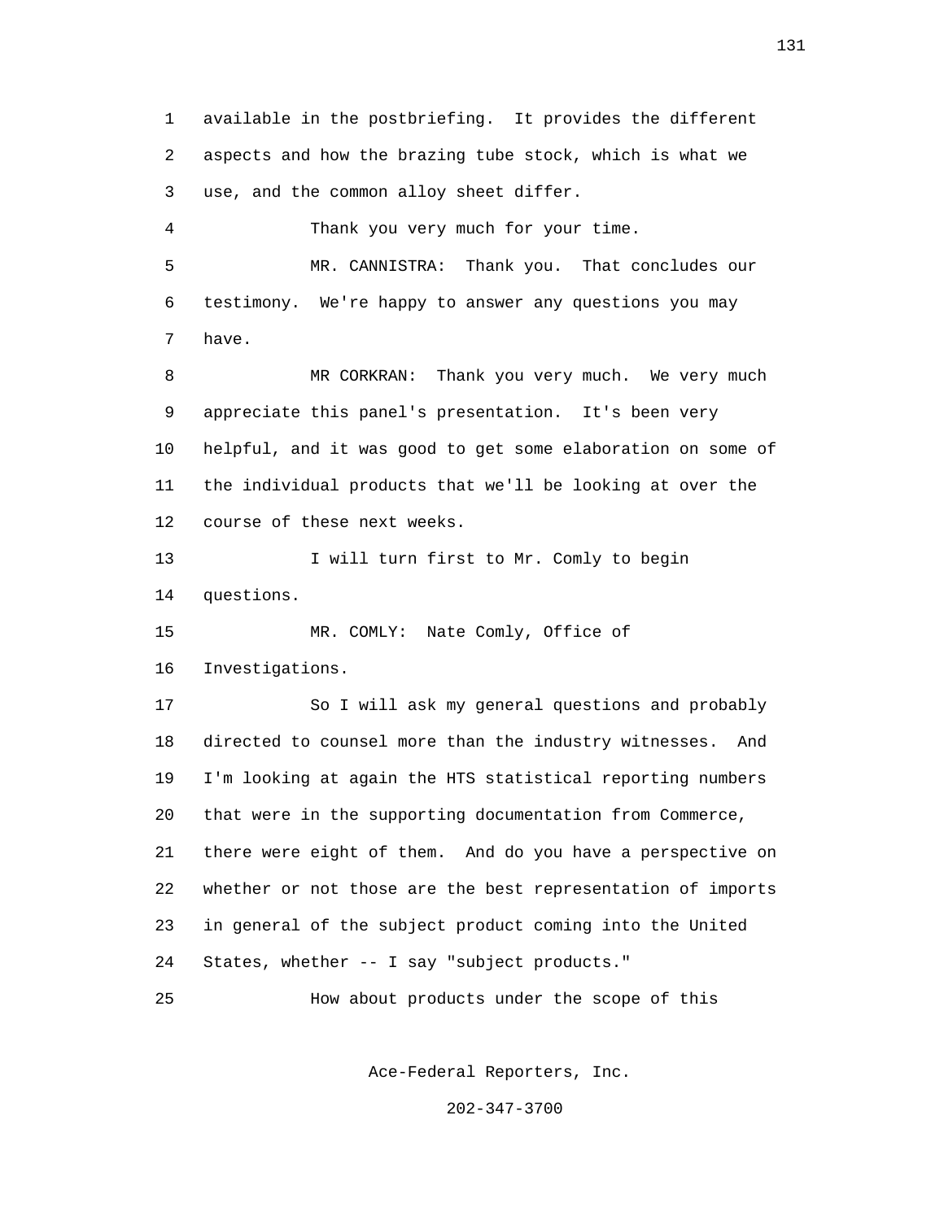available in the postbriefing. It provides the different aspects and how the brazing tube stock, which is what we use, and the common alloy sheet differ.

Thank you very much for your time.

MR. CANNISTRA: Thank you. That concludes our testimony. We're happy to answer any questions you may have.

MR CORKRAN: Thank you very much. We very much appreciate this panel's presentation. It's been very helpful, and it was good to get some elaboration on some of the individual products that we'll be looking at over the course of these next weeks.

I will turn first to Mr. Comly to begin questions.

MR. COMLY: Nate Comly, Office of Investigations.

So I will ask my general questions and probably directed to counsel more than the industry witnesses. And I'm looking at again the HTS statistical reporting numbers that were in the supporting documentation from Commerce, there were eight of them. And do you have a perspective on whether or not those are the best representation of imports in general of the subject product coming into the United States, whether -- I say "subject products."

How about products under the scope of this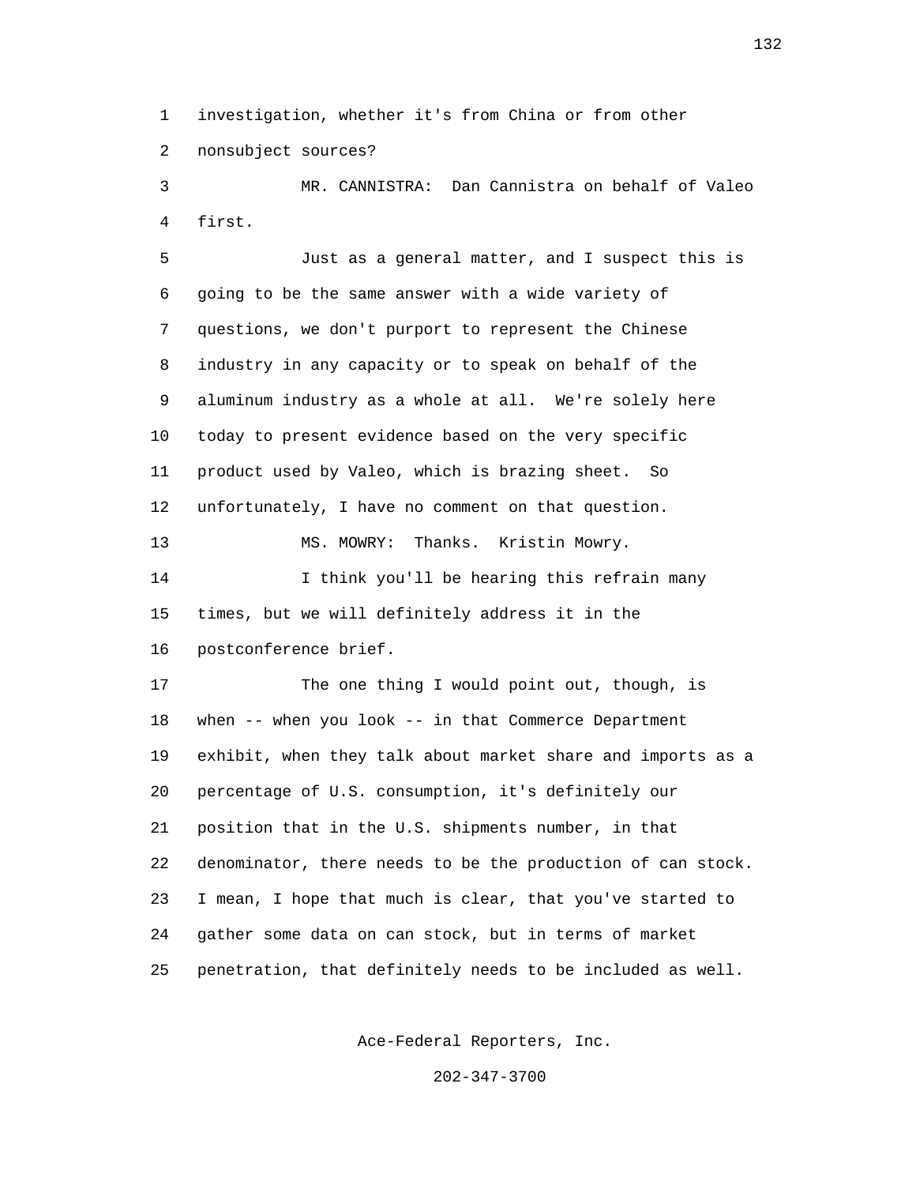investigation, whether it's from China or from other nonsubject sources?

MR. CANNISTRA: Dan Cannistra on behalf of Valeo first.

Just as a general matter, and I suspect this is going to be the same answer with a wide variety of questions, we don't purport to represent the Chinese industry in any capacity or to speak on behalf of the aluminum industry as a whole at all. We're solely here today to present evidence based on the very specific product used by Valeo, which is brazing sheet. So unfortunately, I have no comment on that question.

MS. MOWRY: Thanks. Kristin Mowry.

I think you'll be hearing this refrain many times, but we will definitely address it in the postconference brief.

The one thing I would point out, though, is when -- when you look -- in that Commerce Department exhibit, when they talk about market share and imports as a percentage of U.S. consumption, it's definitely our position that in the U.S. shipments number, in that denominator, there needs to be the production of can stock. I mean, I hope that much is clear, that you've started to gather some data on can stock, but in terms of market penetration, that definitely needs to be included as well.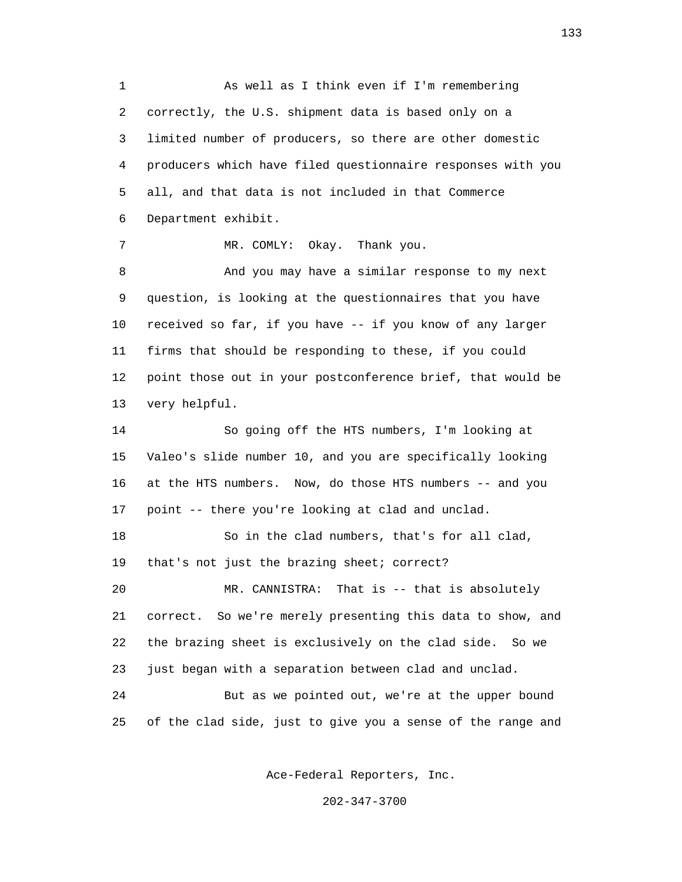1 As well as I think even if I'm remembering
2 correctly, the U.S. shipment data is based only on a
3 limited number of producers, so there are other domestic
4 producers which have filed questionnaire responses with you
5 all, and that data is not included in that Commerce
6 Department exhibit.
7 MR. COMLY: Okay. Thank you.
8 And you may have a similar response to my next
9 question, is looking at the questionnaires that you have
10 received so far, if you have -- if you know of any larger
11 firms that should be responding to these, if you could
12 point those out in your postconference brief, that would be
13 very helpful.
14 So going off the HTS numbers, I'm looking at
15 Valeo's slide number 10, and you are specifically looking
16 at the HTS numbers. Now, do those HTS numbers -- and you
17 point -- there you're looking at clad and unclad.
18 So in the clad numbers, that's for all clad,
19 that's not just the brazing sheet; correct?
20 MR. CANNISTRA: That is -- that is absolutely
21 correct. So we're merely presenting this data to show, and
22 the brazing sheet is exclusively on the clad side. So we
23 just began with a separation between clad and unclad.
24 But as we pointed out, we're at the upper bound
25 of the clad side, just to give you a sense of the range and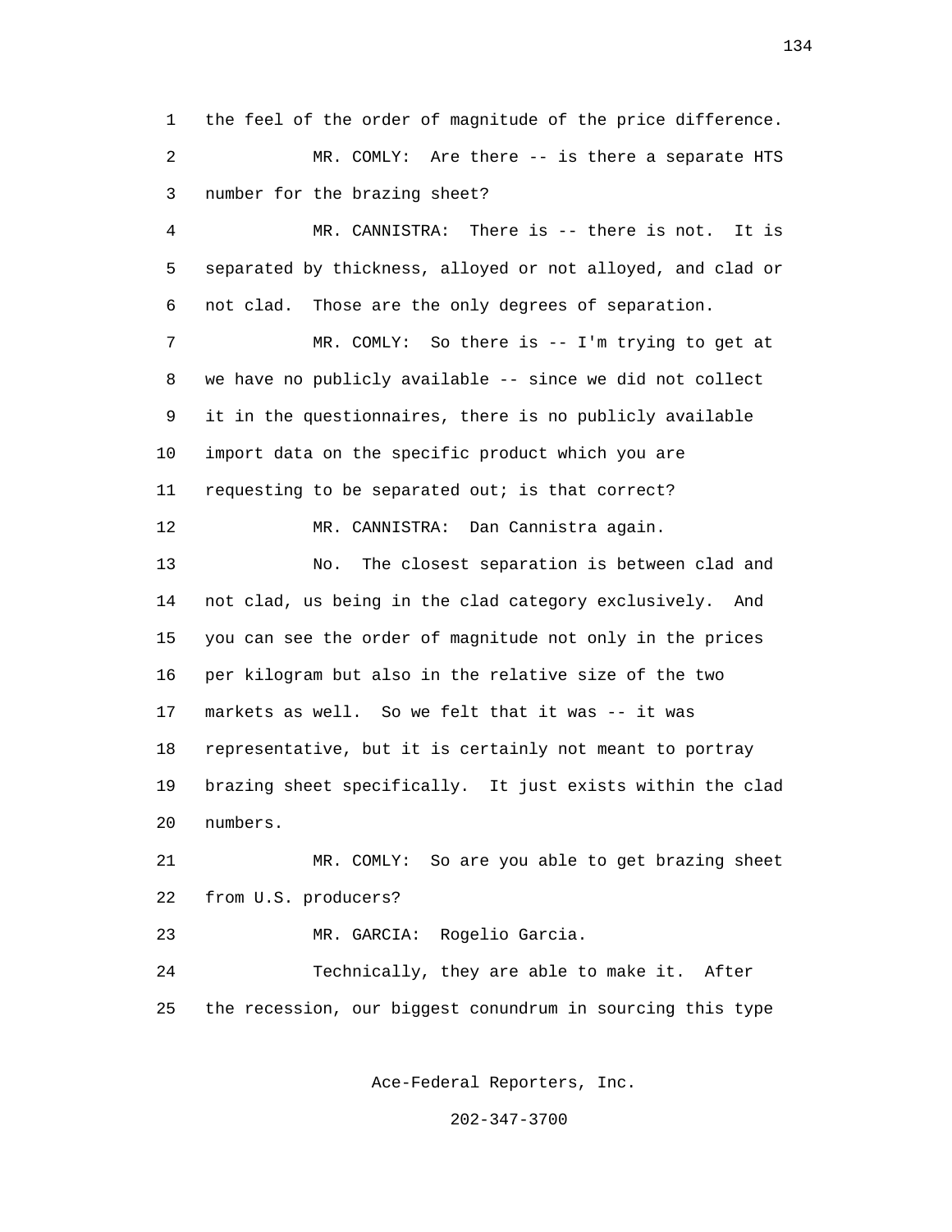the feel of the order of magnitude of the price difference.

MR. COMLY: Are there -- is there a separate HTS number for the brazing sheet?

MR. CANNISTRA: There is -- there is not. It is separated by thickness, alloyed or not alloyed, and clad or not clad. Those are the only degrees of separation.

MR. COMLY: So there is -- I'm trying to get at we have no publicly available -- since we did not collect it in the questionnaires, there is no publicly available import data on the specific product which you are requesting to be separated out; is that correct?

MR. CANNISTRA: Dan Cannistra again.

No. The closest separation is between clad and not clad, us being in the clad category exclusively. And you can see the order of magnitude not only in the prices per kilogram but also in the relative size of the two markets as well. So we felt that it was -- it was representative, but it is certainly not meant to portray brazing sheet specifically. It just exists within the clad numbers.

MR. COMLY: So are you able to get brazing sheet from U.S. producers?

MR. GARCIA: Rogelio Garcia.

Technically, they are able to make it. After the recession, our biggest conundrum in sourcing this type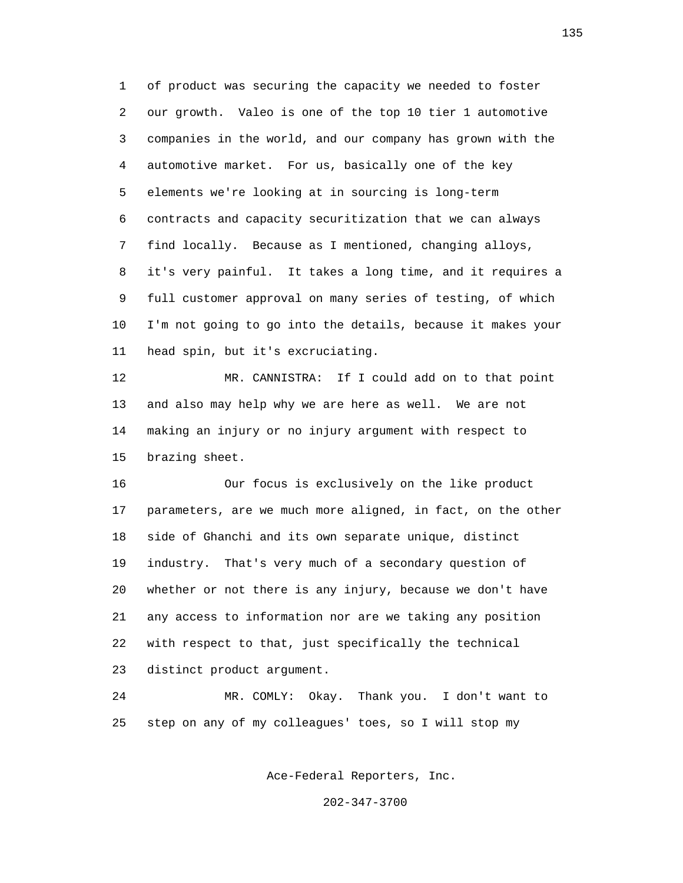of product was securing the capacity we needed to foster our growth. Valeo is one of the top 10 tier 1 automotive companies in the world, and our company has grown with the automotive market. For us, basically one of the key elements we're looking at in sourcing is long-term contracts and capacity securitization that we can always find locally. Because as I mentioned, changing alloys, it's very painful. It takes a long time, and it requires a full customer approval on many series of testing, of which I'm not going to go into the details, because it makes your head spin, but it's excruciating.

MR. CANNISTRA: If I could add on to that point and also may help why we are here as well. We are not making an injury or no injury argument with respect to brazing sheet.

Our focus is exclusively on the like product parameters, are we much more aligned, in fact, on the other side of Ghanchi and its own separate unique, distinct industry. That's very much of a secondary question of whether or not there is any injury, because we don't have any access to information nor are we taking any position with respect to that, just specifically the technical distinct product argument.

MR. COMLY: Okay. Thank you. I don't want to step on any of my colleagues' toes, so I will stop my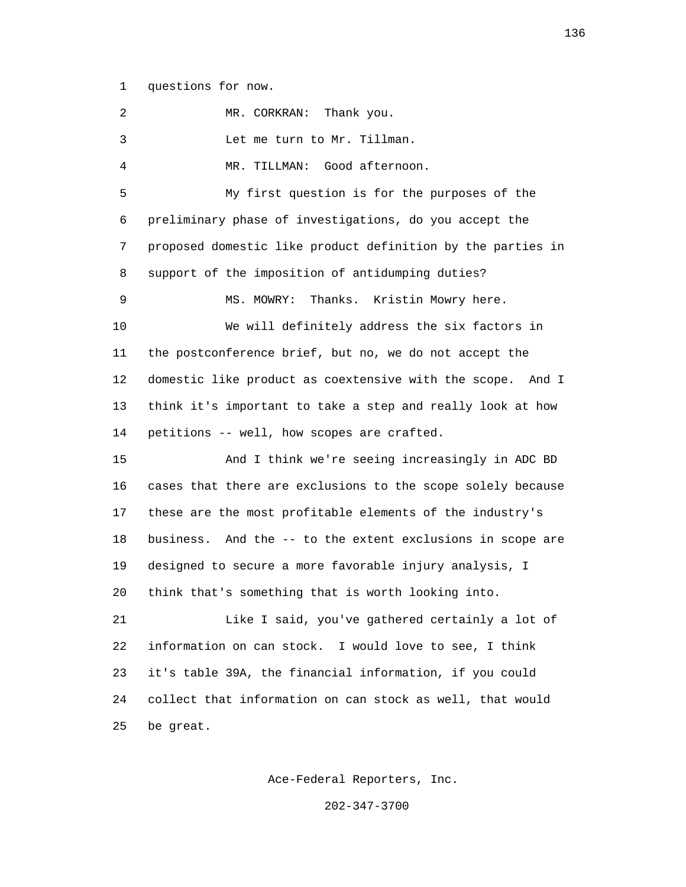questions for now.

MR. CORKRAN: Thank you.

Let me turn to Mr. Tillman.

MR. TILLMAN: Good afternoon.

My first question is for the purposes of the preliminary phase of investigations, do you accept the proposed domestic like product definition by the parties in support of the imposition of antidumping duties?

MS. MOWRY: Thanks. Kristin Mowry here.

We will definitely address the six factors in the postconference brief, but no, we do not accept the domestic like product as coextensive with the scope. And I think it's important to take a step and really look at how petitions -- well, how scopes are crafted.

And I think we're seeing increasingly in ADC BD cases that there are exclusions to the scope solely because these are the most profitable elements of the industry's business. And the -- to the extent exclusions in scope are designed to secure a more favorable injury analysis, I think that's something that is worth looking into.

Like I said, you've gathered certainly a lot of information on can stock. I would love to see, I think it's table 39A, the financial information, if you could collect that information on can stock as well, that would be great.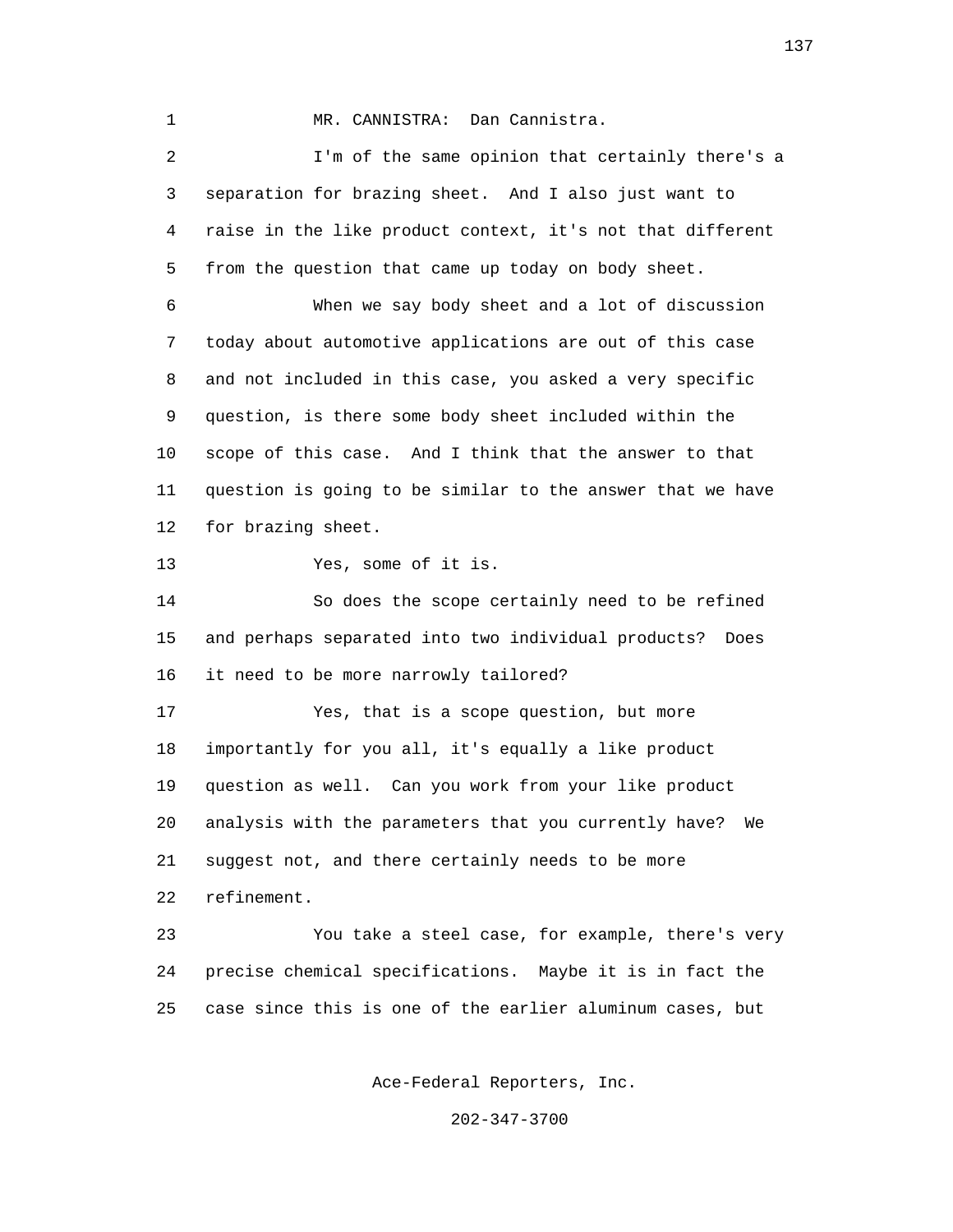MR. CANNISTRA: Dan Cannistra.

I'm of the same opinion that certainly there's a separation for brazing sheet. And I also just want to raise in the like product context, it's not that different from the question that came up today on body sheet.

When we say body sheet and a lot of discussion today about automotive applications are out of this case and not included in this case, you asked a very specific question, is there some body sheet included within the scope of this case. And I think that the answer to that question is going to be similar to the answer that we have for brazing sheet.

Yes, some of it is.

So does the scope certainly need to be refined and perhaps separated into two individual products? Does it need to be more narrowly tailored?

Yes, that is a scope question, but more importantly for you all, it's equally a like product question as well. Can you work from your like product analysis with the parameters that you currently have? We suggest not, and there certainly needs to be more refinement.

You take a steel case, for example, there's very precise chemical specifications. Maybe it is in fact the case since this is one of the earlier aluminum cases, but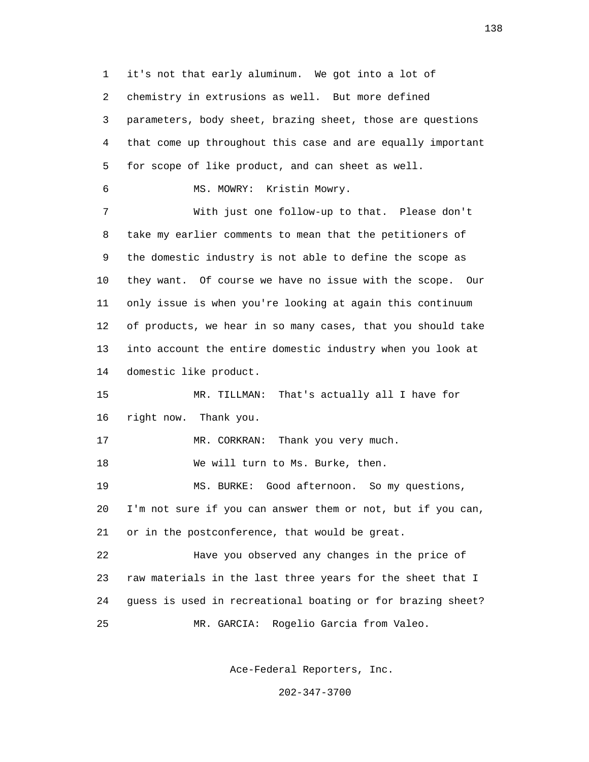1 it's not that early aluminum. We got into a lot of
2 chemistry in extrusions as well. But more defined
3 parameters, body sheet, brazing sheet, those are questions
4 that come up throughout this case and are equally important
5 for scope of like product, and can sheet as well.

6 MS. MOWRY: Kristin Mowry.

7 With just one follow-up to that. Please don't
8 take my earlier comments to mean that the petitioners of
9 the domestic industry is not able to define the scope as
10 they want. Of course we have no issue with the scope. Our
11 only issue is when you're looking at again this continuum
12 of products, we hear in so many cases, that you should take
13 into account the entire domestic industry when you look at
14 domestic like product.

15 MR. TILLMAN: That's actually all I have for
16 right now. Thank you.

17 MR. CORKRAN: Thank you very much.

18 We will turn to Ms. Burke, then.

19 MS. BURKE: Good afternoon. So my questions,
20 I'm not sure if you can answer them or not, but if you can,
21 or in the postconference, that would be great.

22 Have you observed any changes in the price of
23 raw materials in the last three years for the sheet that I
24 guess is used in recreational boating or for brazing sheet?

25 MR. GARCIA: Rogelio Garcia from Valeo.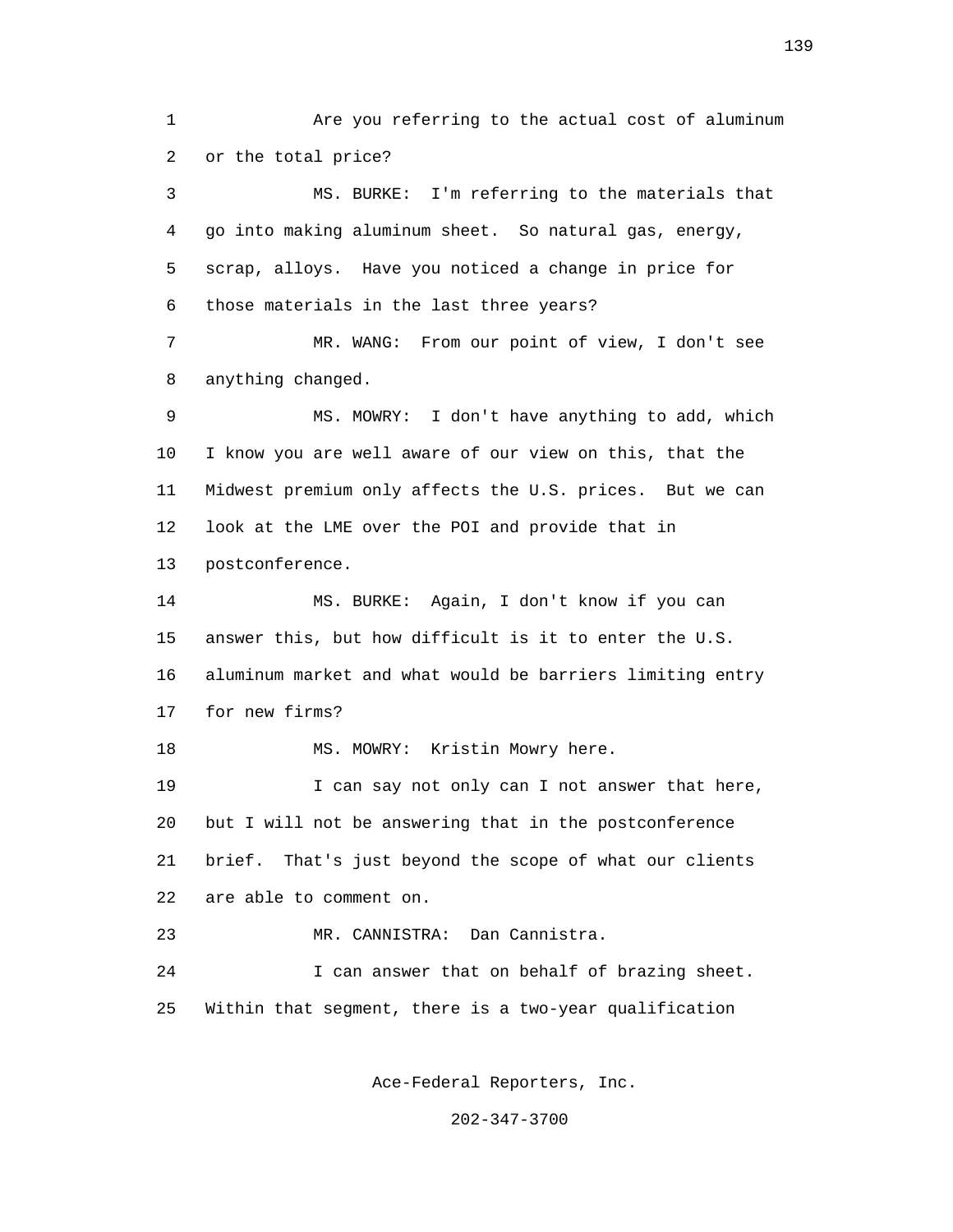Are you referring to the actual cost of aluminum or the total price?

MS. BURKE: I'm referring to the materials that go into making aluminum sheet. So natural gas, energy, scrap, alloys. Have you noticed a change in price for those materials in the last three years?

MR. WANG: From our point of view, I don't see anything changed.

MS. MOWRY: I don't have anything to add, which I know you are well aware of our view on this, that the Midwest premium only affects the U.S. prices. But we can look at the LME over the POI and provide that in postconference.

MS. BURKE: Again, I don't know if you can answer this, but how difficult is it to enter the U.S. aluminum market and what would be barriers limiting entry for new firms?

MS. MOWRY: Kristin Mowry here.

I can say not only can I not answer that here, but I will not be answering that in the postconference brief. That's just beyond the scope of what our clients are able to comment on.

MR. CANNISTRA: Dan Cannistra.

I can answer that on behalf of brazing sheet. Within that segment, there is a two-year qualification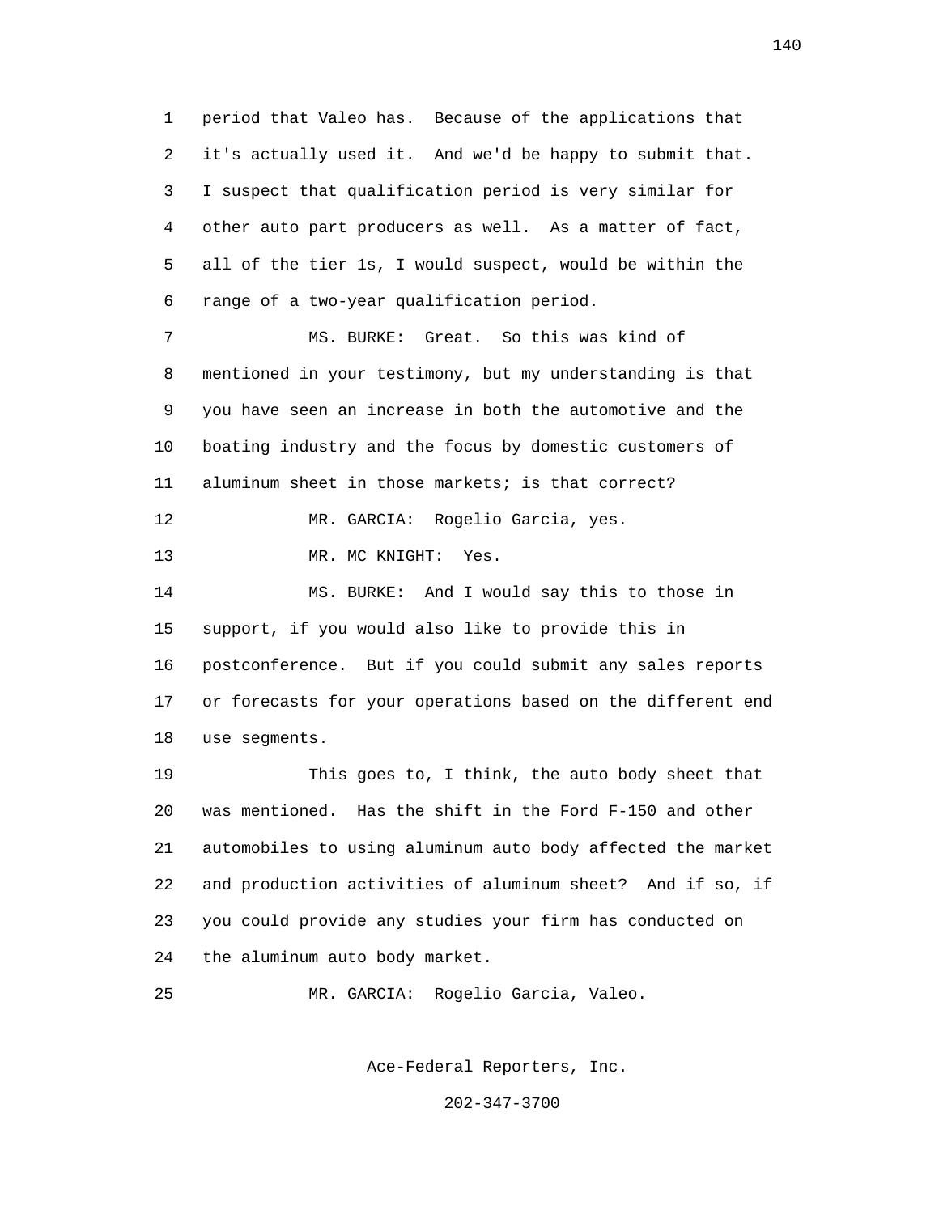1 period that Valeo has. Because of the applications that
2 it's actually used it. And we'd be happy to submit that.
3 I suspect that qualification period is very similar for
4 other auto part producers as well. As a matter of fact,
5 all of the tier 1s, I would suspect, would be within the
6 range of a two-year qualification period.

7 MS. BURKE: Great. So this was kind of
8 mentioned in your testimony, but my understanding is that
9 you have seen an increase in both the automotive and the
10 boating industry and the focus by domestic customers of
11 aluminum sheet in those markets; is that correct?

12 MR. GARCIA: Rogelio Garcia, yes.

13 MR. MC KNIGHT: Yes.

14 MS. BURKE: And I would say this to those in
15 support, if you would also like to provide this in
16 postconference. But if you could submit any sales reports
17 or forecasts for your operations based on the different end
18 use segments.

19 This goes to, I think, the auto body sheet that
20 was mentioned. Has the shift in the Ford F-150 and other
21 automobiles to using aluminum auto body affected the market
22 and production activities of aluminum sheet? And if so, if
23 you could provide any studies your firm has conducted on
24 the aluminum auto body market.

25 MR. GARCIA: Rogelio Garcia, Valeo.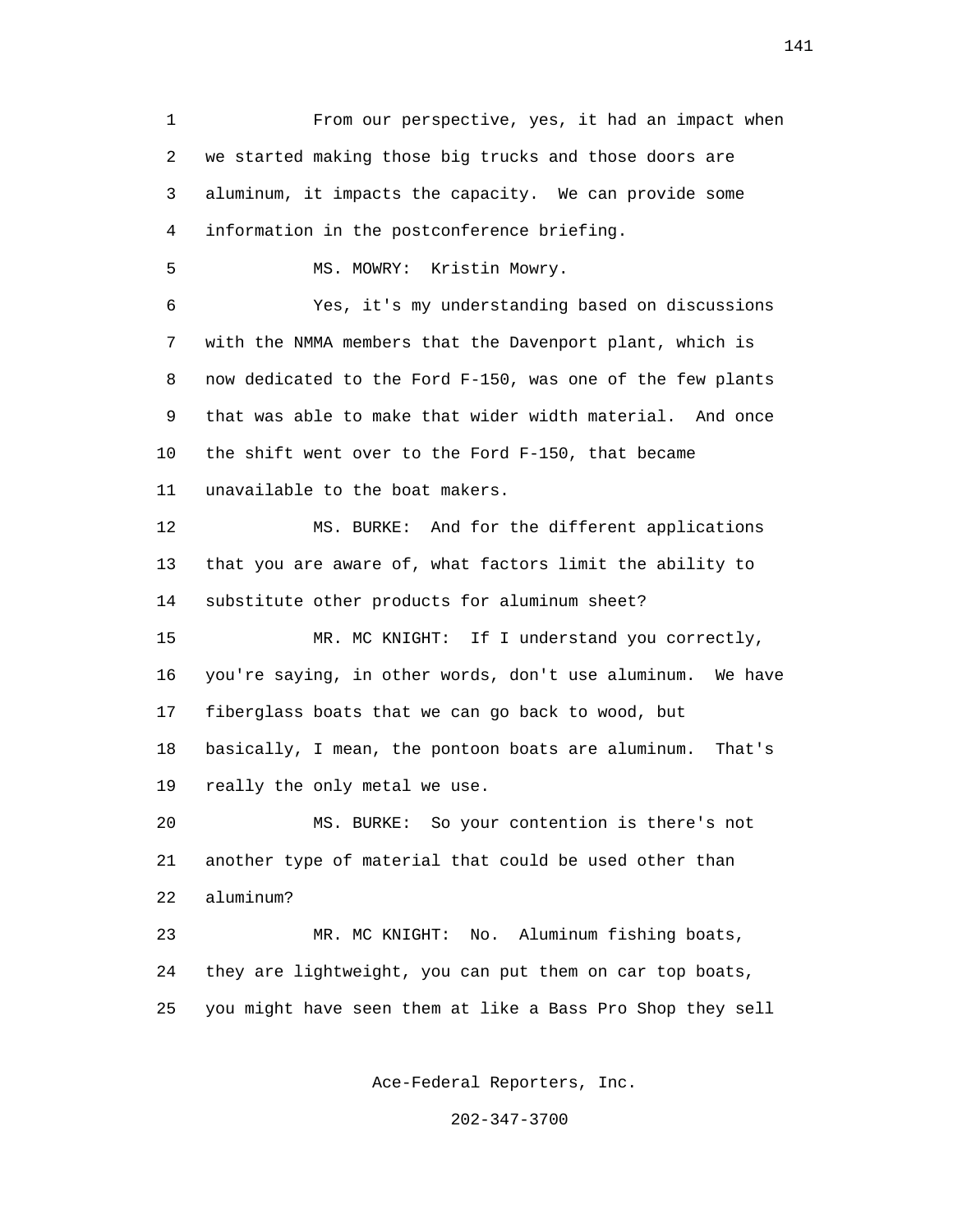From our perspective, yes, it had an impact when we started making those big trucks and those doors are aluminum, it impacts the capacity. We can provide some information in the postconference briefing.

MS. MOWRY: Kristin Mowry.

Yes, it's my understanding based on discussions with the NMMA members that the Davenport plant, which is now dedicated to the Ford F-150, was one of the few plants that was able to make that wider width material. And once the shift went over to the Ford F-150, that became unavailable to the boat makers.

MS. BURKE: And for the different applications that you are aware of, what factors limit the ability to substitute other products for aluminum sheet?

MR. MC KNIGHT: If I understand you correctly, you're saying, in other words, don't use aluminum. We have fiberglass boats that we can go back to wood, but basically, I mean, the pontoon boats are aluminum. That's really the only metal we use.

MS. BURKE: So your contention is there's not another type of material that could be used other than aluminum?

MR. MC KNIGHT: No. Aluminum fishing boats, they are lightweight, you can put them on car top boats, you might have seen them at like a Bass Pro Shop they sell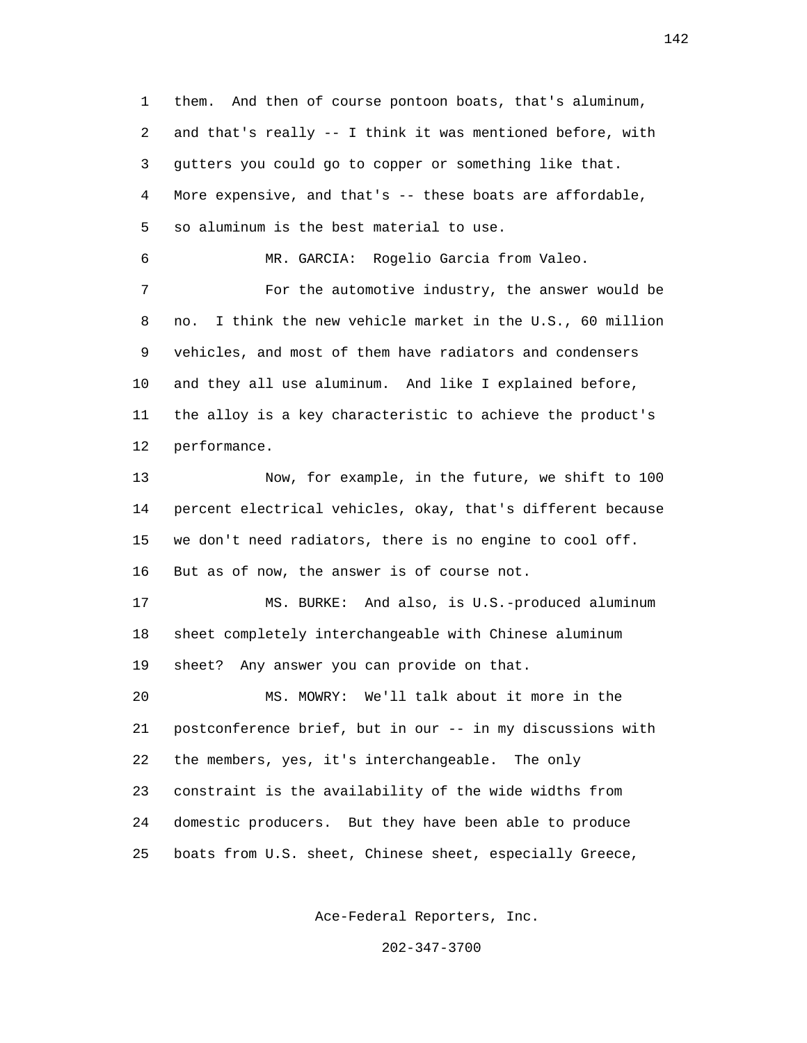them. And then of course pontoon boats, that's aluminum, and that's really -- I think it was mentioned before, with gutters you could go to copper or something like that. More expensive, and that's -- these boats are affordable, so aluminum is the best material to use.

MR. GARCIA: Rogelio Garcia from Valeo.

For the automotive industry, the answer would be no. I think the new vehicle market in the U.S., 60 million vehicles, and most of them have radiators and condensers and they all use aluminum. And like I explained before, the alloy is a key characteristic to achieve the product's performance.

Now, for example, in the future, we shift to 100 percent electrical vehicles, okay, that's different because we don't need radiators, there is no engine to cool off. But as of now, the answer is of course not.

MS. BURKE: And also, is U.S.-produced aluminum sheet completely interchangeable with Chinese aluminum sheet? Any answer you can provide on that.

MS. MOWRY: We'll talk about it more in the postconference brief, but in our -- in my discussions with the members, yes, it's interchangeable. The only constraint is the availability of the wide widths from domestic producers. But they have been able to produce boats from U.S. sheet, Chinese sheet, especially Greece,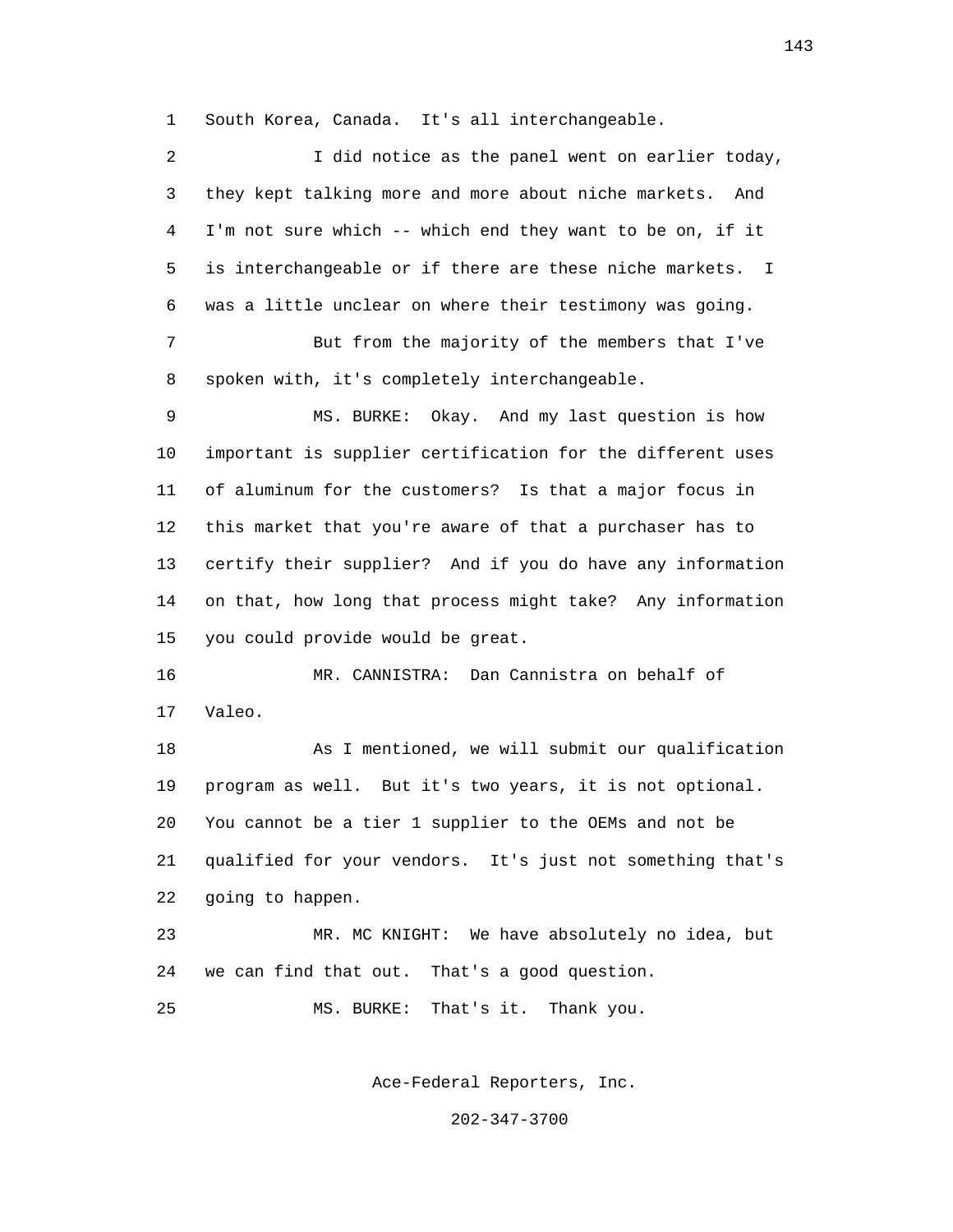South Korea, Canada. It's all interchangeable.

I did notice as the panel went on earlier today, they kept talking more and more about niche markets. And I'm not sure which -- which end they want to be on, if it is interchangeable or if there are these niche markets. I was a little unclear on where their testimony was going.

But from the majority of the members that I've spoken with, it's completely interchangeable.

MS. BURKE: Okay. And my last question is how important is supplier certification for the different uses of aluminum for the customers? Is that a major focus in this market that you're aware of that a purchaser has to certify their supplier? And if you do have any information on that, how long that process might take? Any information you could provide would be great.

MR. CANNISTRA: Dan Cannistra on behalf of Valeo.

As I mentioned, we will submit our qualification program as well. But it's two years, it is not optional. You cannot be a tier 1 supplier to the OEMs and not be qualified for your vendors. It's just not something that's going to happen.

MR. MC KNIGHT: We have absolutely no idea, but we can find that out. That's a good question.

MS. BURKE: That's it. Thank you.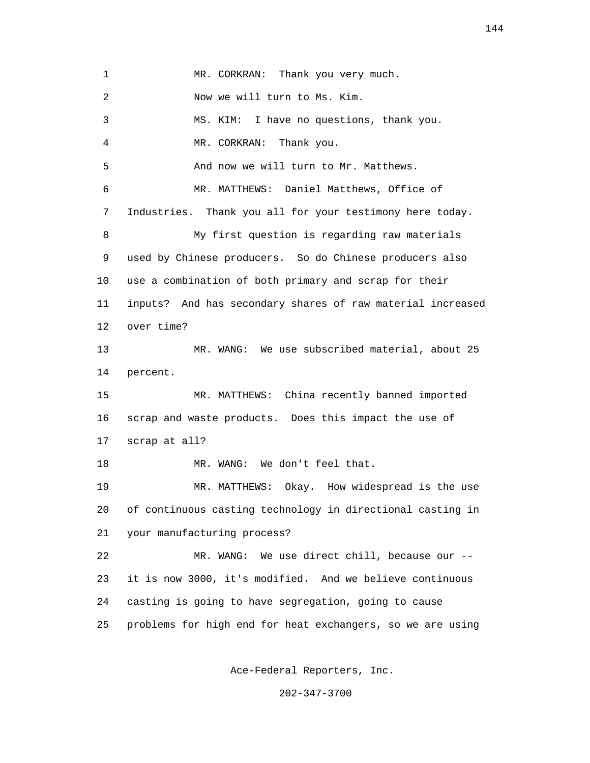1 MR. CORKRAN: Thank you very much.

2 Now we will turn to Ms. Kim.

3 MS. KIM: I have no questions, thank you.

4 MR. CORKRAN: Thank you.

5 And now we will turn to Mr. Matthews.

6 MR. MATTHEWS: Daniel Matthews, Office of

7 Industries. Thank you all for your testimony here today.

8 My first question is regarding raw materials

9 used by Chinese producers. So do Chinese producers also

10 use a combination of both primary and scrap for their

11 inputs? And has secondary shares of raw material increased

12 over time?

13 MR. WANG: We use subscribed material, about 25

14 percent.

15 MR. MATTHEWS: China recently banned imported

16 scrap and waste products. Does this impact the use of

17 scrap at all?

18 MR. WANG: We don't feel that.

19 MR. MATTHEWS: Okay. How widespread is the use

20 of continuous casting technology in directional casting in

21 your manufacturing process?

22 MR. WANG: We use direct chill, because our --

23 it is now 3000, it's modified. And we believe continuous

24 casting is going to have segregation, going to cause

25 problems for high end for heat exchangers, so we are using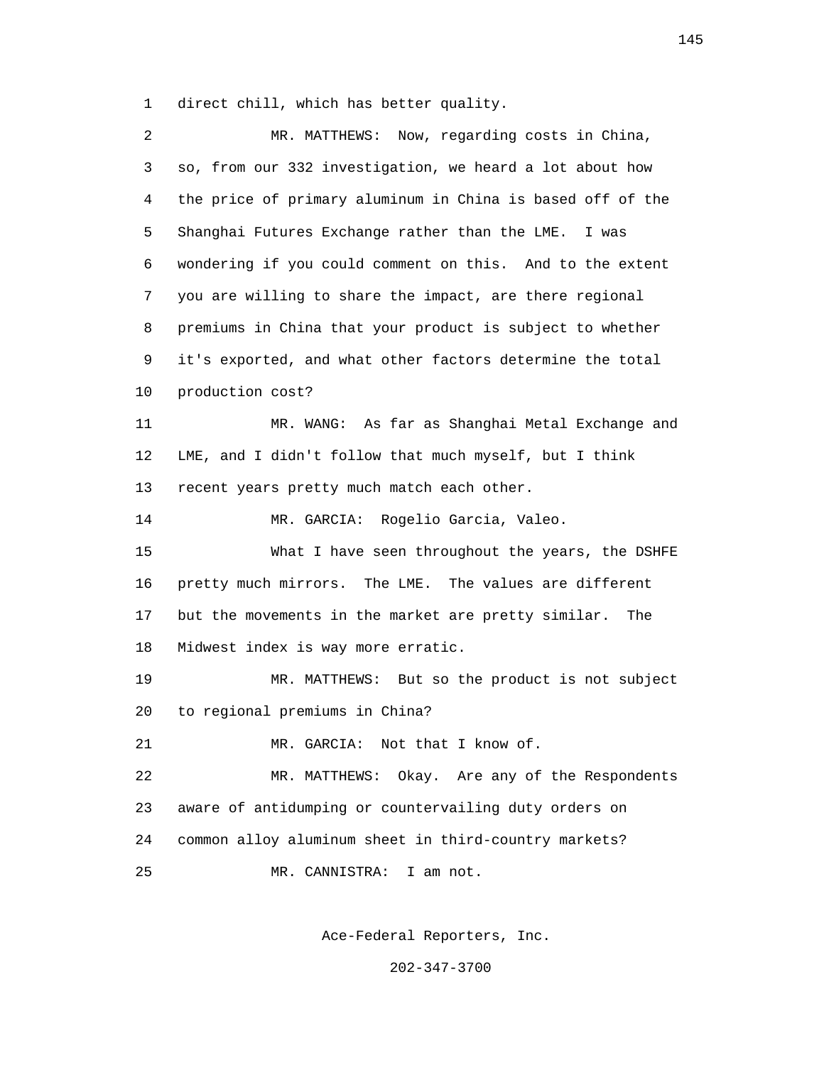direct chill, which has better quality.

MR. MATTHEWS: Now, regarding costs in China, so, from our 332 investigation, we heard a lot about how the price of primary aluminum in China is based off of the Shanghai Futures Exchange rather than the LME. I was wondering if you could comment on this. And to the extent you are willing to share the impact, are there regional premiums in China that your product is subject to whether it's exported, and what other factors determine the total production cost?

MR. WANG: As far as Shanghai Metal Exchange and LME, and I didn't follow that much myself, but I think recent years pretty much match each other.

MR. GARCIA: Rogelio Garcia, Valeo.

What I have seen throughout the years, the DSHFE pretty much mirrors. The LME. The values are different but the movements in the market are pretty similar. The Midwest index is way more erratic.

MR. MATTHEWS: But so the product is not subject to regional premiums in China?

MR. GARCIA: Not that I know of.

MR. MATTHEWS: Okay. Are any of the Respondents aware of antidumping or countervailing duty orders on common alloy aluminum sheet in third-country markets?

MR. CANNISTRA: I am not.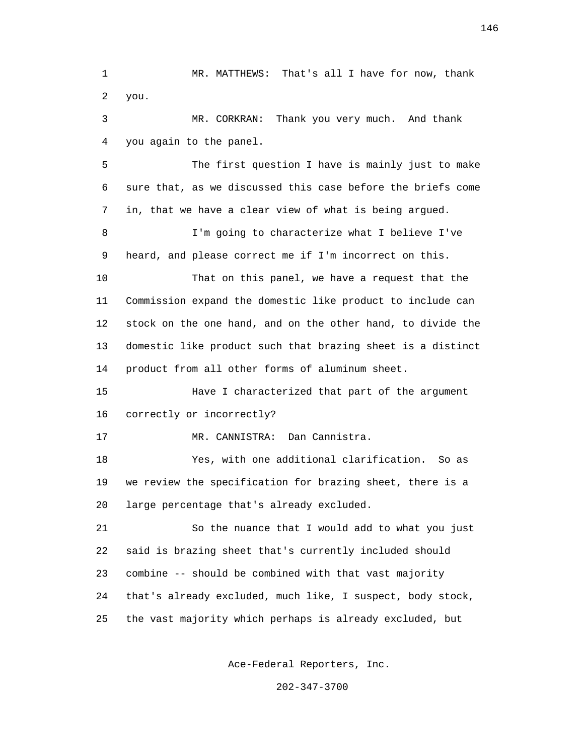MR. MATTHEWS: That's all I have for now, thank you.

MR. CORKRAN: Thank you very much. And thank you again to the panel.

The first question I have is mainly just to make sure that, as we discussed this case before the briefs come in, that we have a clear view of what is being argued.

I'm going to characterize what I believe I've heard, and please correct me if I'm incorrect on this.

That on this panel, we have a request that the Commission expand the domestic like product to include can stock on the one hand, and on the other hand, to divide the domestic like product such that brazing sheet is a distinct product from all other forms of aluminum sheet.

Have I characterized that part of the argument correctly or incorrectly?

MR. CANNISTRA: Dan Cannistra.

Yes, with one additional clarification. So as we review the specification for brazing sheet, there is a large percentage that's already excluded.

So the nuance that I would add to what you just said is brazing sheet that's currently included should combine -- should be combined with that vast majority that's already excluded, much like, I suspect, body stock, the vast majority which perhaps is already excluded, but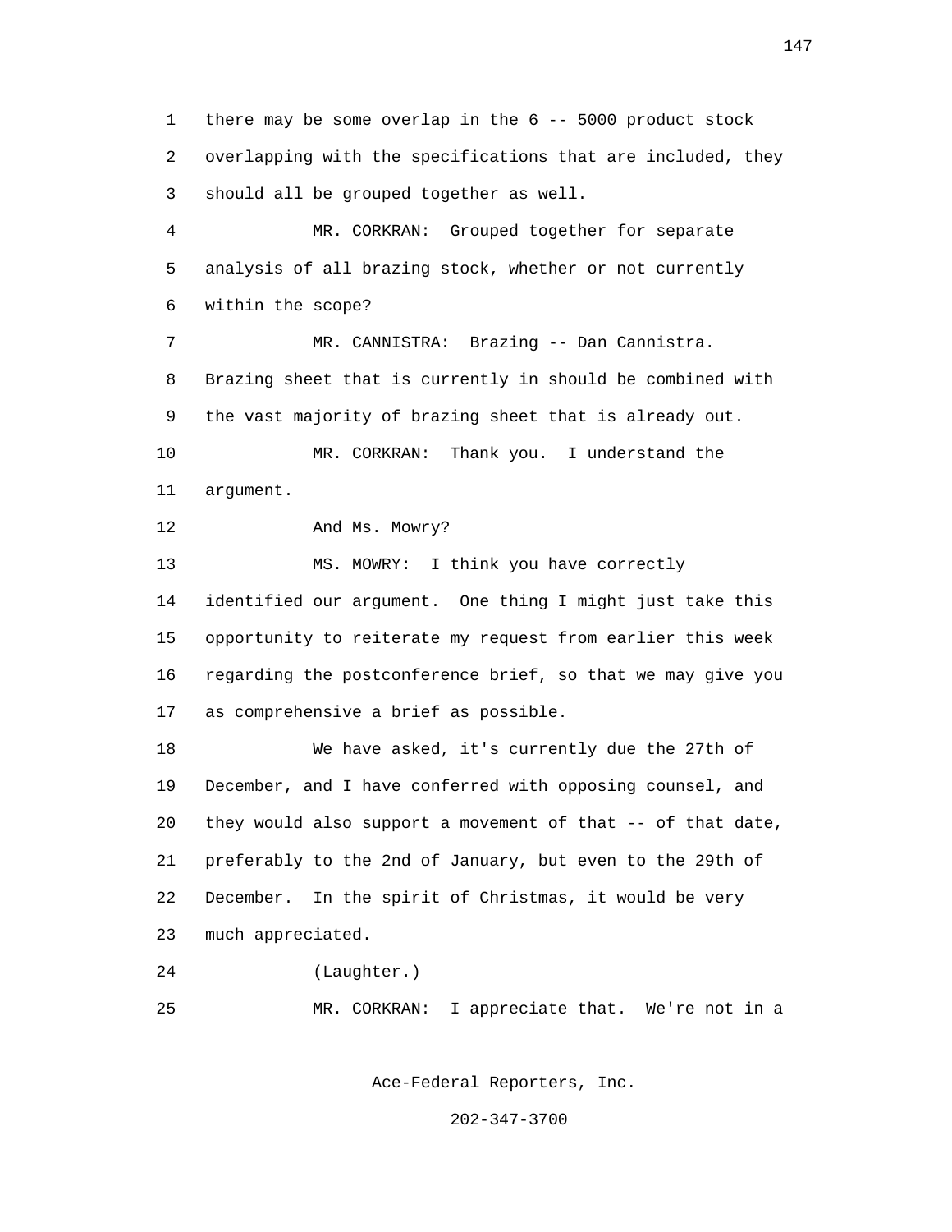1 there may be some overlap in the 6 -- 5000 product stock
2 overlapping with the specifications that are included, they
3 should all be grouped together as well.

4 MR. CORKRAN: Grouped together for separate
5 analysis of all brazing stock, whether or not currently
6 within the scope?

7 MR. CANNISTRA: Brazing -- Dan Cannistra.
8 Brazing sheet that is currently in should be combined with
9 the vast majority of brazing sheet that is already out.

10 MR. CORKRAN: Thank you. I understand the
11 argument.

12 And Ms. Mowry?

13 MS. MOWRY: I think you have correctly
14 identified our argument. One thing I might just take this
15 opportunity to reiterate my request from earlier this week
16 regarding the postconference brief, so that we may give you
17 as comprehensive a brief as possible.

18 We have asked, it's currently due the 27th of
19 December, and I have conferred with opposing counsel, and
20 they would also support a movement of that -- of that date,
21 preferably to the 2nd of January, but even to the 29th of
22 December. In the spirit of Christmas, it would be very
23 much appreciated.

24 (Laughter.)

25 MR. CORKRAN: I appreciate that. We're not in a

Ace-Federal Reporters, Inc.

202-347-3700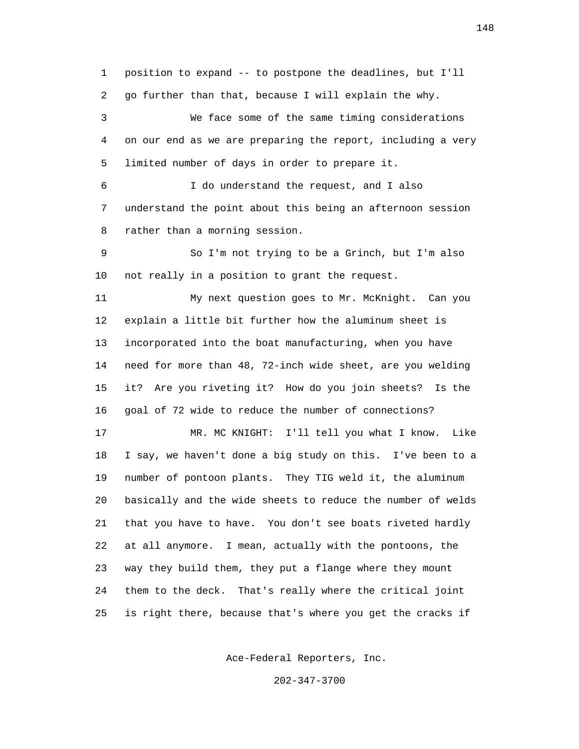position to expand -- to postpone the deadlines, but I'll go further than that, because I will explain the why.

We face some of the same timing considerations on our end as we are preparing the report, including a very limited number of days in order to prepare it.

I do understand the request, and I also understand the point about this being an afternoon session rather than a morning session.

So I'm not trying to be a Grinch, but I'm also not really in a position to grant the request.

My next question goes to Mr. McKnight. Can you explain a little bit further how the aluminum sheet is incorporated into the boat manufacturing, when you have need for more than 48, 72-inch wide sheet, are you welding it? Are you riveting it? How do you join sheets? Is the goal of 72 wide to reduce the number of connections?

MR. MC KNIGHT: I'll tell you what I know. Like I say, we haven't done a big study on this. I've been to a number of pontoon plants. They TIG weld it, the aluminum basically and the wide sheets to reduce the number of welds that you have to have. You don't see boats riveted hardly at all anymore. I mean, actually with the pontoons, the way they build them, they put a flange where they mount them to the deck. That's really where the critical joint is right there, because that's where you get the cracks if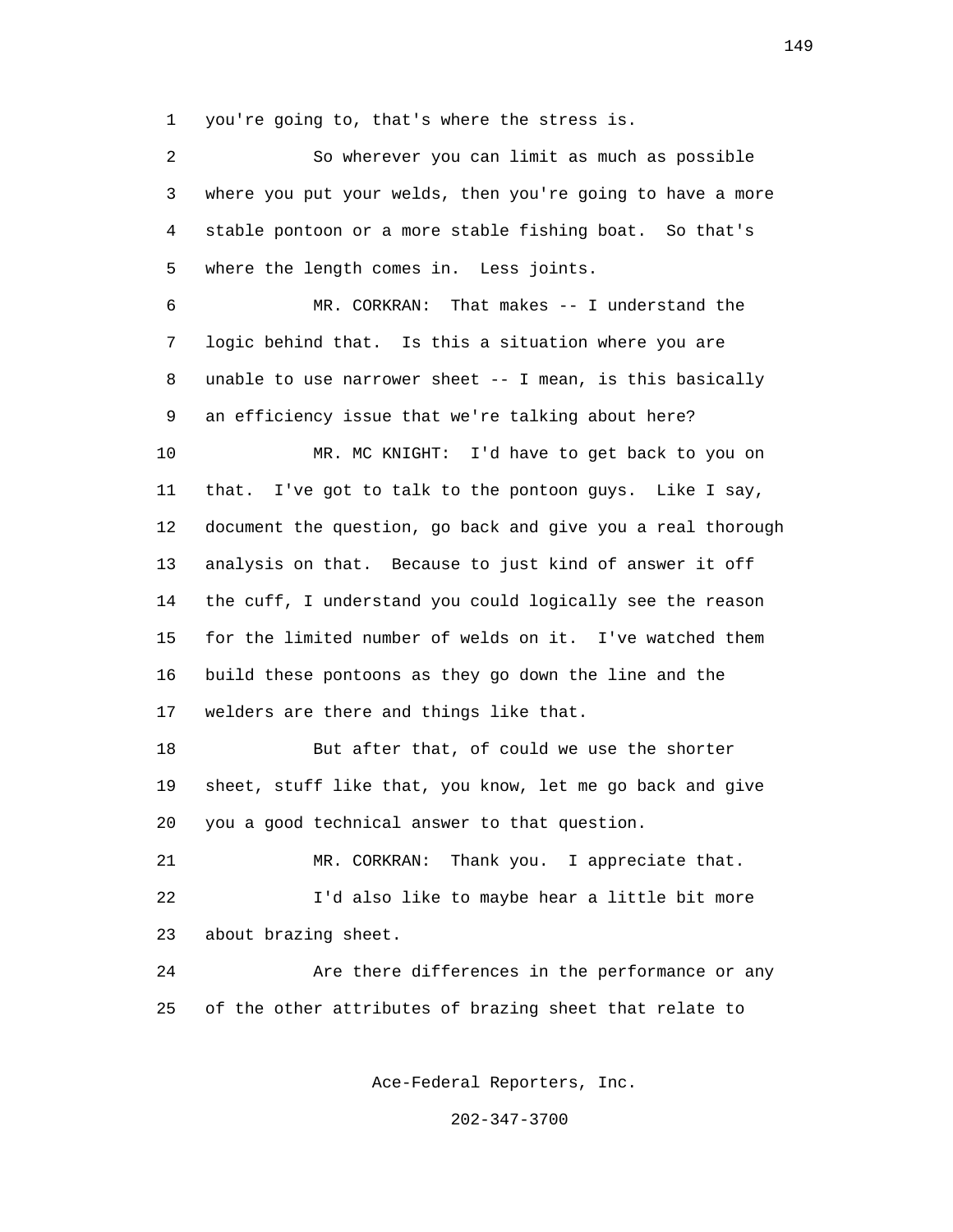1 you're going to, that's where the stress is.

2 So wherever you can limit as much as possible
3 where you put your welds, then you're going to have a more
4 stable pontoon or a more stable fishing boat. So that's
5 where the length comes in. Less joints.

6 MR. CORKRAN: That makes -- I understand the
7 logic behind that. Is this a situation where you are
8 unable to use narrower sheet -- I mean, is this basically
9 an efficiency issue that we're talking about here?

10 MR. MC KNIGHT: I'd have to get back to you on
11 that. I've got to talk to the pontoon guys. Like I say,
12 document the question, go back and give you a real thorough
13 analysis on that. Because to just kind of answer it off
14 the cuff, I understand you could logically see the reason
15 for the limited number of welds on it. I've watched them
16 build these pontoons as they go down the line and the
17 welders are there and things like that.

18 But after that, of could we use the shorter
19 sheet, stuff like that, you know, let me go back and give
20 you a good technical answer to that question.

21 MR. CORKRAN: Thank you. I appreciate that.

22 I'd also like to maybe hear a little bit more
23 about brazing sheet.

24 Are there differences in the performance or any
25 of the other attributes of brazing sheet that relate to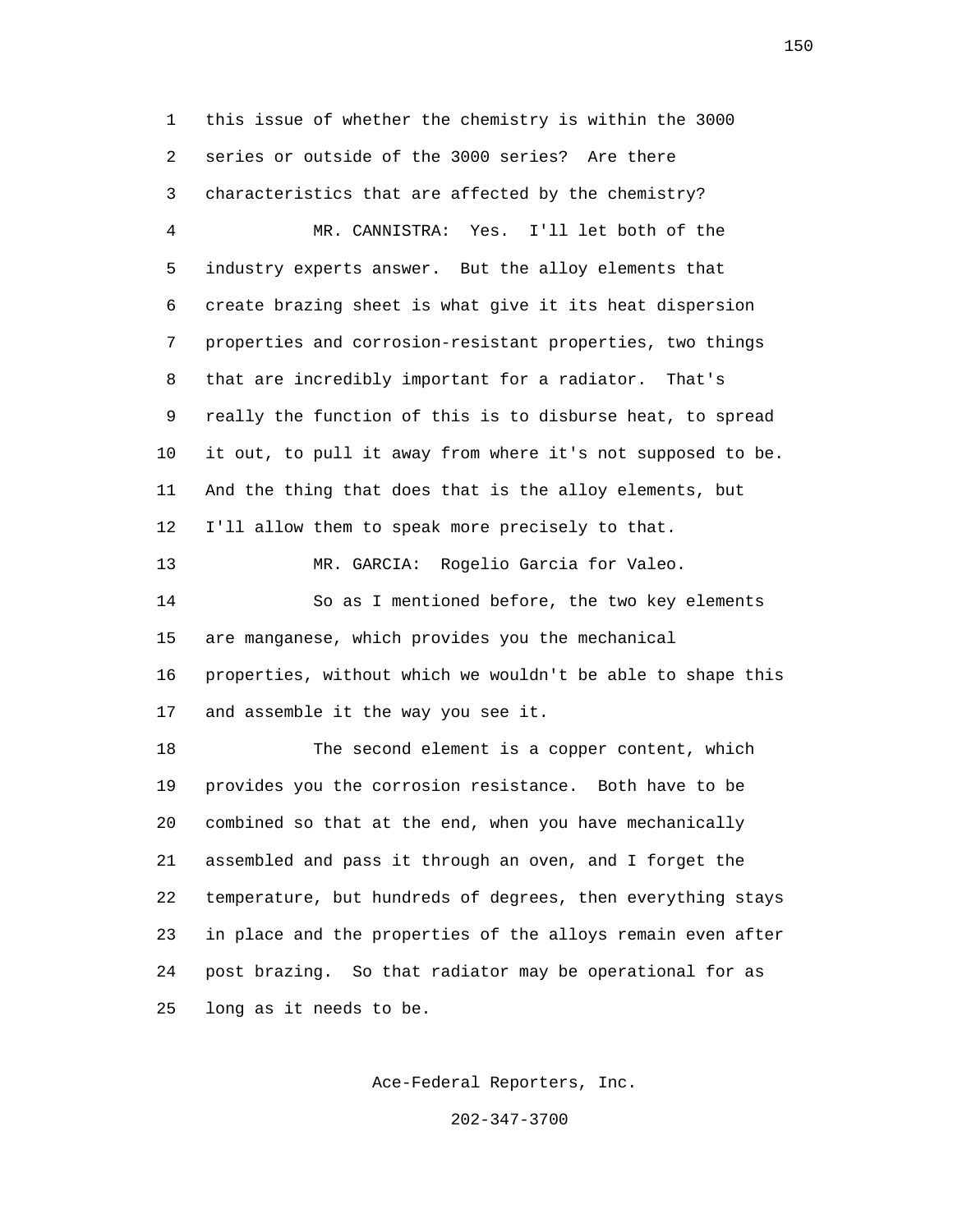this issue of whether the chemistry is within the 3000 series or outside of the 3000 series? Are there characteristics that are affected by the chemistry?

MR. CANNISTRA: Yes. I'll let both of the industry experts answer. But the alloy elements that create brazing sheet is what give it its heat dispersion properties and corrosion-resistant properties, two things that are incredibly important for a radiator. That's really the function of this is to disburse heat, to spread it out, to pull it away from where it's not supposed to be. And the thing that does that is the alloy elements, but I'll allow them to speak more precisely to that.

MR. GARCIA: Rogelio Garcia for Valeo.

So as I mentioned before, the two key elements are manganese, which provides you the mechanical properties, without which we wouldn't be able to shape this and assemble it the way you see it.

The second element is a copper content, which provides you the corrosion resistance. Both have to be combined so that at the end, when you have mechanically assembled and pass it through an oven, and I forget the temperature, but hundreds of degrees, then everything stays in place and the properties of the alloys remain even after post brazing. So that radiator may be operational for as long as it needs to be.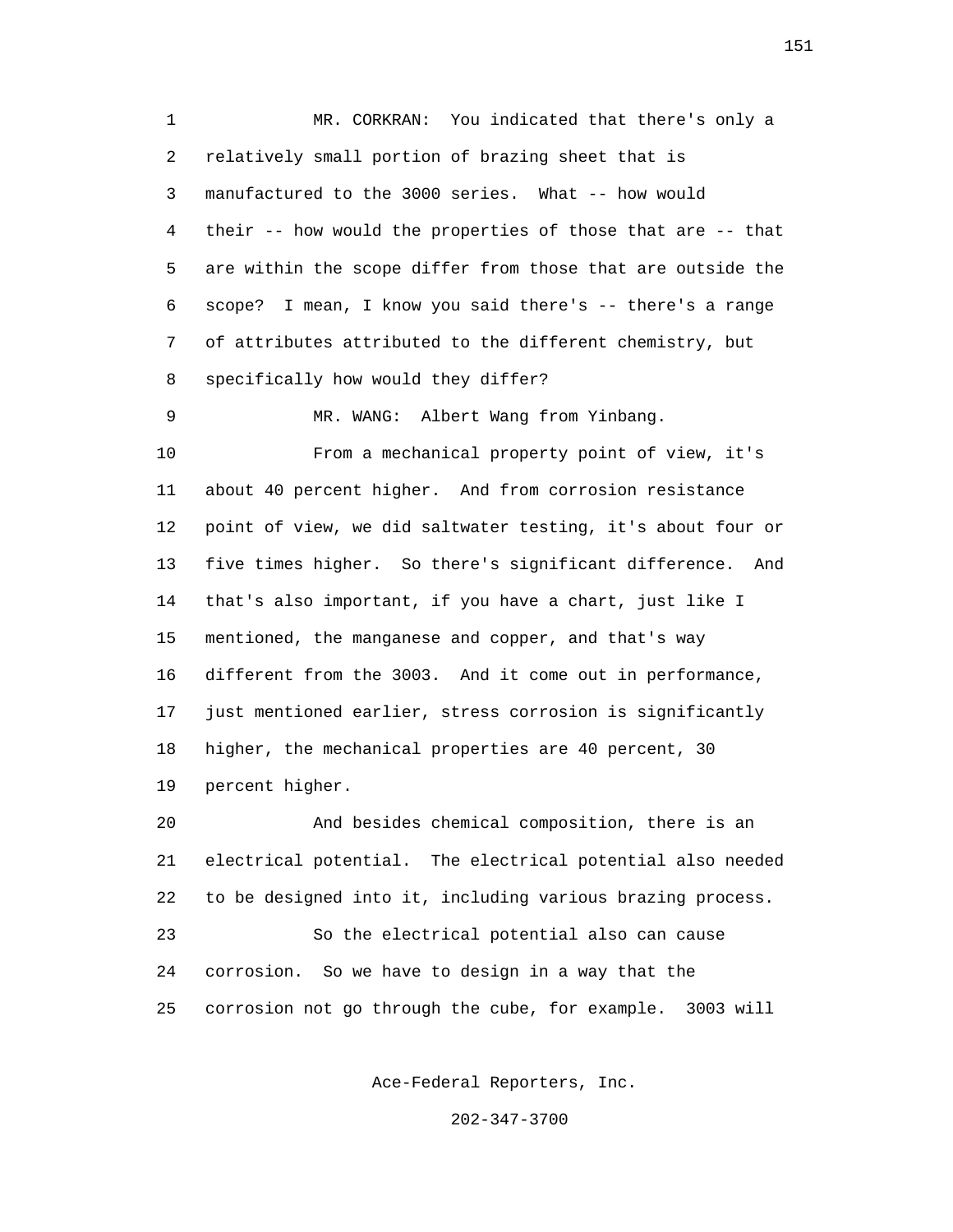MR. CORKRAN: You indicated that there's only a relatively small portion of brazing sheet that is manufactured to the 3000 series. What -- how would their -- how would the properties of those that are -- that are within the scope differ from those that are outside the scope? I mean, I know you said there's -- there's a range of attributes attributed to the different chemistry, but specifically how would they differ?

MR. WANG: Albert Wang from Yinbang.

From a mechanical property point of view, it's about 40 percent higher. And from corrosion resistance point of view, we did saltwater testing, it's about four or five times higher. So there's significant difference. And that's also important, if you have a chart, just like I mentioned, the manganese and copper, and that's way different from the 3003. And it come out in performance, just mentioned earlier, stress corrosion is significantly higher, the mechanical properties are 40 percent, 30 percent higher.

And besides chemical composition, there is an electrical potential. The electrical potential also needed to be designed into it, including various brazing process.

So the electrical potential also can cause corrosion. So we have to design in a way that the corrosion not go through the cube, for example. 3003 will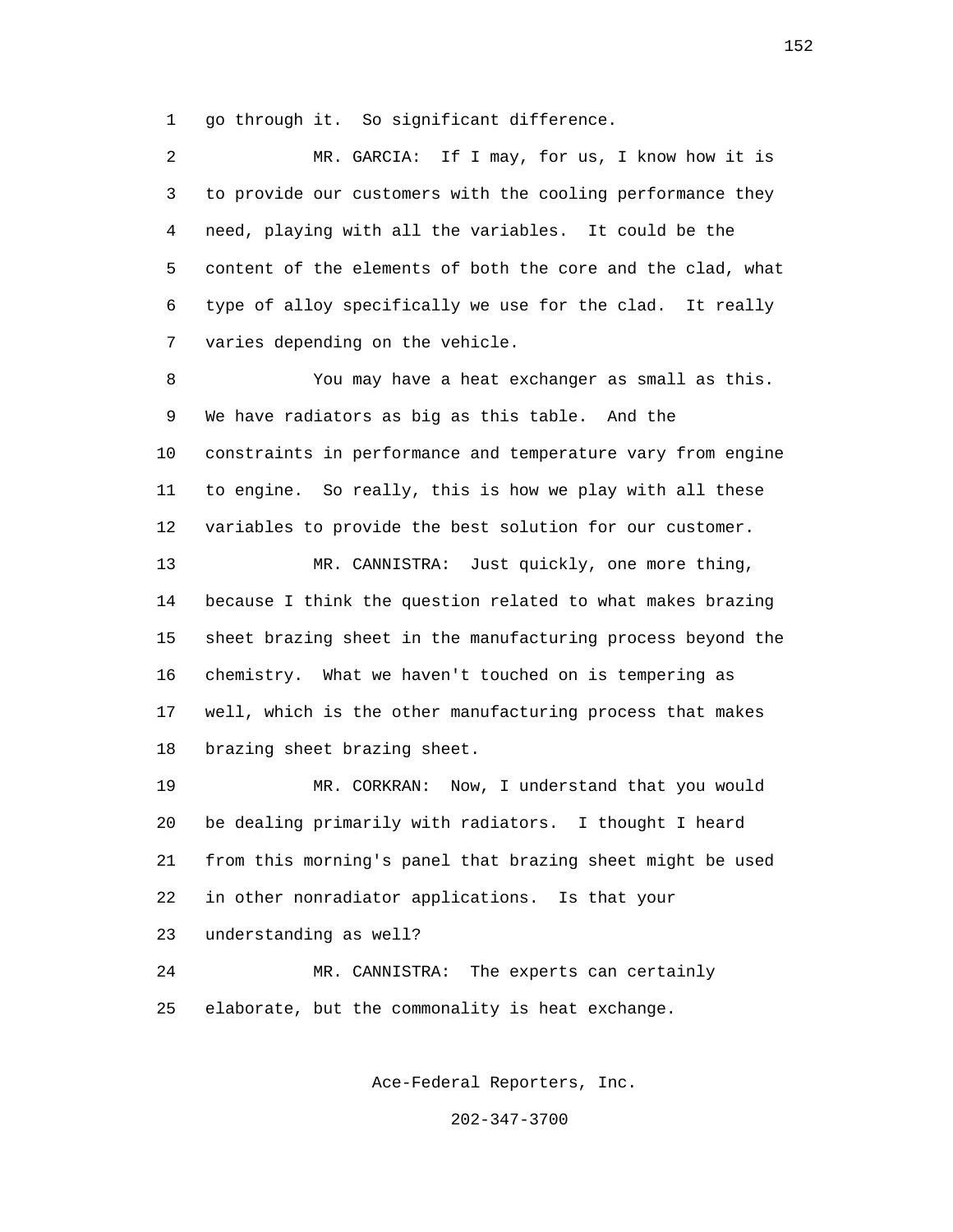go through it. So significant difference.

MR. GARCIA: If I may, for us, I know how it is to provide our customers with the cooling performance they need, playing with all the variables. It could be the content of the elements of both the core and the clad, what type of alloy specifically we use for the clad. It really varies depending on the vehicle.

You may have a heat exchanger as small as this. We have radiators as big as this table. And the constraints in performance and temperature vary from engine to engine. So really, this is how we play with all these variables to provide the best solution for our customer.

MR. CANNISTRA: Just quickly, one more thing, because I think the question related to what makes brazing sheet brazing sheet in the manufacturing process beyond the chemistry. What we haven't touched on is tempering as well, which is the other manufacturing process that makes brazing sheet brazing sheet.

MR. CORKRAN: Now, I understand that you would be dealing primarily with radiators. I thought I heard from this morning's panel that brazing sheet might be used in other nonradiator applications. Is that your understanding as well?

MR. CANNISTRA: The experts can certainly elaborate, but the commonality is heat exchange.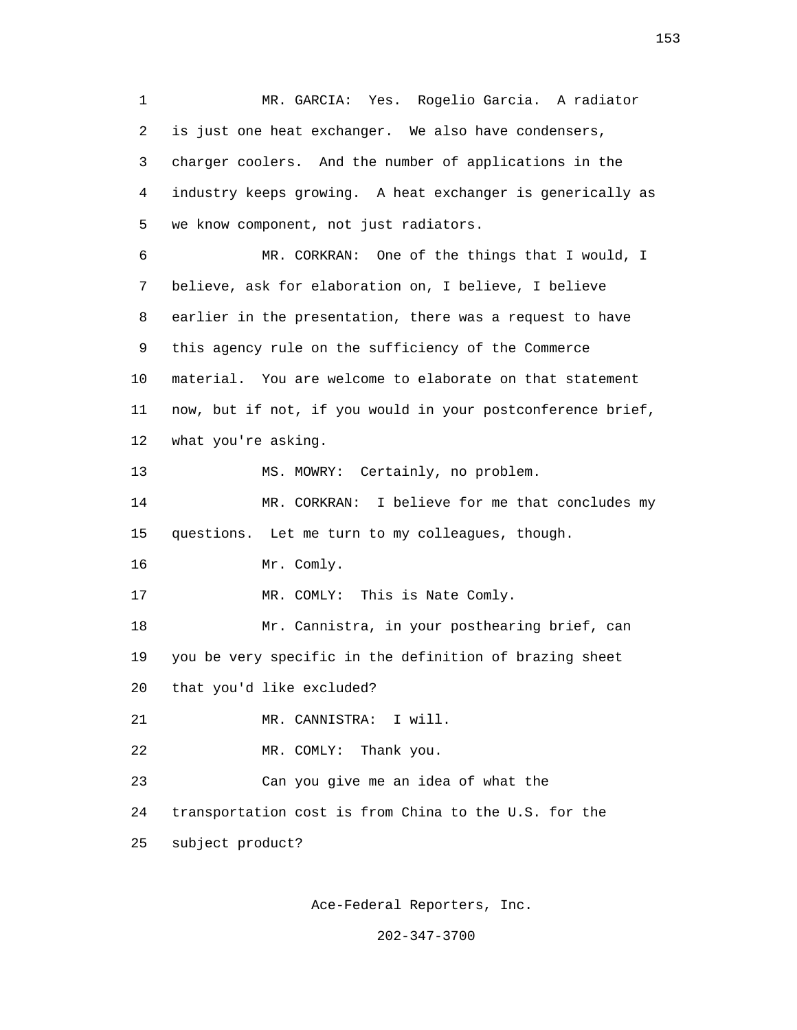MR. GARCIA: Yes. Rogelio Garcia. A radiator is just one heat exchanger. We also have condensers, charger coolers. And the number of applications in the industry keeps growing. A heat exchanger is generically as we know component, not just radiators.

MR. CORKRAN: One of the things that I would, I believe, ask for elaboration on, I believe, I believe earlier in the presentation, there was a request to have this agency rule on the sufficiency of the Commerce material. You are welcome to elaborate on that statement now, but if not, if you would in your postconference brief, what you're asking.

MS. MOWRY: Certainly, no problem.

MR. CORKRAN: I believe for me that concludes my questions. Let me turn to my colleagues, though.

Mr. Comly.

MR. COMLY: This is Nate Comly.

Mr. Cannistra, in your posthearing brief, can you be very specific in the definition of brazing sheet that you'd like excluded?

MR. CANNISTRA: I will.

MR. COMLY: Thank you.

Can you give me an idea of what the transportation cost is from China to the U.S. for the subject product?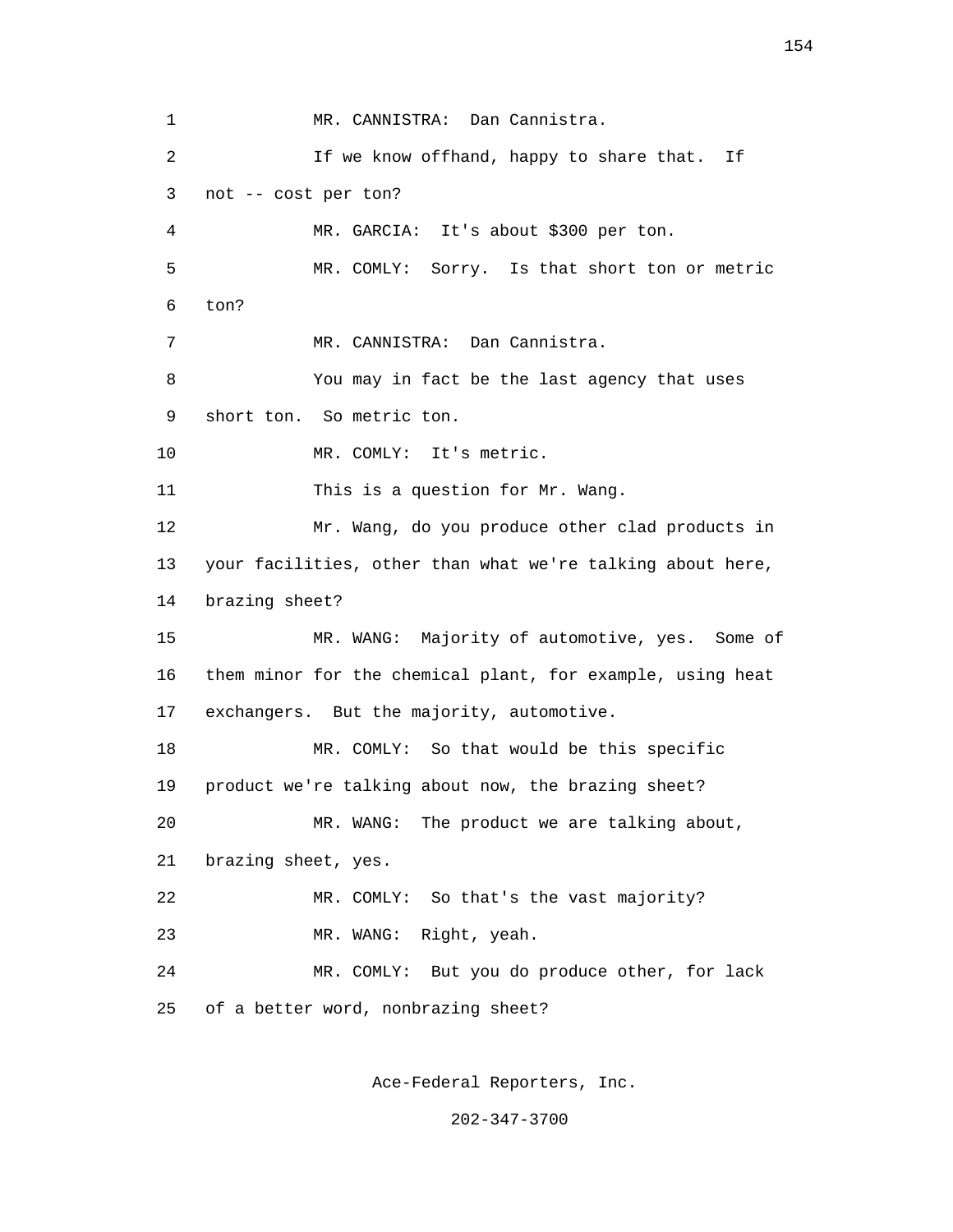MR. CANNISTRA: Dan Cannistra.

If we know offhand, happy to share that. If not -- cost per ton?

MR. GARCIA: It's about $300 per ton.

MR. COMLY: Sorry. Is that short ton or metric ton?

MR. CANNISTRA: Dan Cannistra.

You may in fact be the last agency that uses short ton. So metric ton.

MR. COMLY: It's metric.

This is a question for Mr. Wang.

Mr. Wang, do you produce other clad products in your facilities, other than what we're talking about here, brazing sheet?

MR. WANG: Majority of automotive, yes. Some of them minor for the chemical plant, for example, using heat exchangers. But the majority, automotive.

MR. COMLY: So that would be this specific product we're talking about now, the brazing sheet?

MR. WANG: The product we are talking about, brazing sheet, yes.

MR. COMLY: So that's the vast majority?

MR. WANG: Right, yeah.

MR. COMLY: But you do produce other, for lack of a better word, nonbrazing sheet?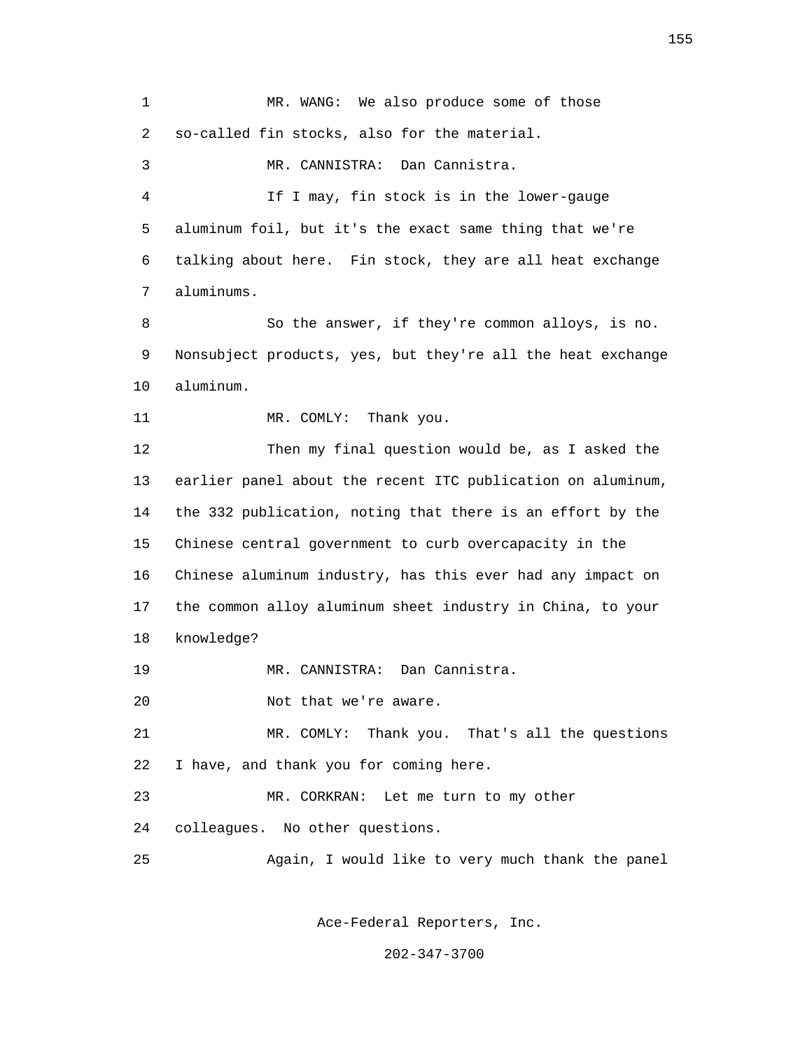MR. WANG: We also produce some of those so-called fin stocks, also for the material.

MR. CANNISTRA: Dan Cannistra.

If I may, fin stock is in the lower-gauge aluminum foil, but it's the exact same thing that we're talking about here. Fin stock, they are all heat exchange aluminums.

So the answer, if they're common alloys, is no. Nonsubject products, yes, but they're all the heat exchange aluminum.

MR. COMLY: Thank you.

Then my final question would be, as I asked the earlier panel about the recent ITC publication on aluminum, the 332 publication, noting that there is an effort by the Chinese central government to curb overcapacity in the Chinese aluminum industry, has this ever had any impact on the common alloy aluminum sheet industry in China, to your knowledge?

MR. CANNISTRA: Dan Cannistra.

Not that we're aware.

MR. COMLY: Thank you. That's all the questions I have, and thank you for coming here.

MR. CORKRAN: Let me turn to my other colleagues. No other questions.

Again, I would like to very much thank the panel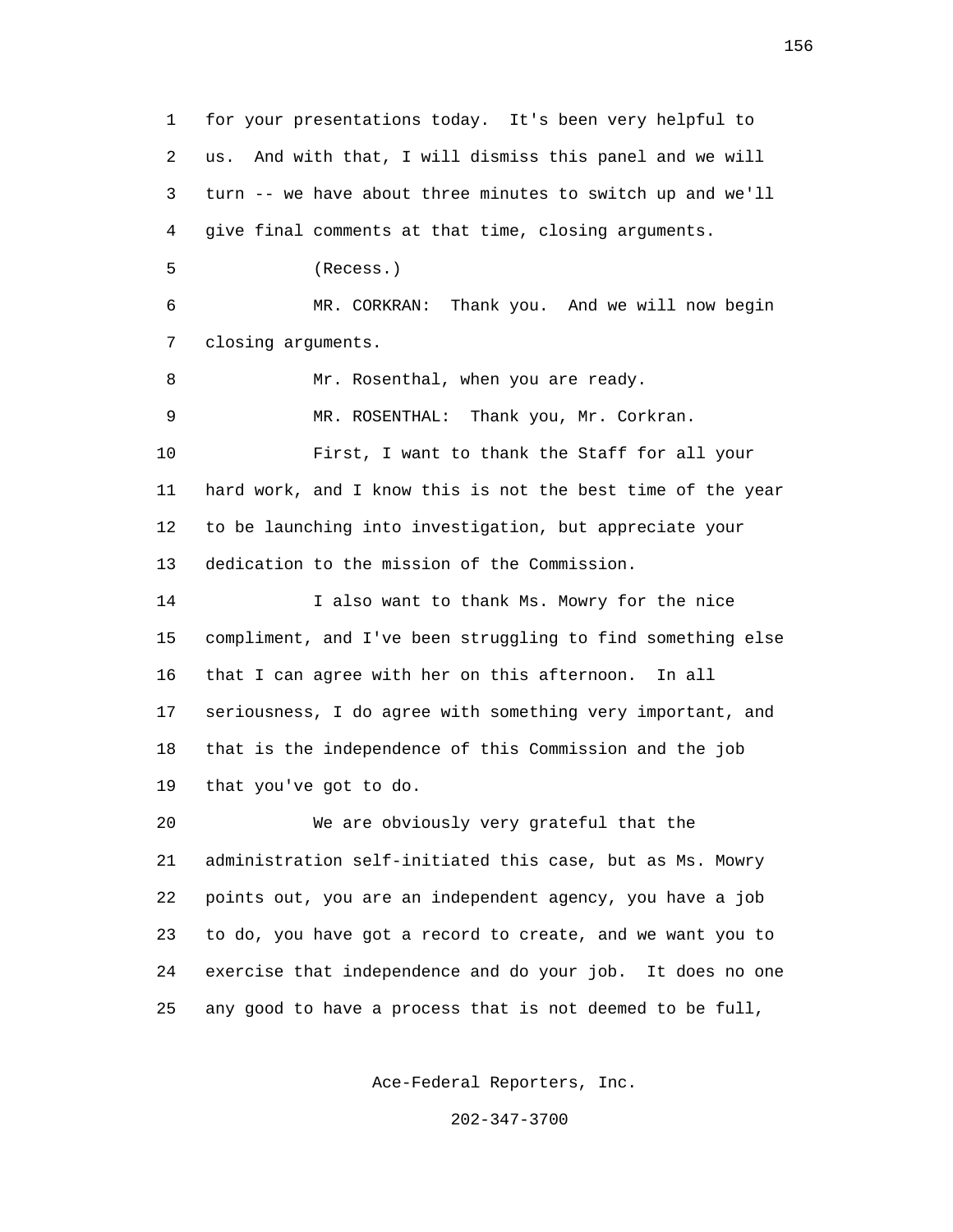1 for your presentations today. It's been very helpful to
2 us. And with that, I will dismiss this panel and we will
3 turn -- we have about three minutes to switch up and we'll
4 give final comments at that time, closing arguments.

5 (Recess.)

6 MR. CORKRAN: Thank you. And we will now begin
7 closing arguments.

8 Mr. Rosenthal, when you are ready.

9 MR. ROSENTHAL: Thank you, Mr. Corkran.

10 First, I want to thank the Staff for all your
11 hard work, and I know this is not the best time of the year
12 to be launching into investigation, but appreciate your
13 dedication to the mission of the Commission.

14 I also want to thank Ms. Mowry for the nice
15 compliment, and I've been struggling to find something else
16 that I can agree with her on this afternoon. In all
17 seriousness, I do agree with something very important, and
18 that is the independence of this Commission and the job
19 that you've got to do.

20 We are obviously very grateful that the
21 administration self-initiated this case, but as Ms. Mowry
22 points out, you are an independent agency, you have a job
23 to do, you have got a record to create, and we want you to
24 exercise that independence and do your job. It does no one
25 any good to have a process that is not deemed to be full,

Ace-Federal Reporters, Inc.

202-347-3700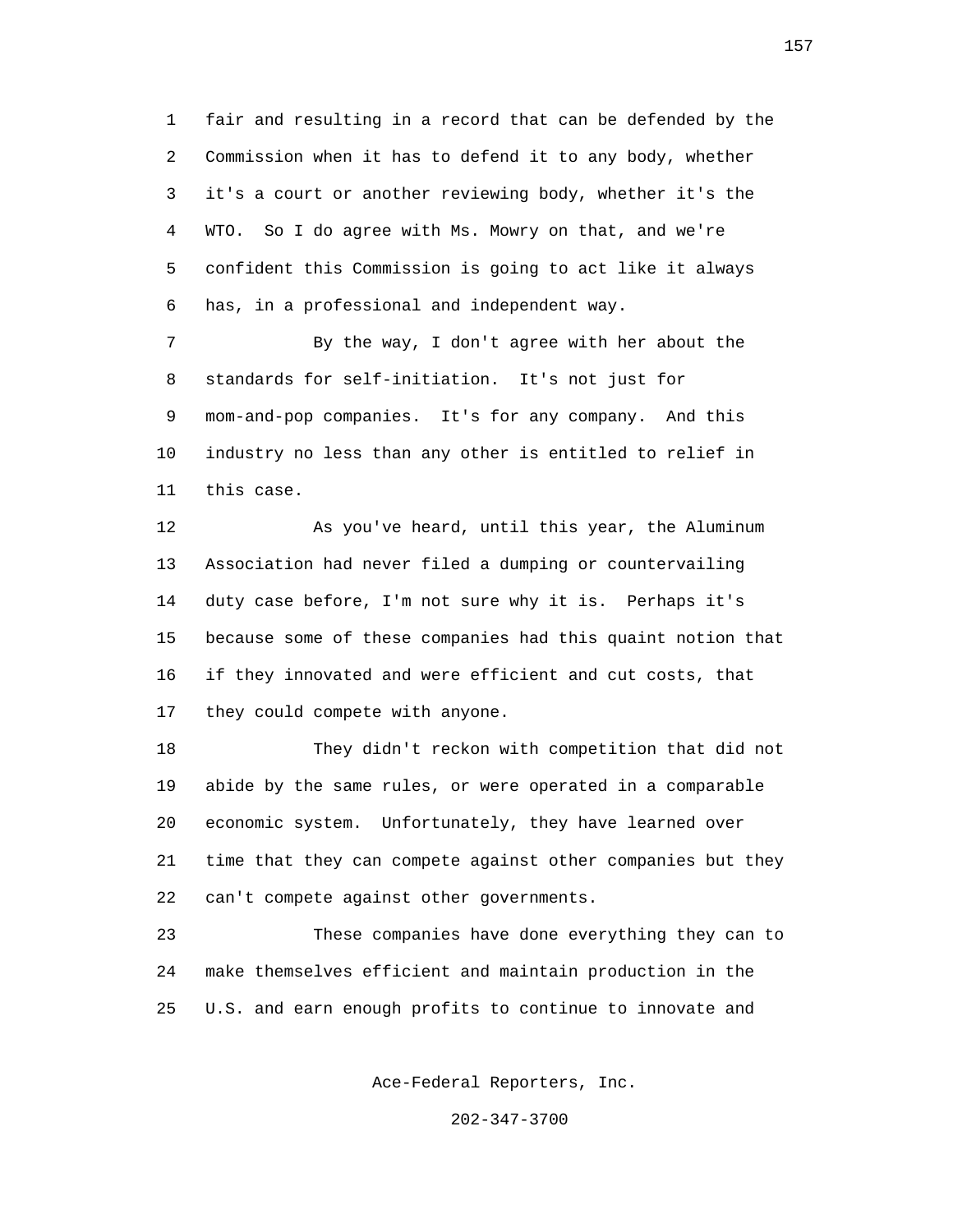fair and resulting in a record that can be defended by the Commission when it has to defend it to any body, whether it's a court or another reviewing body, whether it's the WTO. So I do agree with Ms. Mowry on that, and we're confident this Commission is going to act like it always has, in a professional and independent way.

By the way, I don't agree with her about the standards for self-initiation. It's not just for mom-and-pop companies. It's for any company. And this industry no less than any other is entitled to relief in this case.

As you've heard, until this year, the Aluminum Association had never filed a dumping or countervailing duty case before, I'm not sure why it is. Perhaps it's because some of these companies had this quaint notion that if they innovated and were efficient and cut costs, that they could compete with anyone.

They didn't reckon with competition that did not abide by the same rules, or were operated in a comparable economic system. Unfortunately, they have learned over time that they can compete against other companies but they can't compete against other governments.

These companies have done everything they can to make themselves efficient and maintain production in the U.S. and earn enough profits to continue to innovate and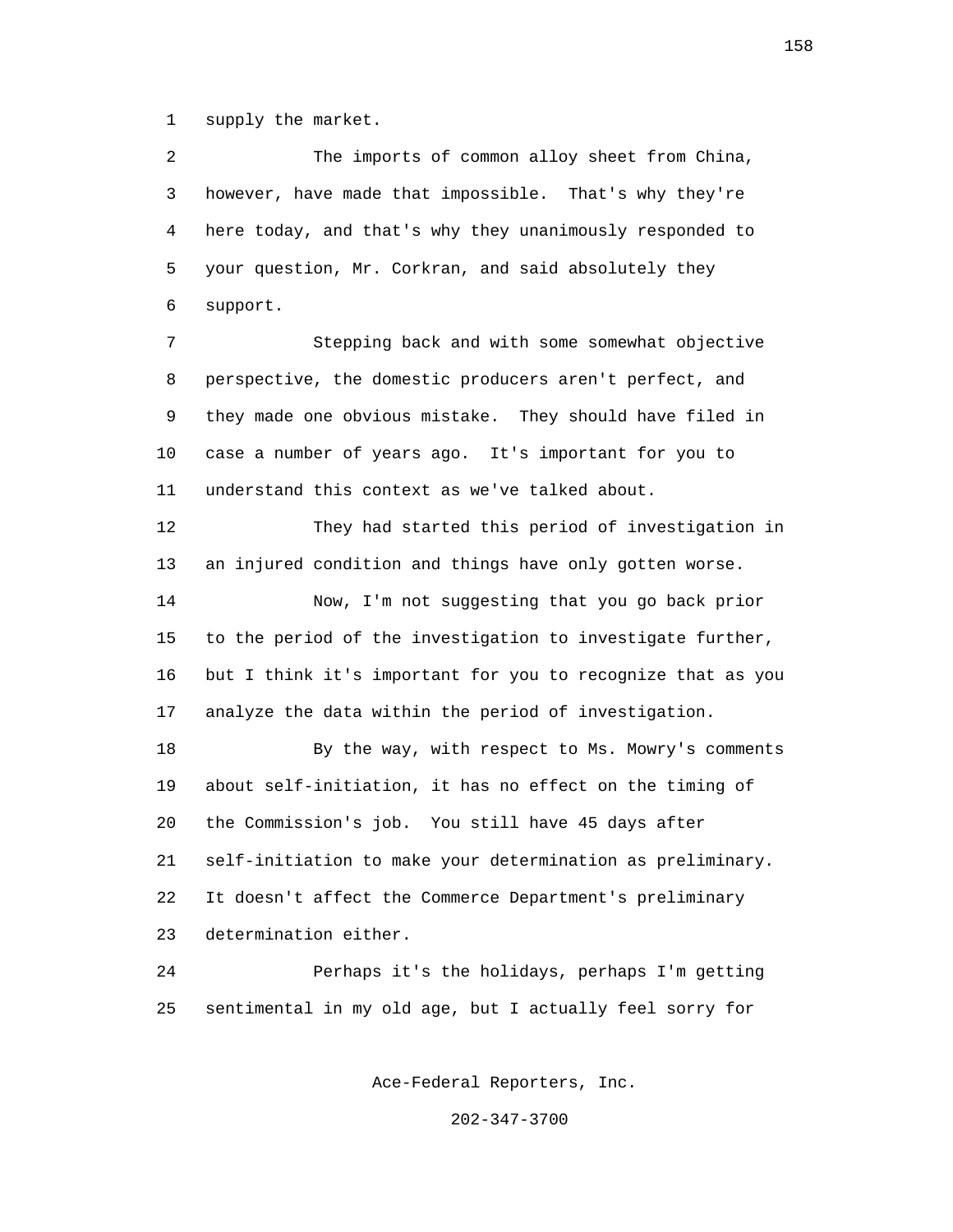supply the market.

The imports of common alloy sheet from China, however, have made that impossible. That's why they're here today, and that's why they unanimously responded to your question, Mr. Corkran, and said absolutely they support.

Stepping back and with some somewhat objective perspective, the domestic producers aren't perfect, and they made one obvious mistake. They should have filed in case a number of years ago. It's important for you to understand this context as we've talked about.

They had started this period of investigation in an injured condition and things have only gotten worse.

Now, I'm not suggesting that you go back prior to the period of the investigation to investigate further, but I think it's important for you to recognize that as you analyze the data within the period of investigation.

By the way, with respect to Ms. Mowry's comments about self-initiation, it has no effect on the timing of the Commission's job. You still have 45 days after self-initiation to make your determination as preliminary. It doesn't affect the Commerce Department's preliminary determination either.

Perhaps it's the holidays, perhaps I'm getting sentimental in my old age, but I actually feel sorry for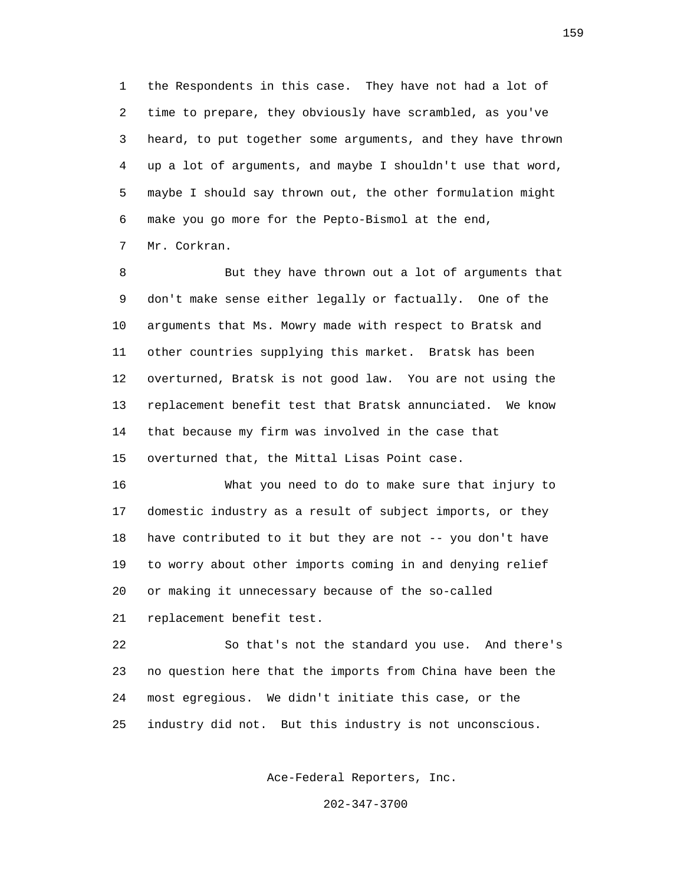the Respondents in this case. They have not had a lot of time to prepare, they obviously have scrambled, as you've heard, to put together some arguments, and they have thrown up a lot of arguments, and maybe I shouldn't use that word, maybe I should say thrown out, the other formulation might make you go more for the Pepto-Bismol at the end, Mr. Corkran.

But they have thrown out a lot of arguments that don't make sense either legally or factually. One of the arguments that Ms. Mowry made with respect to Bratsk and other countries supplying this market. Bratsk has been overturned, Bratsk is not good law. You are not using the replacement benefit test that Bratsk annunciated. We know that because my firm was involved in the case that overturned that, the Mittal Lisas Point case.

What you need to do to make sure that injury to domestic industry as a result of subject imports, or they have contributed to it but they are not -- you don't have to worry about other imports coming in and denying relief or making it unnecessary because of the so-called replacement benefit test.

So that's not the standard you use. And there's no question here that the imports from China have been the most egregious. We didn't initiate this case, or the industry did not. But this industry is not unconscious.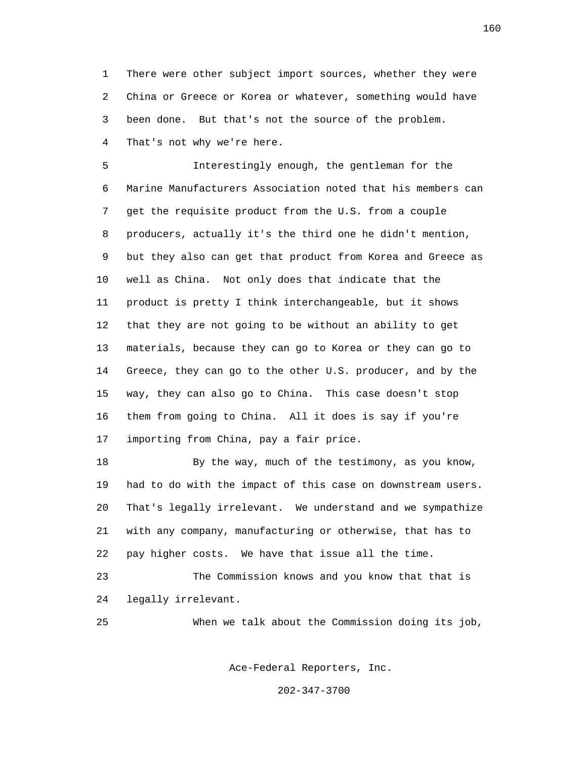There were other subject import sources, whether they were China or Greece or Korea or whatever, something would have been done. But that's not the source of the problem. That's not why we're here.

Interestingly enough, the gentleman for the Marine Manufacturers Association noted that his members can get the requisite product from the U.S. from a couple producers, actually it's the third one he didn't mention, but they also can get that product from Korea and Greece as well as China. Not only does that indicate that the product is pretty I think interchangeable, but it shows that they are not going to be without an ability to get materials, because they can go to Korea or they can go to Greece, they can go to the other U.S. producer, and by the way, they can also go to China. This case doesn't stop them from going to China. All it does is say if you're importing from China, pay a fair price.

By the way, much of the testimony, as you know, had to do with the impact of this case on downstream users. That's legally irrelevant. We understand and we sympathize with any company, manufacturing or otherwise, that has to pay higher costs. We have that issue all the time.

The Commission knows and you know that that is legally irrelevant.

When we talk about the Commission doing its job,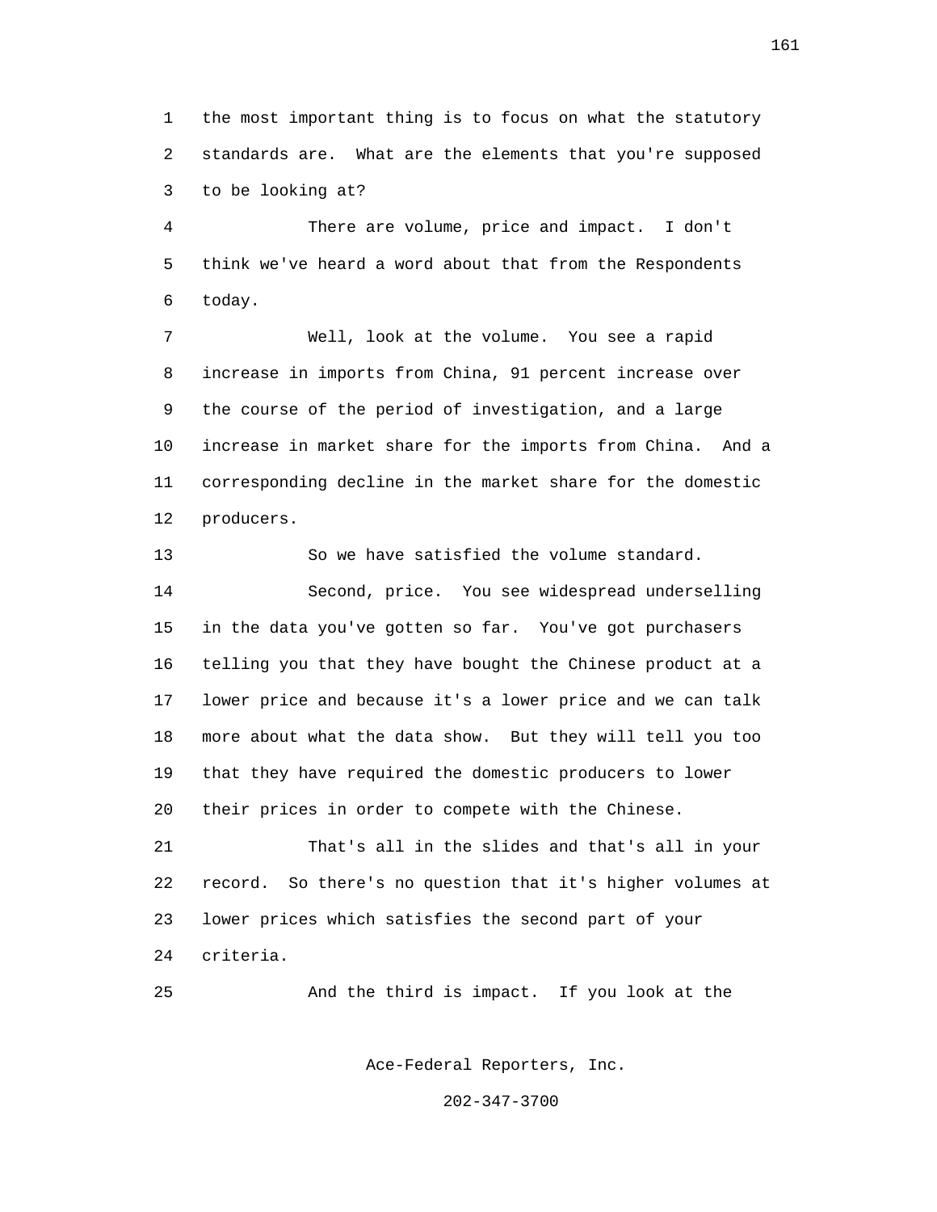the most important thing is to focus on what the statutory standards are. What are the elements that you're supposed to be looking at?

There are volume, price and impact. I don't think we've heard a word about that from the Respondents today.

Well, look at the volume. You see a rapid increase in imports from China, 91 percent increase over the course of the period of investigation, and a large increase in market share for the imports from China. And a corresponding decline in the market share for the domestic producers.

So we have satisfied the volume standard.

Second, price. You see widespread underselling in the data you've gotten so far. You've got purchasers telling you that they have bought the Chinese product at a lower price and because it's a lower price and we can talk more about what the data show. But they will tell you too that they have required the domestic producers to lower their prices in order to compete with the Chinese.

That's all in the slides and that's all in your record. So there's no question that it's higher volumes at lower prices which satisfies the second part of your criteria.

And the third is impact. If you look at the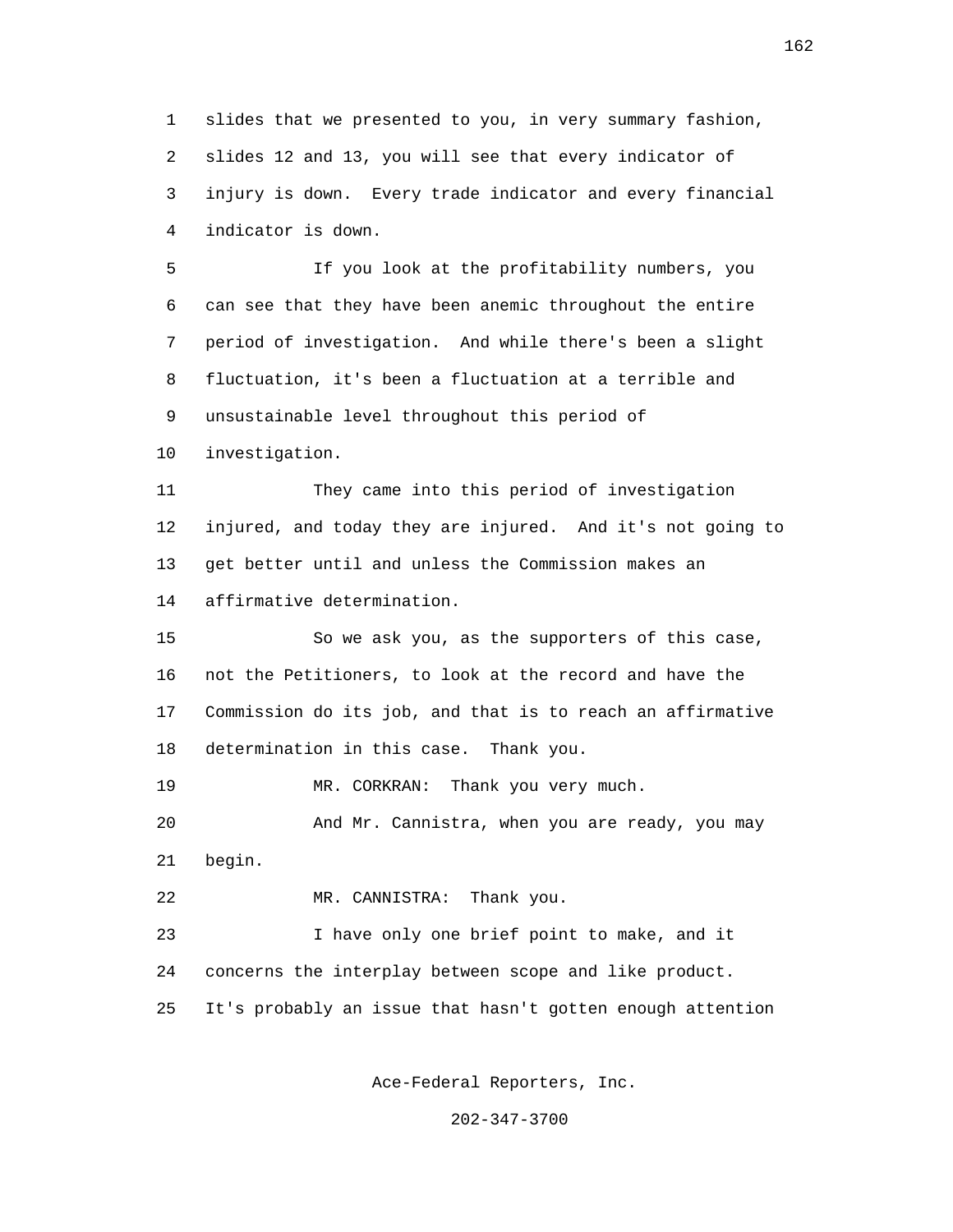slides that we presented to you, in very summary fashion, slides 12 and 13, you will see that every indicator of injury is down. Every trade indicator and every financial indicator is down.

If you look at the profitability numbers, you can see that they have been anemic throughout the entire period of investigation. And while there's been a slight fluctuation, it's been a fluctuation at a terrible and unsustainable level throughout this period of investigation.

They came into this period of investigation injured, and today they are injured. And it's not going to get better until and unless the Commission makes an affirmative determination.

So we ask you, as the supporters of this case, not the Petitioners, to look at the record and have the Commission do its job, and that is to reach an affirmative determination in this case. Thank you.

MR. CORKRAN: Thank you very much.

And Mr. Cannistra, when you are ready, you may begin.

MR. CANNISTRA: Thank you.

I have only one brief point to make, and it concerns the interplay between scope and like product. It's probably an issue that hasn't gotten enough attention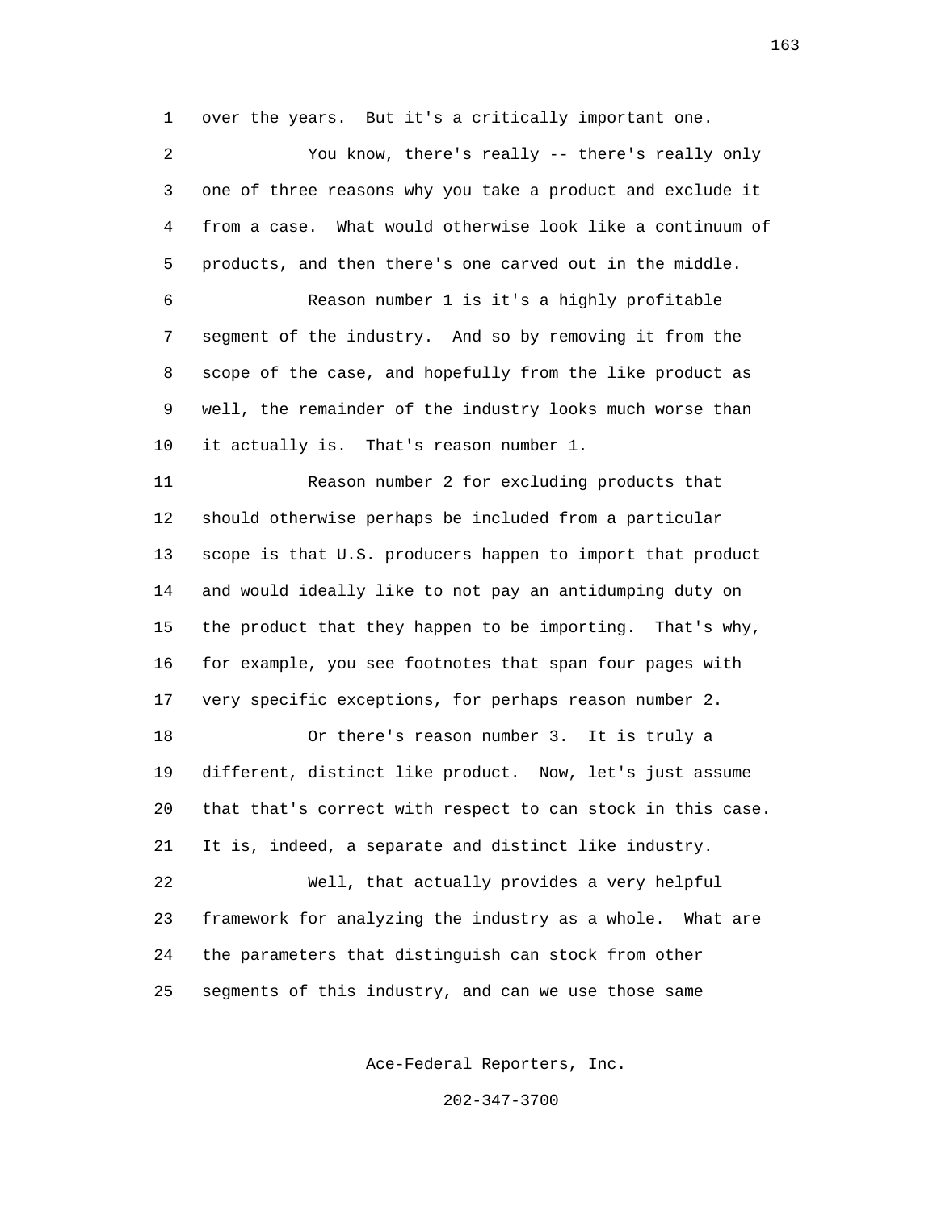over the years. But it's a critically important one.

You know, there's really -- there's really only one of three reasons why you take a product and exclude it from a case. What would otherwise look like a continuum of products, and then there's one carved out in the middle.

Reason number 1 is it's a highly profitable segment of the industry. And so by removing it from the scope of the case, and hopefully from the like product as well, the remainder of the industry looks much worse than it actually is. That's reason number 1.

Reason number 2 for excluding products that should otherwise perhaps be included from a particular scope is that U.S. producers happen to import that product and would ideally like to not pay an antidumping duty on the product that they happen to be importing. That's why, for example, you see footnotes that span four pages with very specific exceptions, for perhaps reason number 2.

Or there's reason number 3. It is truly a different, distinct like product. Now, let's just assume that that's correct with respect to can stock in this case. It is, indeed, a separate and distinct like industry.

Well, that actually provides a very helpful framework for analyzing the industry as a whole. What are the parameters that distinguish can stock from other segments of this industry, and can we use those same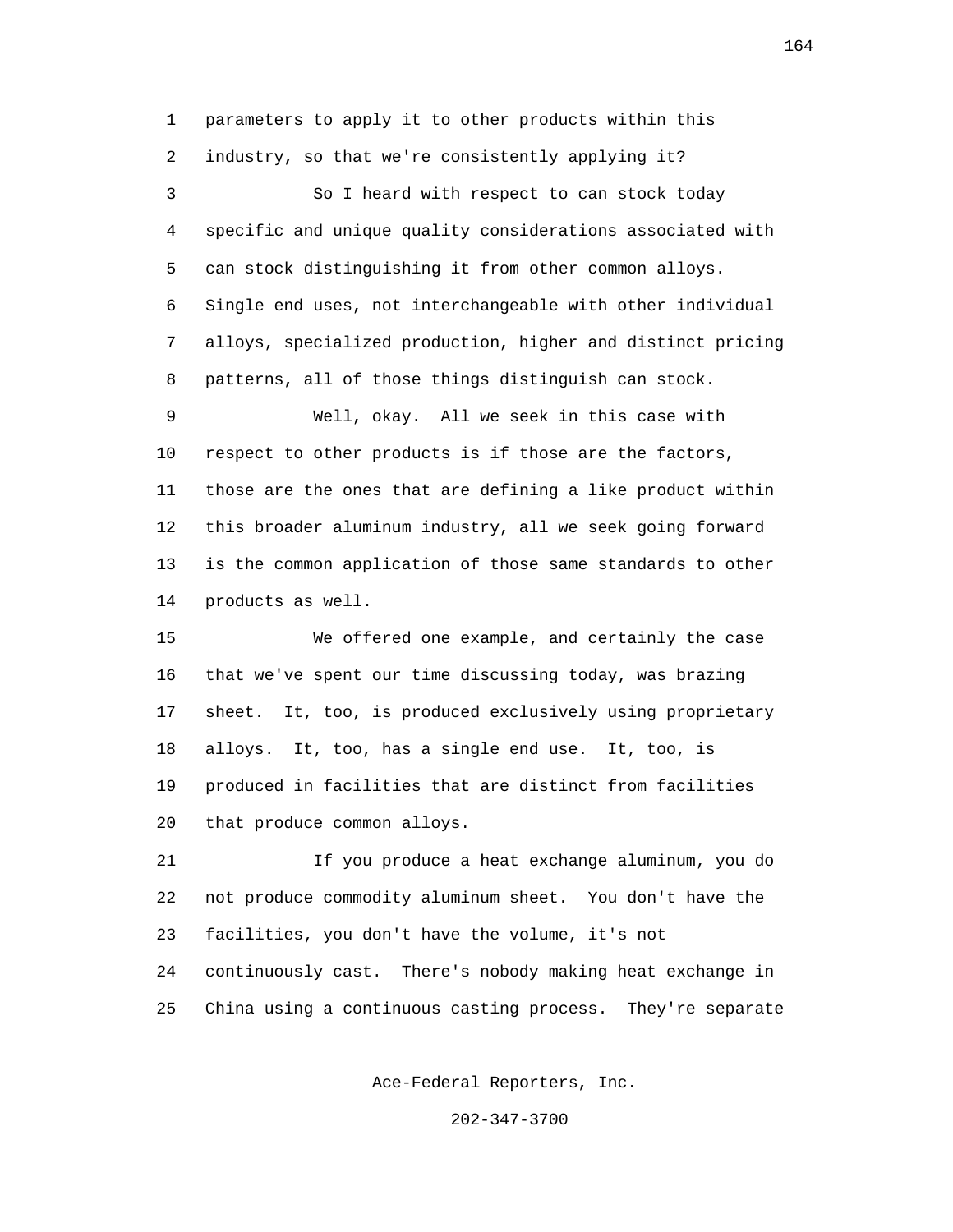parameters to apply it to other products within this industry, so that we're consistently applying it?

So I heard with respect to can stock today specific and unique quality considerations associated with can stock distinguishing it from other common alloys. Single end uses, not interchangeable with other individual alloys, specialized production, higher and distinct pricing patterns, all of those things distinguish can stock.

Well, okay. All we seek in this case with respect to other products is if those are the factors, those are the ones that are defining a like product within this broader aluminum industry, all we seek going forward is the common application of those same standards to other products as well.

We offered one example, and certainly the case that we've spent our time discussing today, was brazing sheet. It, too, is produced exclusively using proprietary alloys. It, too, has a single end use. It, too, is produced in facilities that are distinct from facilities that produce common alloys.

If you produce a heat exchange aluminum, you do not produce commodity aluminum sheet. You don't have the facilities, you don't have the volume, it's not continuously cast. There's nobody making heat exchange in China using a continuous casting process. They're separate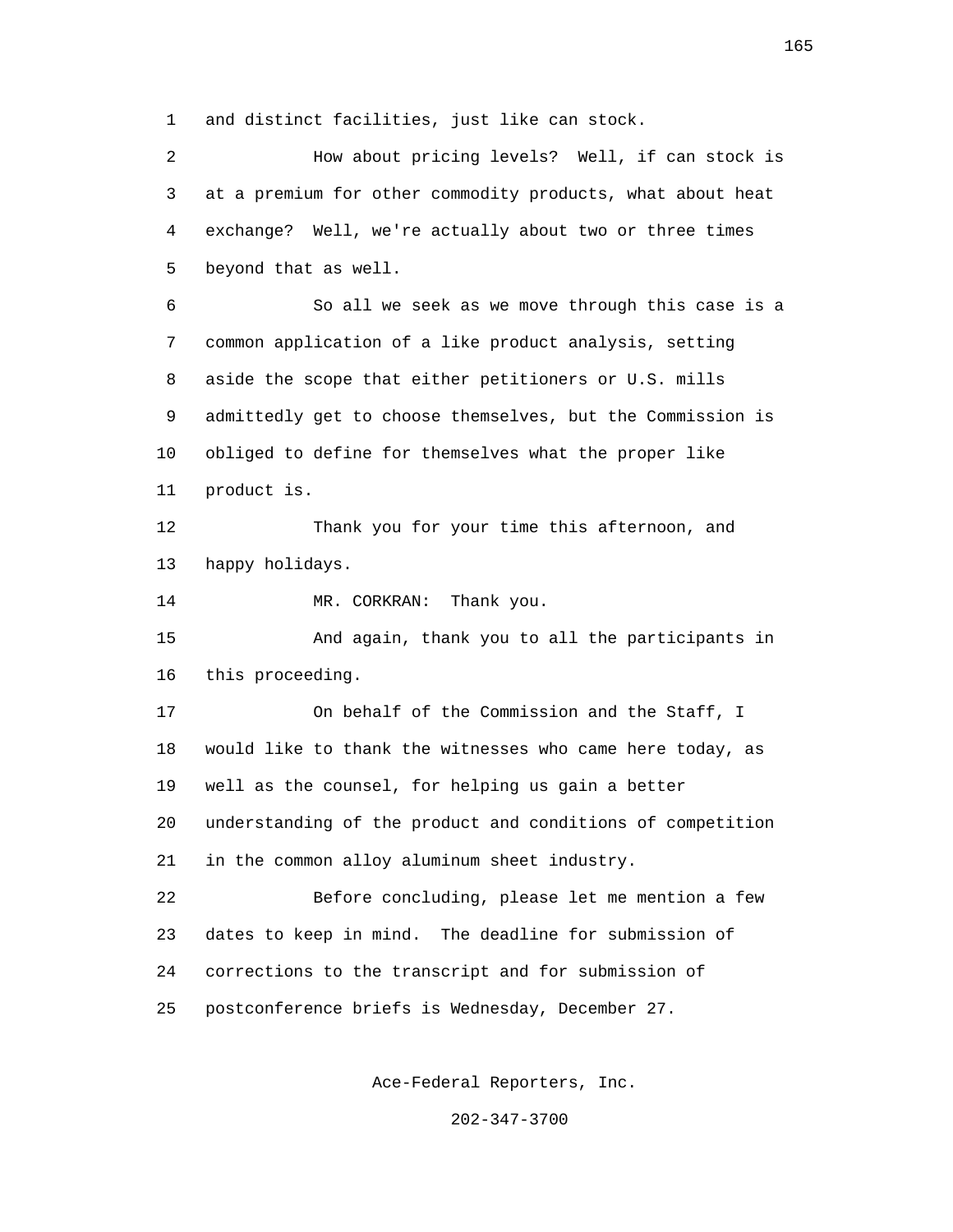and distinct facilities, just like can stock.

How about pricing levels? Well, if can stock is at a premium for other commodity products, what about heat exchange? Well, we're actually about two or three times beyond that as well.

So all we seek as we move through this case is a common application of a like product analysis, setting aside the scope that either petitioners or U.S. mills admittedly get to choose themselves, but the Commission is obliged to define for themselves what the proper like product is.

Thank you for your time this afternoon, and happy holidays.

MR. CORKRAN: Thank you.

And again, thank you to all the participants in this proceeding.

On behalf of the Commission and the Staff, I would like to thank the witnesses who came here today, as well as the counsel, for helping us gain a better understanding of the product and conditions of competition in the common alloy aluminum sheet industry.

Before concluding, please let me mention a few dates to keep in mind. The deadline for submission of corrections to the transcript and for submission of postconference briefs is Wednesday, December 27.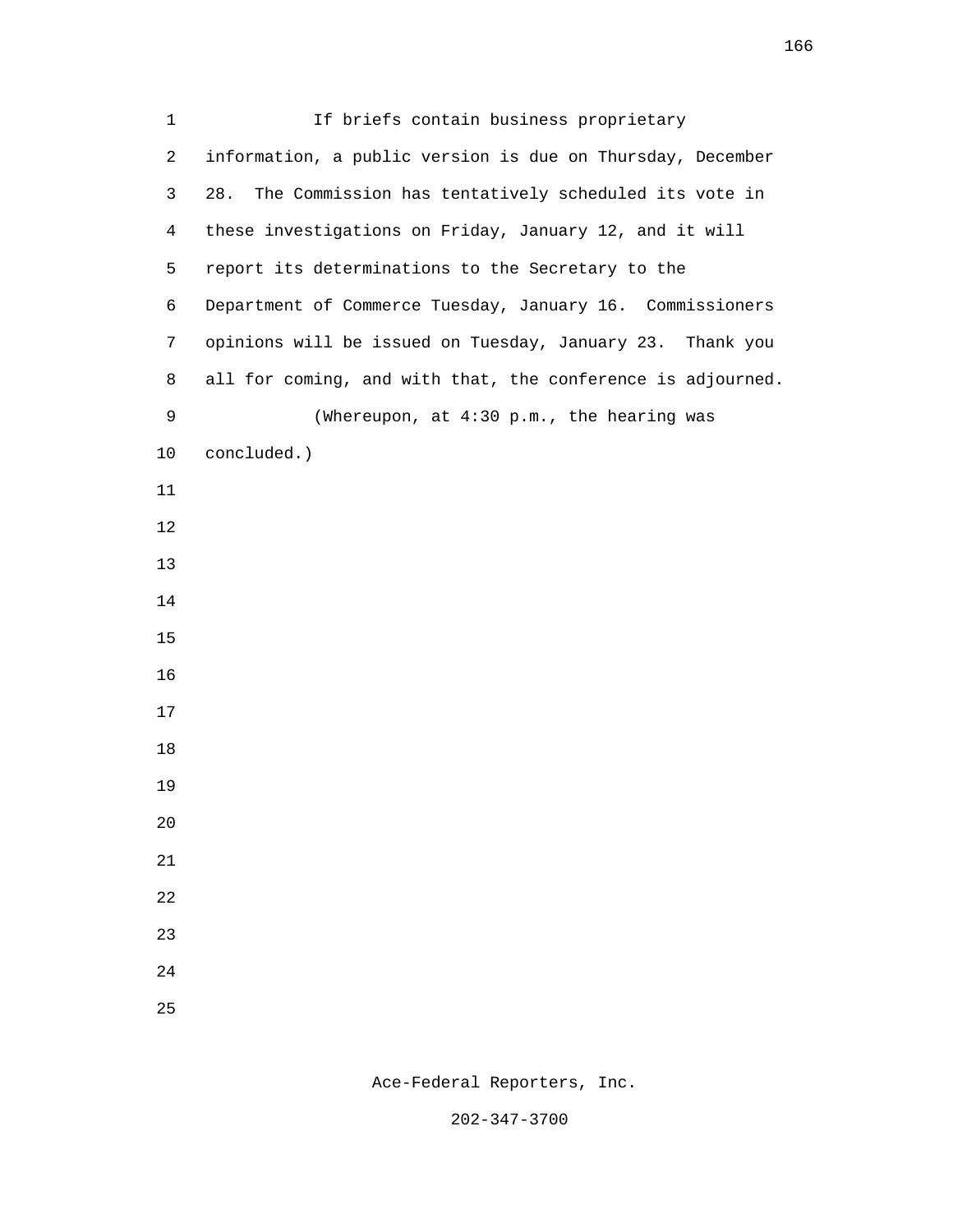If briefs contain business proprietary information, a public version is due on Thursday, December 28. The Commission has tentatively scheduled its vote in these investigations on Friday, January 12, and it will report its determinations to the Secretary to the Department of Commerce Tuesday, January 16. Commissioners opinions will be issued on Tuesday, January 23. Thank you all for coming, and with that, the conference is adjourned.

(Whereupon, at 4:30 p.m., the hearing was concluded.)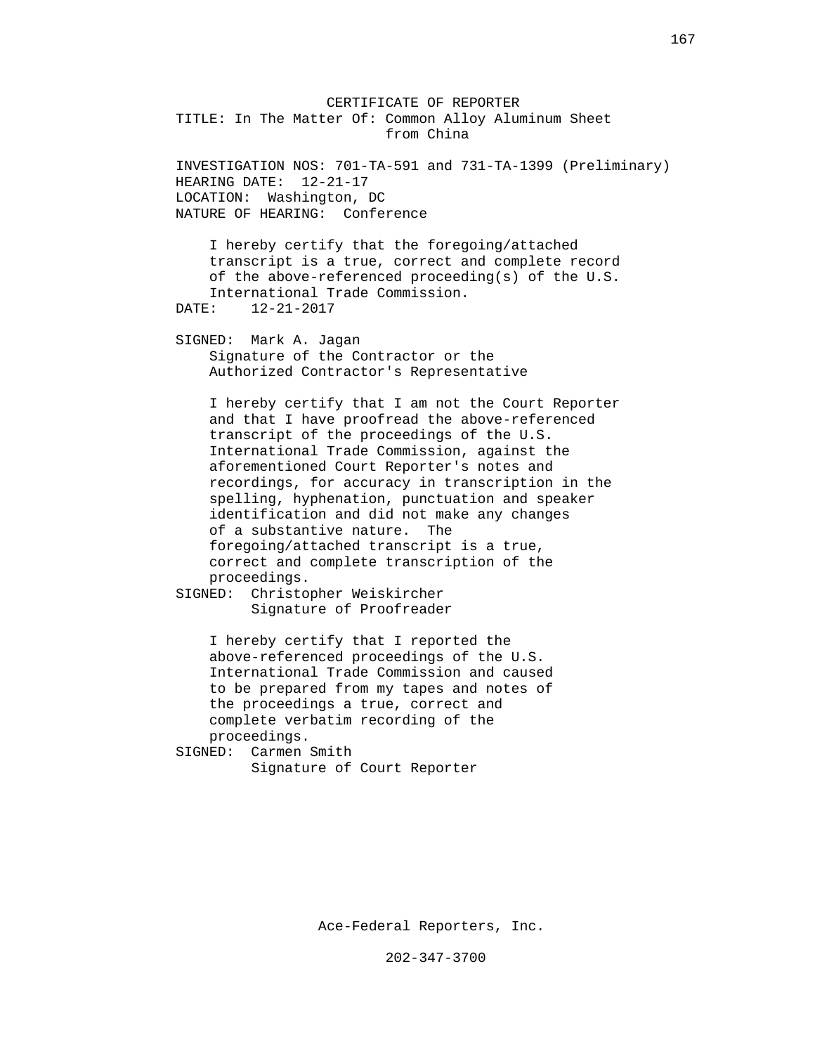# CERTIFICATE OF REPORTER

TITLE: In The Matter Of: Common Alloy Aluminum Sheet from China

INVESTIGATION NOS: 701-TA-591 and 731-TA-1399 (Preliminary)
HEARING DATE: 12-21-17
LOCATION: Washington, DC
NATURE OF HEARING: Conference

I hereby certify that the foregoing/attached transcript is a true, correct and complete record of the above-referenced proceeding(s) of the U.S. International Trade Commission.

DATE: 12-21-2017

SIGNED: Mark A. Jagan
Signature of the Contractor or the Authorized Contractor's Representative

I hereby certify that I am not the Court Reporter and that I have proofread the above-referenced transcript of the proceedings of the U.S. International Trade Commission, against the aforementioned Court Reporter's notes and recordings, for accuracy in transcription in the spelling, hyphenation, punctuation and speaker identification and did not make any changes of a substantive nature. The foregoing/attached transcript is a true, correct and complete transcription of the proceedings.

SIGNED: Christopher Weiskircher
Signature of Proofreader

I hereby certify that I reported the above-referenced proceedings of the U.S. International Trade Commission and caused to be prepared from my tapes and notes of the proceedings a true, correct and complete verbatim recording of the proceedings.

SIGNED: Carmen Smith
Signature of Court Reporter